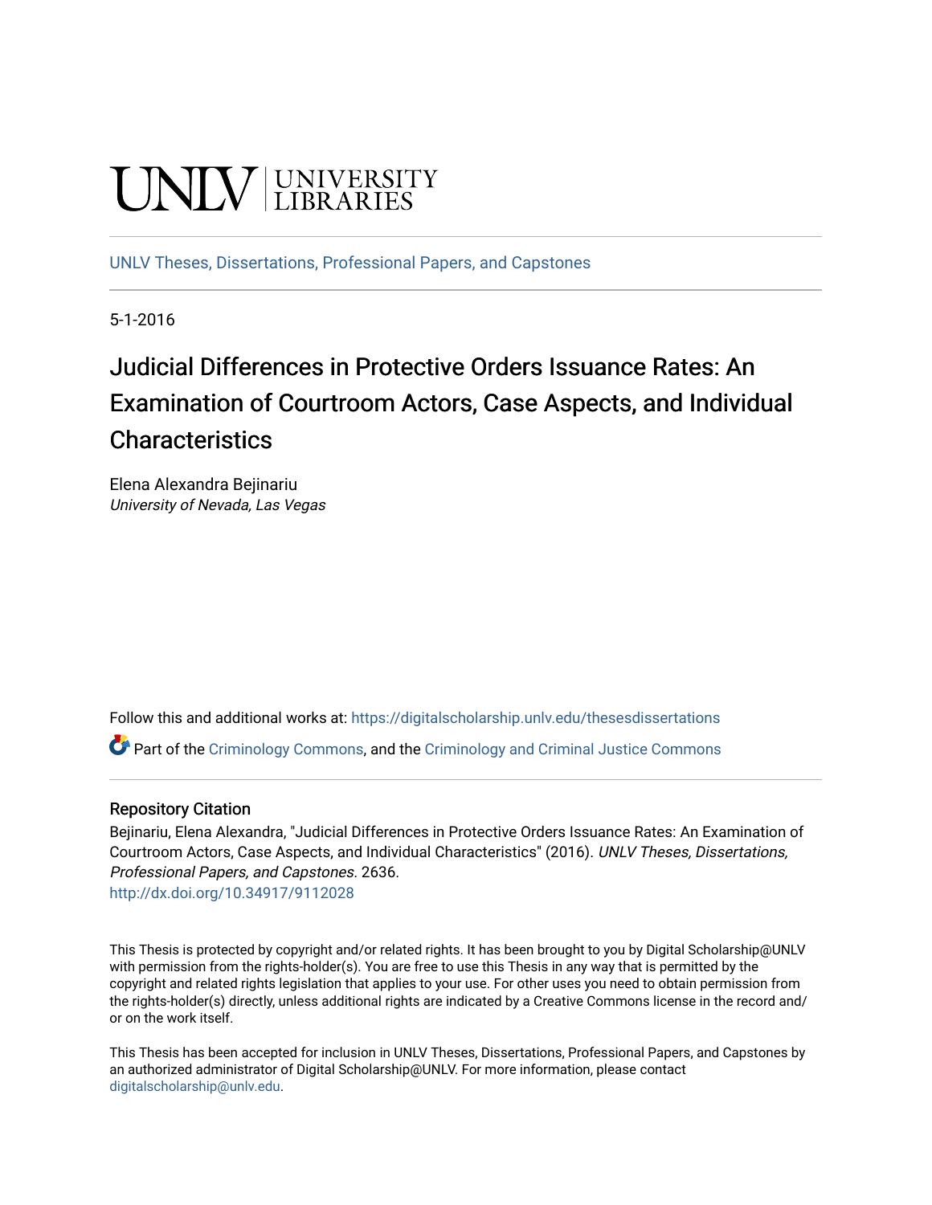UNLV | UNIVERSITY LIBRARIES

UNLV Theses, Dissertations, Professional Papers, and Capstones

5-1-2016

# Judicial Differences in Protective Orders Issuance Rates: An Examination of Courtroom Actors, Case Aspects, and Individual Characteristics

Elena Alexandra Bejinariu
*University of Nevada, Las Vegas*

Follow this and additional works at: https://digitalscholarship.unlv.edu/thesesdissertations

Part of the Criminology Commons, and the Criminology and Criminal Justice Commons

## Repository Citation

Bejinariu, Elena Alexandra, "Judicial Differences in Protective Orders Issuance Rates: An Examination of Courtroom Actors, Case Aspects, and Individual Characteristics" (2016). *UNLV Theses, Dissertations, Professional Papers, and Capstones*. 2636.
http://dx.doi.org/10.34917/9112028

This Thesis is protected by copyright and/or related rights. It has been brought to you by Digital Scholarship@UNLV with permission from the rights-holder(s). You are free to use this Thesis in any way that is permitted by the copyright and related rights legislation that applies to your use. For other uses you need to obtain permission from the rights-holder(s) directly, unless additional rights are indicated by a Creative Commons license in the record and/or on the work itself.

This Thesis has been accepted for inclusion in UNLV Theses, Dissertations, Professional Papers, and Capstones by an authorized administrator of Digital Scholarship@UNLV. For more information, please contact digitalscholarship@unlv.edu.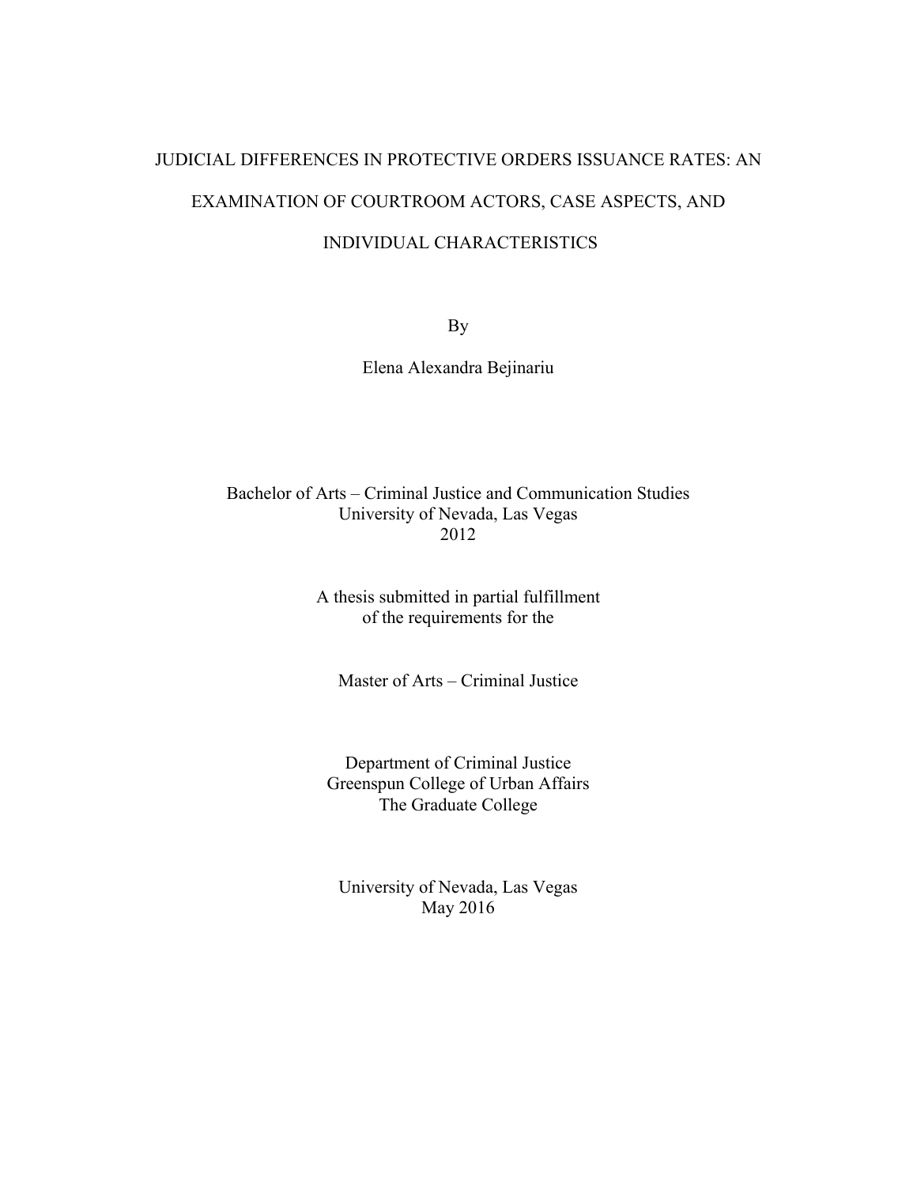# JUDICIAL DIFFERENCES IN PROTECTIVE ORDERS ISSUANCE RATES: AN EXAMINATION OF COURTROOM ACTORS, CASE ASPECTS, AND INDIVIDUAL CHARACTERISTICS

By

Elena Alexandra Bejinariu

Bachelor of Arts – Criminal Justice and Communication Studies
University of Nevada, Las Vegas
2012

A thesis submitted in partial fulfillment
of the requirements for the

Master of Arts – Criminal Justice

Department of Criminal Justice
Greenspun College of Urban Affairs
The Graduate College

University of Nevada, Las Vegas
May 2016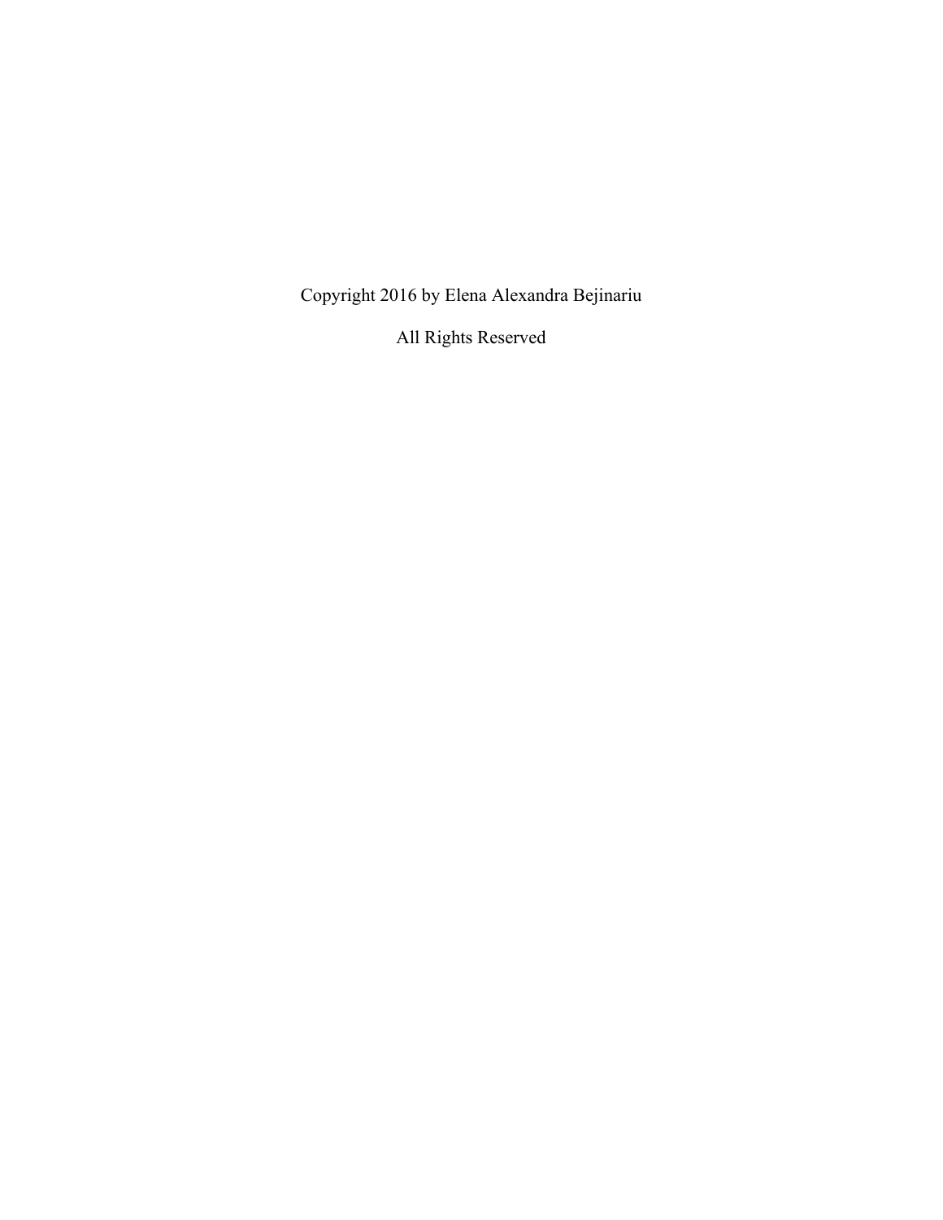Copyright 2016 by Elena Alexandra Bejinariu

All Rights Reserved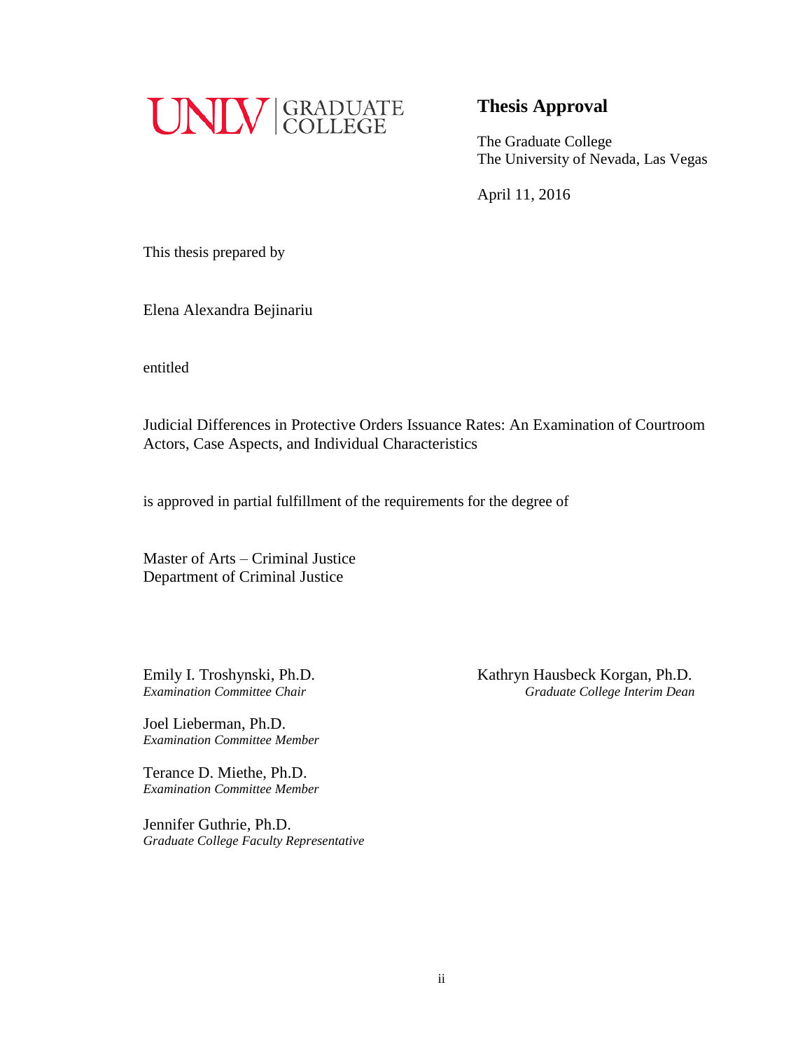UNLV | GRADUATE COLLEGE

# Thesis Approval

The Graduate College
The University of Nevada, Las Vegas

April 11, 2016

This thesis prepared by

Elena Alexandra Bejinariu

entitled

Judicial Differences in Protective Orders Issuance Rates: An Examination of Courtroom Actors, Case Aspects, and Individual Characteristics

is approved in partial fulfillment of the requirements for the degree of

Master of Arts – Criminal Justice
Department of Criminal Justice

Emily I. Troshynski, Ph.D.
*Examination Committee Chair*

Joel Lieberman, Ph.D.
*Examination Committee Member*

Terance D. Miethe, Ph.D.
*Examination Committee Member*

Jennifer Guthrie, Ph.D.
*Graduate College Faculty Representative*

Kathryn Hausbeck Korgan, Ph.D.
*Graduate College Interim Dean*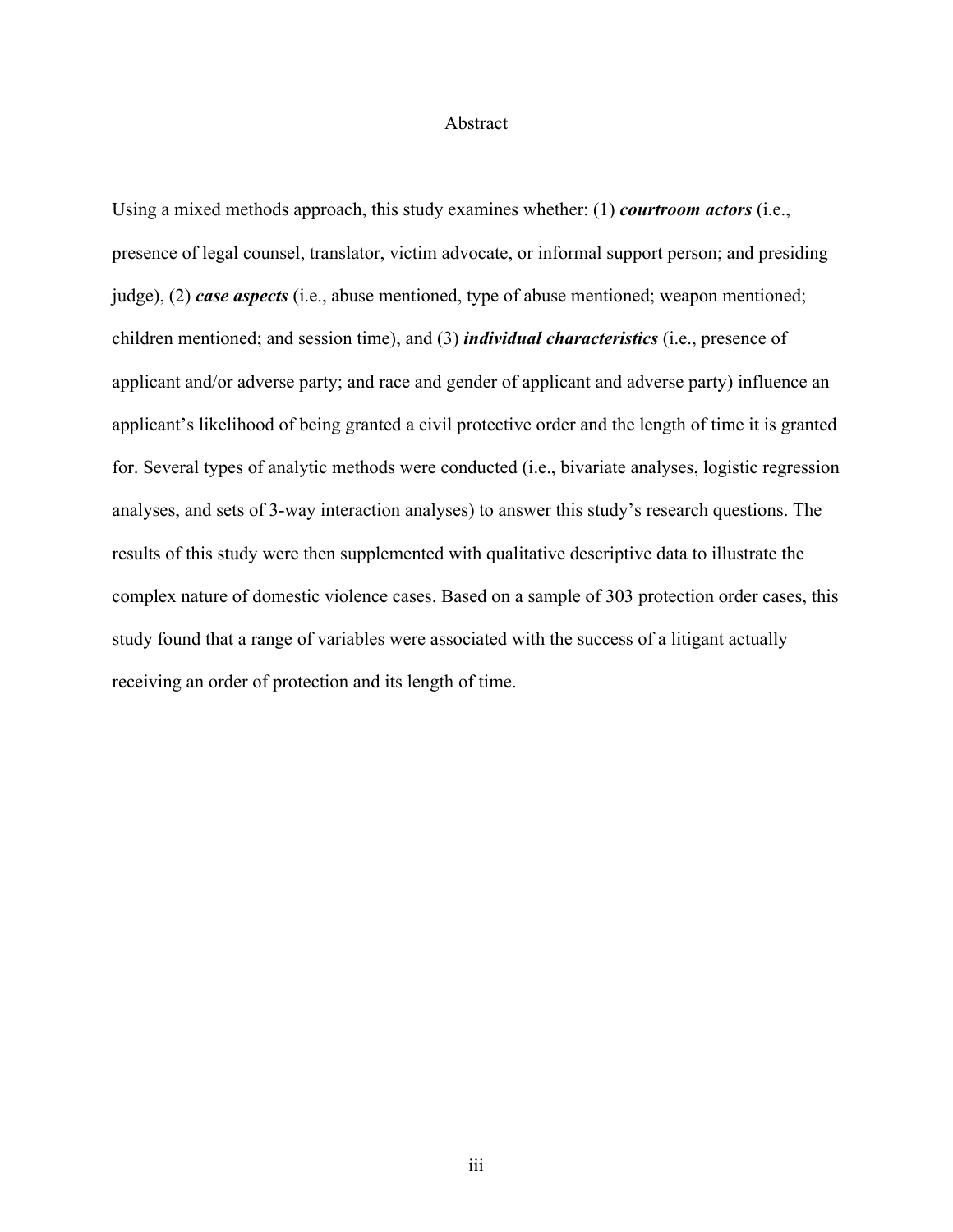# Abstract

Using a mixed methods approach, this study examines whether: (1) ***courtroom actors*** (i.e., presence of legal counsel, translator, victim advocate, or informal support person; and presiding judge), (2) ***case aspects*** (i.e., abuse mentioned, type of abuse mentioned; weapon mentioned; children mentioned; and session time), and (3) ***individual characteristics*** (i.e., presence of applicant and/or adverse party; and race and gender of applicant and adverse party) influence an applicant's likelihood of being granted a civil protective order and the length of time it is granted for. Several types of analytic methods were conducted (i.e., bivariate analyses, logistic regression analyses, and sets of 3-way interaction analyses) to answer this study's research questions. The results of this study were then supplemented with qualitative descriptive data to illustrate the complex nature of domestic violence cases. Based on a sample of 303 protection order cases, this study found that a range of variables were associated with the success of a litigant actually receiving an order of protection and its length of time.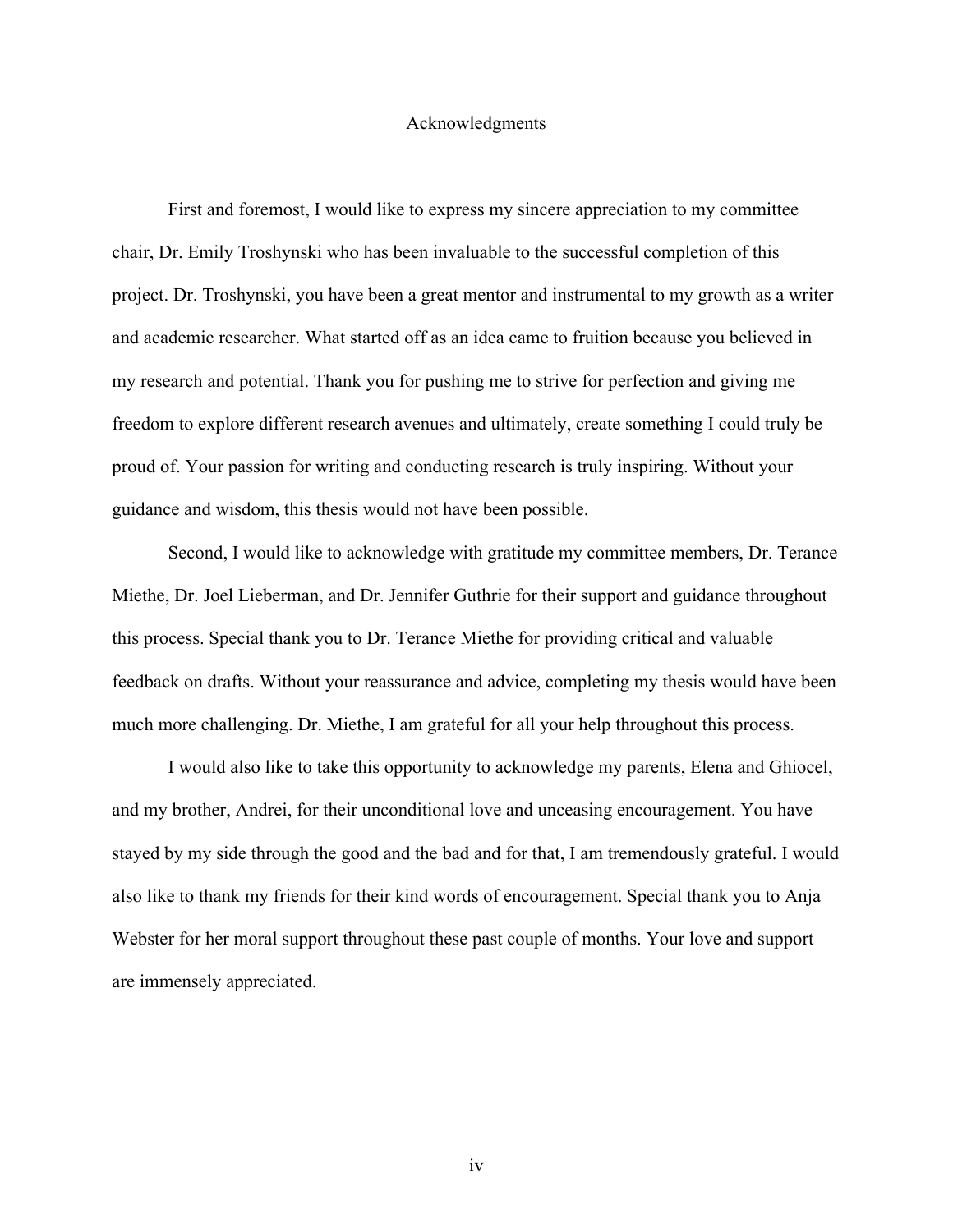# Acknowledgments

First and foremost, I would like to express my sincere appreciation to my committee chair, Dr. Emily Troshynski who has been invaluable to the successful completion of this project. Dr. Troshynski, you have been a great mentor and instrumental to my growth as a writer and academic researcher. What started off as an idea came to fruition because you believed in my research and potential. Thank you for pushing me to strive for perfection and giving me freedom to explore different research avenues and ultimately, create something I could truly be proud of. Your passion for writing and conducting research is truly inspiring. Without your guidance and wisdom, this thesis would not have been possible.

Second, I would like to acknowledge with gratitude my committee members, Dr. Terance Miethe, Dr. Joel Lieberman, and Dr. Jennifer Guthrie for their support and guidance throughout this process. Special thank you to Dr. Terance Miethe for providing critical and valuable feedback on drafts. Without your reassurance and advice, completing my thesis would have been much more challenging. Dr. Miethe, I am grateful for all your help throughout this process.

I would also like to take this opportunity to acknowledge my parents, Elena and Ghiocel, and my brother, Andrei, for their unconditional love and unceasing encouragement. You have stayed by my side through the good and the bad and for that, I am tremendously grateful. I would also like to thank my friends for their kind words of encouragement. Special thank you to Anja Webster for her moral support throughout these past couple of months. Your love and support are immensely appreciated.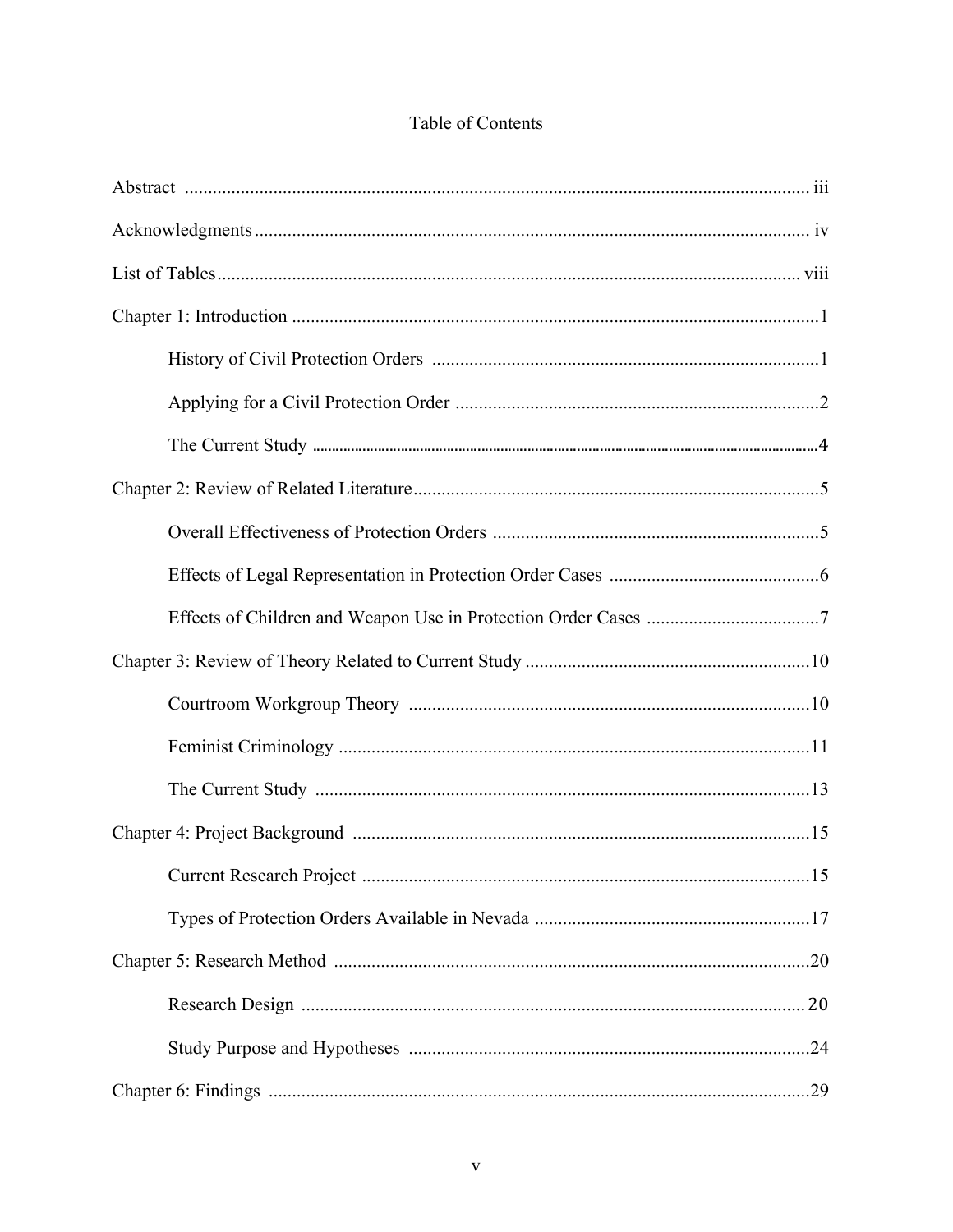# Table of Contents

Abstract ..................................................................................................................... iii

Acknowledgments ...................................................................................................... iv

List of Tables ............................................................................................................ viii

Chapter 1: Introduction ................................................................................................1

- History of Civil Protection Orders ..................................................................................1
- Applying for a Civil Protection Order .............................................................................2
- The Current Study ..........................................................................................................4

Chapter 2: Review of Related Literature ......................................................................5

- Overall Effectiveness of Protection Orders ......................................................................5
- Effects of Legal Representation in Protection Order Cases .............................................6
- Effects of Children and Weapon Use in Protection Order Cases .....................................7

Chapter 3: Review of Theory Related to Current Study ............................................10

- Courtroom Workgroup Theory .....................................................................................10
- Feminist Criminology ....................................................................................................11
- The Current Study .........................................................................................................13

Chapter 4: Project Background .................................................................................15

- Current Research Project ...............................................................................................15
- Types of Protection Orders Available in Nevada ...........................................................17

Chapter 5: Research Method .....................................................................................20

- Research Design ............................................................................................................20
- Study Purpose and Hypotheses .....................................................................................24

Chapter 6: Findings ...................................................................................................29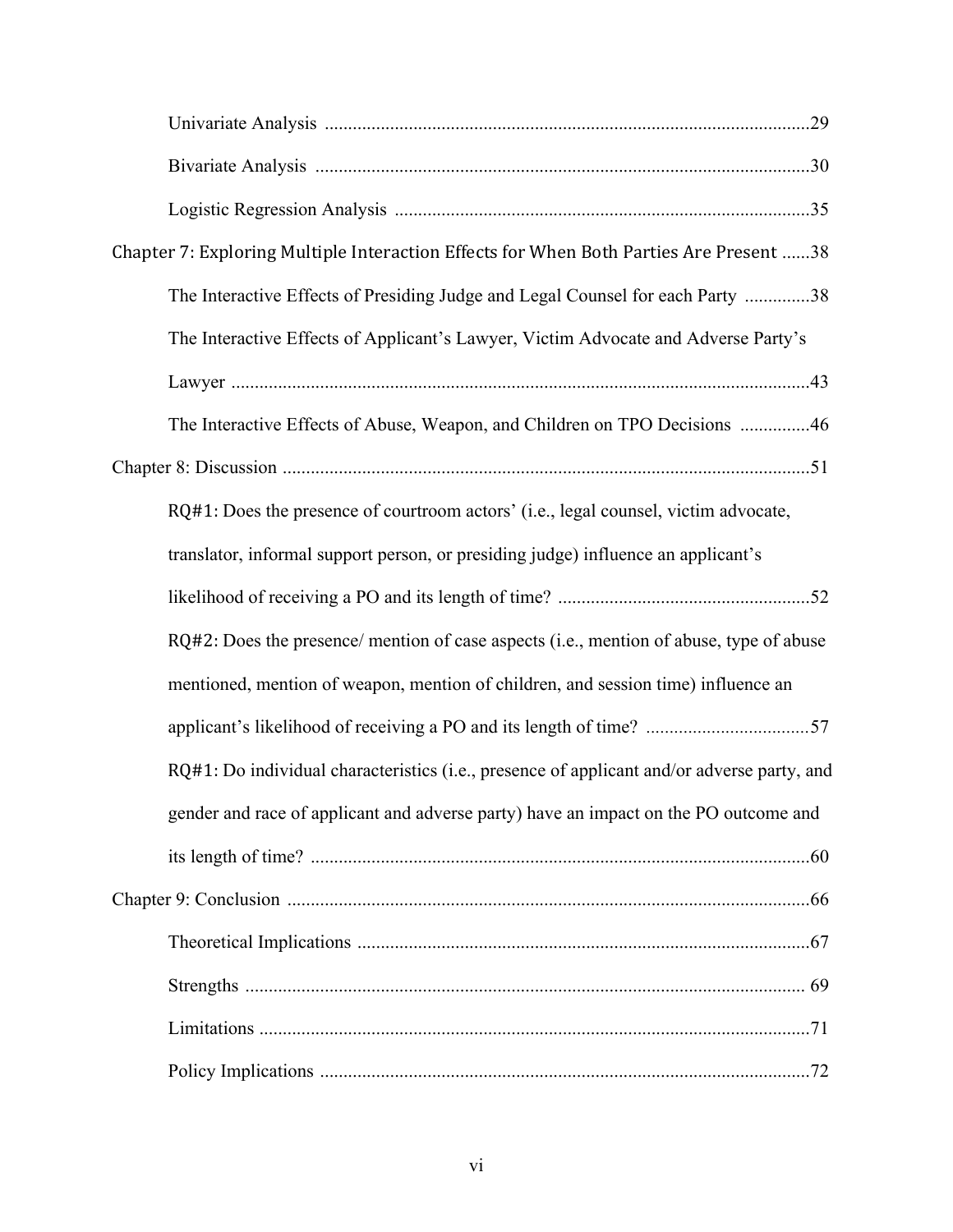Univariate Analysis .......................................................................................................29

Bivariate Analysis .........................................................................................................30

Logistic Regression Analysis ........................................................................................35

Chapter 7: Exploring Multiple Interaction Effects for When Both Parties Are Present ......38

The Interactive Effects of Presiding Judge and Legal Counsel for each Party ..............38

The Interactive Effects of Applicant's Lawyer, Victim Advocate and Adverse Party's Lawyer ...........................................................................................................................43

The Interactive Effects of Abuse, Weapon, and Children on TPO Decisions ...............46

Chapter 8: Discussion .................................................................................................................51

RQ#1: Does the presence of courtroom actors' (i.e., legal counsel, victim advocate, translator, informal support person, or presiding judge) influence an applicant's likelihood of receiving a PO and its length of time? .....................................................52

RQ#2: Does the presence/ mention of case aspects (i.e., mention of abuse, type of abuse mentioned, mention of weapon, mention of children, and session time) influence an applicant's likelihood of receiving a PO and its length of time? ...................................57

RQ#1: Do individual characteristics (i.e., presence of applicant and/or adverse party, and gender and race of applicant and adverse party) have an impact on the PO outcome and its length of time? ..........................................................................................................60

Chapter 9: Conclusion ................................................................................................................66

Theoretical Implications ................................................................................................67

Strengths ....................................................................................................................... 69

Limitations .....................................................................................................................71

Policy Implications ........................................................................................................72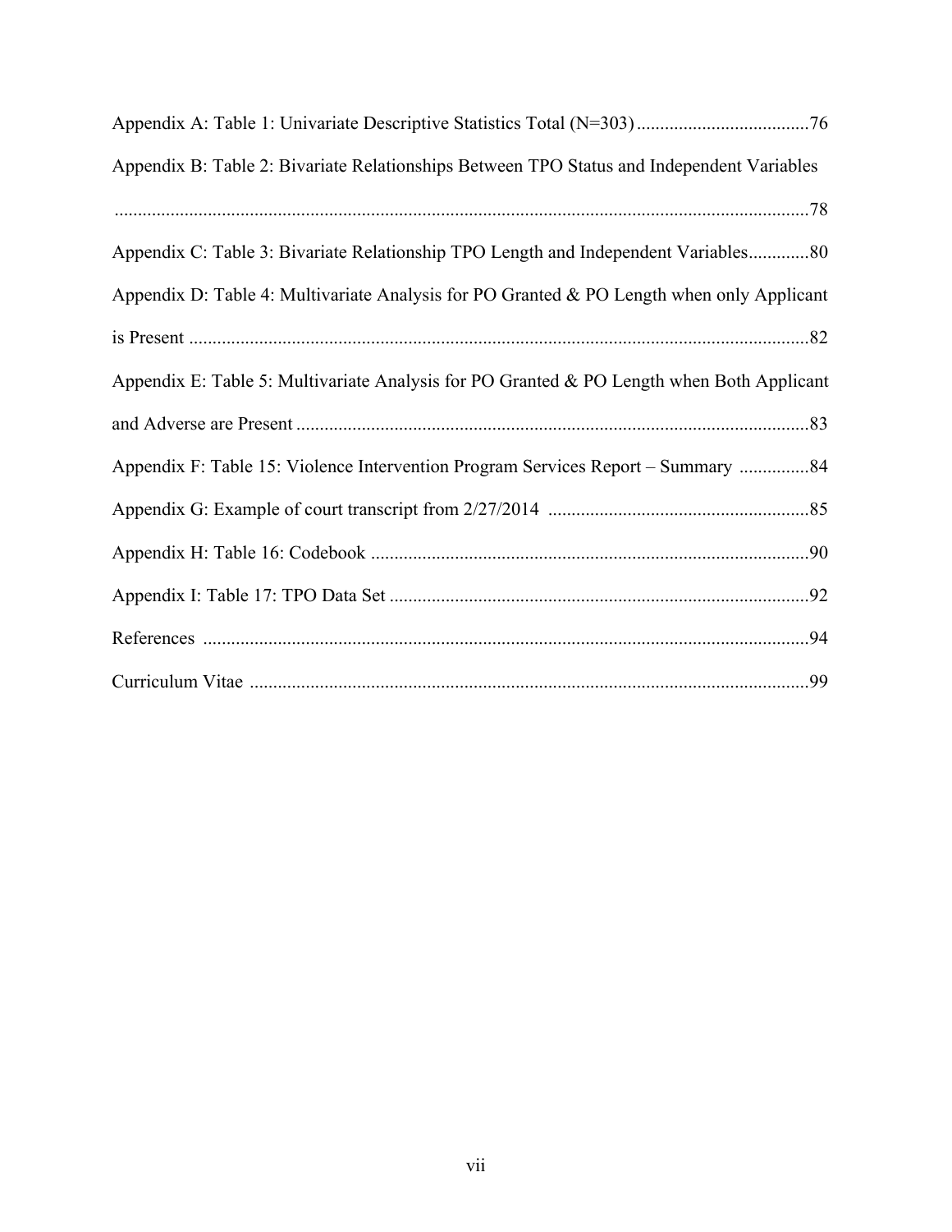Appendix A: Table 1: Univariate Descriptive Statistics Total (N=303) ....................................76

Appendix B: Table 2: Bivariate Relationships Between TPO Status and Independent Variables ....................................................................................................................................78

Appendix C: Table 3: Bivariate Relationship TPO Length and Independent Variables.............80

Appendix D: Table 4: Multivariate Analysis for PO Granted & PO Length when only Applicant is Present ....................................................................................................................................82

Appendix E: Table 5: Multivariate Analysis for PO Granted & PO Length when Both Applicant and Adverse are Present .............................................................................................................83

Appendix F: Table 15: Violence Intervention Program Services Report – Summary ...............84

Appendix G: Example of court transcript from 2/27/2014 ........................................................85

Appendix H: Table 16: Codebook .............................................................................................90

Appendix I: Table 17: TPO Data Set .........................................................................................92

References ..................................................................................................................................94

Curriculum Vitae ........................................................................................................................99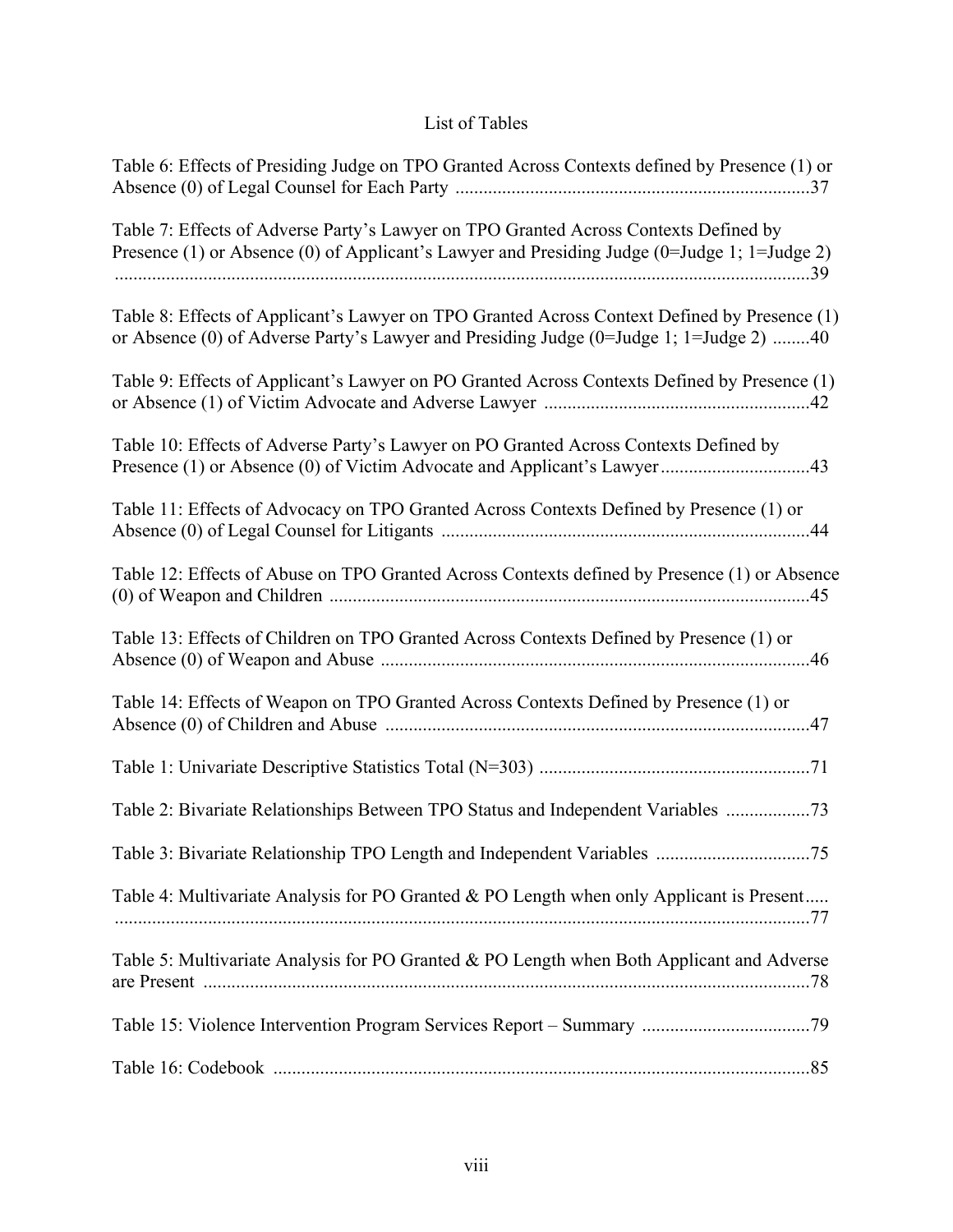# List of Tables

Table 6: Effects of Presiding Judge on TPO Granted Across Contexts defined by Presence (1) or Absence (0) of Legal Counsel for Each Party ...........................................................................37

Table 7: Effects of Adverse Party's Lawyer on TPO Granted Across Contexts Defined by Presence (1) or Absence (0) of Applicant's Lawyer and Presiding Judge (0=Judge 1; 1=Judge 2) ....................................................................................................................................39

Table 8: Effects of Applicant's Lawyer on TPO Granted Across Context Defined by Presence (1) or Absence (0) of Adverse Party's Lawyer and Presiding Judge (0=Judge 1; 1=Judge 2) ........40

Table 9: Effects of Applicant's Lawyer on PO Granted Across Contexts Defined by Presence (1) or Absence (1) of Victim Advocate and Adverse Lawyer ........................................................42

Table 10: Effects of Adverse Party's Lawyer on PO Granted Across Contexts Defined by Presence (1) or Absence (0) of Victim Advocate and Applicant's Lawyer................................43

Table 11: Effects of Advocacy on TPO Granted Across Contexts Defined by Presence (1) or Absence (0) of Legal Counsel for Litigants ..............................................................................44

Table 12: Effects of Abuse on TPO Granted Across Contexts defined by Presence (1) or Absence (0) of Weapon and Children ......................................................................................................45

Table 13: Effects of Children on TPO Granted Across Contexts Defined by Presence (1) or Absence (0) of Weapon and Abuse ...........................................................................................46

Table 14: Effects of Weapon on TPO Granted Across Contexts Defined by Presence (1) or Absence (0) of Children and Abuse ..........................................................................................47

Table 1: Univariate Descriptive Statistics Total (N=303) .........................................................71

Table 2: Bivariate Relationships Between TPO Status and Independent Variables ..................73

Table 3: Bivariate Relationship TPO Length and Independent Variables .................................75

Table 4: Multivariate Analysis for PO Granted & PO Length when only Applicant is Present..........................................................................................................................................77

Table 5: Multivariate Analysis for PO Granted & PO Length when Both Applicant and Adverse are Present .................................................................................................................................78

Table 15: Violence Intervention Program Services Report – Summary ....................................79

Table 16: Codebook ..................................................................................................................85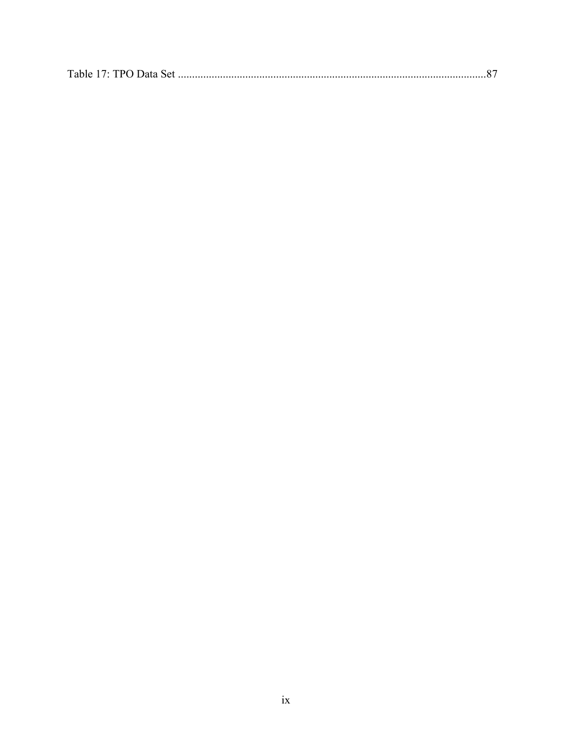Table 17: TPO Data Set ....................................................................................................................87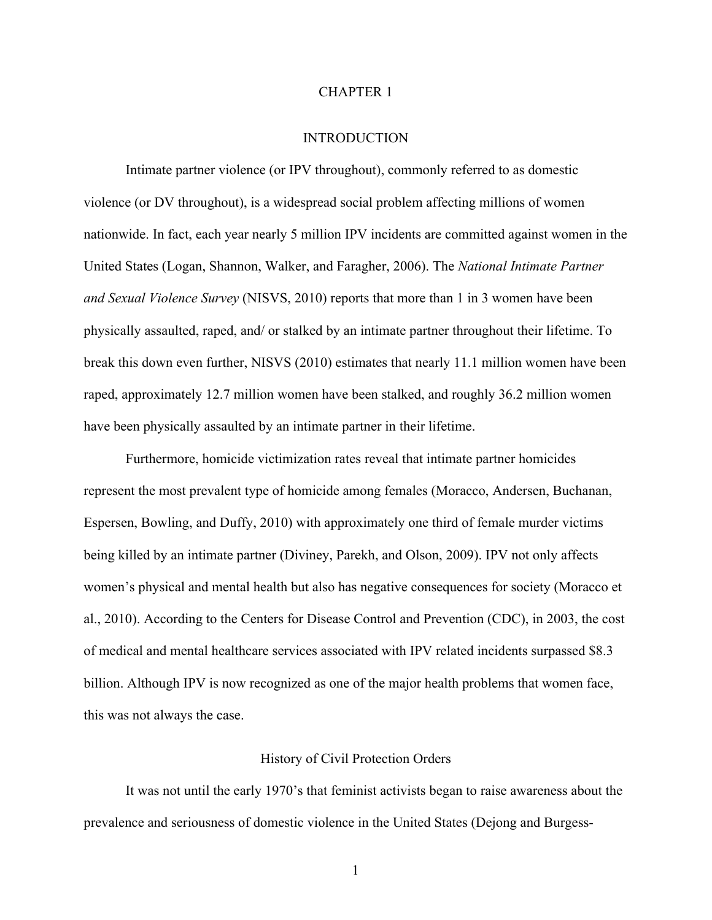# CHAPTER 1

# INTRODUCTION

Intimate partner violence (or IPV throughout), commonly referred to as domestic violence (or DV throughout), is a widespread social problem affecting millions of women nationwide. In fact, each year nearly 5 million IPV incidents are committed against women in the United States (Logan, Shannon, Walker, and Faragher, 2006). The *National Intimate Partner and Sexual Violence Survey* (NISVS, 2010) reports that more than 1 in 3 women have been physically assaulted, raped, and/ or stalked by an intimate partner throughout their lifetime. To break this down even further, NISVS (2010) estimates that nearly 11.1 million women have been raped, approximately 12.7 million women have been stalked, and roughly 36.2 million women have been physically assaulted by an intimate partner in their lifetime.

Furthermore, homicide victimization rates reveal that intimate partner homicides represent the most prevalent type of homicide among females (Moracco, Andersen, Buchanan, Espersen, Bowling, and Duffy, 2010) with approximately one third of female murder victims being killed by an intimate partner (Diviney, Parekh, and Olson, 2009). IPV not only affects women's physical and mental health but also has negative consequences for society (Moracco et al., 2010). According to the Centers for Disease Control and Prevention (CDC), in 2003, the cost of medical and mental healthcare services associated with IPV related incidents surpassed $8.3 billion. Although IPV is now recognized as one of the major health problems that women face, this was not always the case.

## History of Civil Protection Orders

It was not until the early 1970's that feminist activists began to raise awareness about the prevalence and seriousness of domestic violence in the United States (Dejong and Burgess-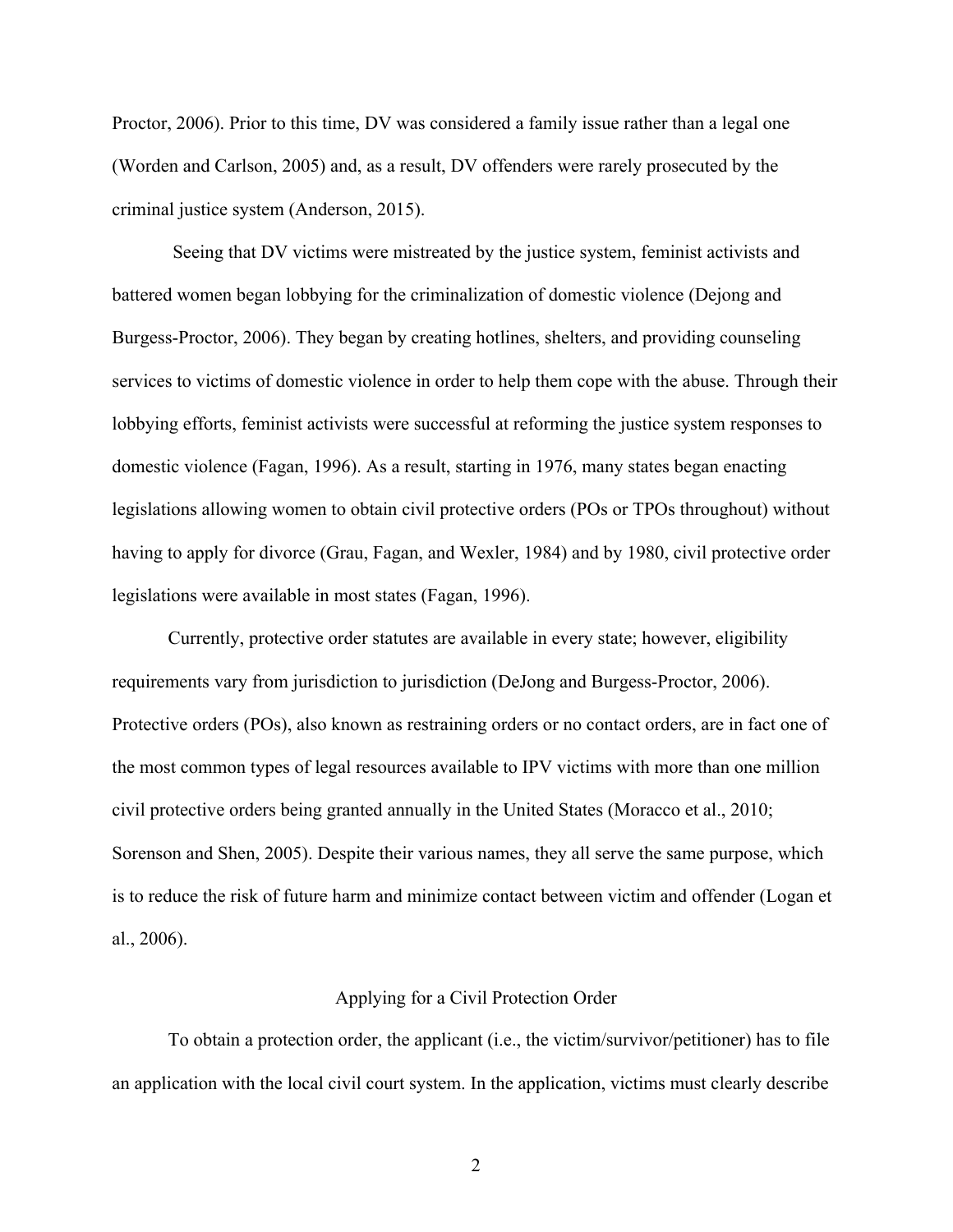Proctor, 2006). Prior to this time, DV was considered a family issue rather than a legal one (Worden and Carlson, 2005) and, as a result, DV offenders were rarely prosecuted by the criminal justice system (Anderson, 2015).

Seeing that DV victims were mistreated by the justice system, feminist activists and battered women began lobbying for the criminalization of domestic violence (Dejong and Burgess-Proctor, 2006). They began by creating hotlines, shelters, and providing counseling services to victims of domestic violence in order to help them cope with the abuse. Through their lobbying efforts, feminist activists were successful at reforming the justice system responses to domestic violence (Fagan, 1996). As a result, starting in 1976, many states began enacting legislations allowing women to obtain civil protective orders (POs or TPOs throughout) without having to apply for divorce (Grau, Fagan, and Wexler, 1984) and by 1980, civil protective order legislations were available in most states (Fagan, 1996).

Currently, protective order statutes are available in every state; however, eligibility requirements vary from jurisdiction to jurisdiction (DeJong and Burgess-Proctor, 2006). Protective orders (POs), also known as restraining orders or no contact orders, are in fact one of the most common types of legal resources available to IPV victims with more than one million civil protective orders being granted annually in the United States (Moracco et al., 2010; Sorenson and Shen, 2005). Despite their various names, they all serve the same purpose, which is to reduce the risk of future harm and minimize contact between victim and offender (Logan et al., 2006).

## Applying for a Civil Protection Order

To obtain a protection order, the applicant (i.e., the victim/survivor/petitioner) has to file an application with the local civil court system. In the application, victims must clearly describe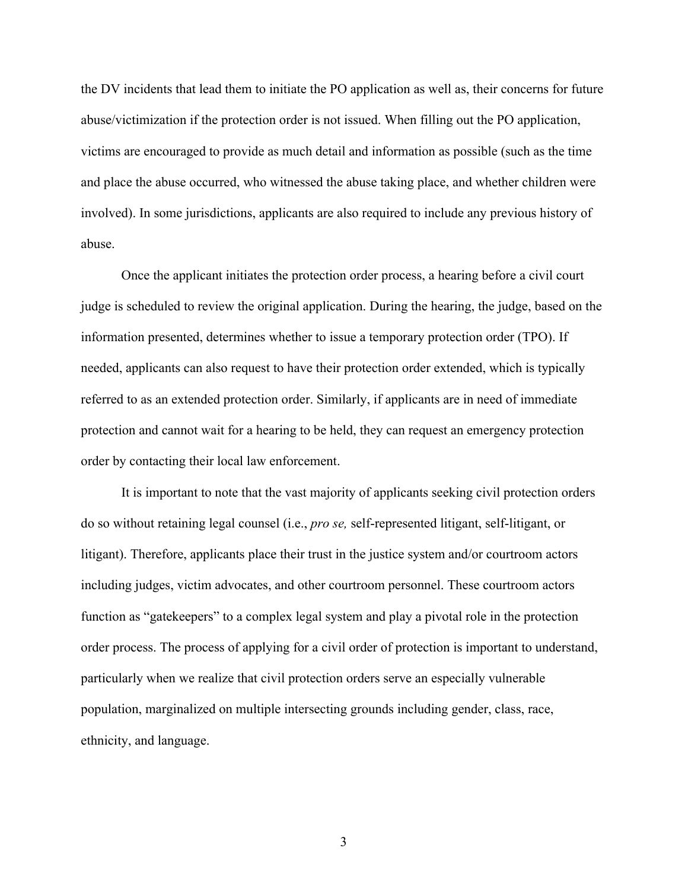the DV incidents that lead them to initiate the PO application as well as, their concerns for future abuse/victimization if the protection order is not issued. When filling out the PO application, victims are encouraged to provide as much detail and information as possible (such as the time and place the abuse occurred, who witnessed the abuse taking place, and whether children were involved). In some jurisdictions, applicants are also required to include any previous history of abuse.

Once the applicant initiates the protection order process, a hearing before a civil court judge is scheduled to review the original application. During the hearing, the judge, based on the information presented, determines whether to issue a temporary protection order (TPO). If needed, applicants can also request to have their protection order extended, which is typically referred to as an extended protection order. Similarly, if applicants are in need of immediate protection and cannot wait for a hearing to be held, they can request an emergency protection order by contacting their local law enforcement.

It is important to note that the vast majority of applicants seeking civil protection orders do so without retaining legal counsel (i.e., *pro se,* self-represented litigant, self-litigant, or litigant). Therefore, applicants place their trust in the justice system and/or courtroom actors including judges, victim advocates, and other courtroom personnel. These courtroom actors function as "gatekeepers" to a complex legal system and play a pivotal role in the protection order process. The process of applying for a civil order of protection is important to understand, particularly when we realize that civil protection orders serve an especially vulnerable population, marginalized on multiple intersecting grounds including gender, class, race, ethnicity, and language.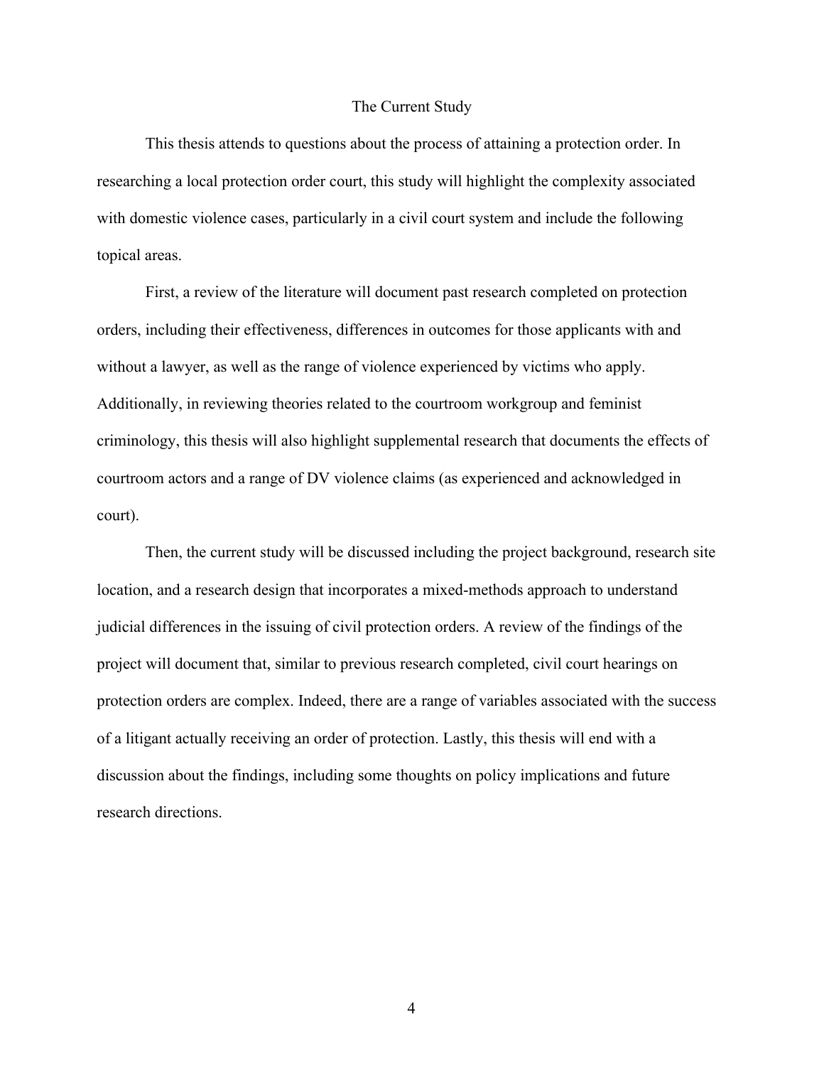## The Current Study

This thesis attends to questions about the process of attaining a protection order. In researching a local protection order court, this study will highlight the complexity associated with domestic violence cases, particularly in a civil court system and include the following topical areas.

First, a review of the literature will document past research completed on protection orders, including their effectiveness, differences in outcomes for those applicants with and without a lawyer, as well as the range of violence experienced by victims who apply. Additionally, in reviewing theories related to the courtroom workgroup and feminist criminology, this thesis will also highlight supplemental research that documents the effects of courtroom actors and a range of DV violence claims (as experienced and acknowledged in court).

Then, the current study will be discussed including the project background, research site location, and a research design that incorporates a mixed-methods approach to understand judicial differences in the issuing of civil protection orders. A review of the findings of the project will document that, similar to previous research completed, civil court hearings on protection orders are complex. Indeed, there are a range of variables associated with the success of a litigant actually receiving an order of protection. Lastly, this thesis will end with a discussion about the findings, including some thoughts on policy implications and future research directions.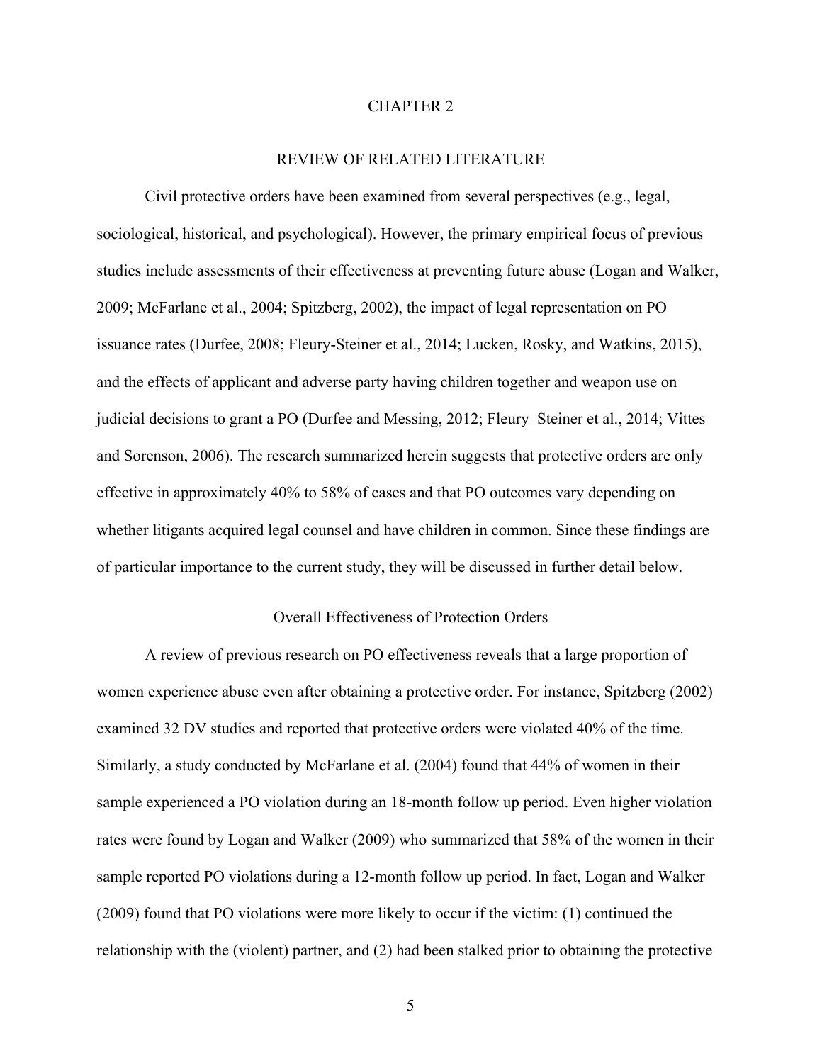# CHAPTER 2

# REVIEW OF RELATED LITERATURE

Civil protective orders have been examined from several perspectives (e.g., legal, sociological, historical, and psychological). However, the primary empirical focus of previous studies include assessments of their effectiveness at preventing future abuse (Logan and Walker, 2009; McFarlane et al., 2004; Spitzberg, 2002), the impact of legal representation on PO issuance rates (Durfee, 2008; Fleury-Steiner et al., 2014; Lucken, Rosky, and Watkins, 2015), and the effects of applicant and adverse party having children together and weapon use on judicial decisions to grant a PO (Durfee and Messing, 2012; Fleury–Steiner et al., 2014; Vittes and Sorenson, 2006). The research summarized herein suggests that protective orders are only effective in approximately 40% to 58% of cases and that PO outcomes vary depending on whether litigants acquired legal counsel and have children in common. Since these findings are of particular importance to the current study, they will be discussed in further detail below.

## Overall Effectiveness of Protection Orders

A review of previous research on PO effectiveness reveals that a large proportion of women experience abuse even after obtaining a protective order. For instance, Spitzberg (2002) examined 32 DV studies and reported that protective orders were violated 40% of the time. Similarly, a study conducted by McFarlane et al. (2004) found that 44% of women in their sample experienced a PO violation during an 18-month follow up period. Even higher violation rates were found by Logan and Walker (2009) who summarized that 58% of the women in their sample reported PO violations during a 12-month follow up period. In fact, Logan and Walker (2009) found that PO violations were more likely to occur if the victim: (1) continued the relationship with the (violent) partner, and (2) had been stalked prior to obtaining the protective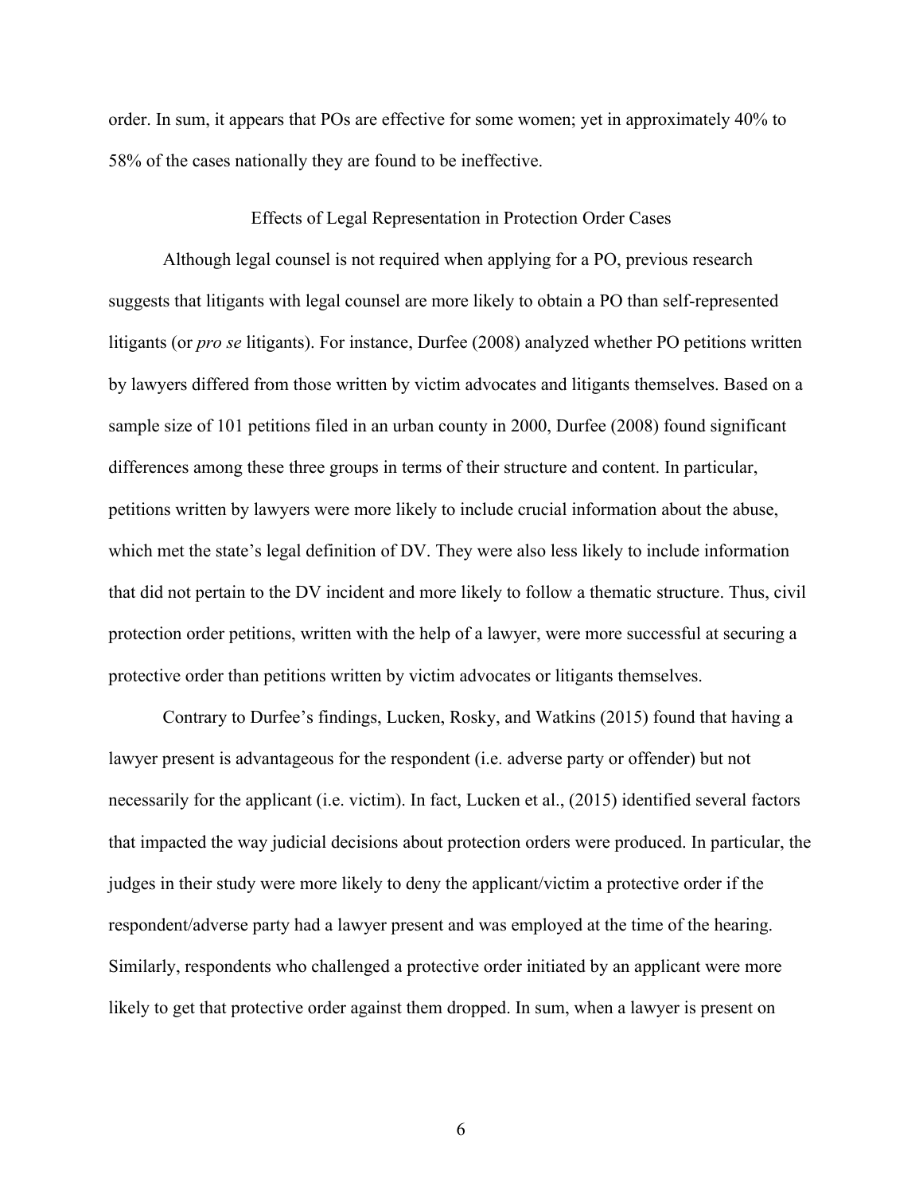order. In sum, it appears that POs are effective for some women; yet in approximately 40% to 58% of the cases nationally they are found to be ineffective.

## Effects of Legal Representation in Protection Order Cases

Although legal counsel is not required when applying for a PO, previous research suggests that litigants with legal counsel are more likely to obtain a PO than self-represented litigants (or *pro se* litigants). For instance, Durfee (2008) analyzed whether PO petitions written by lawyers differed from those written by victim advocates and litigants themselves. Based on a sample size of 101 petitions filed in an urban county in 2000, Durfee (2008) found significant differences among these three groups in terms of their structure and content. In particular, petitions written by lawyers were more likely to include crucial information about the abuse, which met the state's legal definition of DV. They were also less likely to include information that did not pertain to the DV incident and more likely to follow a thematic structure. Thus, civil protection order petitions, written with the help of a lawyer, were more successful at securing a protective order than petitions written by victim advocates or litigants themselves.

Contrary to Durfee's findings, Lucken, Rosky, and Watkins (2015) found that having a lawyer present is advantageous for the respondent (i.e. adverse party or offender) but not necessarily for the applicant (i.e. victim). In fact, Lucken et al., (2015) identified several factors that impacted the way judicial decisions about protection orders were produced. In particular, the judges in their study were more likely to deny the applicant/victim a protective order if the respondent/adverse party had a lawyer present and was employed at the time of the hearing. Similarly, respondents who challenged a protective order initiated by an applicant were more likely to get that protective order against them dropped. In sum, when a lawyer is present on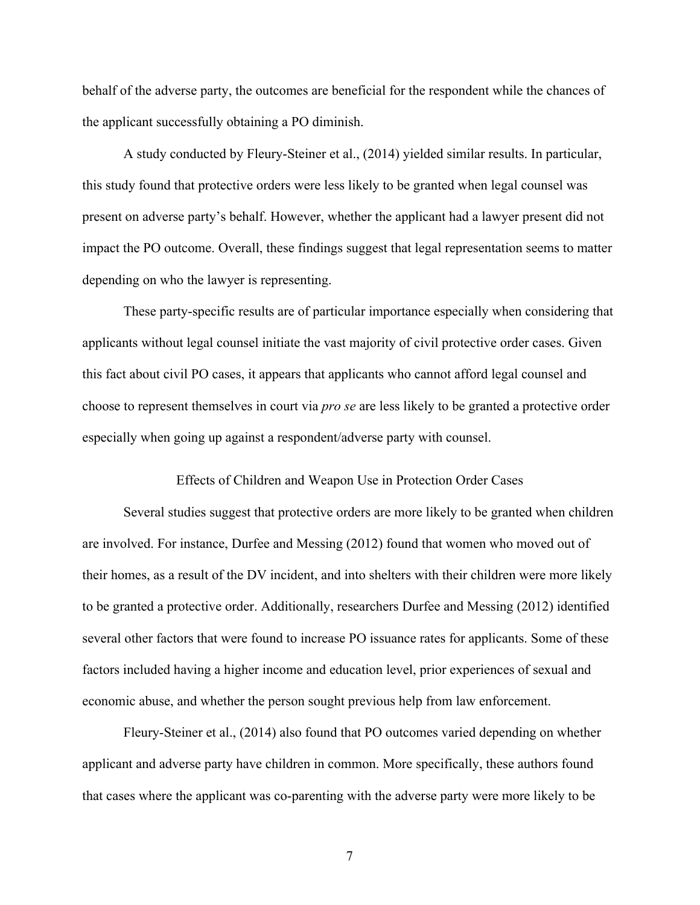behalf of the adverse party, the outcomes are beneficial for the respondent while the chances of the applicant successfully obtaining a PO diminish.

A study conducted by Fleury-Steiner et al., (2014) yielded similar results. In particular, this study found that protective orders were less likely to be granted when legal counsel was present on adverse party's behalf. However, whether the applicant had a lawyer present did not impact the PO outcome. Overall, these findings suggest that legal representation seems to matter depending on who the lawyer is representing.

These party-specific results are of particular importance especially when considering that applicants without legal counsel initiate the vast majority of civil protective order cases. Given this fact about civil PO cases, it appears that applicants who cannot afford legal counsel and choose to represent themselves in court via *pro se* are less likely to be granted a protective order especially when going up against a respondent/adverse party with counsel.

## Effects of Children and Weapon Use in Protection Order Cases

Several studies suggest that protective orders are more likely to be granted when children are involved. For instance, Durfee and Messing (2012) found that women who moved out of their homes, as a result of the DV incident, and into shelters with their children were more likely to be granted a protective order. Additionally, researchers Durfee and Messing (2012) identified several other factors that were found to increase PO issuance rates for applicants. Some of these factors included having a higher income and education level, prior experiences of sexual and economic abuse, and whether the person sought previous help from law enforcement.

Fleury-Steiner et al., (2014) also found that PO outcomes varied depending on whether applicant and adverse party have children in common. More specifically, these authors found that cases where the applicant was co-parenting with the adverse party were more likely to be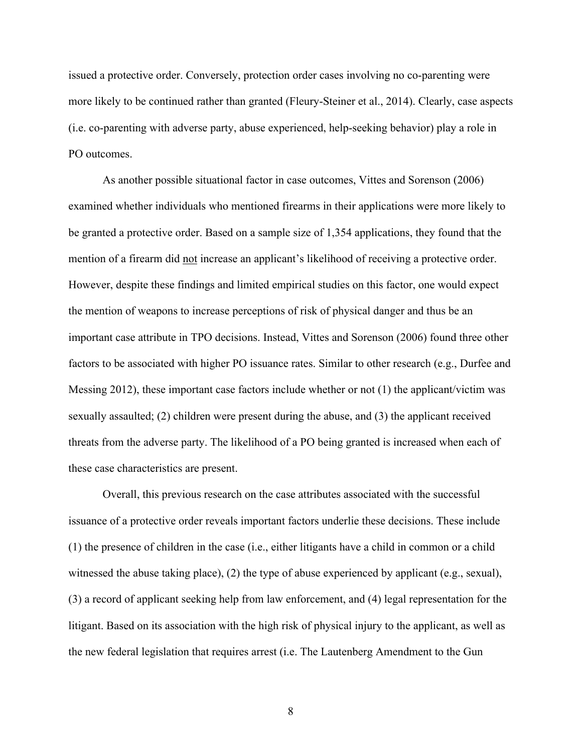issued a protective order. Conversely, protection order cases involving no co-parenting were more likely to be continued rather than granted (Fleury-Steiner et al., 2014). Clearly, case aspects (i.e. co-parenting with adverse party, abuse experienced, help-seeking behavior) play a role in PO outcomes.

As another possible situational factor in case outcomes, Vittes and Sorenson (2006) examined whether individuals who mentioned firearms in their applications were more likely to be granted a protective order. Based on a sample size of 1,354 applications, they found that the mention of a firearm did <u>not</u> increase an applicant's likelihood of receiving a protective order. However, despite these findings and limited empirical studies on this factor, one would expect the mention of weapons to increase perceptions of risk of physical danger and thus be an important case attribute in TPO decisions. Instead, Vittes and Sorenson (2006) found three other factors to be associated with higher PO issuance rates. Similar to other research (e.g., Durfee and Messing 2012), these important case factors include whether or not (1) the applicant/victim was sexually assaulted; (2) children were present during the abuse, and (3) the applicant received threats from the adverse party. The likelihood of a PO being granted is increased when each of these case characteristics are present.

Overall, this previous research on the case attributes associated with the successful issuance of a protective order reveals important factors underlie these decisions. These include (1) the presence of children in the case (i.e., either litigants have a child in common or a child witnessed the abuse taking place), (2) the type of abuse experienced by applicant (e.g., sexual), (3) a record of applicant seeking help from law enforcement, and (4) legal representation for the litigant. Based on its association with the high risk of physical injury to the applicant, as well as the new federal legislation that requires arrest (i.e. The Lautenberg Amendment to the Gun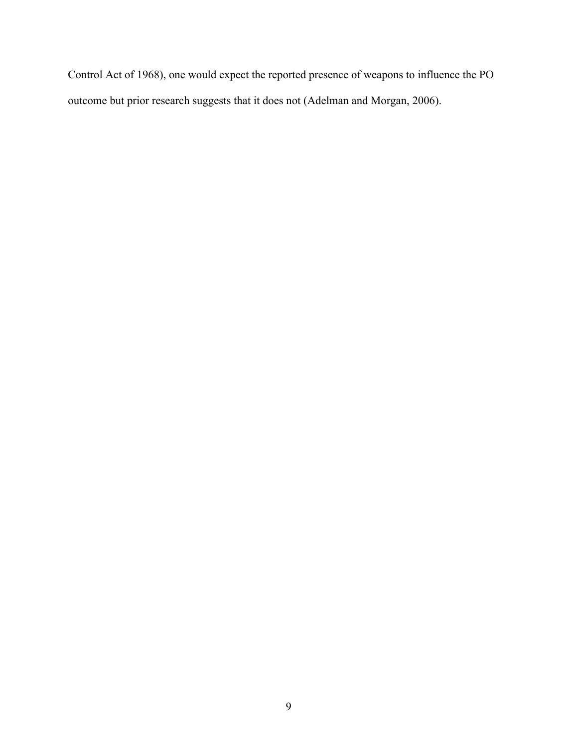Control Act of 1968), one would expect the reported presence of weapons to influence the PO outcome but prior research suggests that it does not (Adelman and Morgan, 2006).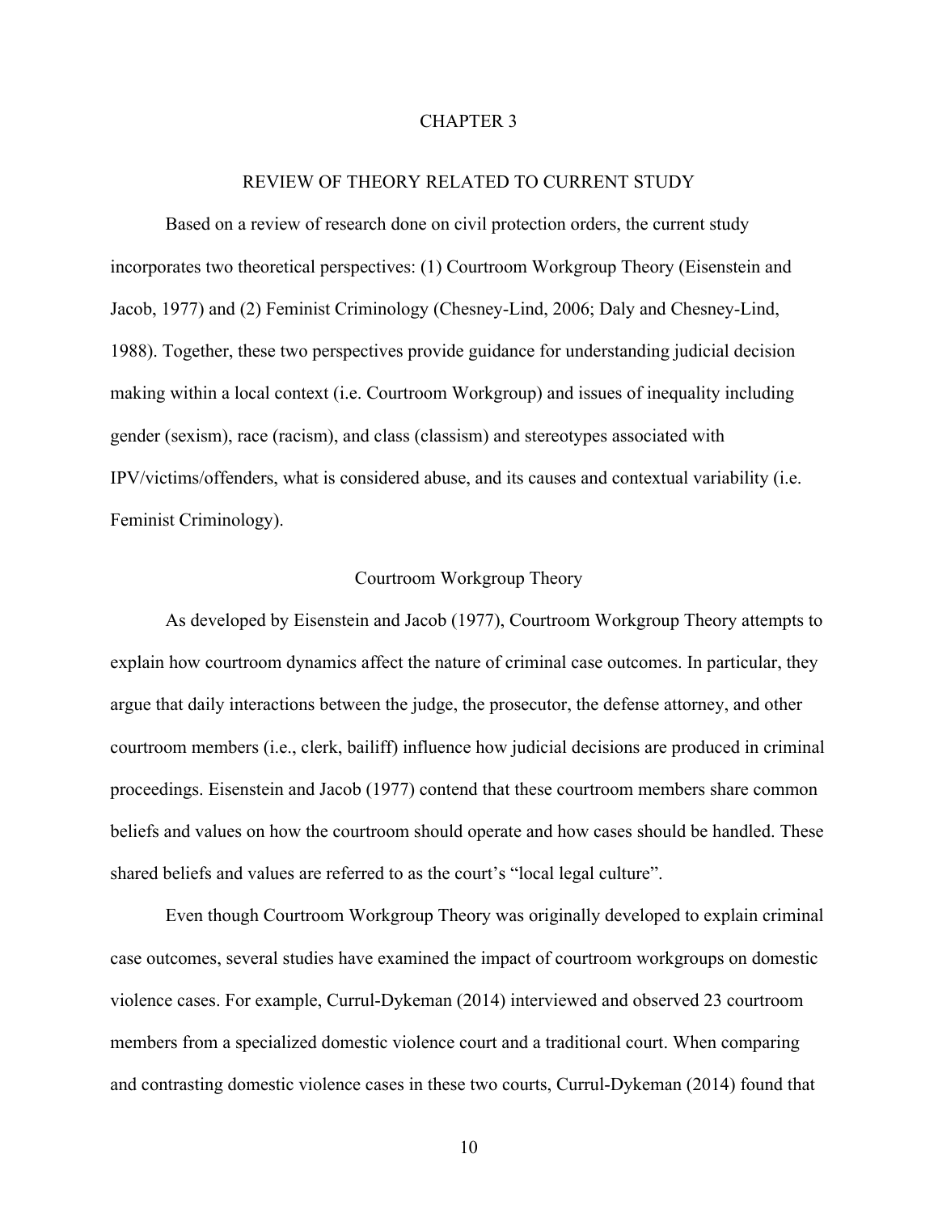# CHAPTER 3

## REVIEW OF THEORY RELATED TO CURRENT STUDY

Based on a review of research done on civil protection orders, the current study incorporates two theoretical perspectives: (1) Courtroom Workgroup Theory (Eisenstein and Jacob, 1977) and (2) Feminist Criminology (Chesney-Lind, 2006; Daly and Chesney-Lind, 1988). Together, these two perspectives provide guidance for understanding judicial decision making within a local context (i.e. Courtroom Workgroup) and issues of inequality including gender (sexism), race (racism), and class (classism) and stereotypes associated with IPV/victims/offenders, what is considered abuse, and its causes and contextual variability (i.e. Feminist Criminology).

### Courtroom Workgroup Theory

As developed by Eisenstein and Jacob (1977), Courtroom Workgroup Theory attempts to explain how courtroom dynamics affect the nature of criminal case outcomes. In particular, they argue that daily interactions between the judge, the prosecutor, the defense attorney, and other courtroom members (i.e., clerk, bailiff) influence how judicial decisions are produced in criminal proceedings. Eisenstein and Jacob (1977) contend that these courtroom members share common beliefs and values on how the courtroom should operate and how cases should be handled. These shared beliefs and values are referred to as the court's "local legal culture".

Even though Courtroom Workgroup Theory was originally developed to explain criminal case outcomes, several studies have examined the impact of courtroom workgroups on domestic violence cases. For example, Currul-Dykeman (2014) interviewed and observed 23 courtroom members from a specialized domestic violence court and a traditional court. When comparing and contrasting domestic violence cases in these two courts, Currul-Dykeman (2014) found that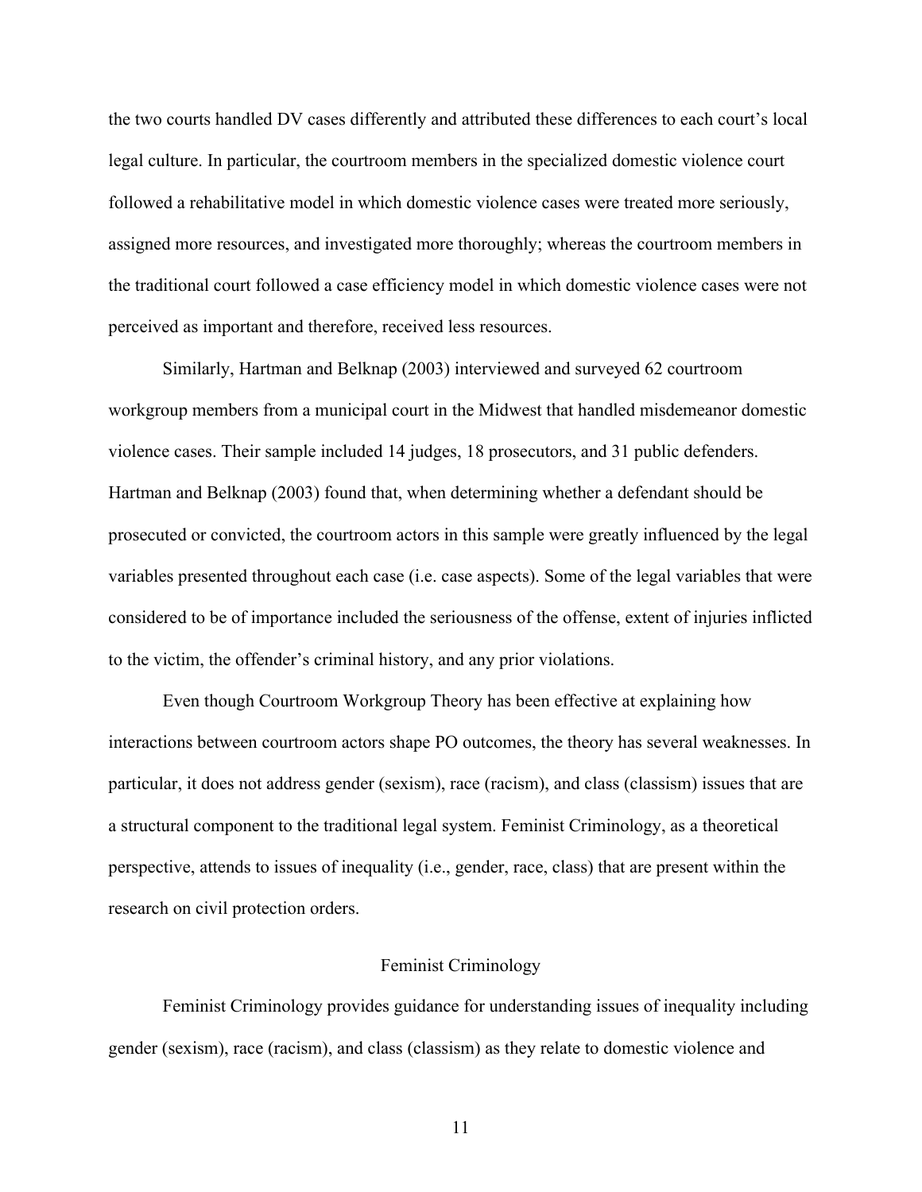the two courts handled DV cases differently and attributed these differences to each court's local legal culture. In particular, the courtroom members in the specialized domestic violence court followed a rehabilitative model in which domestic violence cases were treated more seriously, assigned more resources, and investigated more thoroughly; whereas the courtroom members in the traditional court followed a case efficiency model in which domestic violence cases were not perceived as important and therefore, received less resources.

Similarly, Hartman and Belknap (2003) interviewed and surveyed 62 courtroom workgroup members from a municipal court in the Midwest that handled misdemeanor domestic violence cases. Their sample included 14 judges, 18 prosecutors, and 31 public defenders. Hartman and Belknap (2003) found that, when determining whether a defendant should be prosecuted or convicted, the courtroom actors in this sample were greatly influenced by the legal variables presented throughout each case (i.e. case aspects). Some of the legal variables that were considered to be of importance included the seriousness of the offense, extent of injuries inflicted to the victim, the offender's criminal history, and any prior violations.

Even though Courtroom Workgroup Theory has been effective at explaining how interactions between courtroom actors shape PO outcomes, the theory has several weaknesses. In particular, it does not address gender (sexism), race (racism), and class (classism) issues that are a structural component to the traditional legal system. Feminist Criminology, as a theoretical perspective, attends to issues of inequality (i.e., gender, race, class) that are present within the research on civil protection orders.

## Feminist Criminology

Feminist Criminology provides guidance for understanding issues of inequality including gender (sexism), race (racism), and class (classism) as they relate to domestic violence and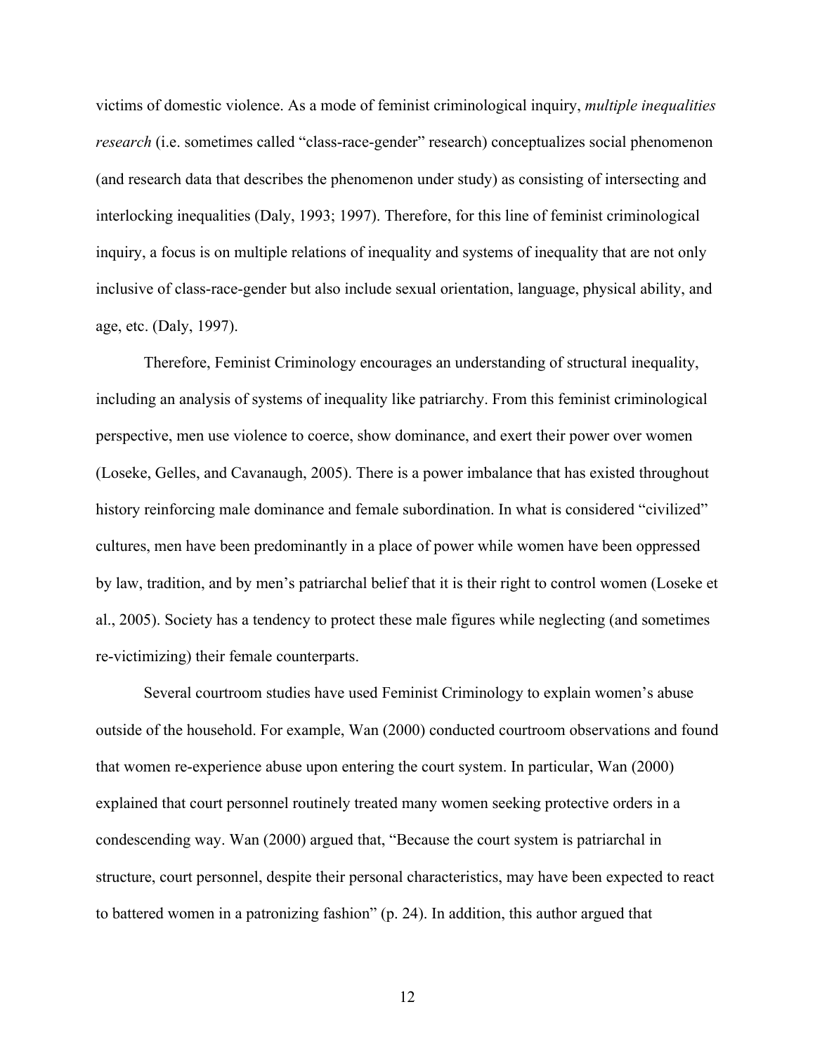victims of domestic violence. As a mode of feminist criminological inquiry, *multiple inequalities research* (i.e. sometimes called "class-race-gender" research) conceptualizes social phenomenon (and research data that describes the phenomenon under study) as consisting of intersecting and interlocking inequalities (Daly, 1993; 1997). Therefore, for this line of feminist criminological inquiry, a focus is on multiple relations of inequality and systems of inequality that are not only inclusive of class-race-gender but also include sexual orientation, language, physical ability, and age, etc. (Daly, 1997).

Therefore, Feminist Criminology encourages an understanding of structural inequality, including an analysis of systems of inequality like patriarchy. From this feminist criminological perspective, men use violence to coerce, show dominance, and exert their power over women (Loseke, Gelles, and Cavanaugh, 2005). There is a power imbalance that has existed throughout history reinforcing male dominance and female subordination. In what is considered "civilized" cultures, men have been predominantly in a place of power while women have been oppressed by law, tradition, and by men's patriarchal belief that it is their right to control women (Loseke et al., 2005). Society has a tendency to protect these male figures while neglecting (and sometimes re-victimizing) their female counterparts.

Several courtroom studies have used Feminist Criminology to explain women's abuse outside of the household. For example, Wan (2000) conducted courtroom observations and found that women re-experience abuse upon entering the court system. In particular, Wan (2000) explained that court personnel routinely treated many women seeking protective orders in a condescending way. Wan (2000) argued that, "Because the court system is patriarchal in structure, court personnel, despite their personal characteristics, may have been expected to react to battered women in a patronizing fashion" (p. 24). In addition, this author argued that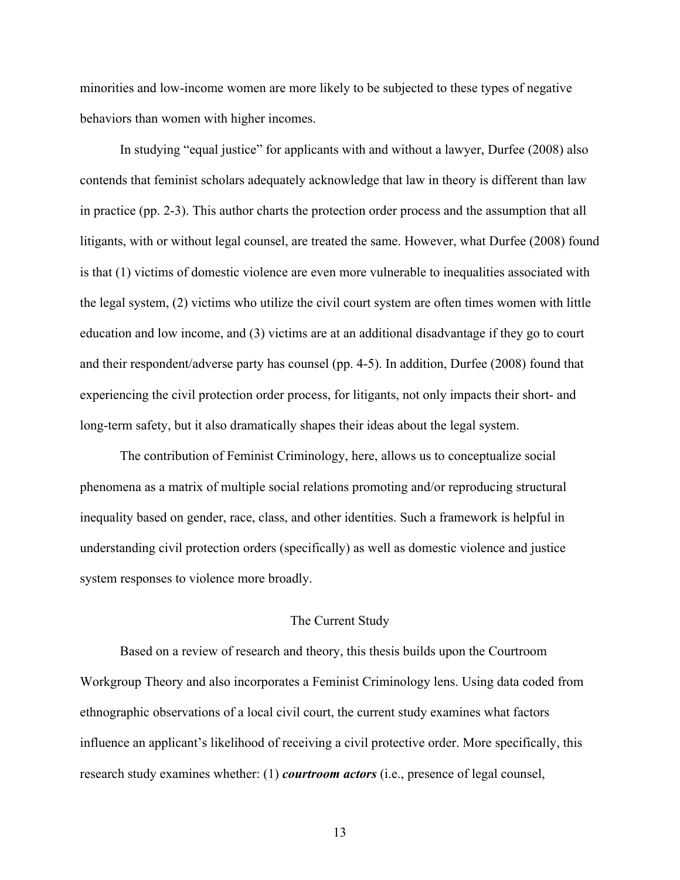minorities and low-income women are more likely to be subjected to these types of negative behaviors than women with higher incomes.

In studying "equal justice" for applicants with and without a lawyer, Durfee (2008) also contends that feminist scholars adequately acknowledge that law in theory is different than law in practice (pp. 2-3). This author charts the protection order process and the assumption that all litigants, with or without legal counsel, are treated the same. However, what Durfee (2008) found is that (1) victims of domestic violence are even more vulnerable to inequalities associated with the legal system, (2) victims who utilize the civil court system are often times women with little education and low income, and (3) victims are at an additional disadvantage if they go to court and their respondent/adverse party has counsel (pp. 4-5). In addition, Durfee (2008) found that experiencing the civil protection order process, for litigants, not only impacts their short- and long-term safety, but it also dramatically shapes their ideas about the legal system.

The contribution of Feminist Criminology, here, allows us to conceptualize social phenomena as a matrix of multiple social relations promoting and/or reproducing structural inequality based on gender, race, class, and other identities. Such a framework is helpful in understanding civil protection orders (specifically) as well as domestic violence and justice system responses to violence more broadly.

## The Current Study

Based on a review of research and theory, this thesis builds upon the Courtroom Workgroup Theory and also incorporates a Feminist Criminology lens. Using data coded from ethnographic observations of a local civil court, the current study examines what factors influence an applicant's likelihood of receiving a civil protective order. More specifically, this research study examines whether: (1) ***courtroom actors*** (i.e., presence of legal counsel,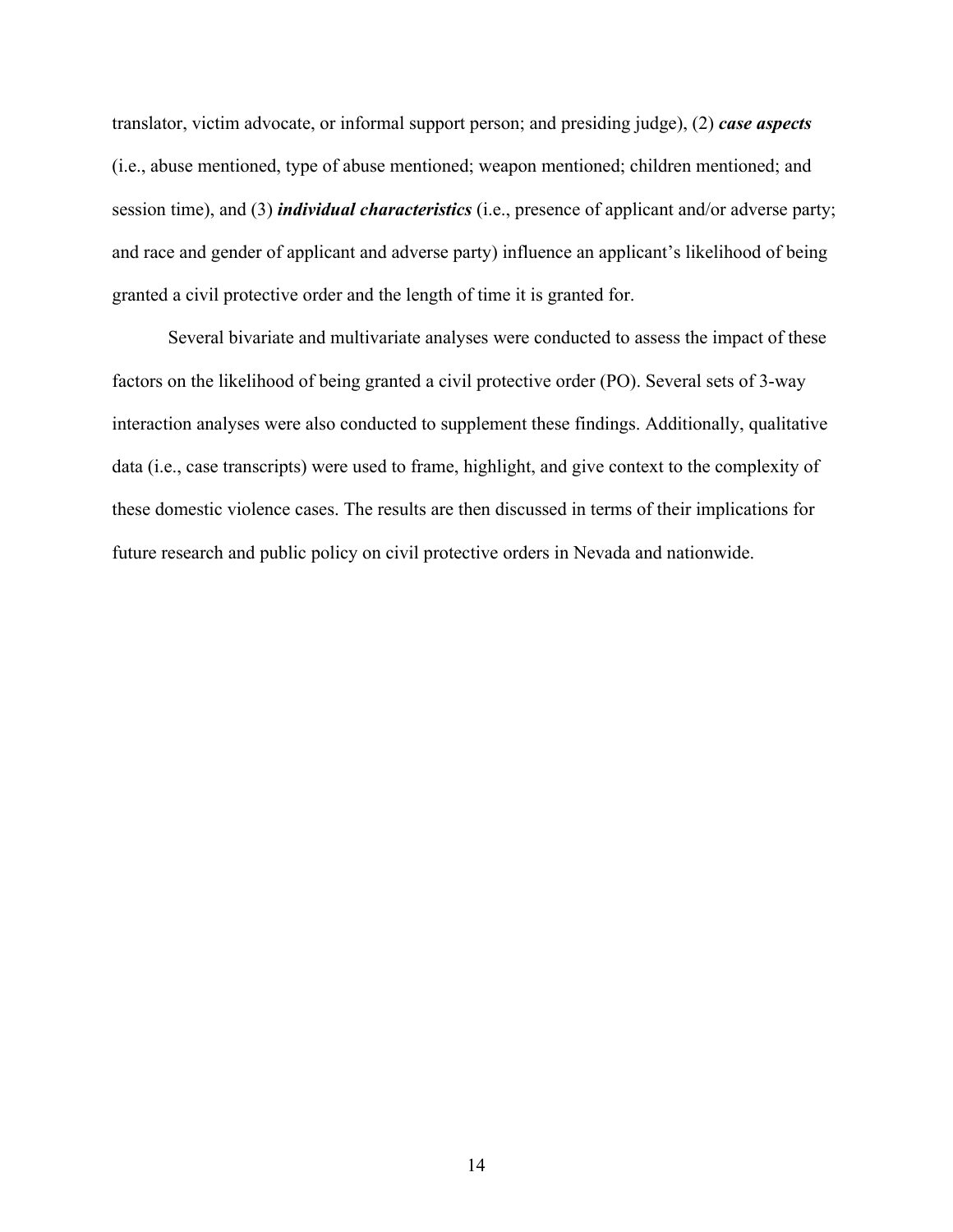translator, victim advocate, or informal support person; and presiding judge), (2) ***case aspects*** (i.e., abuse mentioned, type of abuse mentioned; weapon mentioned; children mentioned; and session time), and (3) ***individual characteristics*** (i.e., presence of applicant and/or adverse party; and race and gender of applicant and adverse party) influence an applicant's likelihood of being granted a civil protective order and the length of time it is granted for.

Several bivariate and multivariate analyses were conducted to assess the impact of these factors on the likelihood of being granted a civil protective order (PO). Several sets of 3-way interaction analyses were also conducted to supplement these findings. Additionally, qualitative data (i.e., case transcripts) were used to frame, highlight, and give context to the complexity of these domestic violence cases. The results are then discussed in terms of their implications for future research and public policy on civil protective orders in Nevada and nationwide.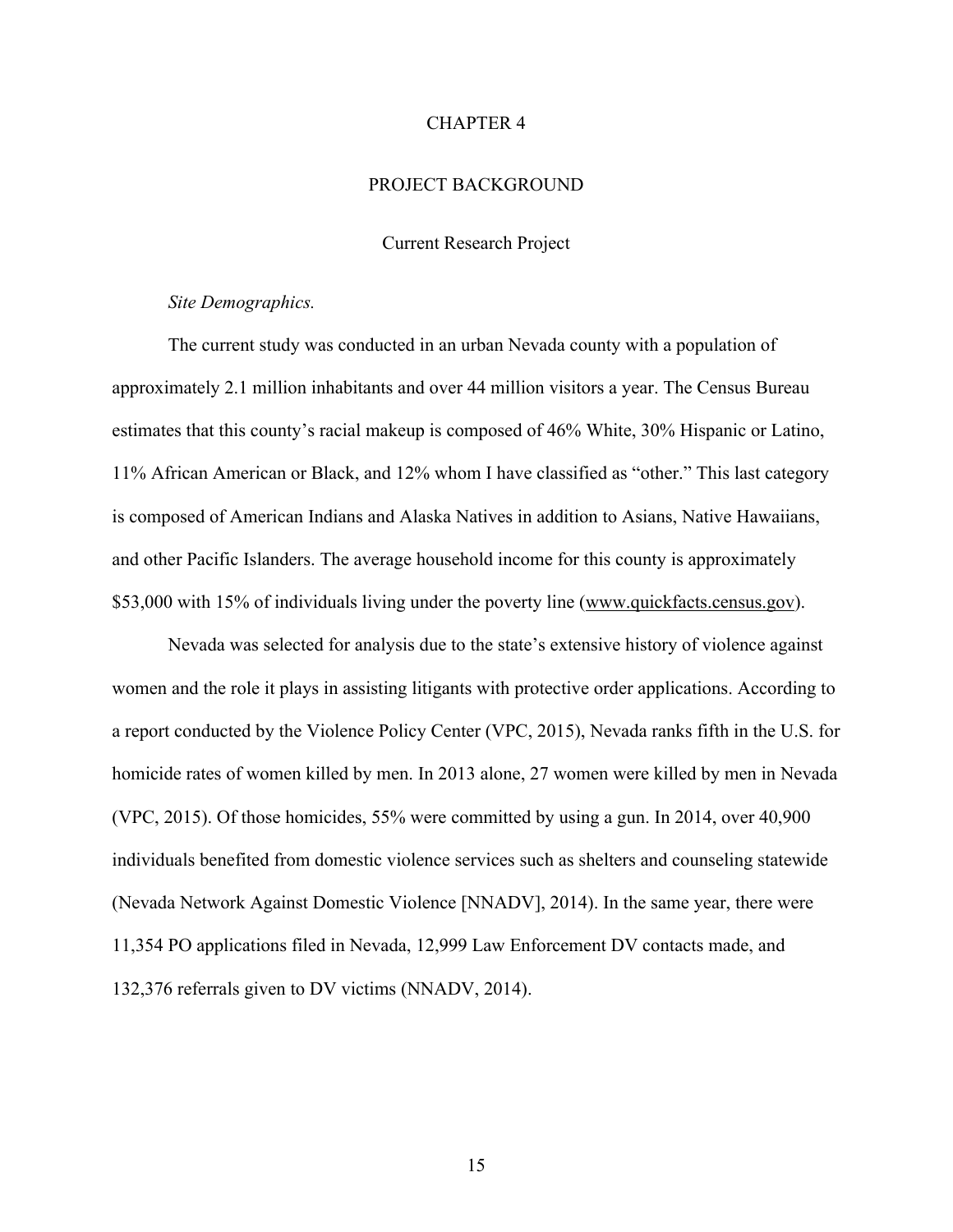# CHAPTER 4

# PROJECT BACKGROUND

## Current Research Project

### *Site Demographics.*

The current study was conducted in an urban Nevada county with a population of approximately 2.1 million inhabitants and over 44 million visitors a year. The Census Bureau estimates that this county's racial makeup is composed of 46% White, 30% Hispanic or Latino, 11% African American or Black, and 12% whom I have classified as "other." This last category is composed of American Indians and Alaska Natives in addition to Asians, Native Hawaiians, and other Pacific Islanders. The average household income for this county is approximately $53,000 with 15% of individuals living under the poverty line (www.quickfacts.census.gov).

Nevada was selected for analysis due to the state's extensive history of violence against women and the role it plays in assisting litigants with protective order applications. According to a report conducted by the Violence Policy Center (VPC, 2015), Nevada ranks fifth in the U.S. for homicide rates of women killed by men. In 2013 alone, 27 women were killed by men in Nevada (VPC, 2015). Of those homicides, 55% were committed by using a gun. In 2014, over 40,900 individuals benefited from domestic violence services such as shelters and counseling statewide (Nevada Network Against Domestic Violence [NNADV], 2014). In the same year, there were 11,354 PO applications filed in Nevada, 12,999 Law Enforcement DV contacts made, and 132,376 referrals given to DV victims (NNADV, 2014).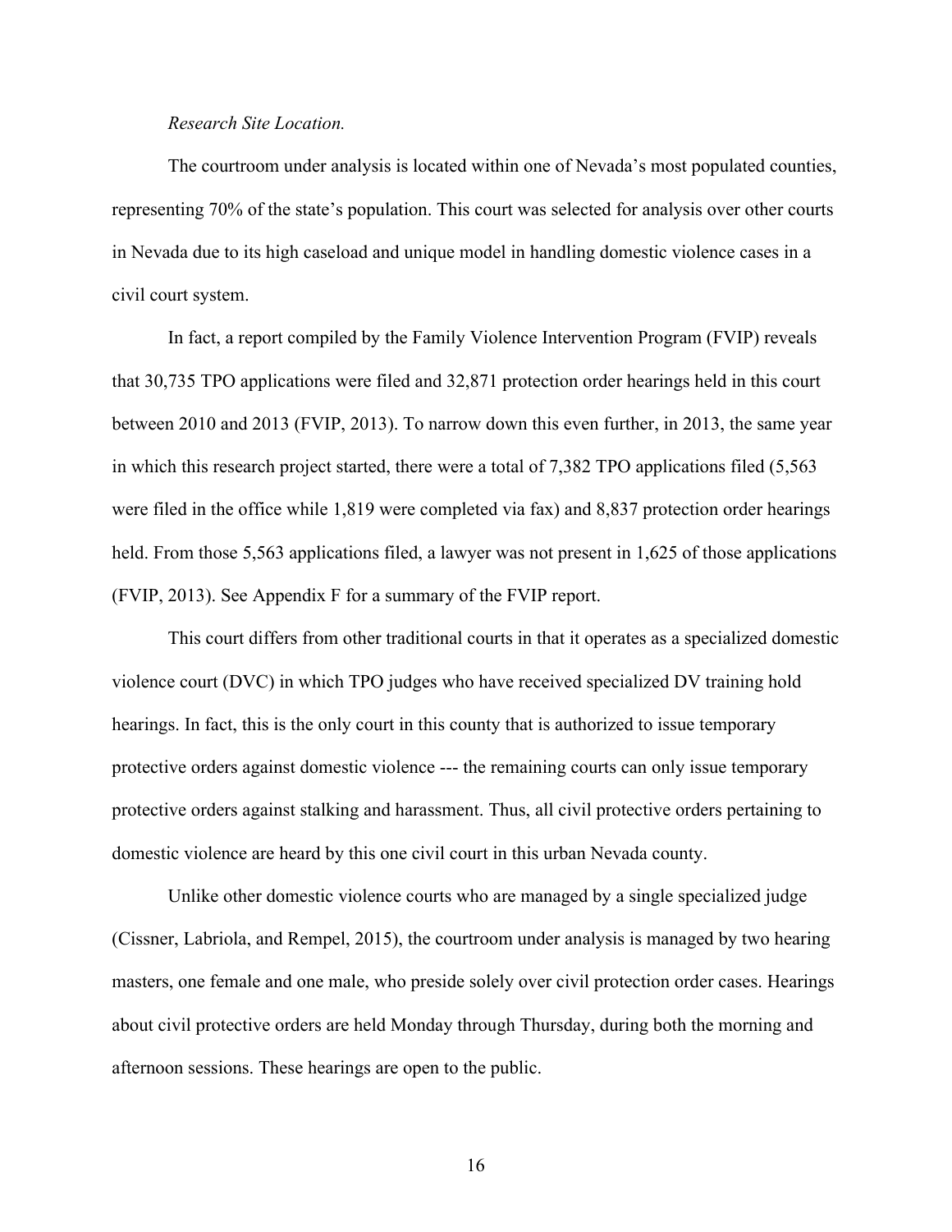*Research Site Location.*

The courtroom under analysis is located within one of Nevada's most populated counties, representing 70% of the state's population. This court was selected for analysis over other courts in Nevada due to its high caseload and unique model in handling domestic violence cases in a civil court system.

In fact, a report compiled by the Family Violence Intervention Program (FVIP) reveals that 30,735 TPO applications were filed and 32,871 protection order hearings held in this court between 2010 and 2013 (FVIP, 2013). To narrow down this even further, in 2013, the same year in which this research project started, there were a total of 7,382 TPO applications filed (5,563 were filed in the office while 1,819 were completed via fax) and 8,837 protection order hearings held. From those 5,563 applications filed, a lawyer was not present in 1,625 of those applications (FVIP, 2013). See Appendix F for a summary of the FVIP report.

This court differs from other traditional courts in that it operates as a specialized domestic violence court (DVC) in which TPO judges who have received specialized DV training hold hearings. In fact, this is the only court in this county that is authorized to issue temporary protective orders against domestic violence --- the remaining courts can only issue temporary protective orders against stalking and harassment. Thus, all civil protective orders pertaining to domestic violence are heard by this one civil court in this urban Nevada county.

Unlike other domestic violence courts who are managed by a single specialized judge (Cissner, Labriola, and Rempel, 2015), the courtroom under analysis is managed by two hearing masters, one female and one male, who preside solely over civil protection order cases. Hearings about civil protective orders are held Monday through Thursday, during both the morning and afternoon sessions. These hearings are open to the public.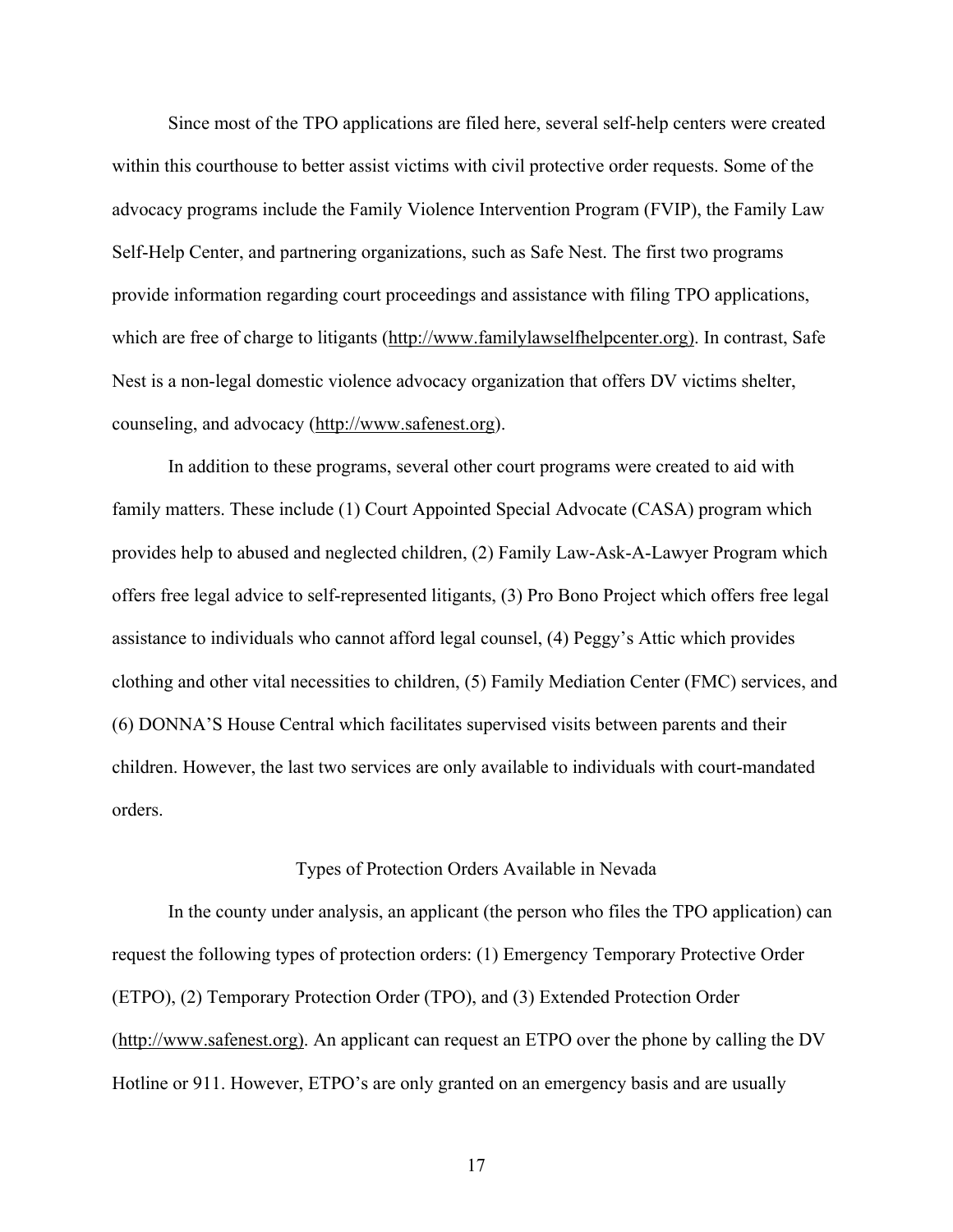Since most of the TPO applications are filed here, several self-help centers were created within this courthouse to better assist victims with civil protective order requests. Some of the advocacy programs include the Family Violence Intervention Program (FVIP), the Family Law Self-Help Center, and partnering organizations, such as Safe Nest. The first two programs provide information regarding court proceedings and assistance with filing TPO applications, which are free of charge to litigants (http://www.familylawselfhelpcenter.org). In contrast, Safe Nest is a non-legal domestic violence advocacy organization that offers DV victims shelter, counseling, and advocacy (http://www.safenest.org).

In addition to these programs, several other court programs were created to aid with family matters. These include (1) Court Appointed Special Advocate (CASA) program which provides help to abused and neglected children, (2) Family Law-Ask-A-Lawyer Program which offers free legal advice to self-represented litigants, (3) Pro Bono Project which offers free legal assistance to individuals who cannot afford legal counsel, (4) Peggy's Attic which provides clothing and other vital necessities to children, (5) Family Mediation Center (FMC) services, and (6) DONNA'S House Central which facilitates supervised visits between parents and their children. However, the last two services are only available to individuals with court-mandated orders.

## Types of Protection Orders Available in Nevada

In the county under analysis, an applicant (the person who files the TPO application) can request the following types of protection orders: (1) Emergency Temporary Protective Order (ETPO), (2) Temporary Protection Order (TPO), and (3) Extended Protection Order (http://www.safenest.org). An applicant can request an ETPO over the phone by calling the DV Hotline or 911. However, ETPO's are only granted on an emergency basis and are usually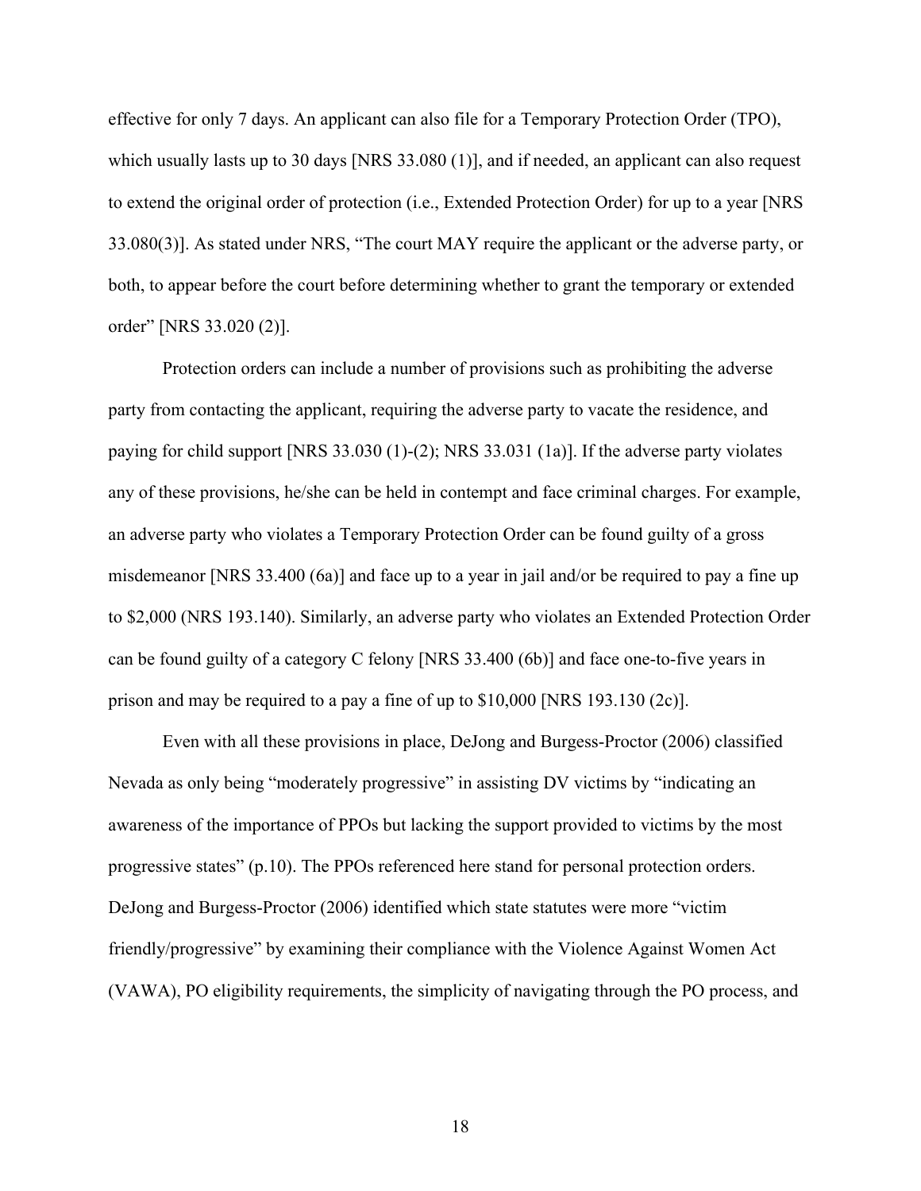effective for only 7 days. An applicant can also file for a Temporary Protection Order (TPO), which usually lasts up to 30 days [NRS 33.080 (1)], and if needed, an applicant can also request to extend the original order of protection (i.e., Extended Protection Order) for up to a year [NRS 33.080(3)]. As stated under NRS, "The court MAY require the applicant or the adverse party, or both, to appear before the court before determining whether to grant the temporary or extended order" [NRS 33.020 (2)].

Protection orders can include a number of provisions such as prohibiting the adverse party from contacting the applicant, requiring the adverse party to vacate the residence, and paying for child support [NRS 33.030 (1)-(2); NRS 33.031 (1a)]. If the adverse party violates any of these provisions, he/she can be held in contempt and face criminal charges. For example, an adverse party who violates a Temporary Protection Order can be found guilty of a gross misdemeanor [NRS 33.400 (6a)] and face up to a year in jail and/or be required to pay a fine up to $2,000 (NRS 193.140). Similarly, an adverse party who violates an Extended Protection Order can be found guilty of a category C felony [NRS 33.400 (6b)] and face one-to-five years in prison and may be required to a pay a fine of up to $10,000 [NRS 193.130 (2c)].

Even with all these provisions in place, DeJong and Burgess-Proctor (2006) classified Nevada as only being "moderately progressive" in assisting DV victims by "indicating an awareness of the importance of PPOs but lacking the support provided to victims by the most progressive states" (p.10). The PPOs referenced here stand for personal protection orders. DeJong and Burgess-Proctor (2006) identified which state statutes were more "victim friendly/progressive" by examining their compliance with the Violence Against Women Act (VAWA), PO eligibility requirements, the simplicity of navigating through the PO process, and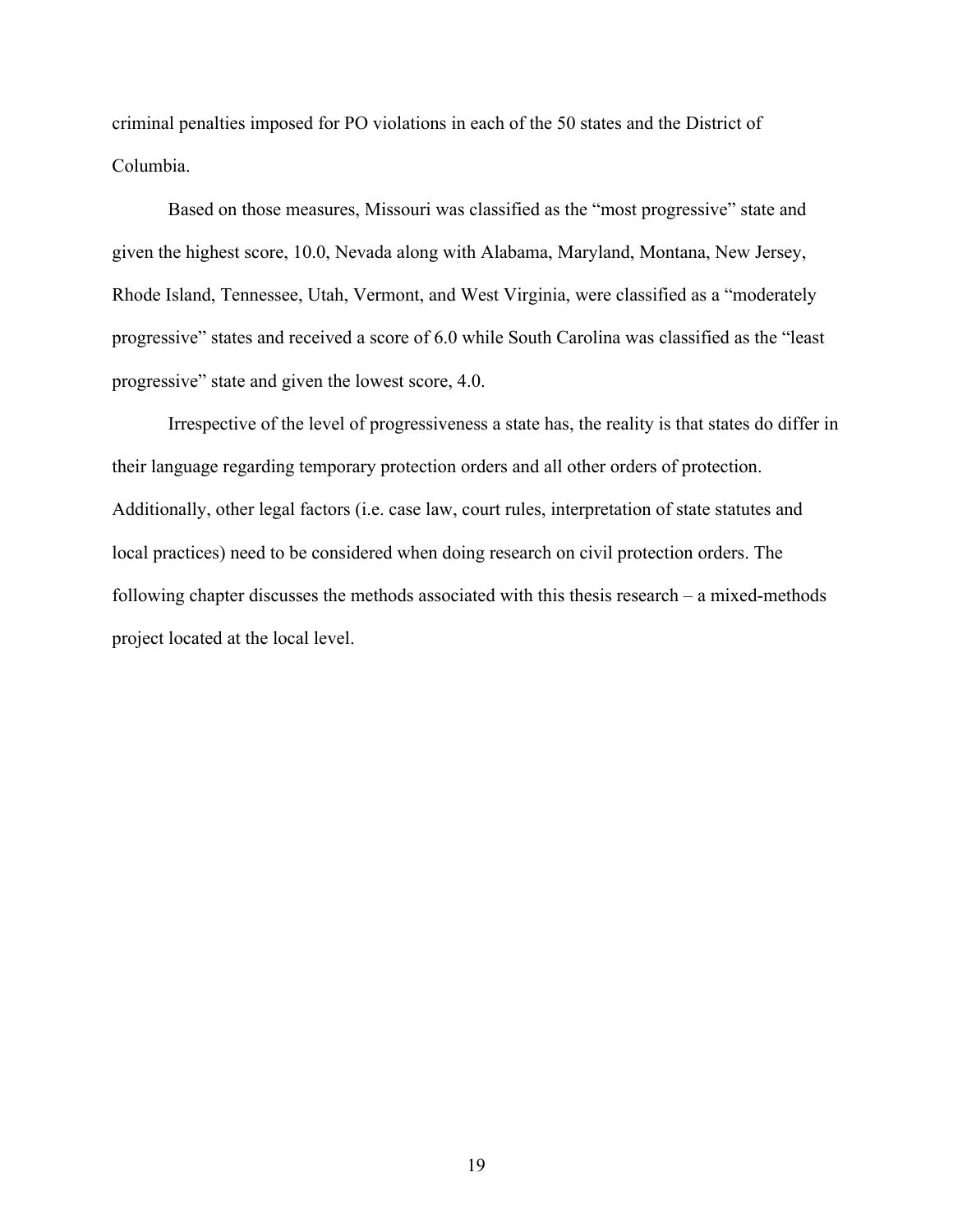criminal penalties imposed for PO violations in each of the 50 states and the District of Columbia.

Based on those measures, Missouri was classified as the "most progressive" state and given the highest score, 10.0, Nevada along with Alabama, Maryland, Montana, New Jersey, Rhode Island, Tennessee, Utah, Vermont, and West Virginia, were classified as a "moderately progressive" states and received a score of 6.0 while South Carolina was classified as the "least progressive" state and given the lowest score, 4.0.

Irrespective of the level of progressiveness a state has, the reality is that states do differ in their language regarding temporary protection orders and all other orders of protection. Additionally, other legal factors (i.e. case law, court rules, interpretation of state statutes and local practices) need to be considered when doing research on civil protection orders. The following chapter discusses the methods associated with this thesis research – a mixed-methods project located at the local level.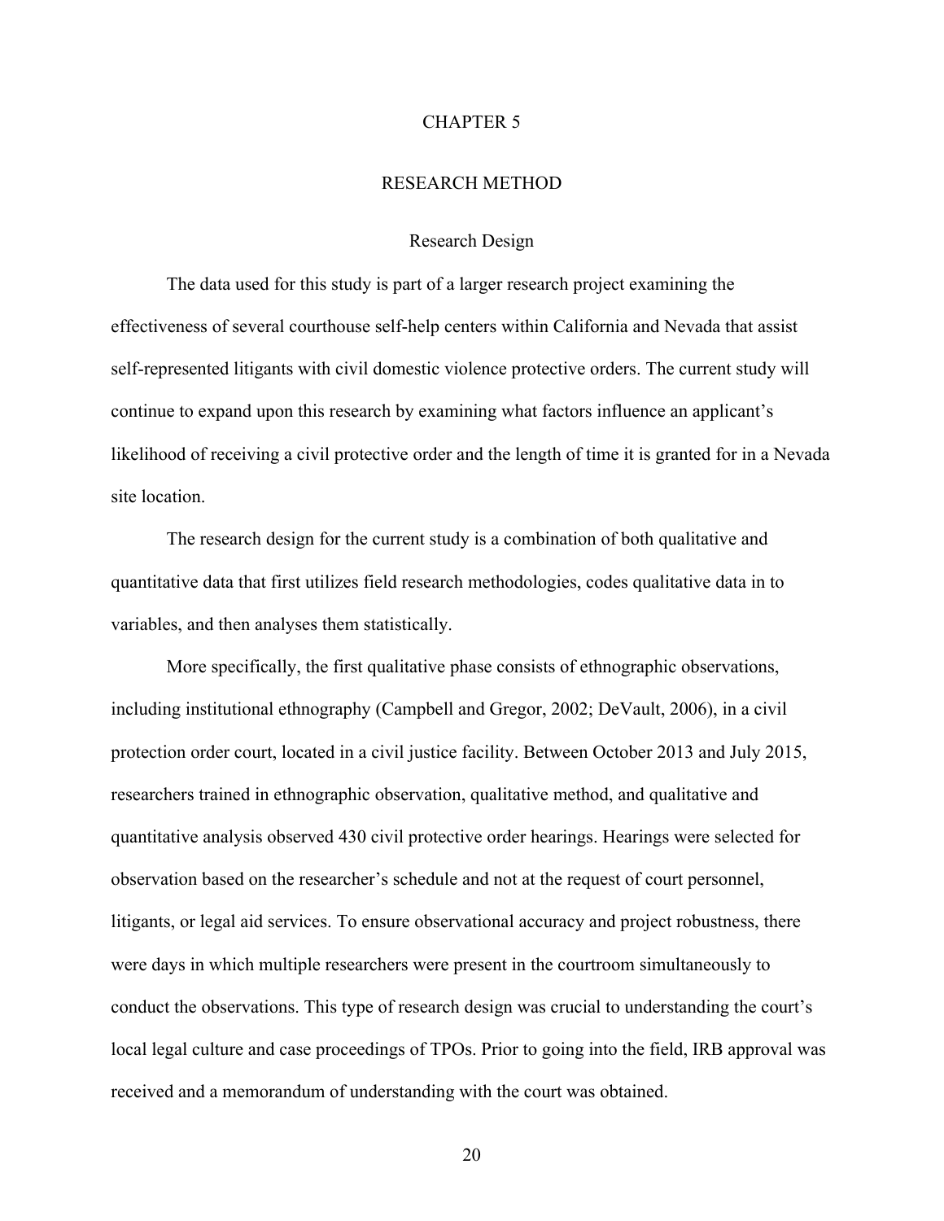# CHAPTER 5

# RESEARCH METHOD

## Research Design

The data used for this study is part of a larger research project examining the effectiveness of several courthouse self-help centers within California and Nevada that assist self-represented litigants with civil domestic violence protective orders. The current study will continue to expand upon this research by examining what factors influence an applicant's likelihood of receiving a civil protective order and the length of time it is granted for in a Nevada site location.

The research design for the current study is a combination of both qualitative and quantitative data that first utilizes field research methodologies, codes qualitative data in to variables, and then analyses them statistically.

More specifically, the first qualitative phase consists of ethnographic observations, including institutional ethnography (Campbell and Gregor, 2002; DeVault, 2006), in a civil protection order court, located in a civil justice facility. Between October 2013 and July 2015, researchers trained in ethnographic observation, qualitative method, and qualitative and quantitative analysis observed 430 civil protective order hearings. Hearings were selected for observation based on the researcher's schedule and not at the request of court personnel, litigants, or legal aid services. To ensure observational accuracy and project robustness, there were days in which multiple researchers were present in the courtroom simultaneously to conduct the observations. This type of research design was crucial to understanding the court's local legal culture and case proceedings of TPOs. Prior to going into the field, IRB approval was received and a memorandum of understanding with the court was obtained.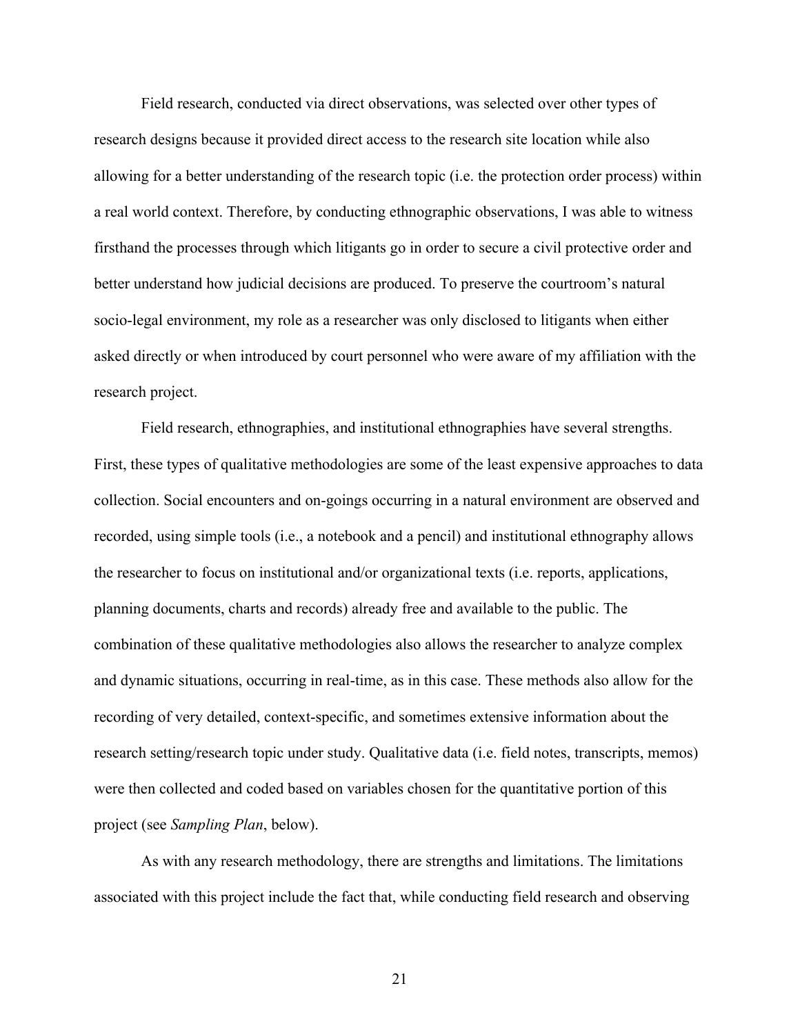Field research, conducted via direct observations, was selected over other types of research designs because it provided direct access to the research site location while also allowing for a better understanding of the research topic (i.e. the protection order process) within a real world context. Therefore, by conducting ethnographic observations, I was able to witness firsthand the processes through which litigants go in order to secure a civil protective order and better understand how judicial decisions are produced. To preserve the courtroom's natural socio-legal environment, my role as a researcher was only disclosed to litigants when either asked directly or when introduced by court personnel who were aware of my affiliation with the research project.

Field research, ethnographies, and institutional ethnographies have several strengths. First, these types of qualitative methodologies are some of the least expensive approaches to data collection. Social encounters and on-goings occurring in a natural environment are observed and recorded, using simple tools (i.e., a notebook and a pencil) and institutional ethnography allows the researcher to focus on institutional and/or organizational texts (i.e. reports, applications, planning documents, charts and records) already free and available to the public. The combination of these qualitative methodologies also allows the researcher to analyze complex and dynamic situations, occurring in real-time, as in this case. These methods also allow for the recording of very detailed, context-specific, and sometimes extensive information about the research setting/research topic under study. Qualitative data (i.e. field notes, transcripts, memos) were then collected and coded based on variables chosen for the quantitative portion of this project (see *Sampling Plan*, below).

As with any research methodology, there are strengths and limitations. The limitations associated with this project include the fact that, while conducting field research and observing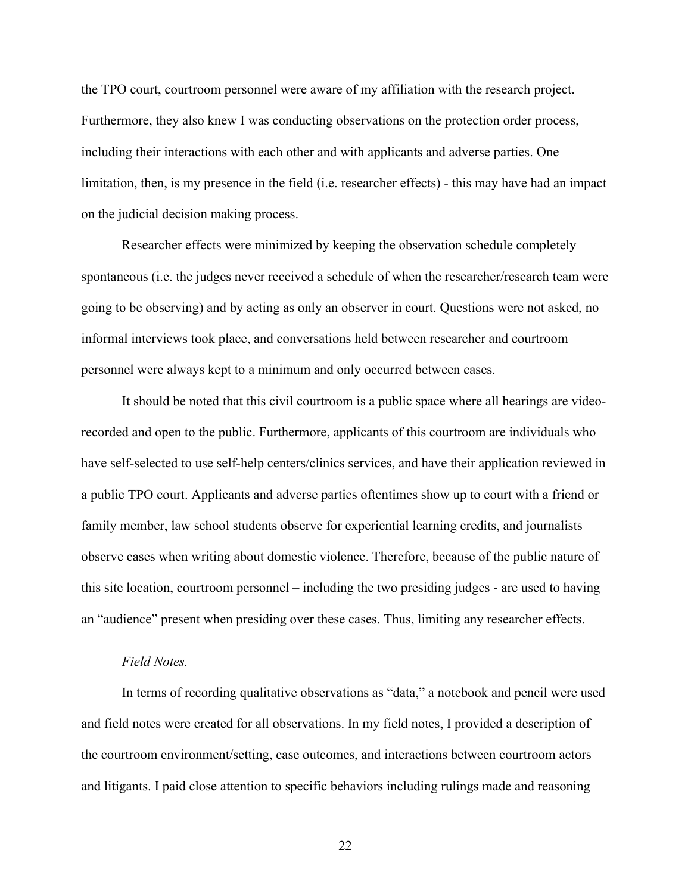the TPO court, courtroom personnel were aware of my affiliation with the research project. Furthermore, they also knew I was conducting observations on the protection order process, including their interactions with each other and with applicants and adverse parties. One limitation, then, is my presence in the field (i.e. researcher effects) - this may have had an impact on the judicial decision making process.

Researcher effects were minimized by keeping the observation schedule completely spontaneous (i.e. the judges never received a schedule of when the researcher/research team were going to be observing) and by acting as only an observer in court. Questions were not asked, no informal interviews took place, and conversations held between researcher and courtroom personnel were always kept to a minimum and only occurred between cases.

It should be noted that this civil courtroom is a public space where all hearings are video-recorded and open to the public. Furthermore, applicants of this courtroom are individuals who have self-selected to use self-help centers/clinics services, and have their application reviewed in a public TPO court. Applicants and adverse parties oftentimes show up to court with a friend or family member, law school students observe for experiential learning credits, and journalists observe cases when writing about domestic violence. Therefore, because of the public nature of this site location, courtroom personnel – including the two presiding judges - are used to having an "audience" present when presiding over these cases. Thus, limiting any researcher effects.

*Field Notes.*

In terms of recording qualitative observations as "data," a notebook and pencil were used and field notes were created for all observations. In my field notes, I provided a description of the courtroom environment/setting, case outcomes, and interactions between courtroom actors and litigants. I paid close attention to specific behaviors including rulings made and reasoning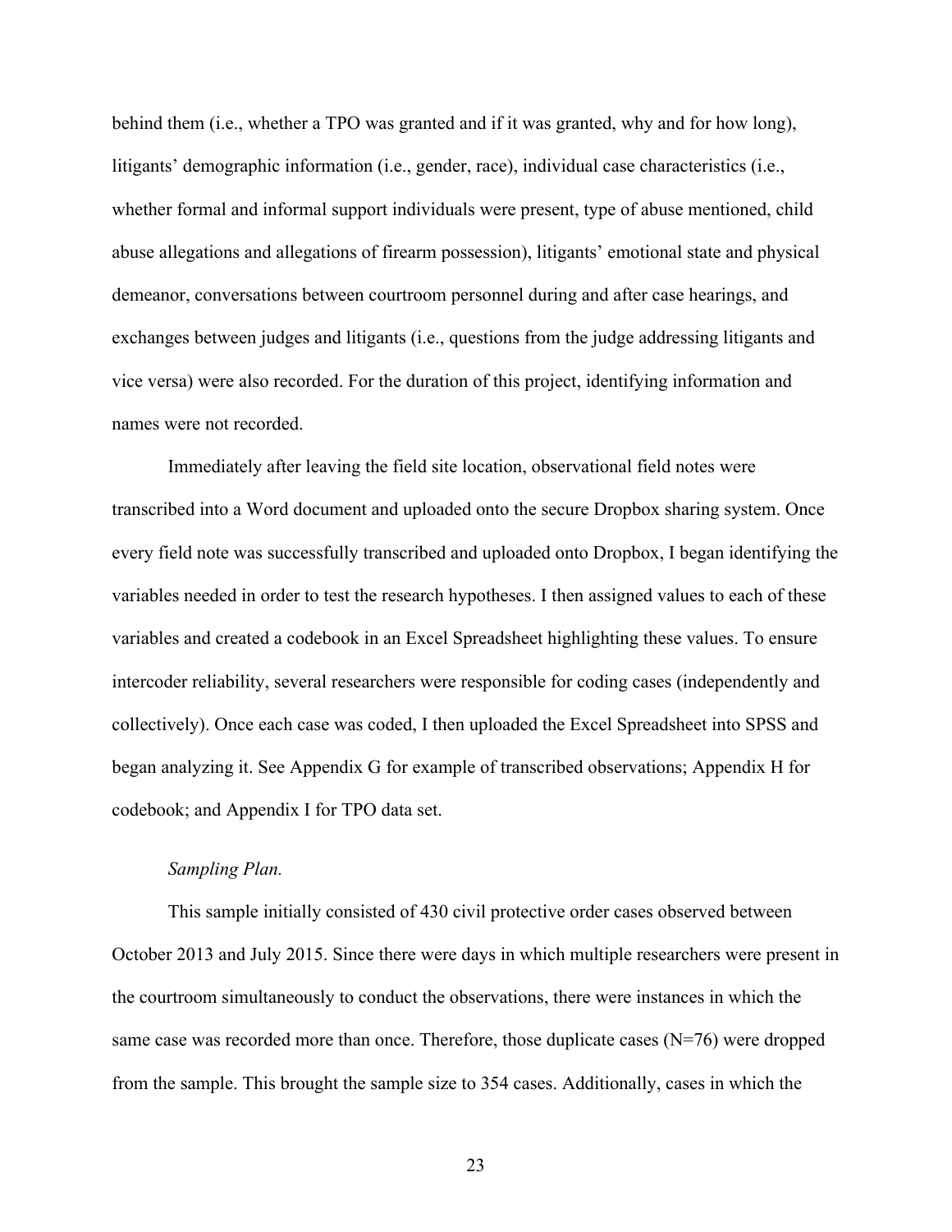behind them (i.e., whether a TPO was granted and if it was granted, why and for how long), litigants' demographic information (i.e., gender, race), individual case characteristics (i.e., whether formal and informal support individuals were present, type of abuse mentioned, child abuse allegations and allegations of firearm possession), litigants' emotional state and physical demeanor, conversations between courtroom personnel during and after case hearings, and exchanges between judges and litigants (i.e., questions from the judge addressing litigants and vice versa) were also recorded. For the duration of this project, identifying information and names were not recorded.

Immediately after leaving the field site location, observational field notes were transcribed into a Word document and uploaded onto the secure Dropbox sharing system. Once every field note was successfully transcribed and uploaded onto Dropbox, I began identifying the variables needed in order to test the research hypotheses. I then assigned values to each of these variables and created a codebook in an Excel Spreadsheet highlighting these values. To ensure intercoder reliability, several researchers were responsible for coding cases (independently and collectively). Once each case was coded, I then uploaded the Excel Spreadsheet into SPSS and began analyzing it. See Appendix G for example of transcribed observations; Appendix H for codebook; and Appendix I for TPO data set.

*Sampling Plan.*

This sample initially consisted of 430 civil protective order cases observed between October 2013 and July 2015. Since there were days in which multiple researchers were present in the courtroom simultaneously to conduct the observations, there were instances in which the same case was recorded more than once. Therefore, those duplicate cases (N=76) were dropped from the sample. This brought the sample size to 354 cases. Additionally, cases in which the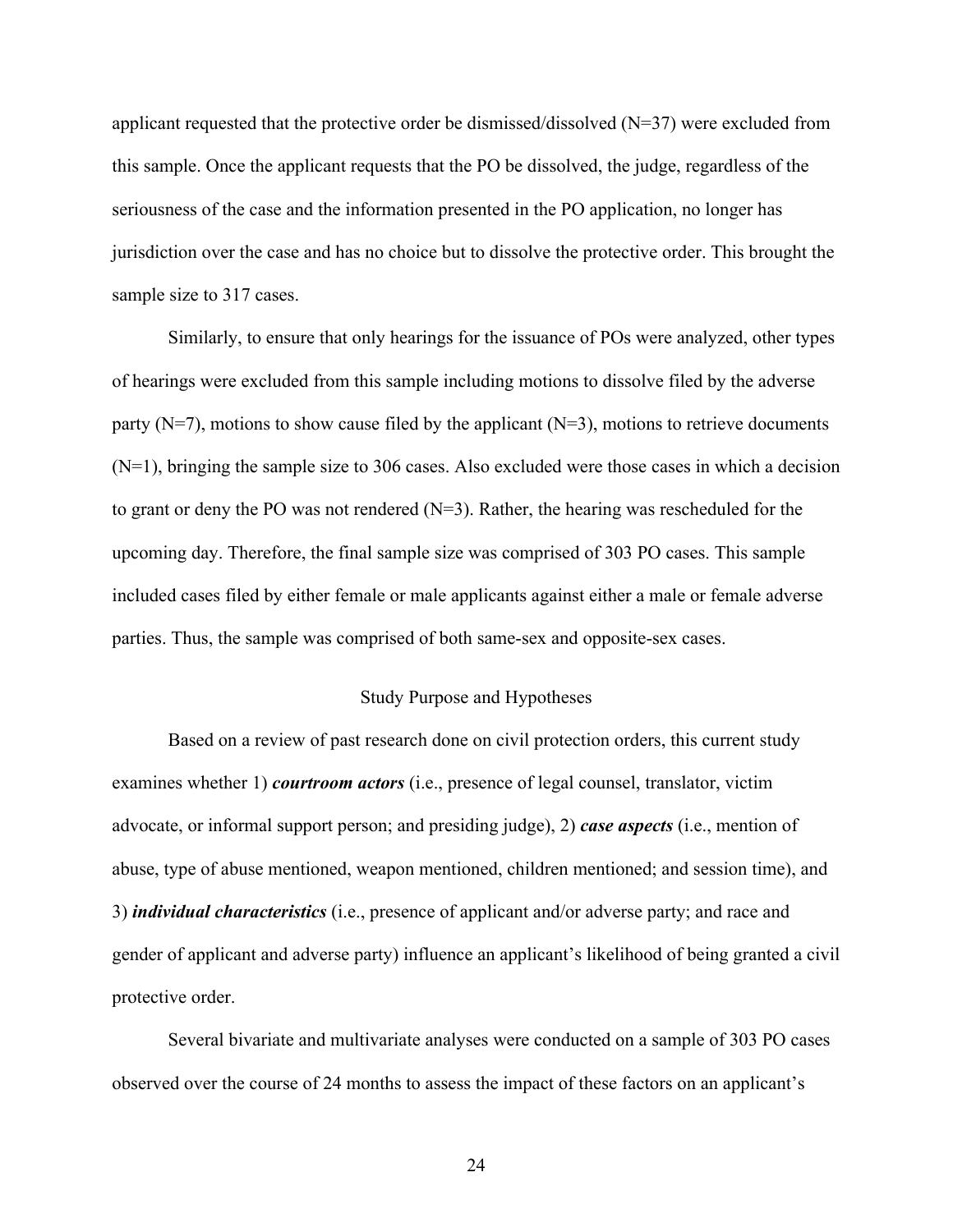applicant requested that the protective order be dismissed/dissolved (N=37) were excluded from this sample. Once the applicant requests that the PO be dissolved, the judge, regardless of the seriousness of the case and the information presented in the PO application, no longer has jurisdiction over the case and has no choice but to dissolve the protective order. This brought the sample size to 317 cases.

Similarly, to ensure that only hearings for the issuance of POs were analyzed, other types of hearings were excluded from this sample including motions to dissolve filed by the adverse party (N=7), motions to show cause filed by the applicant (N=3), motions to retrieve documents (N=1), bringing the sample size to 306 cases. Also excluded were those cases in which a decision to grant or deny the PO was not rendered (N=3). Rather, the hearing was rescheduled for the upcoming day. Therefore, the final sample size was comprised of 303 PO cases. This sample included cases filed by either female or male applicants against either a male or female adverse parties. Thus, the sample was comprised of both same-sex and opposite-sex cases.

## Study Purpose and Hypotheses

Based on a review of past research done on civil protection orders, this current study examines whether 1) ***courtroom actors*** (i.e., presence of legal counsel, translator, victim advocate, or informal support person; and presiding judge), 2) ***case aspects*** (i.e., mention of abuse, type of abuse mentioned, weapon mentioned, children mentioned; and session time), and 3) ***individual characteristics*** (i.e., presence of applicant and/or adverse party; and race and gender of applicant and adverse party) influence an applicant's likelihood of being granted a civil protective order.

Several bivariate and multivariate analyses were conducted on a sample of 303 PO cases observed over the course of 24 months to assess the impact of these factors on an applicant's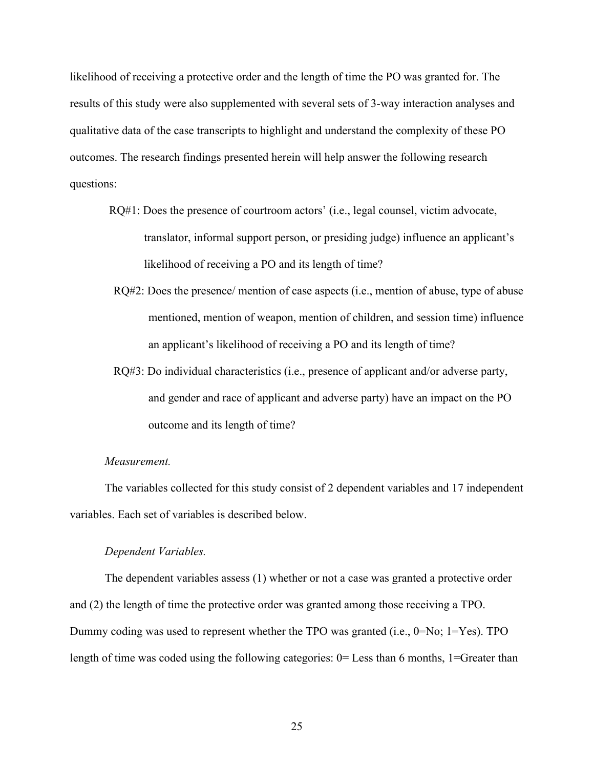likelihood of receiving a protective order and the length of time the PO was granted for. The results of this study were also supplemented with several sets of 3-way interaction analyses and qualitative data of the case transcripts to highlight and understand the complexity of these PO outcomes. The research findings presented herein will help answer the following research questions:

> RQ#1: Does the presence of courtroom actors' (i.e., legal counsel, victim advocate, translator, informal support person, or presiding judge) influence an applicant's likelihood of receiving a PO and its length of time?
>
> RQ#2: Does the presence/ mention of case aspects (i.e., mention of abuse, type of abuse mentioned, mention of weapon, mention of children, and session time) influence an applicant's likelihood of receiving a PO and its length of time?
>
> RQ#3: Do individual characteristics (i.e., presence of applicant and/or adverse party, and gender and race of applicant and adverse party) have an impact on the PO outcome and its length of time?

*Measurement.*

The variables collected for this study consist of 2 dependent variables and 17 independent variables. Each set of variables is described below.

*Dependent Variables.*

The dependent variables assess (1) whether or not a case was granted a protective order and (2) the length of time the protective order was granted among those receiving a TPO. Dummy coding was used to represent whether the TPO was granted (i.e., 0=No; 1=Yes). TPO length of time was coded using the following categories: 0= Less than 6 months, 1=Greater than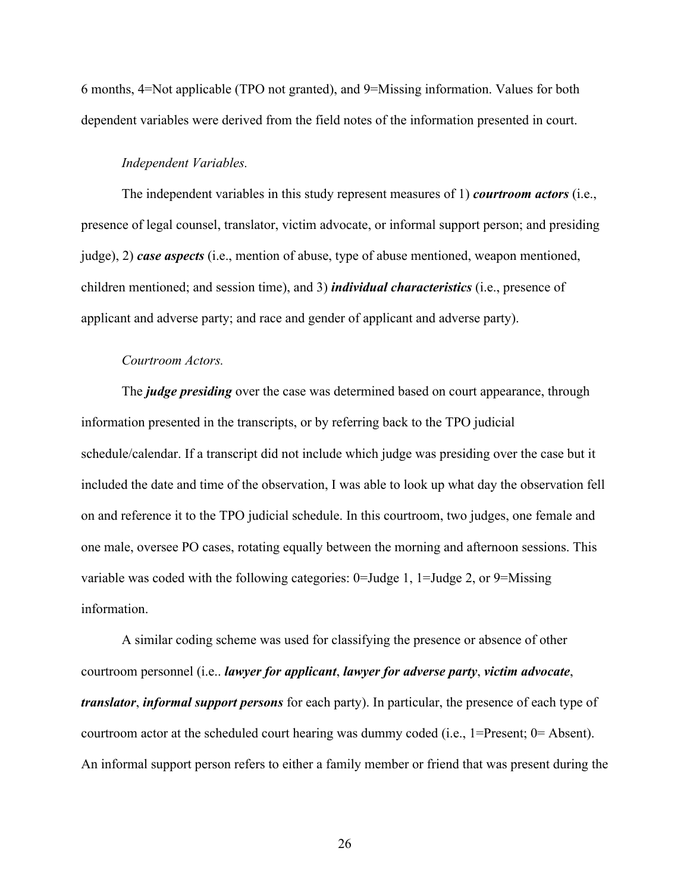6 months, 4=Not applicable (TPO not granted), and 9=Missing information. Values for both dependent variables were derived from the field notes of the information presented in court.

*Independent Variables.*

The independent variables in this study represent measures of 1) ***courtroom actors*** (i.e., presence of legal counsel, translator, victim advocate, or informal support person; and presiding judge), 2) ***case aspects*** (i.e., mention of abuse, type of abuse mentioned, weapon mentioned, children mentioned; and session time), and 3) ***individual characteristics*** (i.e., presence of applicant and adverse party; and race and gender of applicant and adverse party).

*Courtroom Actors.*

The ***judge presiding*** over the case was determined based on court appearance, through information presented in the transcripts, or by referring back to the TPO judicial schedule/calendar. If a transcript did not include which judge was presiding over the case but it included the date and time of the observation, I was able to look up what day the observation fell on and reference it to the TPO judicial schedule. In this courtroom, two judges, one female and one male, oversee PO cases, rotating equally between the morning and afternoon sessions. This variable was coded with the following categories: 0=Judge 1, 1=Judge 2, or 9=Missing information.

A similar coding scheme was used for classifying the presence or absence of other courtroom personnel (i.e.. ***lawyer for applicant***, ***lawyer for adverse party***, ***victim advocate***, ***translator***, ***informal support persons*** for each party). In particular, the presence of each type of courtroom actor at the scheduled court hearing was dummy coded (i.e., 1=Present; 0= Absent). An informal support person refers to either a family member or friend that was present during the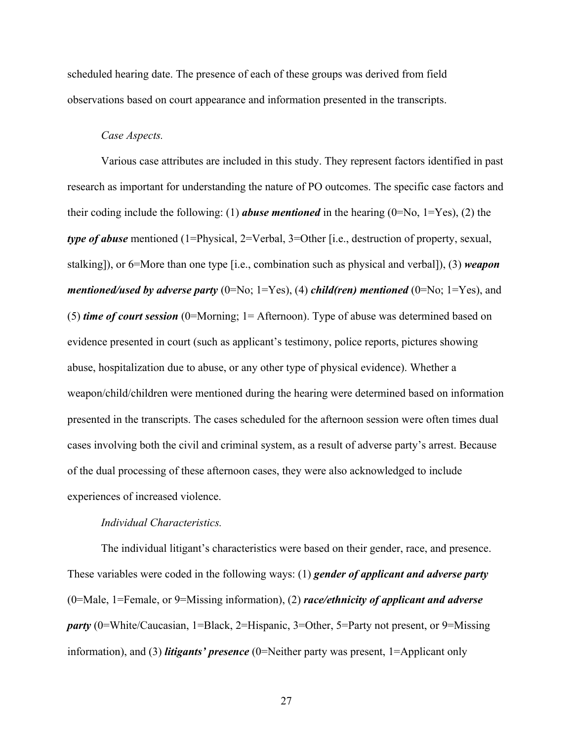scheduled hearing date. The presence of each of these groups was derived from field observations based on court appearance and information presented in the transcripts.

*Case Aspects.*

Various case attributes are included in this study. They represent factors identified in past research as important for understanding the nature of PO outcomes. The specific case factors and their coding include the following: (1) ***abuse mentioned*** in the hearing (0=No, 1=Yes), (2) the ***type of abuse*** mentioned (1=Physical, 2=Verbal, 3=Other [i.e., destruction of property, sexual, stalking]), or 6=More than one type [i.e., combination such as physical and verbal]), (3) ***weapon mentioned/used by adverse party*** (0=No; 1=Yes), (4) ***child(ren) mentioned*** (0=No; 1=Yes), and (5) ***time of court session*** (0=Morning; 1= Afternoon). Type of abuse was determined based on evidence presented in court (such as applicant's testimony, police reports, pictures showing abuse, hospitalization due to abuse, or any other type of physical evidence). Whether a weapon/child/children were mentioned during the hearing were determined based on information presented in the transcripts. The cases scheduled for the afternoon session were often times dual cases involving both the civil and criminal system, as a result of adverse party's arrest. Because of the dual processing of these afternoon cases, they were also acknowledged to include experiences of increased violence.

*Individual Characteristics.*

The individual litigant's characteristics were based on their gender, race, and presence. These variables were coded in the following ways: (1) ***gender of applicant and adverse party*** (0=Male, 1=Female, or 9=Missing information), (2) ***race/ethnicity of applicant and adverse party*** (0=White/Caucasian, 1=Black, 2=Hispanic, 3=Other, 5=Party not present, or 9=Missing information), and (3) ***litigants' presence*** (0=Neither party was present, 1=Applicant only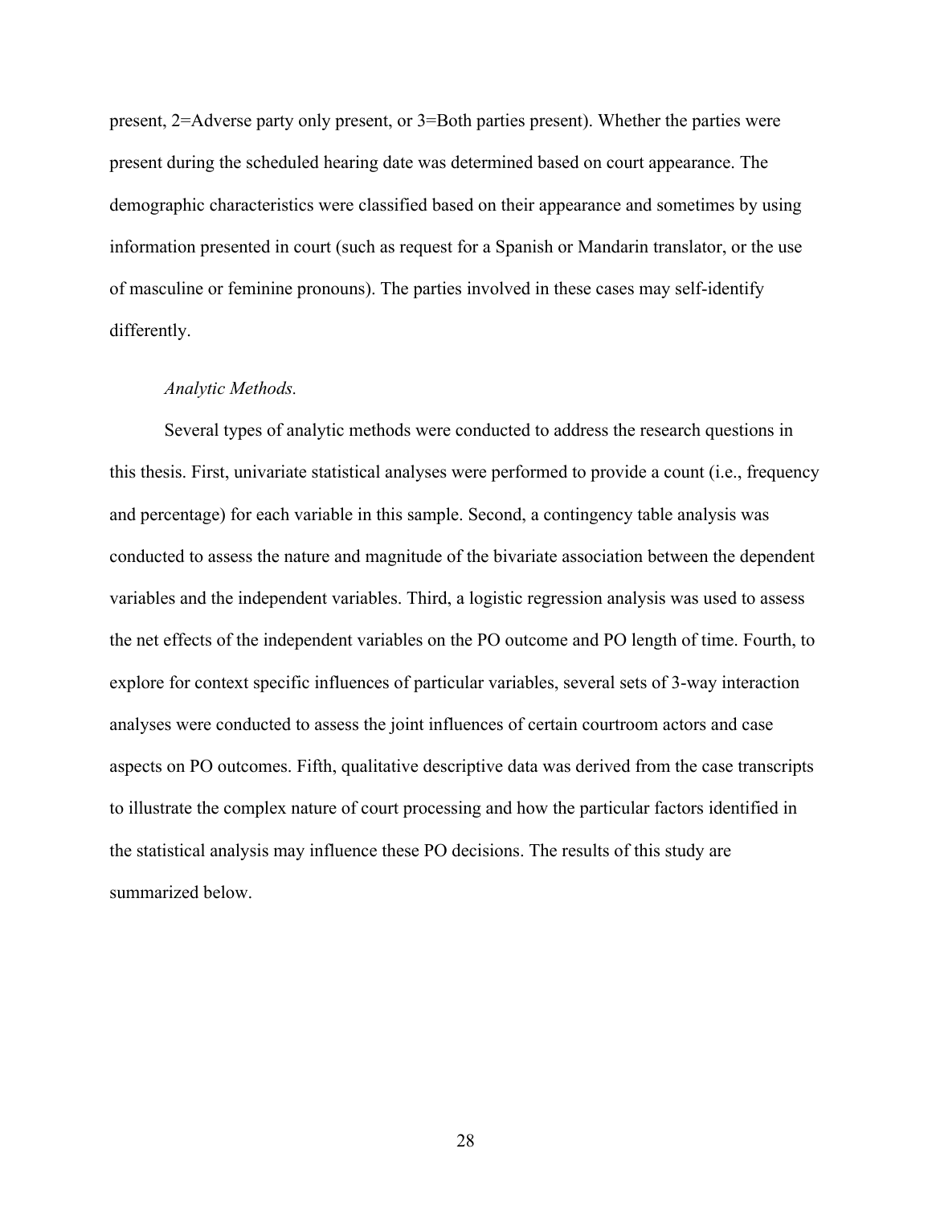present, 2=Adverse party only present, or 3=Both parties present). Whether the parties were present during the scheduled hearing date was determined based on court appearance. The demographic characteristics were classified based on their appearance and sometimes by using information presented in court (such as request for a Spanish or Mandarin translator, or the use of masculine or feminine pronouns). The parties involved in these cases may self-identify differently.

*Analytic Methods.*

Several types of analytic methods were conducted to address the research questions in this thesis. First, univariate statistical analyses were performed to provide a count (i.e., frequency and percentage) for each variable in this sample. Second, a contingency table analysis was conducted to assess the nature and magnitude of the bivariate association between the dependent variables and the independent variables. Third, a logistic regression analysis was used to assess the net effects of the independent variables on the PO outcome and PO length of time. Fourth, to explore for context specific influences of particular variables, several sets of 3-way interaction analyses were conducted to assess the joint influences of certain courtroom actors and case aspects on PO outcomes. Fifth, qualitative descriptive data was derived from the case transcripts to illustrate the complex nature of court processing and how the particular factors identified in the statistical analysis may influence these PO decisions. The results of this study are summarized below.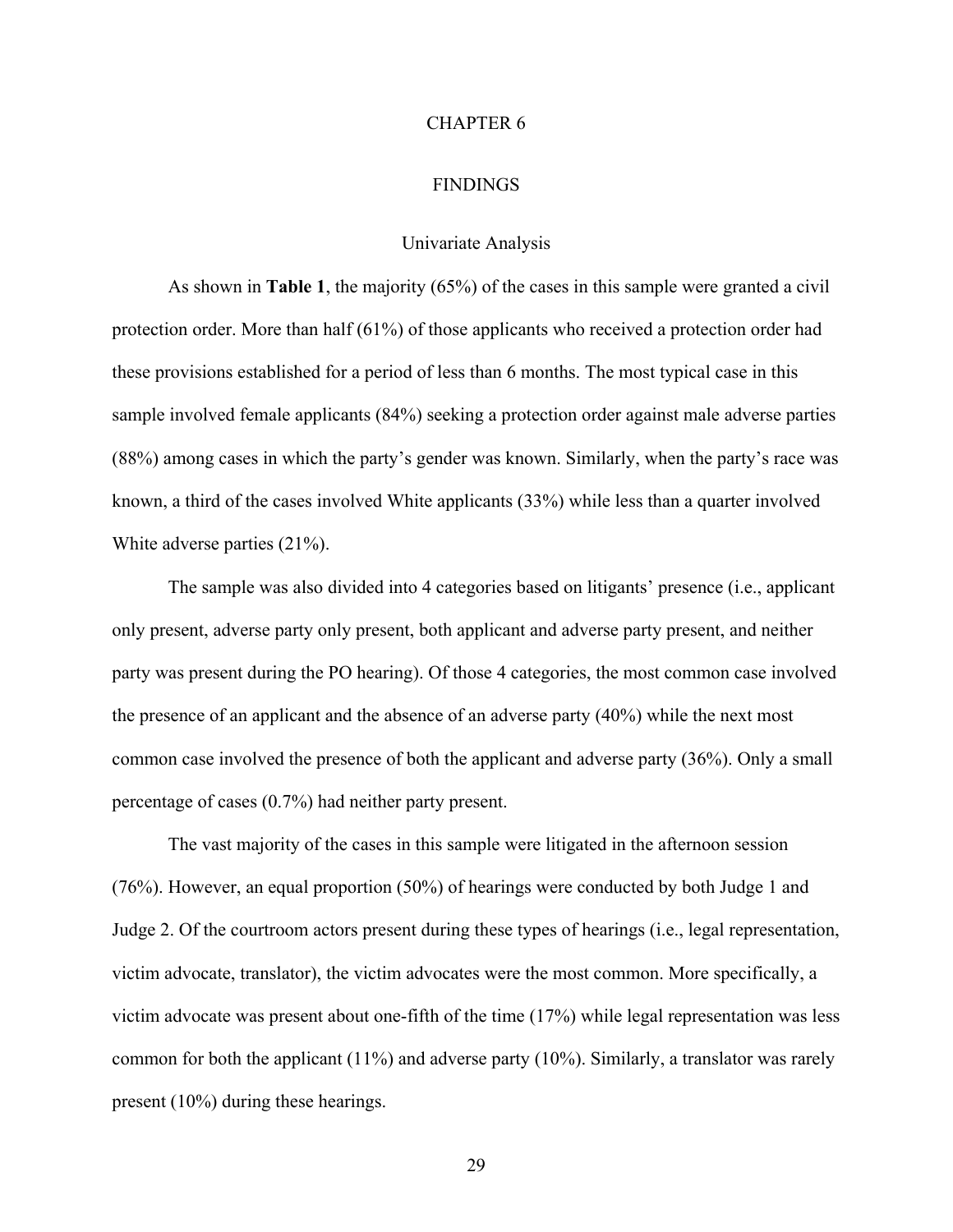# CHAPTER 6

# FINDINGS

## Univariate Analysis

As shown in **Table 1**, the majority (65%) of the cases in this sample were granted a civil protection order. More than half (61%) of those applicants who received a protection order had these provisions established for a period of less than 6 months. The most typical case in this sample involved female applicants (84%) seeking a protection order against male adverse parties (88%) among cases in which the party's gender was known. Similarly, when the party's race was known, a third of the cases involved White applicants (33%) while less than a quarter involved White adverse parties (21%).

The sample was also divided into 4 categories based on litigants' presence (i.e., applicant only present, adverse party only present, both applicant and adverse party present, and neither party was present during the PO hearing). Of those 4 categories, the most common case involved the presence of an applicant and the absence of an adverse party (40%) while the next most common case involved the presence of both the applicant and adverse party (36%). Only a small percentage of cases (0.7%) had neither party present.

The vast majority of the cases in this sample were litigated in the afternoon session (76%). However, an equal proportion (50%) of hearings were conducted by both Judge 1 and Judge 2. Of the courtroom actors present during these types of hearings (i.e., legal representation, victim advocate, translator), the victim advocates were the most common. More specifically, a victim advocate was present about one-fifth of the time (17%) while legal representation was less common for both the applicant (11%) and adverse party (10%). Similarly, a translator was rarely present (10%) during these hearings.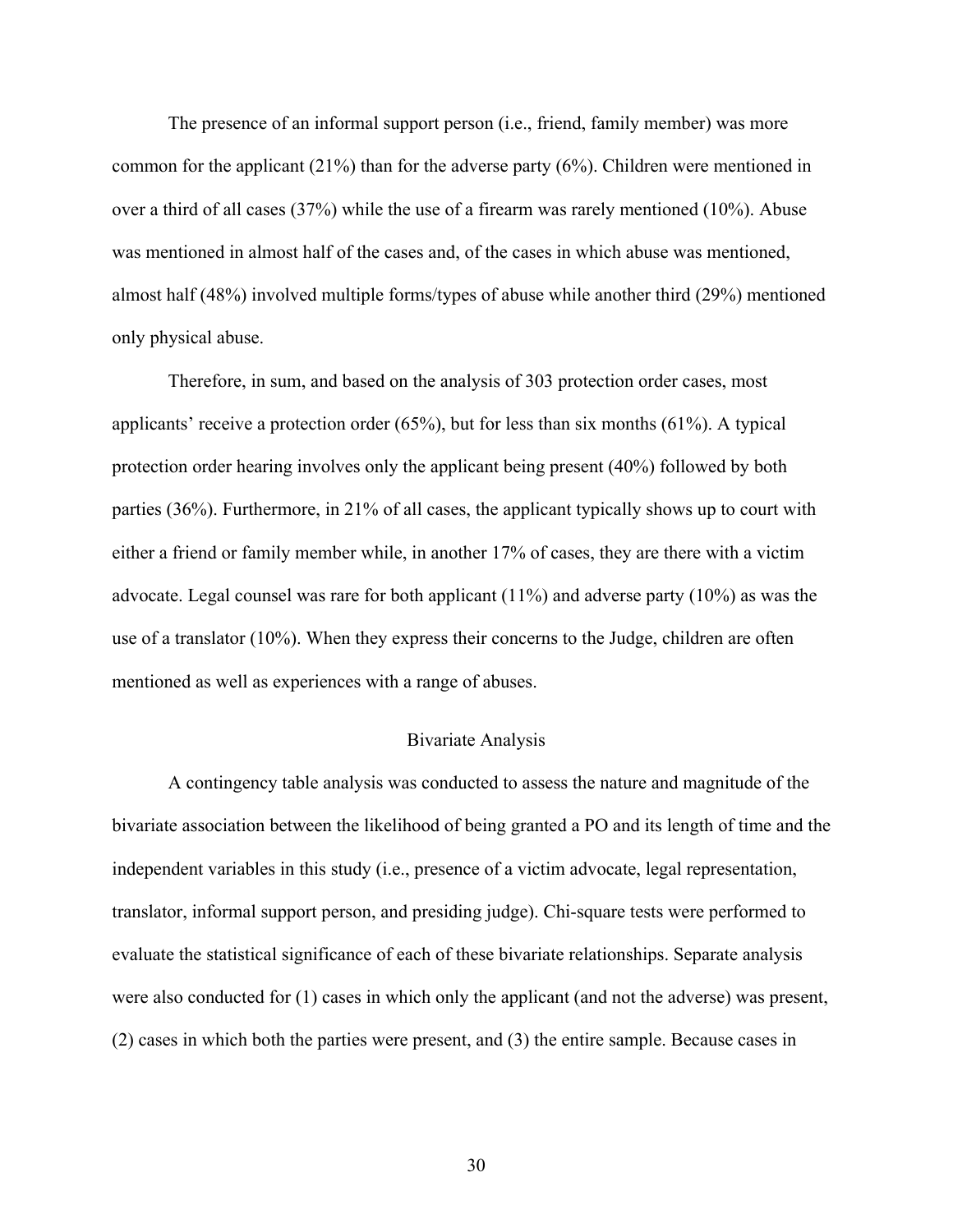The presence of an informal support person (i.e., friend, family member) was more common for the applicant (21%) than for the adverse party (6%). Children were mentioned in over a third of all cases (37%) while the use of a firearm was rarely mentioned (10%). Abuse was mentioned in almost half of the cases and, of the cases in which abuse was mentioned, almost half (48%) involved multiple forms/types of abuse while another third (29%) mentioned only physical abuse.

Therefore, in sum, and based on the analysis of 303 protection order cases, most applicants' receive a protection order (65%), but for less than six months (61%). A typical protection order hearing involves only the applicant being present (40%) followed by both parties (36%). Furthermore, in 21% of all cases, the applicant typically shows up to court with either a friend or family member while, in another 17% of cases, they are there with a victim advocate. Legal counsel was rare for both applicant (11%) and adverse party (10%) as was the use of a translator (10%). When they express their concerns to the Judge, children are often mentioned as well as experiences with a range of abuses.

## Bivariate Analysis

A contingency table analysis was conducted to assess the nature and magnitude of the bivariate association between the likelihood of being granted a PO and its length of time and the independent variables in this study (i.e., presence of a victim advocate, legal representation, translator, informal support person, and presiding judge). Chi-square tests were performed to evaluate the statistical significance of each of these bivariate relationships. Separate analysis were also conducted for (1) cases in which only the applicant (and not the adverse) was present, (2) cases in which both the parties were present, and (3) the entire sample. Because cases in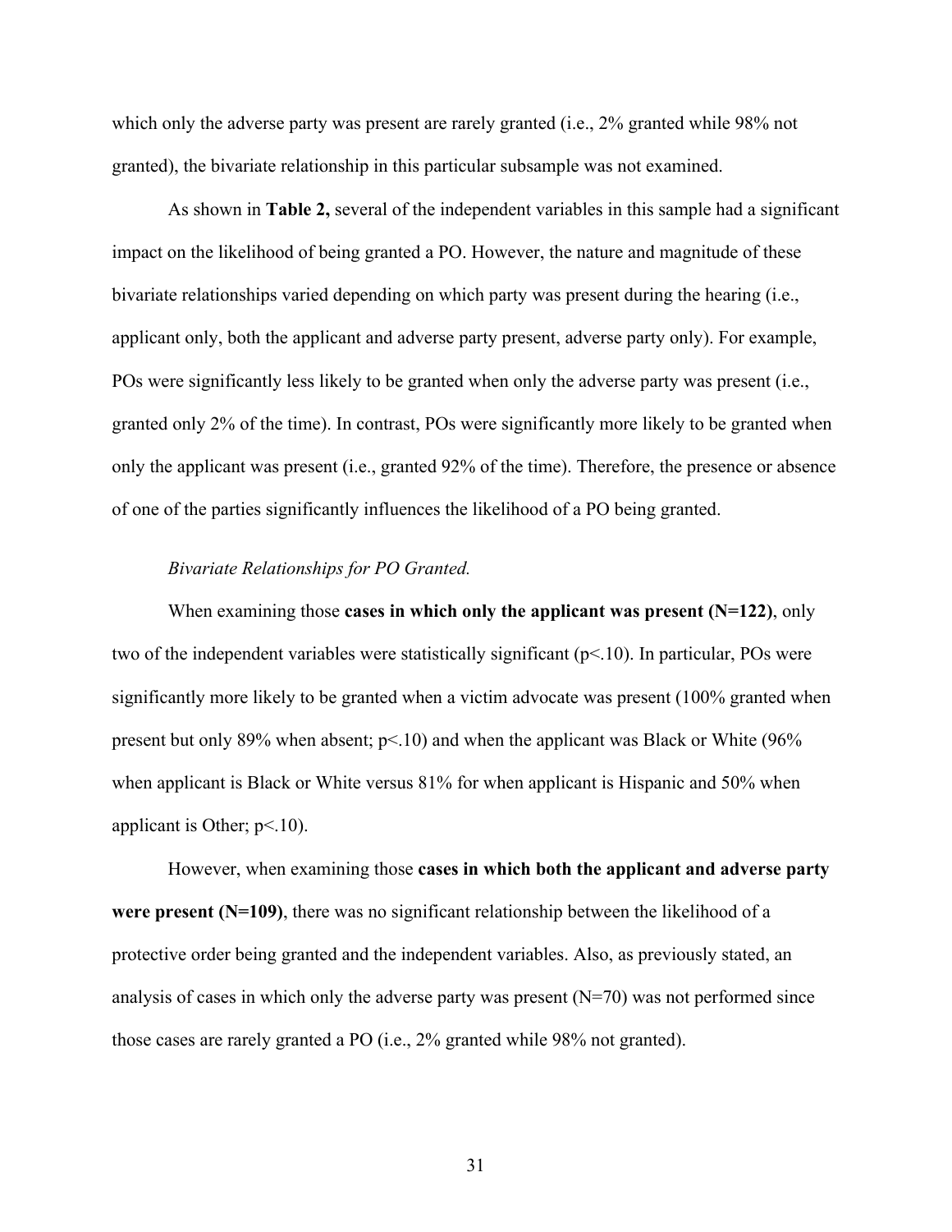which only the adverse party was present are rarely granted (i.e., 2% granted while 98% not granted), the bivariate relationship in this particular subsample was not examined.

As shown in **Table 2,** several of the independent variables in this sample had a significant impact on the likelihood of being granted a PO. However, the nature and magnitude of these bivariate relationships varied depending on which party was present during the hearing (i.e., applicant only, both the applicant and adverse party present, adverse party only). For example, POs were significantly less likely to be granted when only the adverse party was present (i.e., granted only 2% of the time). In contrast, POs were significantly more likely to be granted when only the applicant was present (i.e., granted 92% of the time). Therefore, the presence or absence of one of the parties significantly influences the likelihood of a PO being granted.

*Bivariate Relationships for PO Granted.*

When examining those **cases in which only the applicant was present (N=122)**, only two of the independent variables were statistically significant ($p<.10$). In particular, POs were significantly more likely to be granted when a victim advocate was present (100% granted when present but only 89% when absent; $p<.10$) and when the applicant was Black or White (96% when applicant is Black or White versus 81% for when applicant is Hispanic and 50% when applicant is Other; $p<.10$).

However, when examining those **cases in which both the applicant and adverse party were present (N=109)**, there was no significant relationship between the likelihood of a protective order being granted and the independent variables. Also, as previously stated, an analysis of cases in which only the adverse party was present (N=70) was not performed since those cases are rarely granted a PO (i.e., 2% granted while 98% not granted).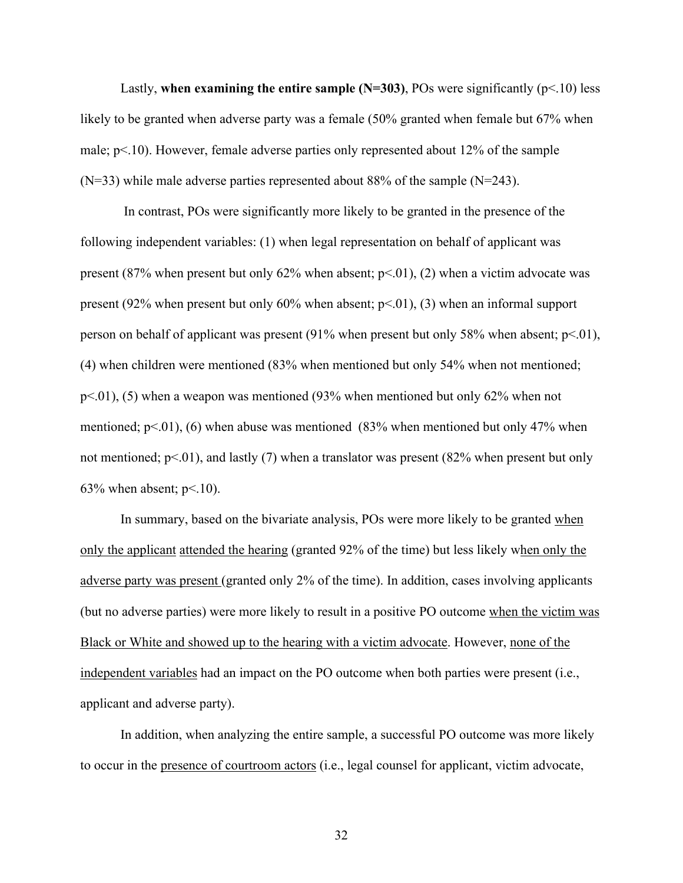Lastly, **when examining the entire sample (N=303)**, POs were significantly ($p<.10$) less likely to be granted when adverse party was a female (50% granted when female but 67% when male; $p<.10$). However, female adverse parties only represented about 12% of the sample (N=33) while male adverse parties represented about 88% of the sample (N=243).

In contrast, POs were significantly more likely to be granted in the presence of the following independent variables: (1) when legal representation on behalf of applicant was present (87% when present but only 62% when absent; $p<.01$), (2) when a victim advocate was present (92% when present but only 60% when absent; $p<.01$), (3) when an informal support person on behalf of applicant was present (91% when present but only 58% when absent; $p<.01$), (4) when children were mentioned (83% when mentioned but only 54% when not mentioned; $p<.01$), (5) when a weapon was mentioned (93% when mentioned but only 62% when not mentioned; $p<.01$), (6) when abuse was mentioned (83% when mentioned but only 47% when not mentioned; $p<.01$), and lastly (7) when a translator was present (82% when present but only 63% when absent; $p<.10$).

In summary, based on the bivariate analysis, POs were more likely to be granted <u>when only the applicant</u> <u>attended the hearing</u> (granted 92% of the time) but less likely w<u>hen only the adverse party was present</u> (granted only 2% of the time). In addition, cases involving applicants (but no adverse parties) were more likely to result in a positive PO outcome <u>when the victim was Black or White and showed up to the hearing with a victim advocate</u>. However, <u>none of the independent variables</u> had an impact on the PO outcome when both parties were present (i.e., applicant and adverse party).

In addition, when analyzing the entire sample, a successful PO outcome was more likely to occur in the <u>presence of courtroom actors</u> (i.e., legal counsel for applicant, victim advocate,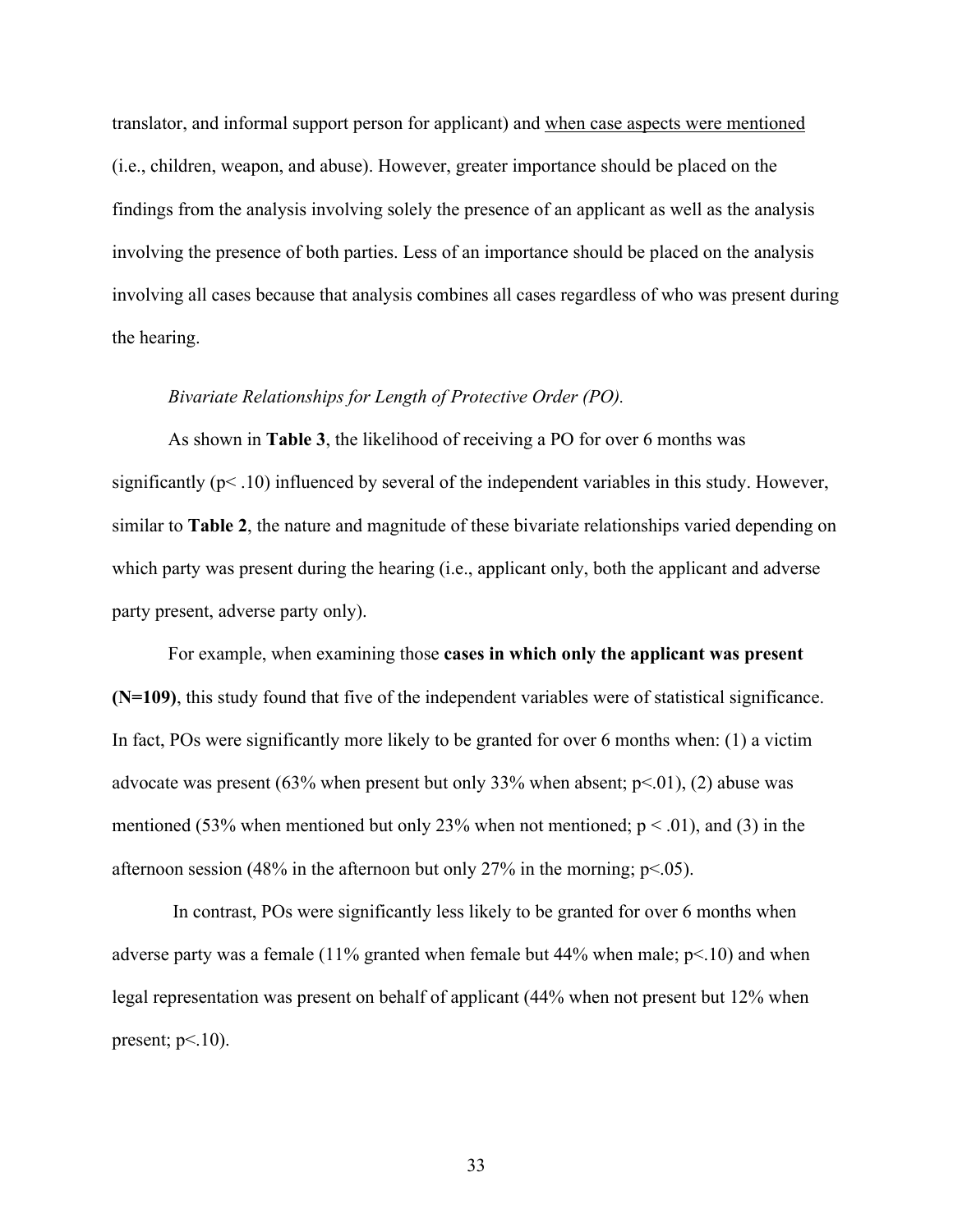translator, and informal support person for applicant) and <u>when case aspects were mentioned</u> (i.e., children, weapon, and abuse). However, greater importance should be placed on the findings from the analysis involving solely the presence of an applicant as well as the analysis involving the presence of both parties. Less of an importance should be placed on the analysis involving all cases because that analysis combines all cases regardless of who was present during the hearing.

*Bivariate Relationships for Length of Protective Order (PO).*

As shown in **Table 3**, the likelihood of receiving a PO for over 6 months was significantly ($p < .10$) influenced by several of the independent variables in this study. However, similar to **Table 2**, the nature and magnitude of these bivariate relationships varied depending on which party was present during the hearing (i.e., applicant only, both the applicant and adverse party present, adverse party only).

For example, when examining those **cases in which only the applicant was present (N=109)**, this study found that five of the independent variables were of statistical significance. In fact, POs were significantly more likely to be granted for over 6 months when: (1) a victim advocate was present (63% when present but only 33% when absent; $p<.01$), (2) abuse was mentioned (53% when mentioned but only 23% when not mentioned; $p < .01$), and (3) in the afternoon session (48% in the afternoon but only 27% in the morning; $p<.05$).

In contrast, POs were significantly less likely to be granted for over 6 months when adverse party was a female (11% granted when female but 44% when male; $p<.10$) and when legal representation was present on behalf of applicant (44% when not present but 12% when present; $p<.10$).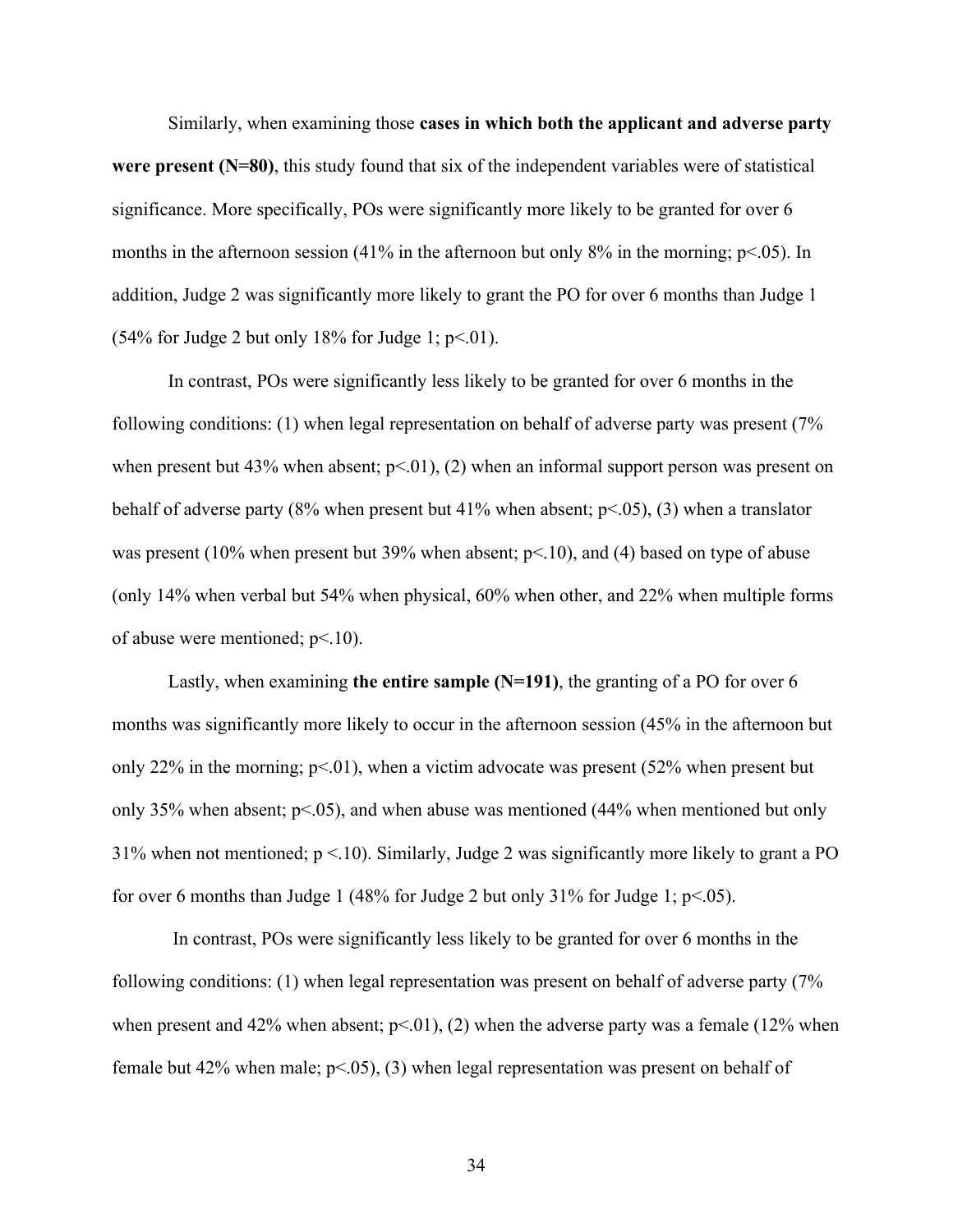Similarly, when examining those **cases in which both the applicant and adverse party were present (N=80)**, this study found that six of the independent variables were of statistical significance. More specifically, POs were significantly more likely to be granted for over 6 months in the afternoon session (41% in the afternoon but only 8% in the morning; $p<.05$). In addition, Judge 2 was significantly more likely to grant the PO for over 6 months than Judge 1 (54% for Judge 2 but only 18% for Judge 1; $p<.01$).

In contrast, POs were significantly less likely to be granted for over 6 months in the following conditions: (1) when legal representation on behalf of adverse party was present (7% when present but 43% when absent; $p<.01$), (2) when an informal support person was present on behalf of adverse party (8% when present but 41% when absent; $p<.05$), (3) when a translator was present (10% when present but 39% when absent; $p<.10$), and (4) based on type of abuse (only 14% when verbal but 54% when physical, 60% when other, and 22% when multiple forms of abuse were mentioned; $p<.10$).

Lastly, when examining **the entire sample (N=191)**, the granting of a PO for over 6 months was significantly more likely to occur in the afternoon session (45% in the afternoon but only 22% in the morning; $p<.01$), when a victim advocate was present (52% when present but only 35% when absent; $p<.05$), and when abuse was mentioned (44% when mentioned but only 31% when not mentioned; $p <.10$). Similarly, Judge 2 was significantly more likely to grant a PO for over 6 months than Judge 1 (48% for Judge 2 but only 31% for Judge 1; $p<.05$).

In contrast, POs were significantly less likely to be granted for over 6 months in the following conditions: (1) when legal representation was present on behalf of adverse party (7% when present and 42% when absent; $p<.01$), (2) when the adverse party was a female (12% when female but 42% when male; $p<.05$), (3) when legal representation was present on behalf of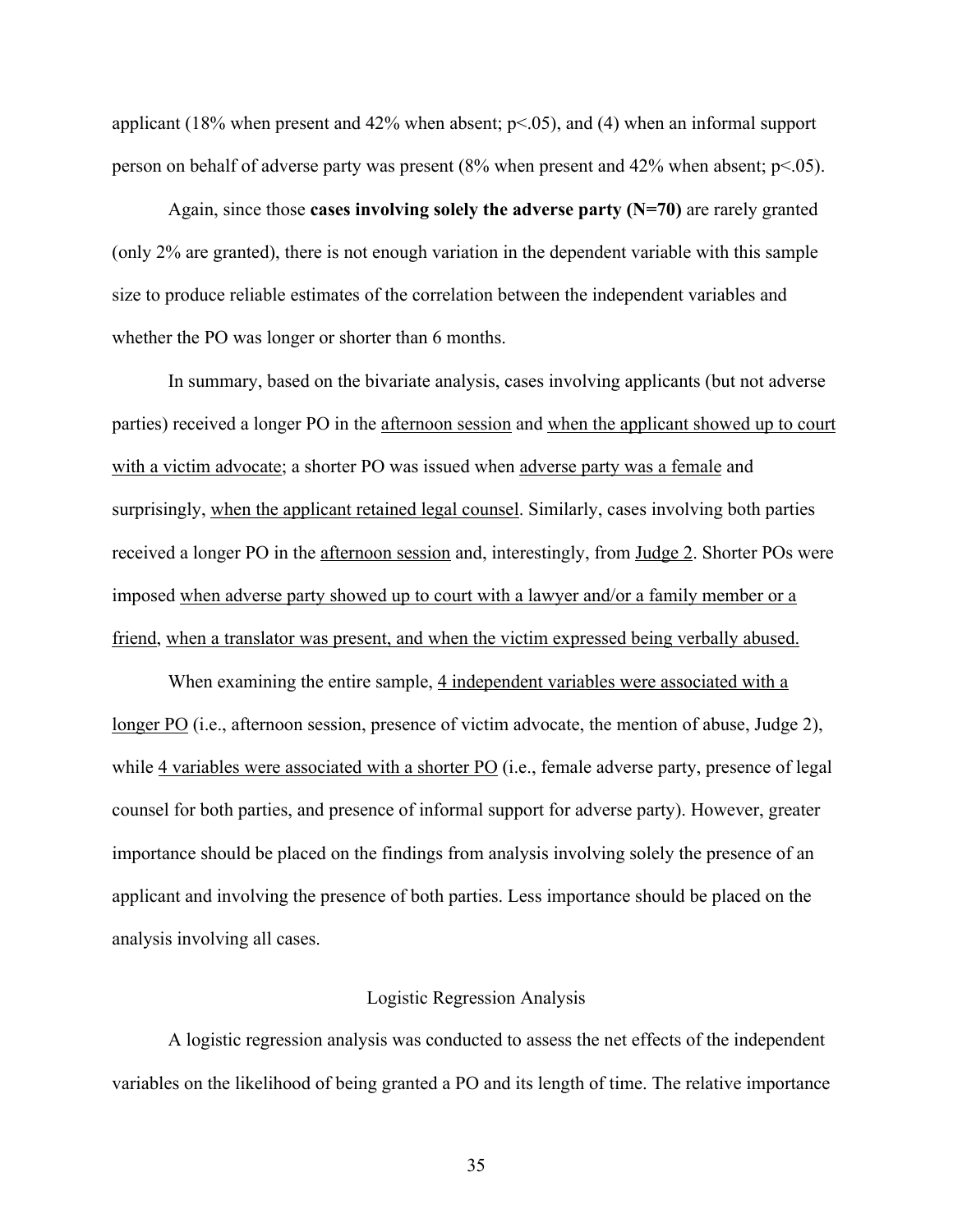applicant (18% when present and 42% when absent; $p<.05$), and (4) when an informal support person on behalf of adverse party was present (8% when present and 42% when absent; $p<.05$).

Again, since those **cases involving solely the adverse party (N=70)** are rarely granted (only 2% are granted), there is not enough variation in the dependent variable with this sample size to produce reliable estimates of the correlation between the independent variables and whether the PO was longer or shorter than 6 months.

In summary, based on the bivariate analysis, cases involving applicants (but not adverse parties) received a longer PO in the <u>afternoon session</u> and <u>when the applicant showed up to court with a victim advocate</u>; a shorter PO was issued when <u>adverse party was a female</u> and surprisingly, <u>when the applicant retained legal counsel</u>. Similarly, cases involving both parties received a longer PO in the <u>afternoon session</u> and, interestingly, from <u>Judge 2</u>. Shorter POs were imposed <u>when adverse party showed up to court with a lawyer and/or a family member or a friend</u>, <u>when a translator was present, and when the victim expressed being verbally abused.</u>

When examining the entire sample, <u>4 independent variables were associated with a longer PO</u> (i.e., afternoon session, presence of victim advocate, the mention of abuse, Judge 2), while <u>4 variables were associated with a shorter PO</u> (i.e., female adverse party, presence of legal counsel for both parties, and presence of informal support for adverse party). However, greater importance should be placed on the findings from analysis involving solely the presence of an applicant and involving the presence of both parties. Less importance should be placed on the analysis involving all cases.

## Logistic Regression Analysis

A logistic regression analysis was conducted to assess the net effects of the independent variables on the likelihood of being granted a PO and its length of time. The relative importance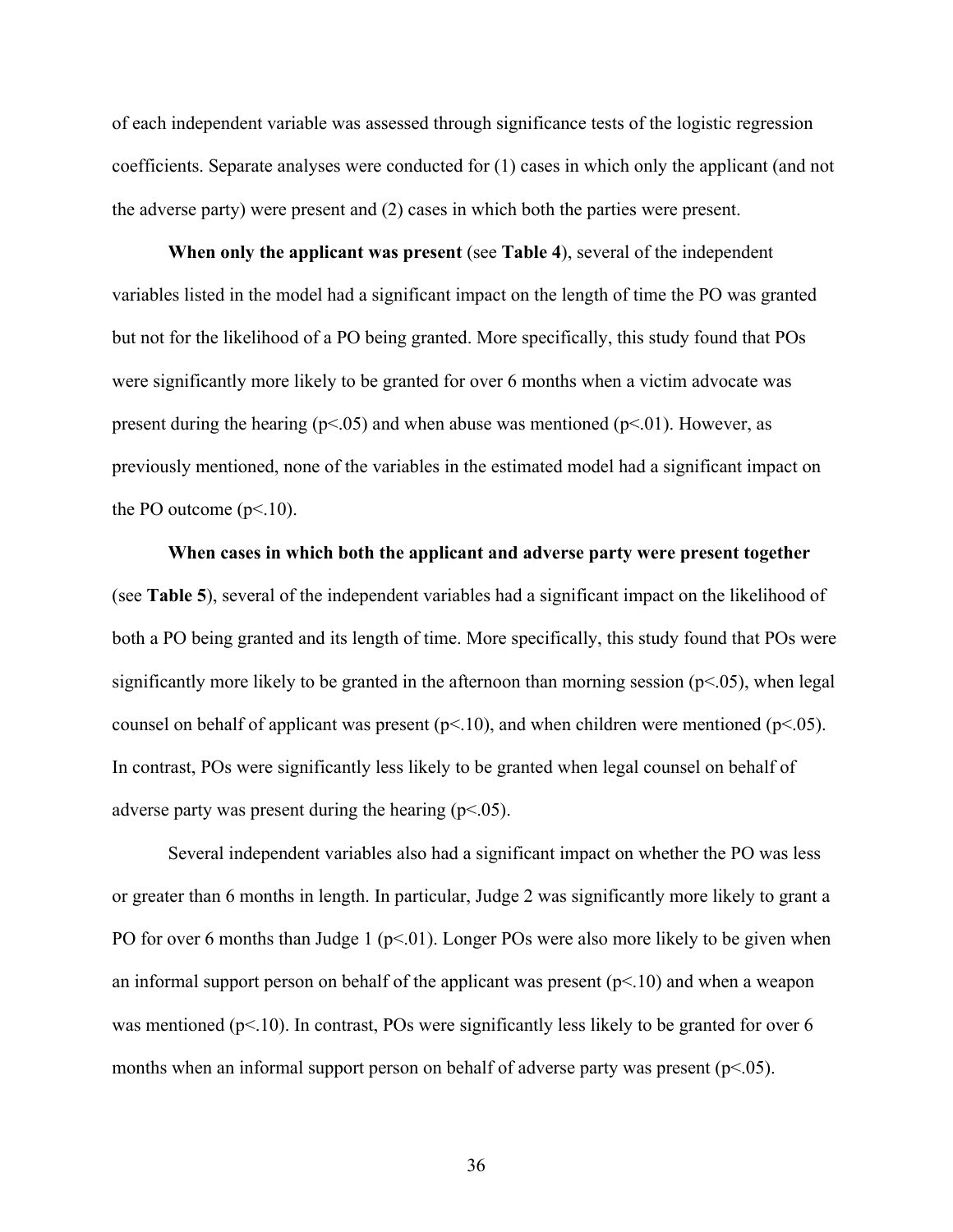of each independent variable was assessed through significance tests of the logistic regression coefficients. Separate analyses were conducted for (1) cases in which only the applicant (and not the adverse party) were present and (2) cases in which both the parties were present.

**When only the applicant was present** (see **Table 4**), several of the independent variables listed in the model had a significant impact on the length of time the PO was granted but not for the likelihood of a PO being granted. More specifically, this study found that POs were significantly more likely to be granted for over 6 months when a victim advocate was present during the hearing ($p<.05$) and when abuse was mentioned ($p<.01$). However, as previously mentioned, none of the variables in the estimated model had a significant impact on the PO outcome ($p<.10$).

**When cases in which both the applicant and adverse party were present together** (see **Table 5**), several of the independent variables had a significant impact on the likelihood of both a PO being granted and its length of time. More specifically, this study found that POs were significantly more likely to be granted in the afternoon than morning session ($p<.05$), when legal counsel on behalf of applicant was present ($p<.10$), and when children were mentioned ($p<.05$). In contrast, POs were significantly less likely to be granted when legal counsel on behalf of adverse party was present during the hearing ($p<.05$).

Several independent variables also had a significant impact on whether the PO was less or greater than 6 months in length. In particular, Judge 2 was significantly more likely to grant a PO for over 6 months than Judge 1 ($p<.01$). Longer POs were also more likely to be given when an informal support person on behalf of the applicant was present ($p<.10$) and when a weapon was mentioned ($p<.10$). In contrast, POs were significantly less likely to be granted for over 6 months when an informal support person on behalf of adverse party was present ($p<.05$).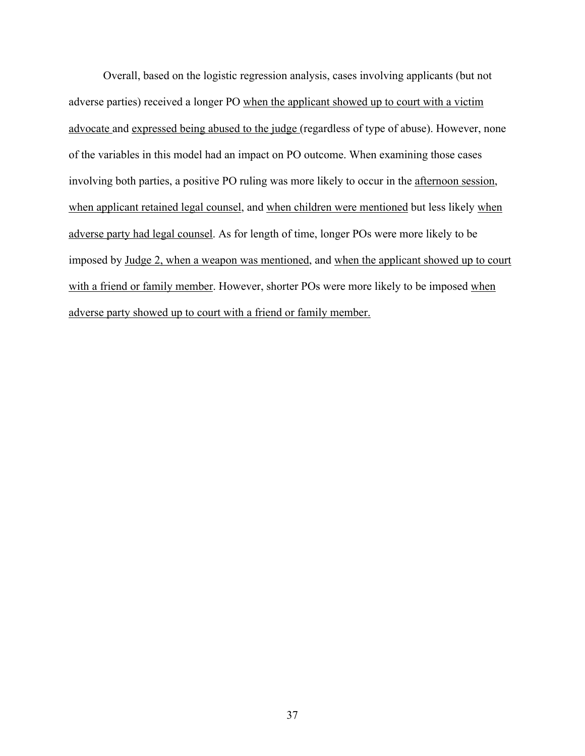Overall, based on the logistic regression analysis, cases involving applicants (but not adverse parties) received a longer PO <u>when the applicant showed up to court with a victim advocate</u> and <u>expressed being abused to the judge</u> (regardless of type of abuse). However, none of the variables in this model had an impact on PO outcome. When examining those cases involving both parties, a positive PO ruling was more likely to occur in the <u>afternoon session</u>, <u>when applicant retained legal counsel</u>, and <u>when children were mentioned</u> but less likely <u>when adverse party had legal counsel</u>. As for length of time, longer POs were more likely to be imposed by <u>Judge 2, when a weapon was mentioned</u>, and <u>when the applicant showed up to court with a friend or family member</u>. However, shorter POs were more likely to be imposed <u>when adverse party showed up to court with a friend or family member.</u>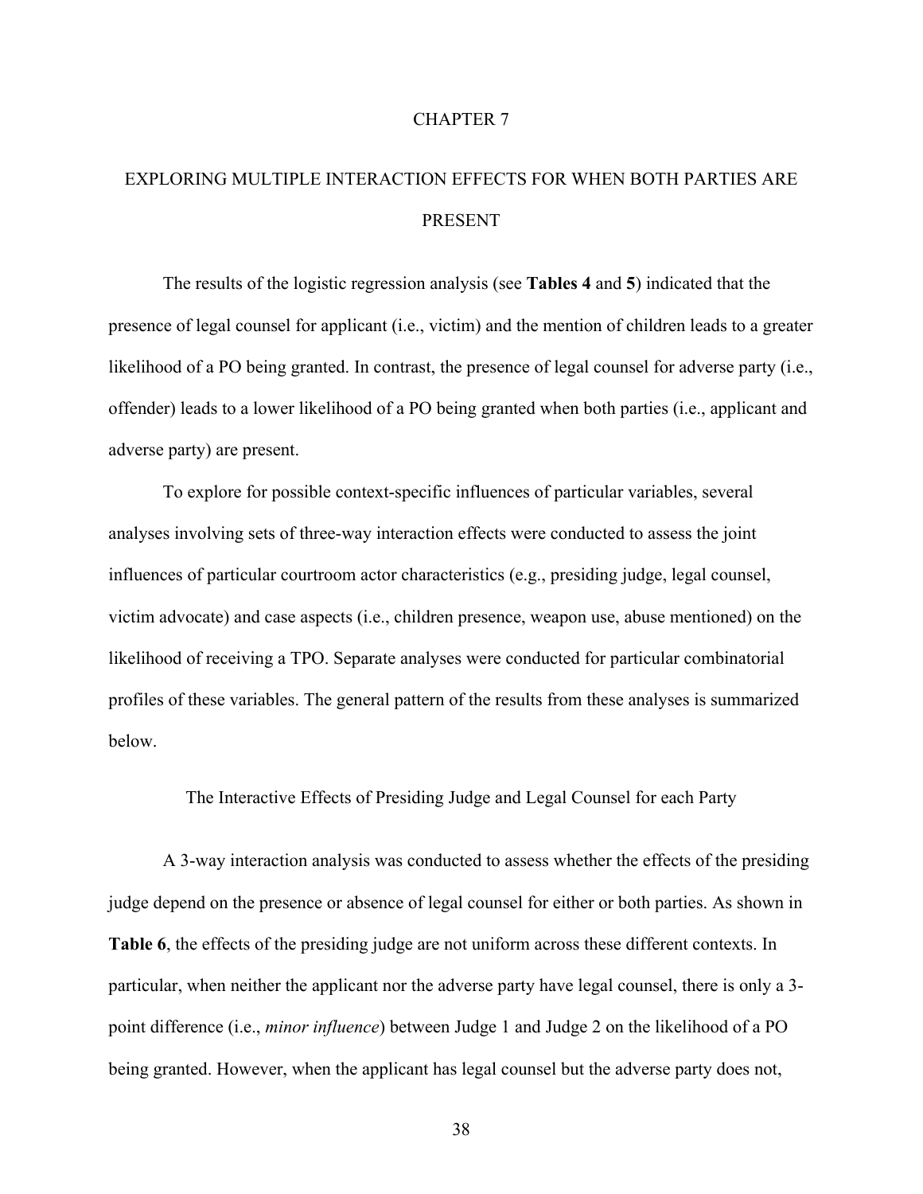# CHAPTER 7

# EXPLORING MULTIPLE INTERACTION EFFECTS FOR WHEN BOTH PARTIES ARE PRESENT

The results of the logistic regression analysis (see **Tables 4** and **5**) indicated that the presence of legal counsel for applicant (i.e., victim) and the mention of children leads to a greater likelihood of a PO being granted. In contrast, the presence of legal counsel for adverse party (i.e., offender) leads to a lower likelihood of a PO being granted when both parties (i.e., applicant and adverse party) are present.

To explore for possible context-specific influences of particular variables, several analyses involving sets of three-way interaction effects were conducted to assess the joint influences of particular courtroom actor characteristics (e.g., presiding judge, legal counsel, victim advocate) and case aspects (i.e., children presence, weapon use, abuse mentioned) on the likelihood of receiving a TPO. Separate analyses were conducted for particular combinatorial profiles of these variables. The general pattern of the results from these analyses is summarized below.

## The Interactive Effects of Presiding Judge and Legal Counsel for each Party

A 3-way interaction analysis was conducted to assess whether the effects of the presiding judge depend on the presence or absence of legal counsel for either or both parties. As shown in **Table 6**, the effects of the presiding judge are not uniform across these different contexts. In particular, when neither the applicant nor the adverse party have legal counsel, there is only a 3-point difference (i.e., *minor influence*) between Judge 1 and Judge 2 on the likelihood of a PO being granted. However, when the applicant has legal counsel but the adverse party does not,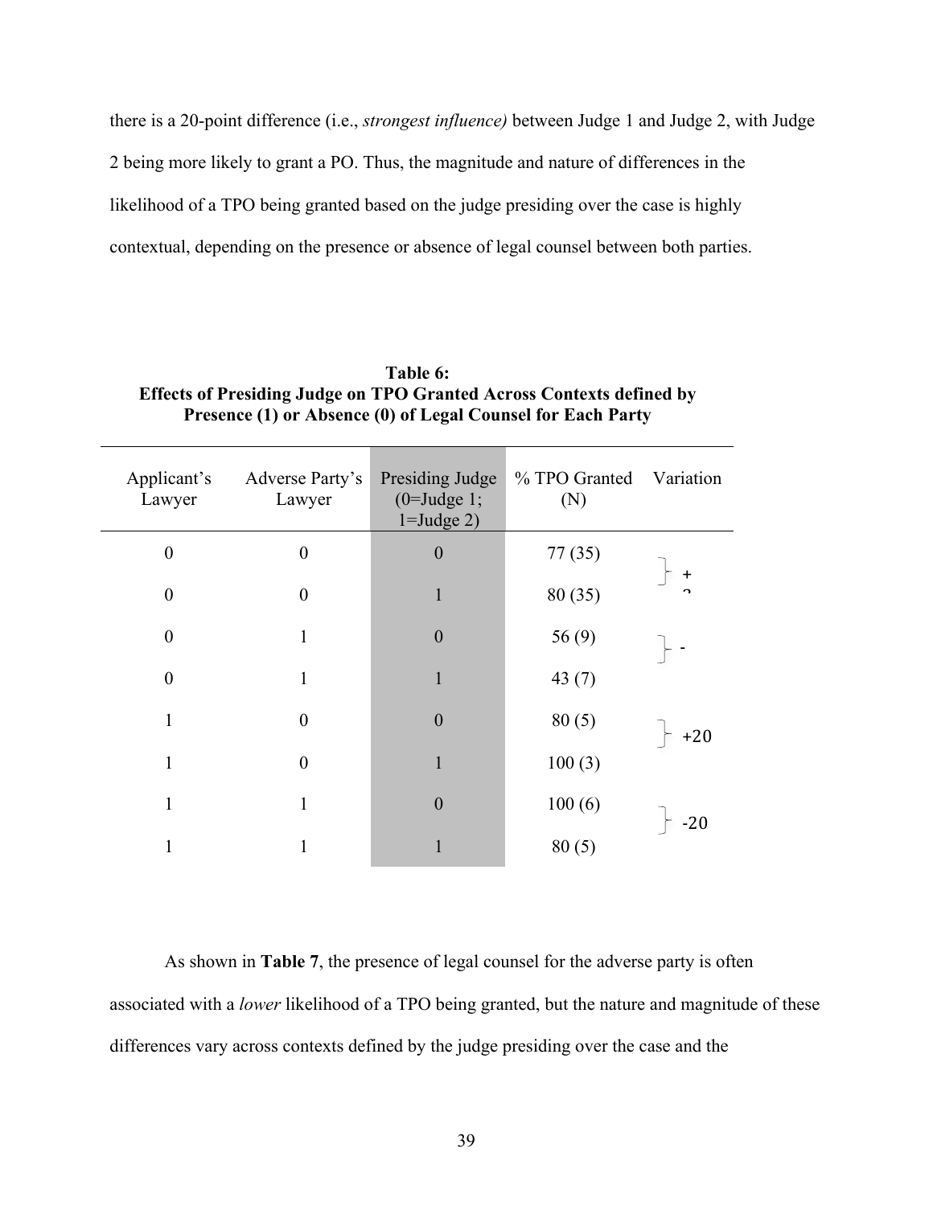there is a 20-point difference (i.e., *strongest influence)* between Judge 1 and Judge 2, with Judge 2 being more likely to grant a PO. Thus, the magnitude and nature of differences in the likelihood of a TPO being granted based on the judge presiding over the case is highly contextual, depending on the presence or absence of legal counsel between both parties.

**Table 6:**
**Effects of Presiding Judge on TPO Granted Across Contexts defined by Presence (1) or Absence (0) of Legal Counsel for Each Party**

| Applicant's Lawyer | Adverse Party's Lawyer | Presiding Judge (0=Judge 1; 1=Judge 2) | % TPO Granted (N) | Variation |
|---|---|---|---|---|
| 0 | 0 | 0 | 77 (35) | + |
| 0 | 0 | 1 | 80 (35) | |
| 0 | 1 | 0 | 56 (9) | - |
| 0 | 1 | 1 | 43 (7) | |
| 1 | 0 | 0 | 80 (5) | +20 |
| 1 | 0 | 1 | 100 (3) | |
| 1 | 1 | 0 | 100 (6) | -20 |
| 1 | 1 | 1 | 80 (5) | |

As shown in **Table 7**, the presence of legal counsel for the adverse party is often associated with a *lower* likelihood of a TPO being granted, but the nature and magnitude of these differences vary across contexts defined by the judge presiding over the case and the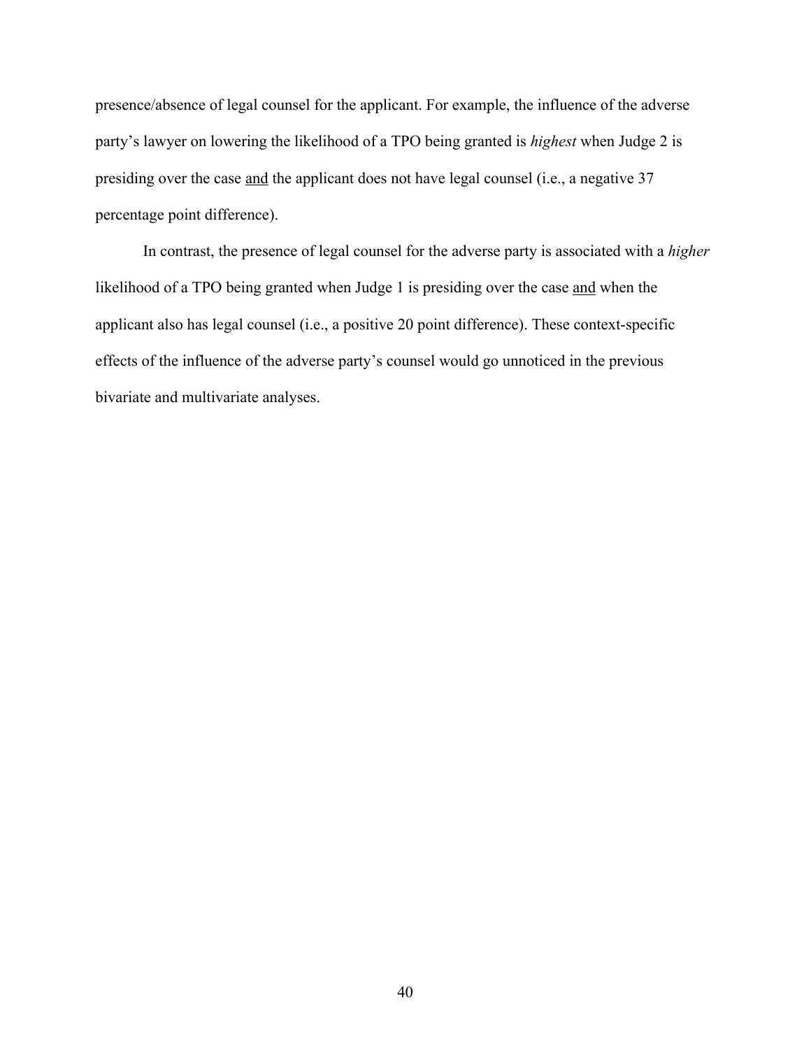presence/absence of legal counsel for the applicant. For example, the influence of the adverse party's lawyer on lowering the likelihood of a TPO being granted is *highest* when Judge 2 is presiding over the case <u>and</u> the applicant does not have legal counsel (i.e., a negative 37 percentage point difference).

In contrast, the presence of legal counsel for the adverse party is associated with a *higher* likelihood of a TPO being granted when Judge 1 is presiding over the case <u>and</u> when the applicant also has legal counsel (i.e., a positive 20 point difference). These context-specific effects of the influence of the adverse party's counsel would go unnoticed in the previous bivariate and multivariate analyses.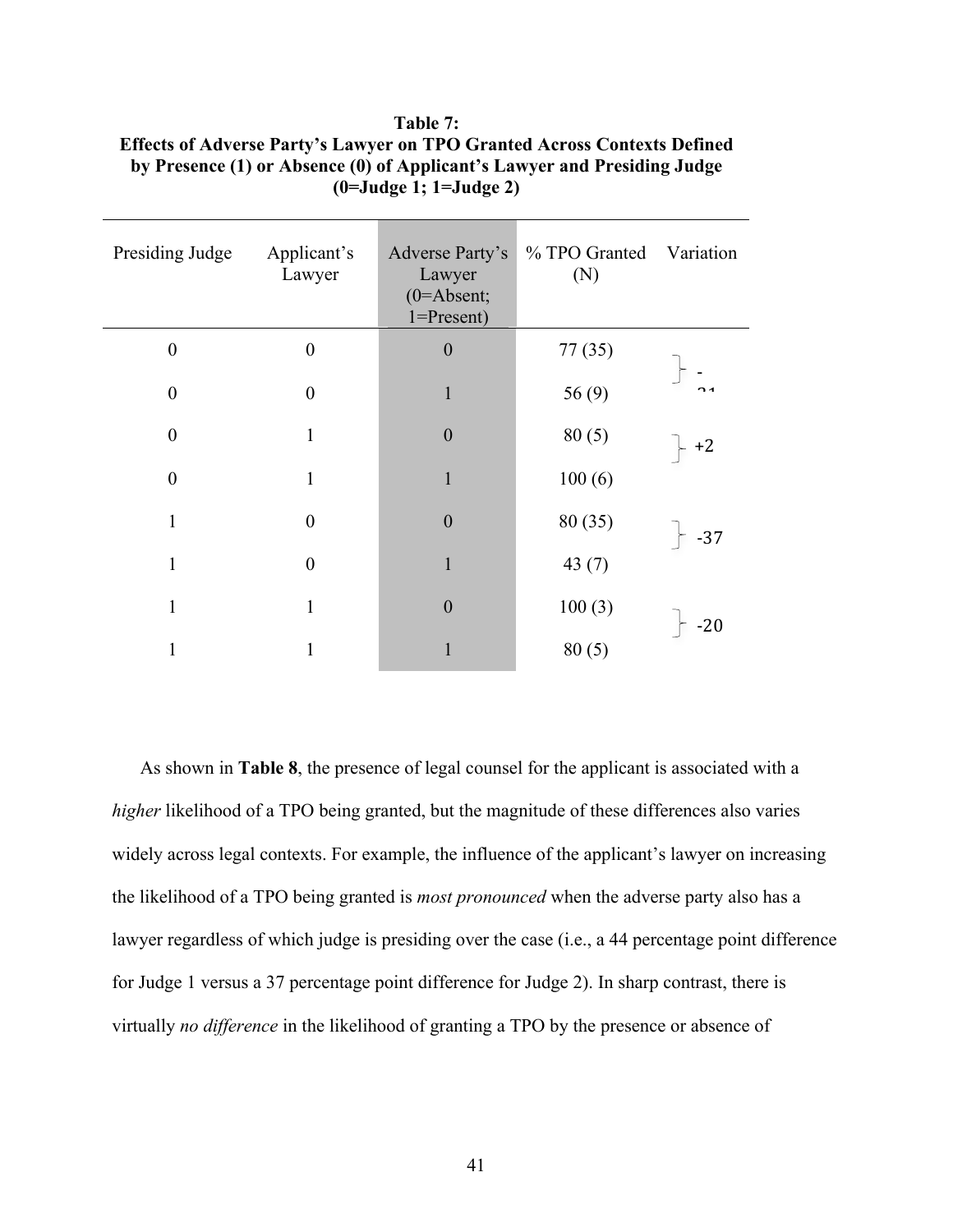**Table 7:**
**Effects of Adverse Party's Lawyer on TPO Granted Across Contexts Defined by Presence (1) or Absence (0) of Applicant's Lawyer and Presiding Judge (0=Judge 1; 1=Judge 2)**

| Presiding Judge | Applicant's Lawyer | Adverse Party's Lawyer (0=Absent; 1=Present) | % TPO Granted (N) | Variation |
|---|---|---|---|---|
| 0 | 0 | 0 | 77 (35) | -21 |
| 0 | 0 | 1 | 56 (9) | |
| 0 | 1 | 0 | 80 (5) | +2 |
| 0 | 1 | 1 | 100 (6) | |
| 1 | 0 | 0 | 80 (35) | -37 |
| 1 | 0 | 1 | 43 (7) | |
| 1 | 1 | 0 | 100 (3) | -20 |
| 1 | 1 | 1 | 80 (5) | |

As shown in **Table 8**, the presence of legal counsel for the applicant is associated with a *higher* likelihood of a TPO being granted, but the magnitude of these differences also varies widely across legal contexts. For example, the influence of the applicant's lawyer on increasing the likelihood of a TPO being granted is *most pronounced* when the adverse party also has a lawyer regardless of which judge is presiding over the case (i.e., a 44 percentage point difference for Judge 1 versus a 37 percentage point difference for Judge 2). In sharp contrast, there is virtually *no difference* in the likelihood of granting a TPO by the presence or absence of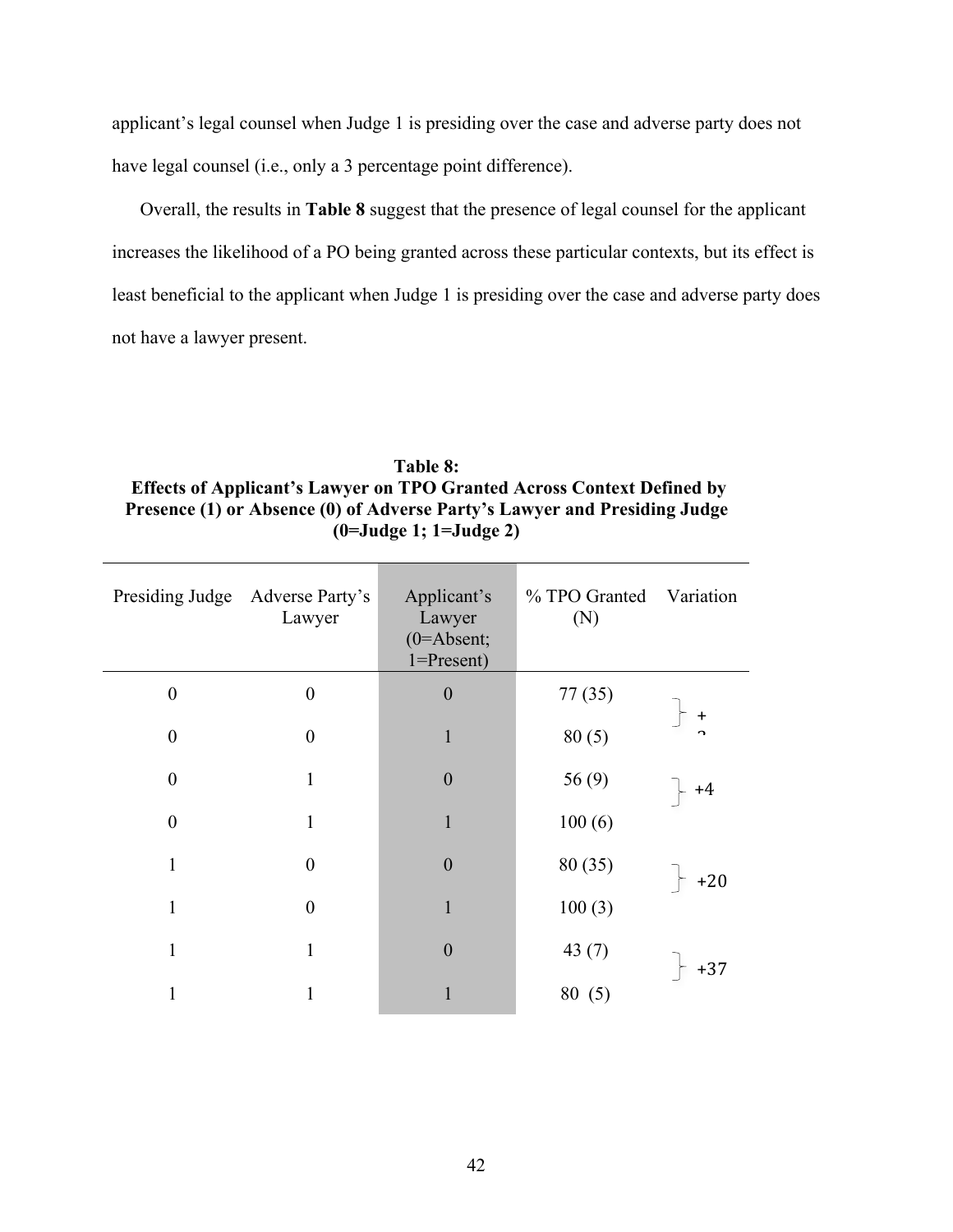applicant's legal counsel when Judge 1 is presiding over the case and adverse party does not have legal counsel (i.e., only a 3 percentage point difference).

Overall, the results in **Table 8** suggest that the presence of legal counsel for the applicant increases the likelihood of a PO being granted across these particular contexts, but its effect is least beneficial to the applicant when Judge 1 is presiding over the case and adverse party does not have a lawyer present.

**Table 8:**
**Effects of Applicant's Lawyer on TPO Granted Across Context Defined by Presence (1) or Absence (0) of Adverse Party's Lawyer and Presiding Judge (0=Judge 1; 1=Judge 2)**

| Presiding Judge | Adverse Party's Lawyer | Applicant's Lawyer (0=Absent; 1=Present) | % TPO Granted (N) | Variation |
|---|---|---|---|---|
| 0 | 0 | 0 | 77 (35) | +3 |
| 0 | 0 | 1 | 80 (5) | |
| 0 | 1 | 0 | 56 (9) | +4 |
| 0 | 1 | 1 | 100 (6) | |
| 1 | 0 | 0 | 80 (35) | +20 |
| 1 | 0 | 1 | 100 (3) | |
| 1 | 1 | 0 | 43 (7) | +37 |
| 1 | 1 | 1 | 80 (5) | |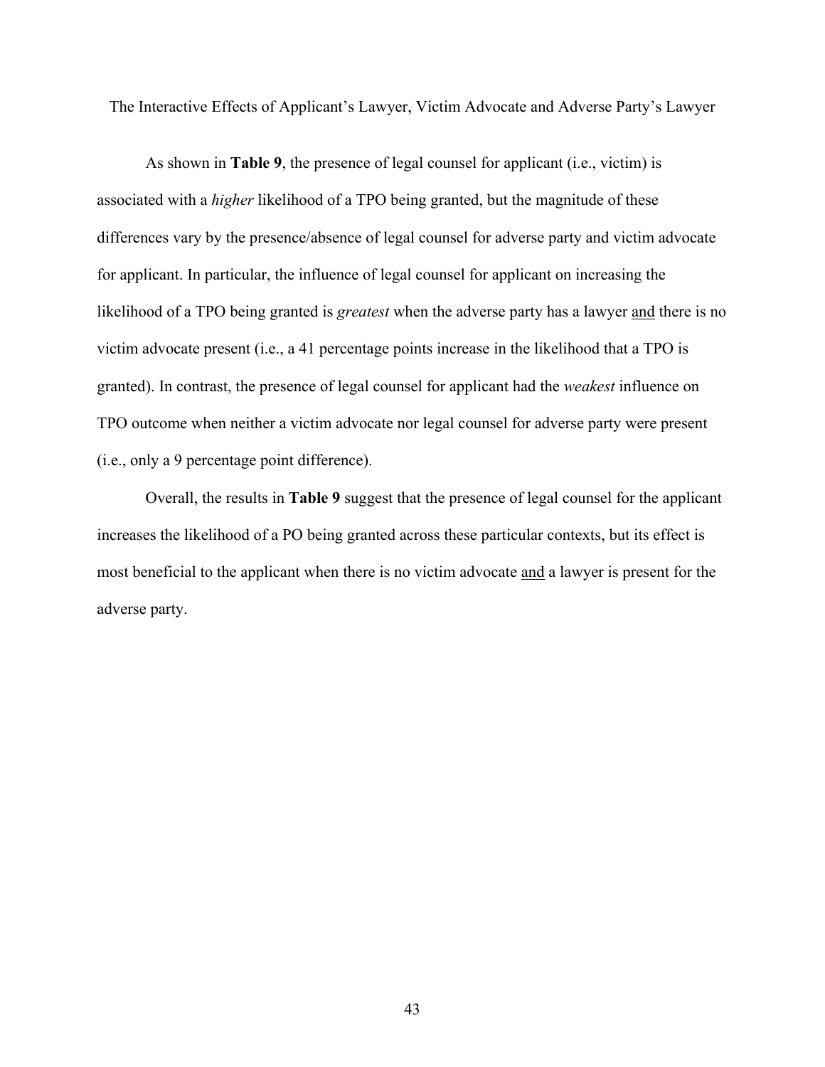## The Interactive Effects of Applicant's Lawyer, Victim Advocate and Adverse Party's Lawyer

As shown in **Table 9**, the presence of legal counsel for applicant (i.e., victim) is associated with a *higher* likelihood of a TPO being granted, but the magnitude of these differences vary by the presence/absence of legal counsel for adverse party and victim advocate for applicant. In particular, the influence of legal counsel for applicant on increasing the likelihood of a TPO being granted is *greatest* when the adverse party has a lawyer and there is no victim advocate present (i.e., a 41 percentage points increase in the likelihood that a TPO is granted). In contrast, the presence of legal counsel for applicant had the *weakest* influence on TPO outcome when neither a victim advocate nor legal counsel for adverse party were present (i.e., only a 9 percentage point difference).

Overall, the results in **Table 9** suggest that the presence of legal counsel for the applicant increases the likelihood of a PO being granted across these particular contexts, but its effect is most beneficial to the applicant when there is no victim advocate and a lawyer is present for the adverse party.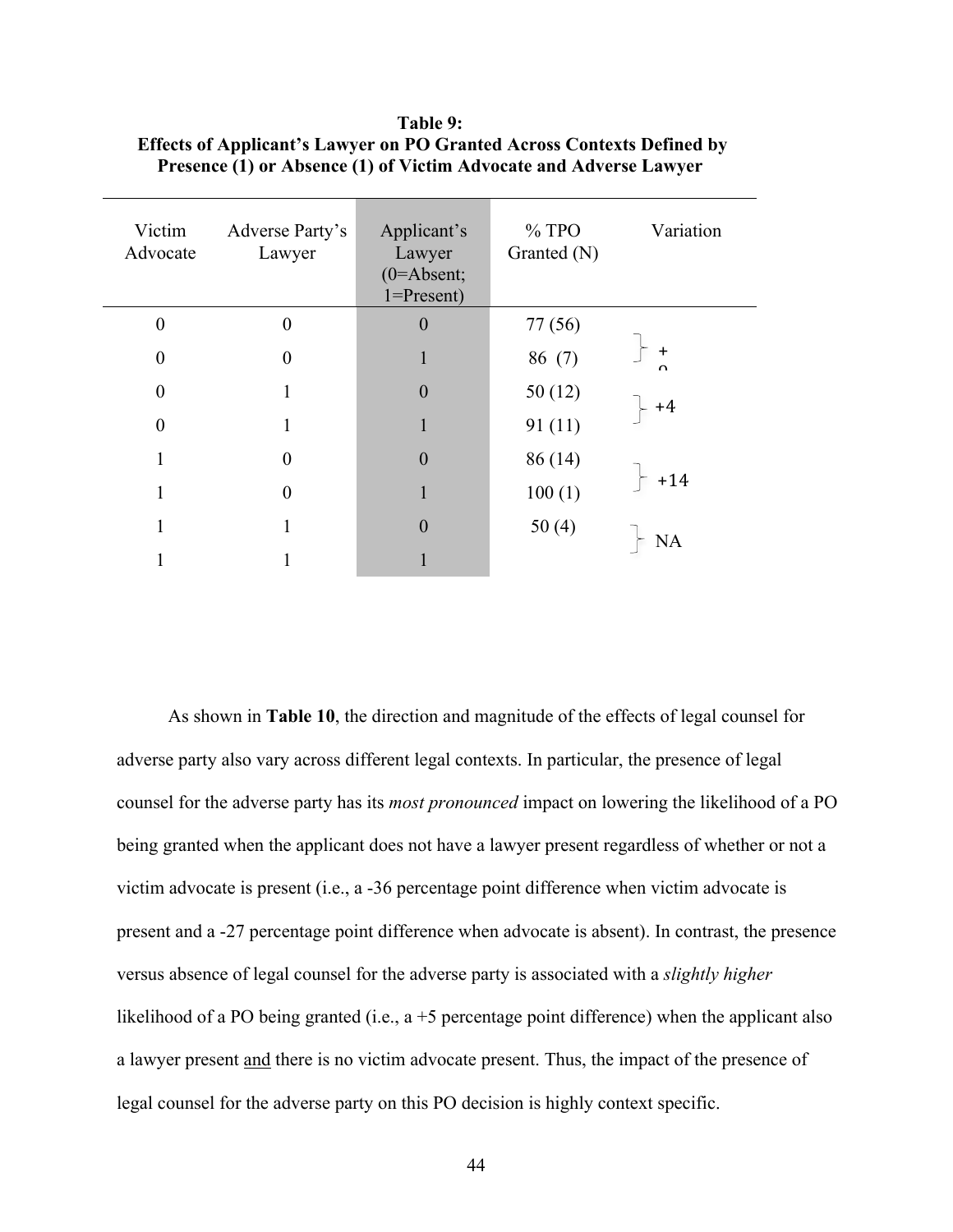**Table 9:**
**Effects of Applicant's Lawyer on PO Granted Across Contexts Defined by Presence (1) or Absence (1) of Victim Advocate and Adverse Lawyer**

| Victim Advocate | Adverse Party's Lawyer | Applicant's Lawyer (0=Absent; 1=Present) | % TPO Granted (N) | Variation |
|---|---|---|---|---|
| 0 | 0 | 0 | 77 (56) | +9 |
| 0 | 0 | 1 | 86 (7) | |
| 0 | 1 | 0 | 50 (12) | +4 |
| 0 | 1 | 1 | 91 (11) | |
| 1 | 0 | 0 | 86 (14) | +14 |
| 1 | 0 | 1 | 100 (1) | |
| 1 | 1 | 0 | 50 (4) | NA |
| 1 | 1 | 1 | | |

As shown in **Table 10**, the direction and magnitude of the effects of legal counsel for adverse party also vary across different legal contexts. In particular, the presence of legal counsel for the adverse party has its *most pronounced* impact on lowering the likelihood of a PO being granted when the applicant does not have a lawyer present regardless of whether or not a victim advocate is present (i.e., a -36 percentage point difference when victim advocate is present and a -27 percentage point difference when advocate is absent). In contrast, the presence versus absence of legal counsel for the adverse party is associated with a *slightly higher* likelihood of a PO being granted (i.e., a +5 percentage point difference) when the applicant also a lawyer present <u>and</u> there is no victim advocate present. Thus, the impact of the presence of legal counsel for the adverse party on this PO decision is highly context specific.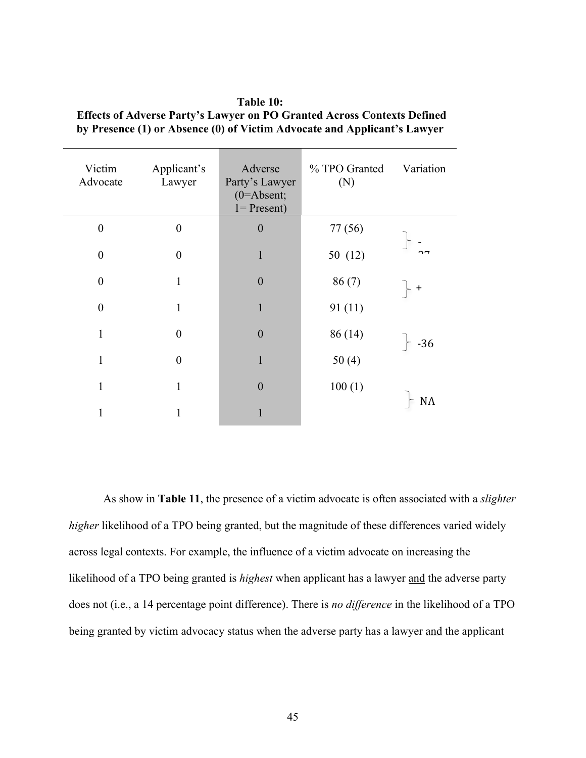**Table 10:**
**Effects of Adverse Party's Lawyer on PO Granted Across Contexts Defined by Presence (1) or Absence (0) of Victim Advocate and Applicant's Lawyer**

| Victim Advocate | Applicant's Lawyer | Adverse Party's Lawyer (0=Absent; 1= Present) | % TPO Granted (N) | Variation |
|---|---|---|---|---|
| 0 | 0 | 0 | 77 (56) | -27 |
| 0 | 0 | 1 | 50 (12) | |
| 0 | 1 | 0 | 86 (7) | + |
| 0 | 1 | 1 | 91 (11) | |
| 1 | 0 | 0 | 86 (14) | -36 |
| 1 | 0 | 1 | 50 (4) | |
| 1 | 1 | 0 | 100 (1) | NA |
| 1 | 1 | 1 | | |

As show in **Table 11**, the presence of a victim advocate is often associated with a *slighter higher* likelihood of a TPO being granted, but the magnitude of these differences varied widely across legal contexts. For example, the influence of a victim advocate on increasing the likelihood of a TPO being granted is *highest* when applicant has a lawyer <u>and</u> the adverse party does not (i.e., a 14 percentage point difference). There is *no difference* in the likelihood of a TPO being granted by victim advocacy status when the adverse party has a lawyer <u>and</u> the applicant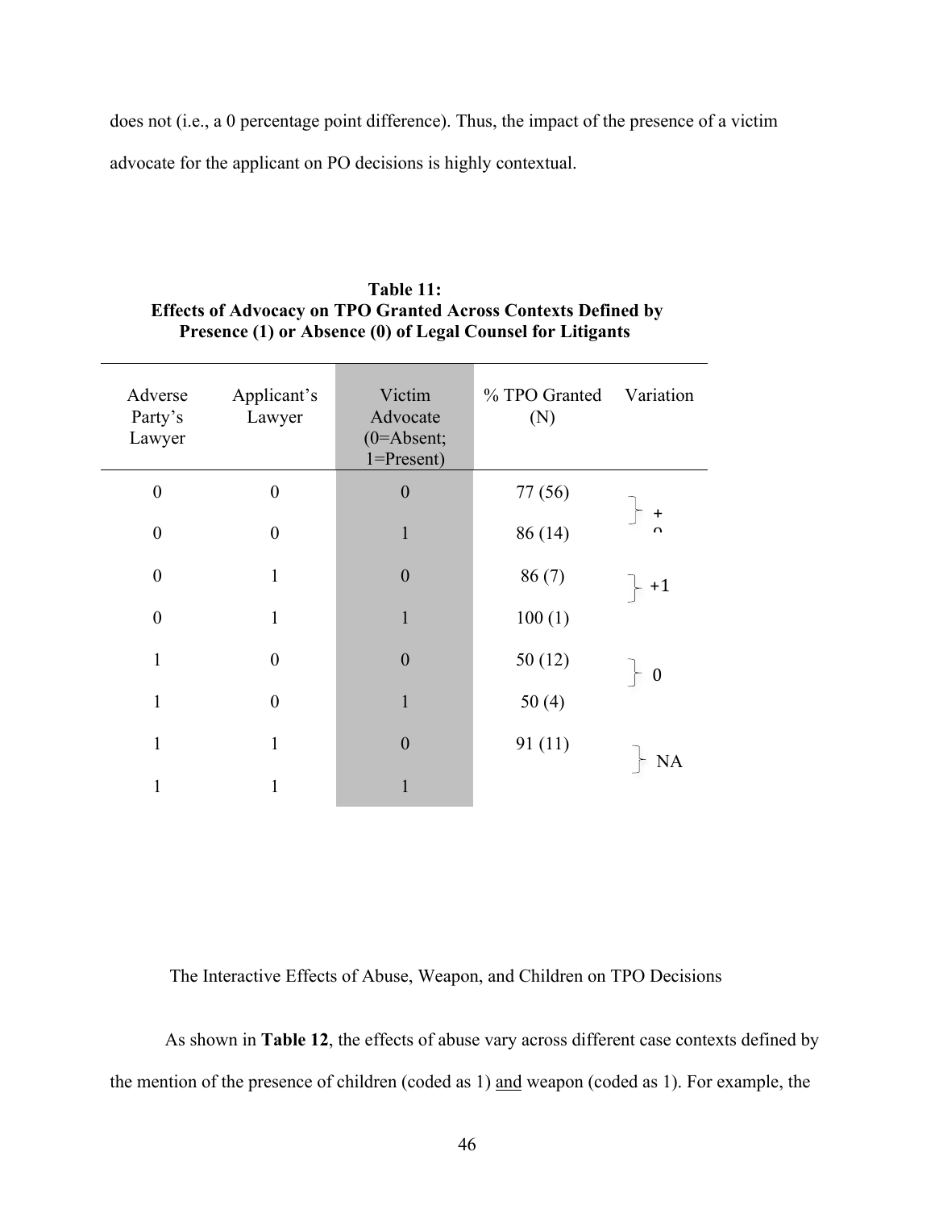does not (i.e., a 0 percentage point difference). Thus, the impact of the presence of a victim advocate for the applicant on PO decisions is highly contextual.

**Table 11:**
**Effects of Advocacy on TPO Granted Across Contexts Defined by Presence (1) or Absence (0) of Legal Counsel for Litigants**

| Adverse Party's Lawyer | Applicant's Lawyer | Victim Advocate (0=Absent; 1=Present) | % TPO Granted (N) | Variation |
|---|---|---|---|---|
| 0 | 0 | 0 | 77 (56) | +9 |
| 0 | 0 | 1 | 86 (14) | |
| 0 | 1 | 0 | 86 (7) | +14 |
| 0 | 1 | 1 | 100 (1) | |
| 1 | 0 | 0 | 50 (12) | 0 |
| 1 | 0 | 1 | 50 (4) | |
| 1 | 1 | 0 | 91 (11) | NA |
| 1 | 1 | 1 | | |

The Interactive Effects of Abuse, Weapon, and Children on TPO Decisions

As shown in **Table 12**, the effects of abuse vary across different case contexts defined by the mention of the presence of children (coded as 1) and weapon (coded as 1). For example, the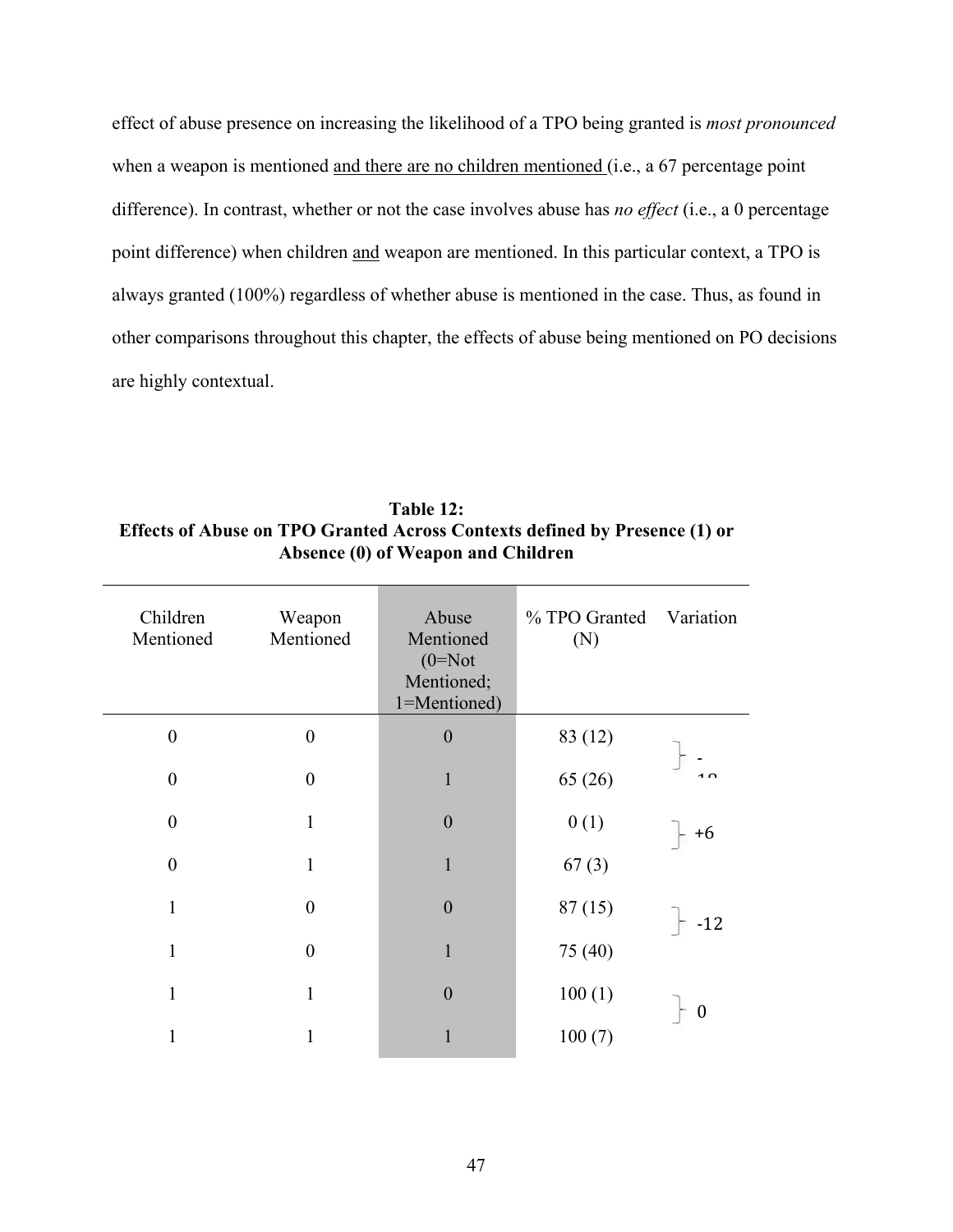effect of abuse presence on increasing the likelihood of a TPO being granted is *most pronounced* when a weapon is mentioned <u>and there are no children mentioned</u> (i.e., a 67 percentage point difference). In contrast, whether or not the case involves abuse has *no effect* (i.e., a 0 percentage point difference) when children <u>and</u> weapon are mentioned. In this particular context, a TPO is always granted (100%) regardless of whether abuse is mentioned in the case. Thus, as found in other comparisons throughout this chapter, the effects of abuse being mentioned on PO decisions are highly contextual.

**Table 12:**
**Effects of Abuse on TPO Granted Across Contexts defined by Presence (1) or Absence (0) of Weapon and Children**

| Children Mentioned | Weapon Mentioned | Abuse Mentioned (0=Not Mentioned; 1=Mentioned) | % TPO Granted (N) | Variation |
|---|---|---|---|---|
| 0 | 0 | 0 | 83 (12) | -18 |
| 0 | 0 | 1 | 65 (26) | |
| 0 | 1 | 0 | 0 (1) | +6 |
| 0 | 1 | 1 | 67 (3) | |
| 1 | 0 | 0 | 87 (15) | -12 |
| 1 | 0 | 1 | 75 (40) | |
| 1 | 1 | 0 | 100 (1) | 0 |
| 1 | 1 | 1 | 100 (7) | |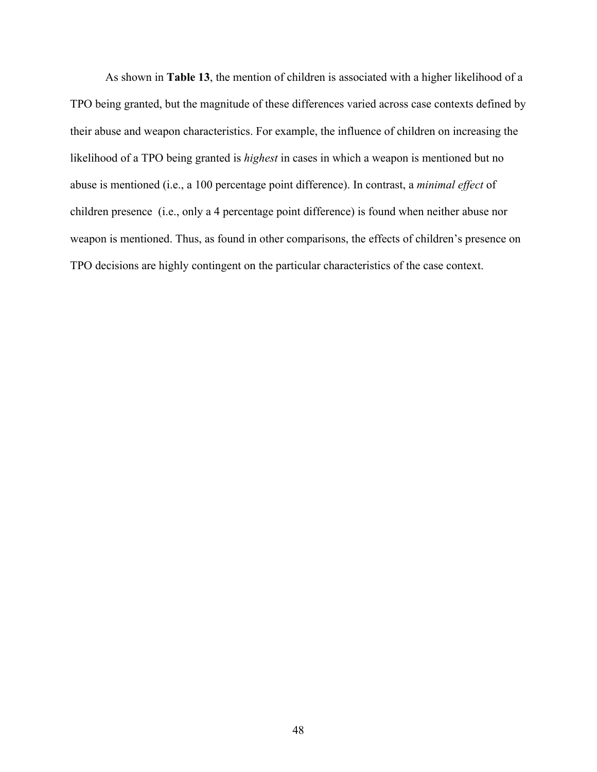As shown in **Table 13**, the mention of children is associated with a higher likelihood of a TPO being granted, but the magnitude of these differences varied across case contexts defined by their abuse and weapon characteristics. For example, the influence of children on increasing the likelihood of a TPO being granted is *highest* in cases in which a weapon is mentioned but no abuse is mentioned (i.e., a 100 percentage point difference). In contrast, a *minimal effect* of children presence (i.e., only a 4 percentage point difference) is found when neither abuse nor weapon is mentioned. Thus, as found in other comparisons, the effects of children's presence on TPO decisions are highly contingent on the particular characteristics of the case context.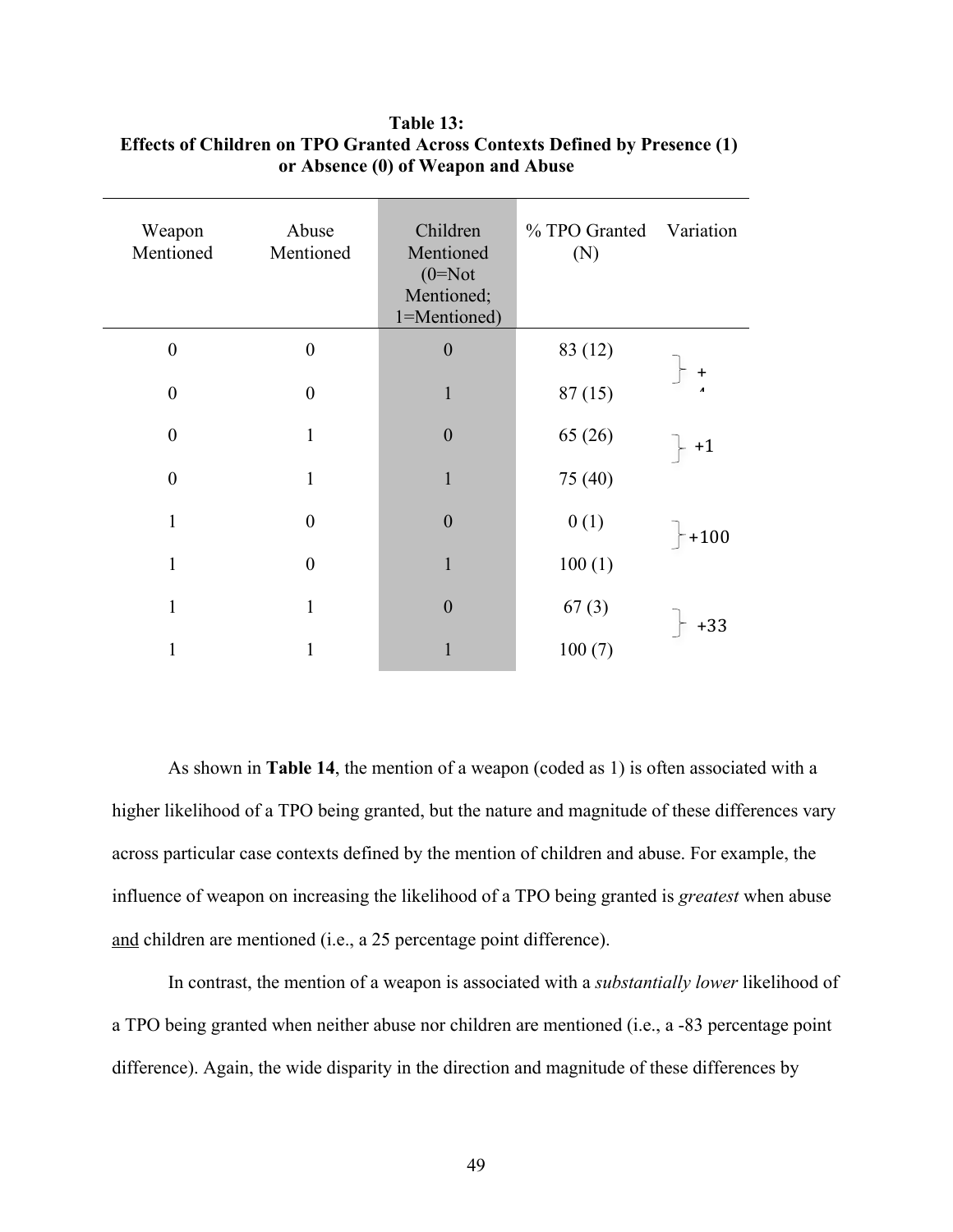**Table 13:**
**Effects of Children on TPO Granted Across Contexts Defined by Presence (1) or Absence (0) of Weapon and Abuse**

| Weapon Mentioned | Abuse Mentioned | Children Mentioned (0=Not Mentioned; 1=Mentioned) | % TPO Granted (N) | Variation |
|---|---|---|---|---|
| 0 | 0 | 0 | 83 (12) | + ⁴ |
| 0 | 0 | 1 | 87 (15) | |
| 0 | 1 | 0 | 65 (26) | +1 |
| 0 | 1 | 1 | 75 (40) | |
| 1 | 0 | 0 | 0 (1) | +100 |
| 1 | 0 | 1 | 100 (1) | |
| 1 | 1 | 0 | 67 (3) | +33 |
| 1 | 1 | 1 | 100 (7) | |

As shown in **Table 14**, the mention of a weapon (coded as 1) is often associated with a higher likelihood of a TPO being granted, but the nature and magnitude of these differences vary across particular case contexts defined by the mention of children and abuse. For example, the influence of weapon on increasing the likelihood of a TPO being granted is *greatest* when abuse and children are mentioned (i.e., a 25 percentage point difference).

In contrast, the mention of a weapon is associated with a *substantially lower* likelihood of a TPO being granted when neither abuse nor children are mentioned (i.e., a -83 percentage point difference). Again, the wide disparity in the direction and magnitude of these differences by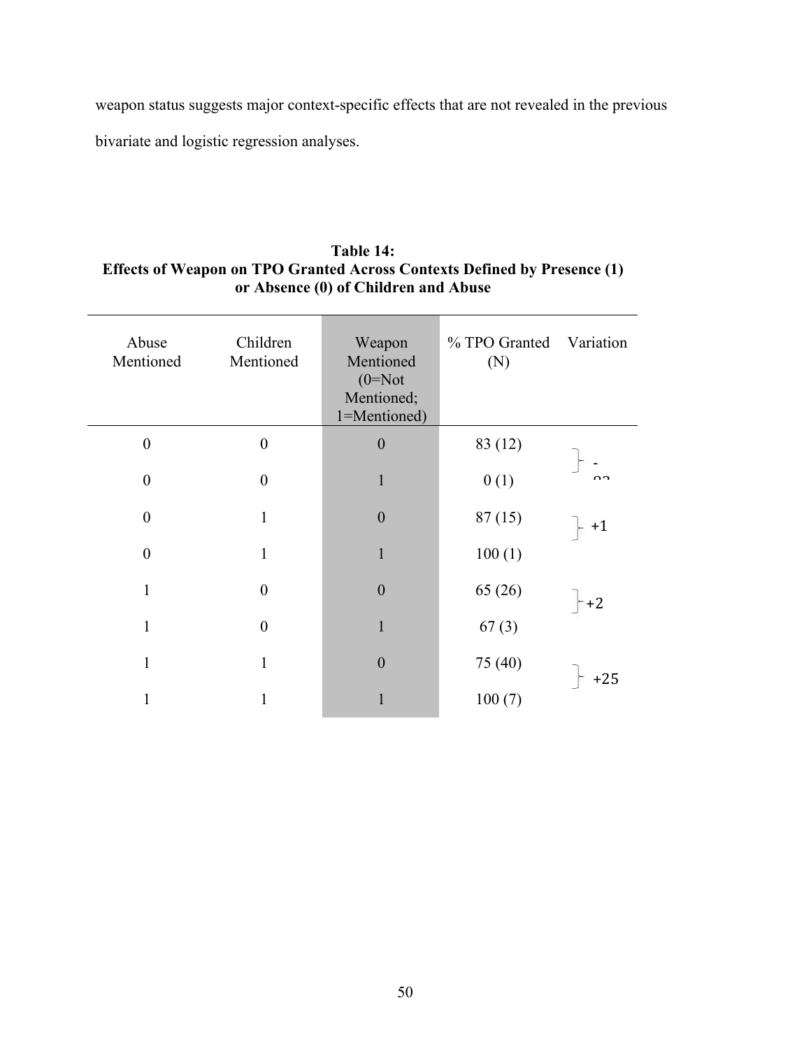weapon status suggests major context-specific effects that are not revealed in the previous bivariate and logistic regression analyses.

**Table 14:**
**Effects of Weapon on TPO Granted Across Contexts Defined by Presence (1) or Absence (0) of Children and Abuse**

| Abuse Mentioned | Children Mentioned | Weapon Mentioned (0=Not Mentioned; 1=Mentioned) | % TPO Granted (N) | Variation |
|---|---|---|---|---|
| 0 | 0 | 0 | 83 (12) | -83 |
| 0 | 0 | 1 | 0 (1) | |
| 0 | 1 | 0 | 87 (15) | +1 |
| 0 | 1 | 1 | 100 (1) | |
| 1 | 0 | 0 | 65 (26) | +2 |
| 1 | 0 | 1 | 67 (3) | |
| 1 | 1 | 0 | 75 (40) | +25 |
| 1 | 1 | 1 | 100 (7) | |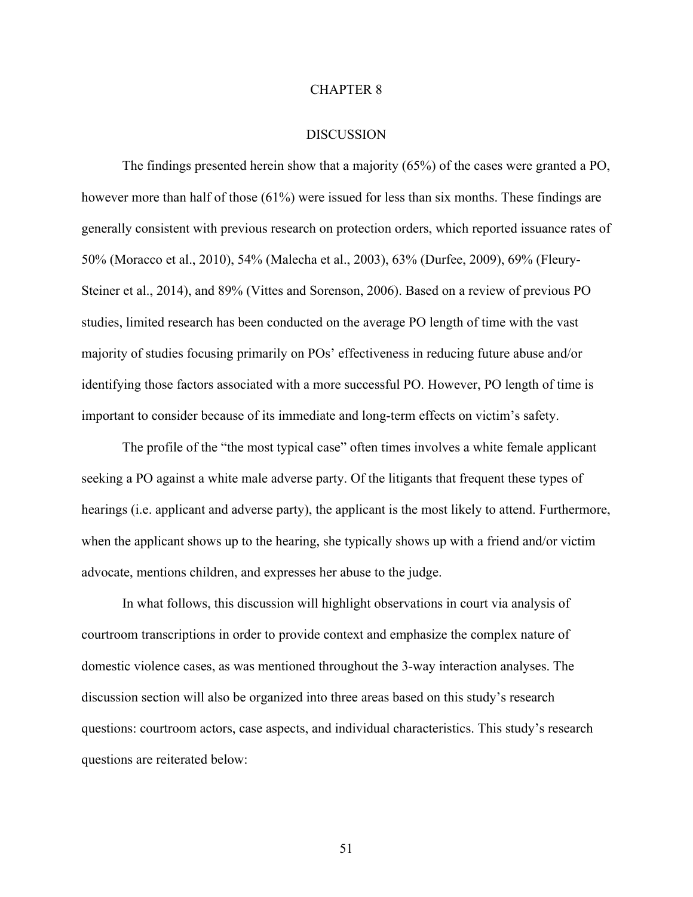# CHAPTER 8

## DISCUSSION

The findings presented herein show that a majority (65%) of the cases were granted a PO, however more than half of those (61%) were issued for less than six months. These findings are generally consistent with previous research on protection orders, which reported issuance rates of 50% (Moracco et al., 2010), 54% (Malecha et al., 2003), 63% (Durfee, 2009), 69% (Fleury-Steiner et al., 2014), and 89% (Vittes and Sorenson, 2006). Based on a review of previous PO studies, limited research has been conducted on the average PO length of time with the vast majority of studies focusing primarily on POs' effectiveness in reducing future abuse and/or identifying those factors associated with a more successful PO. However, PO length of time is important to consider because of its immediate and long-term effects on victim's safety.

The profile of the "the most typical case" often times involves a white female applicant seeking a PO against a white male adverse party. Of the litigants that frequent these types of hearings (i.e. applicant and adverse party), the applicant is the most likely to attend. Furthermore, when the applicant shows up to the hearing, she typically shows up with a friend and/or victim advocate, mentions children, and expresses her abuse to the judge.

In what follows, this discussion will highlight observations in court via analysis of courtroom transcriptions in order to provide context and emphasize the complex nature of domestic violence cases, as was mentioned throughout the 3-way interaction analyses. The discussion section will also be organized into three areas based on this study's research questions: courtroom actors, case aspects, and individual characteristics. This study's research questions are reiterated below: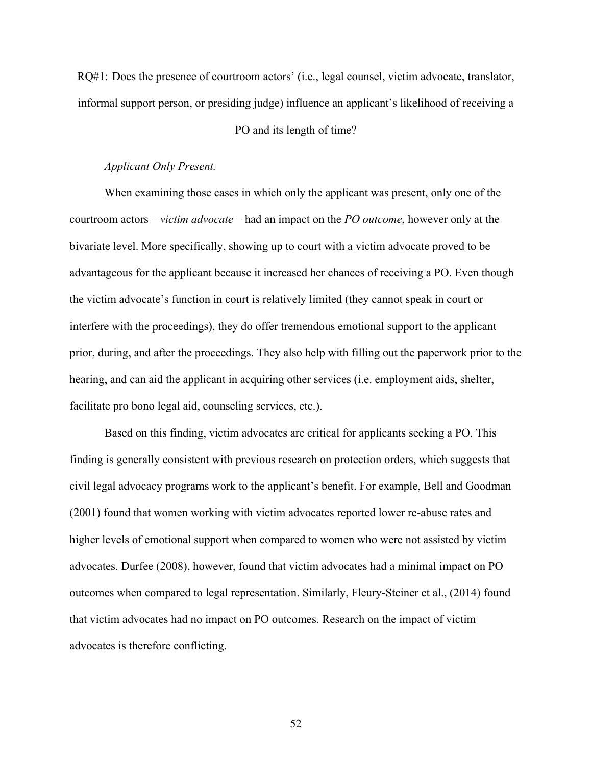RQ#1: Does the presence of courtroom actors' (i.e., legal counsel, victim advocate, translator, informal support person, or presiding judge) influence an applicant's likelihood of receiving a PO and its length of time?

*Applicant Only Present.*

<u>When examining those cases in which only the applicant was present</u>, only one of the courtroom actors – *victim advocate* – had an impact on the *PO outcome*, however only at the bivariate level. More specifically, showing up to court with a victim advocate proved to be advantageous for the applicant because it increased her chances of receiving a PO. Even though the victim advocate's function in court is relatively limited (they cannot speak in court or interfere with the proceedings), they do offer tremendous emotional support to the applicant prior, during, and after the proceedings. They also help with filling out the paperwork prior to the hearing, and can aid the applicant in acquiring other services (i.e. employment aids, shelter, facilitate pro bono legal aid, counseling services, etc.).

Based on this finding, victim advocates are critical for applicants seeking a PO. This finding is generally consistent with previous research on protection orders, which suggests that civil legal advocacy programs work to the applicant's benefit. For example, Bell and Goodman (2001) found that women working with victim advocates reported lower re-abuse rates and higher levels of emotional support when compared to women who were not assisted by victim advocates. Durfee (2008), however, found that victim advocates had a minimal impact on PO outcomes when compared to legal representation. Similarly, Fleury-Steiner et al., (2014) found that victim advocates had no impact on PO outcomes. Research on the impact of victim advocates is therefore conflicting.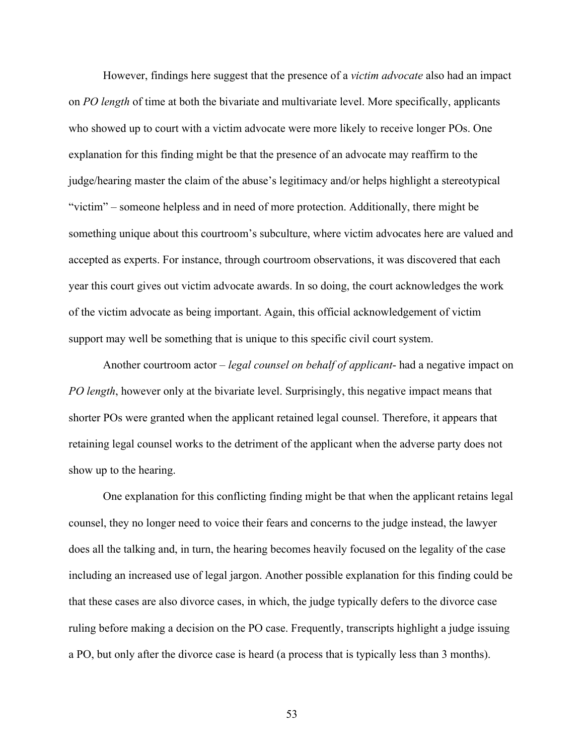However, findings here suggest that the presence of a *victim advocate* also had an impact on *PO length* of time at both the bivariate and multivariate level. More specifically, applicants who showed up to court with a victim advocate were more likely to receive longer POs. One explanation for this finding might be that the presence of an advocate may reaffirm to the judge/hearing master the claim of the abuse's legitimacy and/or helps highlight a stereotypical "victim" – someone helpless and in need of more protection. Additionally, there might be something unique about this courtroom's subculture, where victim advocates here are valued and accepted as experts. For instance, through courtroom observations, it was discovered that each year this court gives out victim advocate awards. In so doing, the court acknowledges the work of the victim advocate as being important. Again, this official acknowledgement of victim support may well be something that is unique to this specific civil court system.

Another courtroom actor – *legal counsel on behalf of applicant*- had a negative impact on *PO length*, however only at the bivariate level. Surprisingly, this negative impact means that shorter POs were granted when the applicant retained legal counsel. Therefore, it appears that retaining legal counsel works to the detriment of the applicant when the adverse party does not show up to the hearing.

One explanation for this conflicting finding might be that when the applicant retains legal counsel, they no longer need to voice their fears and concerns to the judge instead, the lawyer does all the talking and, in turn, the hearing becomes heavily focused on the legality of the case including an increased use of legal jargon. Another possible explanation for this finding could be that these cases are also divorce cases, in which, the judge typically defers to the divorce case ruling before making a decision on the PO case. Frequently, transcripts highlight a judge issuing a PO, but only after the divorce case is heard (a process that is typically less than 3 months).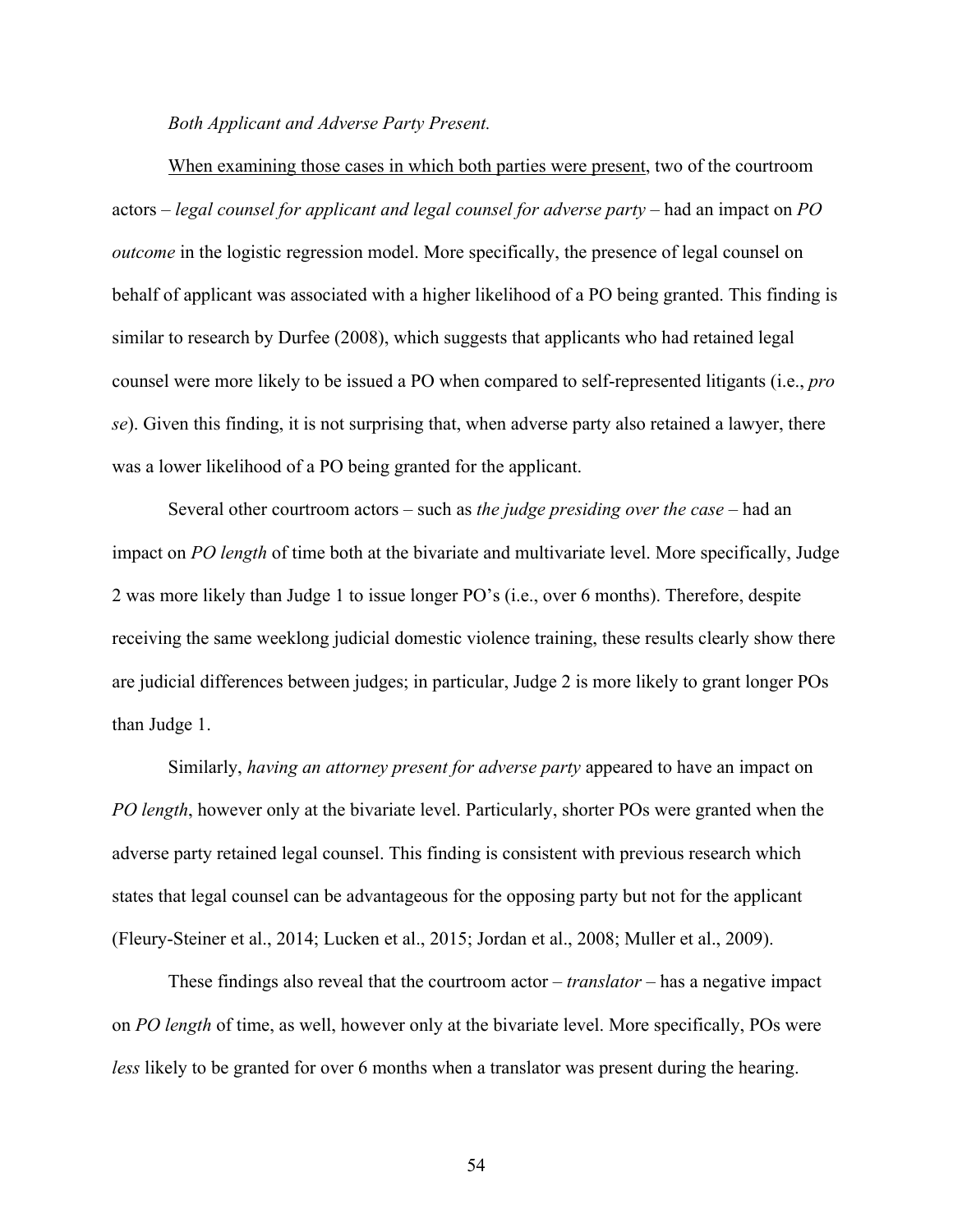*Both Applicant and Adverse Party Present.*

When examining those cases in which both parties were present, two of the courtroom actors – *legal counsel for applicant and legal counsel for adverse party* – had an impact on *PO outcome* in the logistic regression model. More specifically, the presence of legal counsel on behalf of applicant was associated with a higher likelihood of a PO being granted. This finding is similar to research by Durfee (2008), which suggests that applicants who had retained legal counsel were more likely to be issued a PO when compared to self-represented litigants (i.e., *pro se*). Given this finding, it is not surprising that, when adverse party also retained a lawyer, there was a lower likelihood of a PO being granted for the applicant.

Several other courtroom actors – such as *the judge presiding over the case* – had an impact on *PO length* of time both at the bivariate and multivariate level. More specifically, Judge 2 was more likely than Judge 1 to issue longer PO's (i.e., over 6 months). Therefore, despite receiving the same weeklong judicial domestic violence training, these results clearly show there are judicial differences between judges; in particular, Judge 2 is more likely to grant longer POs than Judge 1.

Similarly, *having an attorney present for adverse party* appeared to have an impact on *PO length*, however only at the bivariate level. Particularly, shorter POs were granted when the adverse party retained legal counsel. This finding is consistent with previous research which states that legal counsel can be advantageous for the opposing party but not for the applicant (Fleury-Steiner et al., 2014; Lucken et al., 2015; Jordan et al., 2008; Muller et al., 2009).

These findings also reveal that the courtroom actor – *translator* – has a negative impact on *PO length* of time, as well, however only at the bivariate level. More specifically, POs were *less* likely to be granted for over 6 months when a translator was present during the hearing.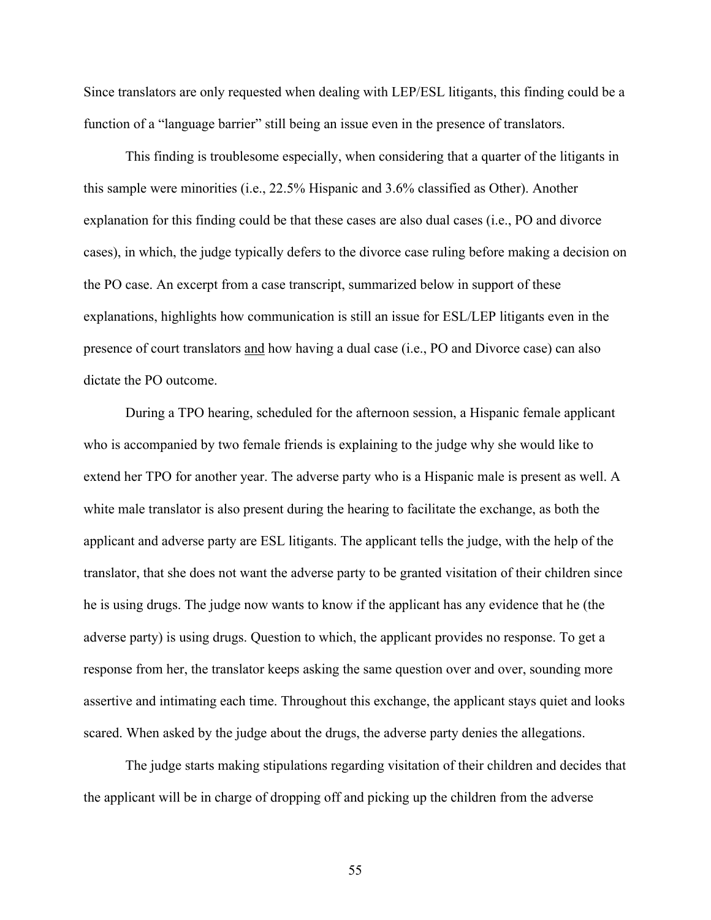Since translators are only requested when dealing with LEP/ESL litigants, this finding could be a function of a "language barrier" still being an issue even in the presence of translators.

This finding is troublesome especially, when considering that a quarter of the litigants in this sample were minorities (i.e., 22.5% Hispanic and 3.6% classified as Other). Another explanation for this finding could be that these cases are also dual cases (i.e., PO and divorce cases), in which, the judge typically defers to the divorce case ruling before making a decision on the PO case. An excerpt from a case transcript, summarized below in support of these explanations, highlights how communication is still an issue for ESL/LEP litigants even in the presence of court translators <u>and</u> how having a dual case (i.e., PO and Divorce case) can also dictate the PO outcome.

During a TPO hearing, scheduled for the afternoon session, a Hispanic female applicant who is accompanied by two female friends is explaining to the judge why she would like to extend her TPO for another year. The adverse party who is a Hispanic male is present as well. A white male translator is also present during the hearing to facilitate the exchange, as both the applicant and adverse party are ESL litigants. The applicant tells the judge, with the help of the translator, that she does not want the adverse party to be granted visitation of their children since he is using drugs. The judge now wants to know if the applicant has any evidence that he (the adverse party) is using drugs. Question to which, the applicant provides no response. To get a response from her, the translator keeps asking the same question over and over, sounding more assertive and intimating each time. Throughout this exchange, the applicant stays quiet and looks scared. When asked by the judge about the drugs, the adverse party denies the allegations.

The judge starts making stipulations regarding visitation of their children and decides that the applicant will be in charge of dropping off and picking up the children from the adverse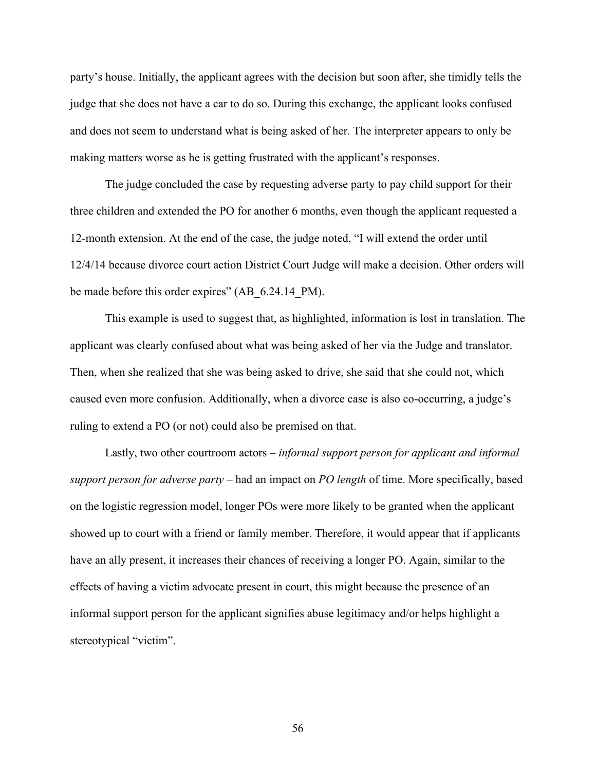party's house. Initially, the applicant agrees with the decision but soon after, she timidly tells the judge that she does not have a car to do so. During this exchange, the applicant looks confused and does not seem to understand what is being asked of her. The interpreter appears to only be making matters worse as he is getting frustrated with the applicant's responses.

The judge concluded the case by requesting adverse party to pay child support for their three children and extended the PO for another 6 months, even though the applicant requested a 12-month extension. At the end of the case, the judge noted, "I will extend the order until 12/4/14 because divorce court action District Court Judge will make a decision. Other orders will be made before this order expires" (AB_6.24.14_PM).

This example is used to suggest that, as highlighted, information is lost in translation. The applicant was clearly confused about what was being asked of her via the Judge and translator. Then, when she realized that she was being asked to drive, she said that she could not, which caused even more confusion. Additionally, when a divorce case is also co-occurring, a judge's ruling to extend a PO (or not) could also be premised on that.

Lastly, two other courtroom actors – *informal support person for applicant and informal support person for adverse party* – had an impact on *PO length* of time. More specifically, based on the logistic regression model, longer POs were more likely to be granted when the applicant showed up to court with a friend or family member. Therefore, it would appear that if applicants have an ally present, it increases their chances of receiving a longer PO. Again, similar to the effects of having a victim advocate present in court, this might because the presence of an informal support person for the applicant signifies abuse legitimacy and/or helps highlight a stereotypical "victim".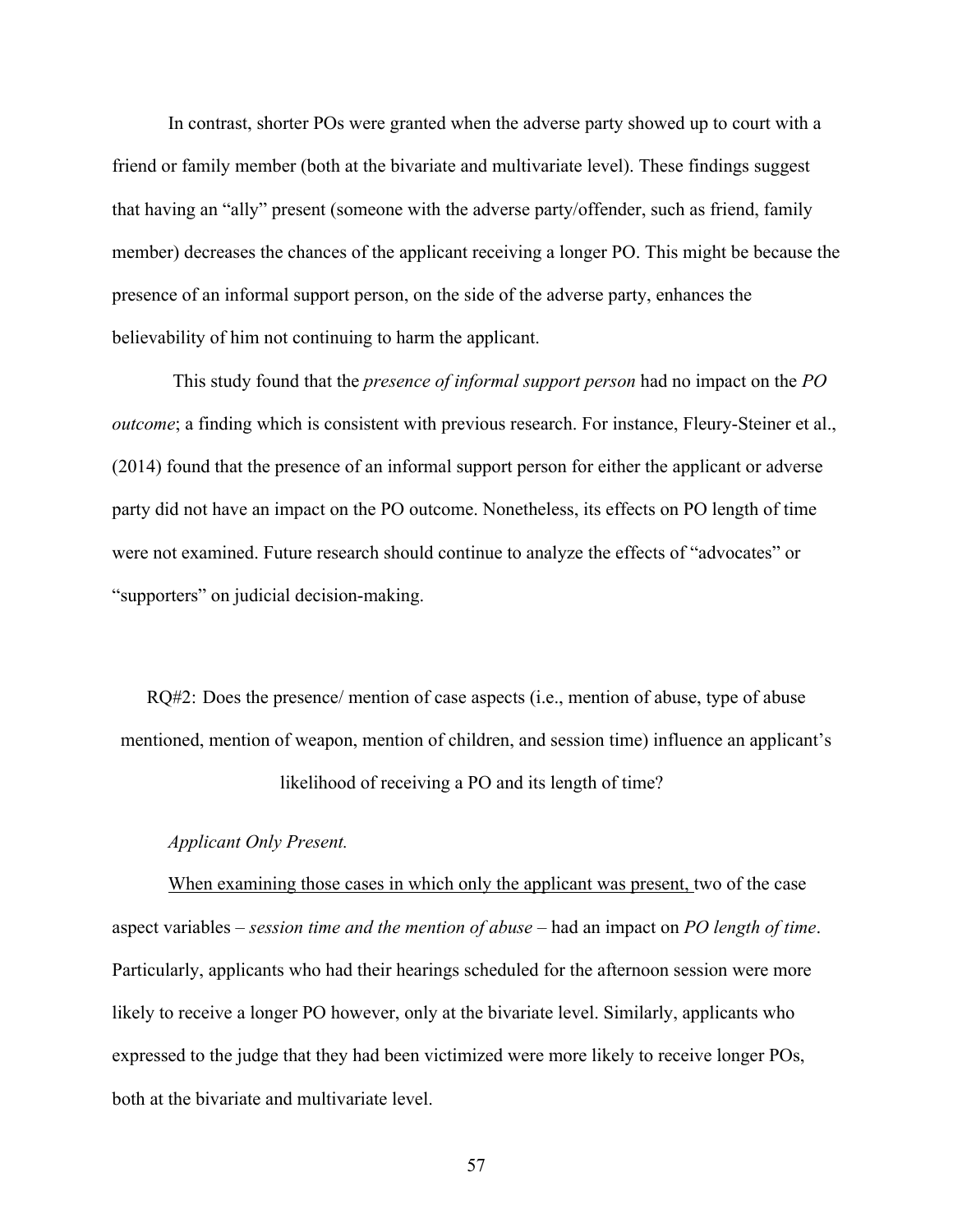In contrast, shorter POs were granted when the adverse party showed up to court with a friend or family member (both at the bivariate and multivariate level). These findings suggest that having an "ally" present (someone with the adverse party/offender, such as friend, family member) decreases the chances of the applicant receiving a longer PO. This might be because the presence of an informal support person, on the side of the adverse party, enhances the believability of him not continuing to harm the applicant.

This study found that the *presence of informal support person* had no impact on the *PO outcome*; a finding which is consistent with previous research. For instance, Fleury-Steiner et al., (2014) found that the presence of an informal support person for either the applicant or adverse party did not have an impact on the PO outcome. Nonetheless, its effects on PO length of time were not examined. Future research should continue to analyze the effects of "advocates" or "supporters" on judicial decision-making.

RQ#2: Does the presence/ mention of case aspects (i.e., mention of abuse, type of abuse mentioned, mention of weapon, mention of children, and session time) influence an applicant's likelihood of receiving a PO and its length of time?

*Applicant Only Present.*

<u>When examining those cases in which only the applicant was present,</u> two of the case aspect variables – *session time and the mention of abuse* – had an impact on *PO length of time*. Particularly, applicants who had their hearings scheduled for the afternoon session were more likely to receive a longer PO however, only at the bivariate level. Similarly, applicants who expressed to the judge that they had been victimized were more likely to receive longer POs, both at the bivariate and multivariate level.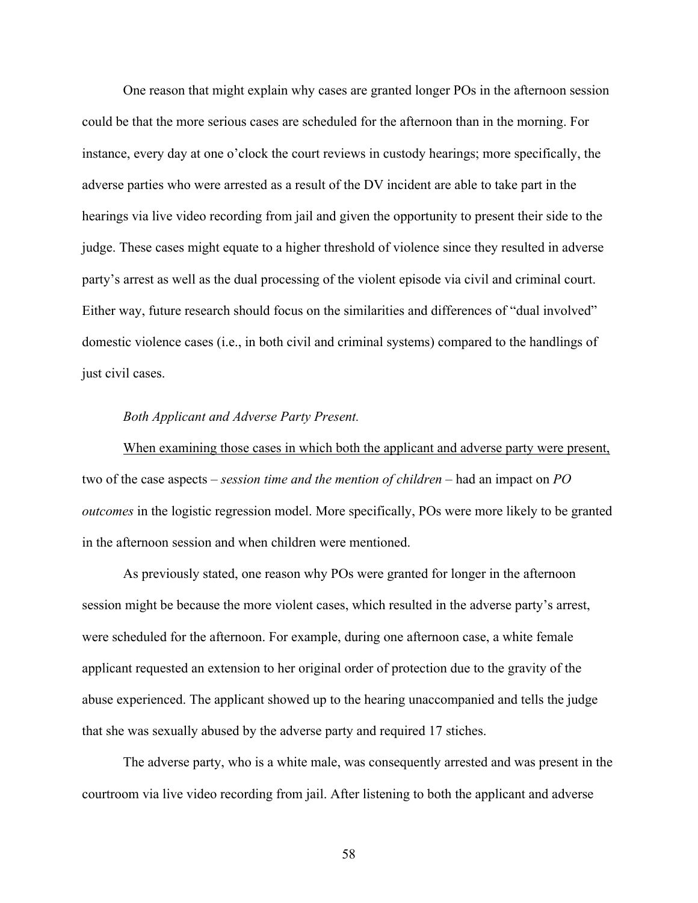One reason that might explain why cases are granted longer POs in the afternoon session could be that the more serious cases are scheduled for the afternoon than in the morning. For instance, every day at one o'clock the court reviews in custody hearings; more specifically, the adverse parties who were arrested as a result of the DV incident are able to take part in the hearings via live video recording from jail and given the opportunity to present their side to the judge. These cases might equate to a higher threshold of violence since they resulted in adverse party's arrest as well as the dual processing of the violent episode via civil and criminal court. Either way, future research should focus on the similarities and differences of "dual involved" domestic violence cases (i.e., in both civil and criminal systems) compared to the handlings of just civil cases.

*Both Applicant and Adverse Party Present.*

<u>When examining those cases in which both the applicant and adverse party were present,</u> two of the case aspects – *session time and the mention of children* – had an impact on *PO outcomes* in the logistic regression model. More specifically, POs were more likely to be granted in the afternoon session and when children were mentioned.

As previously stated, one reason why POs were granted for longer in the afternoon session might be because the more violent cases, which resulted in the adverse party's arrest, were scheduled for the afternoon. For example, during one afternoon case, a white female applicant requested an extension to her original order of protection due to the gravity of the abuse experienced. The applicant showed up to the hearing unaccompanied and tells the judge that she was sexually abused by the adverse party and required 17 stiches.

The adverse party, who is a white male, was consequently arrested and was present in the courtroom via live video recording from jail. After listening to both the applicant and adverse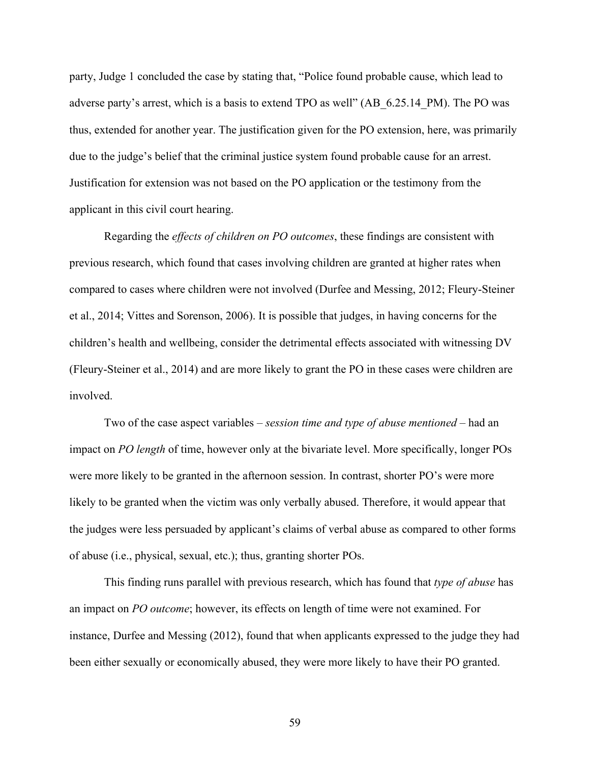party, Judge 1 concluded the case by stating that, "Police found probable cause, which lead to adverse party's arrest, which is a basis to extend TPO as well" (AB_6.25.14_PM). The PO was thus, extended for another year. The justification given for the PO extension, here, was primarily due to the judge's belief that the criminal justice system found probable cause for an arrest. Justification for extension was not based on the PO application or the testimony from the applicant in this civil court hearing.

Regarding the *effects of children on PO outcomes*, these findings are consistent with previous research, which found that cases involving children are granted at higher rates when compared to cases where children were not involved (Durfee and Messing, 2012; Fleury-Steiner et al., 2014; Vittes and Sorenson, 2006). It is possible that judges, in having concerns for the children's health and wellbeing, consider the detrimental effects associated with witnessing DV (Fleury-Steiner et al., 2014) and are more likely to grant the PO in these cases were children are involved.

Two of the case aspect variables – *session time and type of abuse mentioned* – had an impact on *PO length* of time, however only at the bivariate level. More specifically, longer POs were more likely to be granted in the afternoon session. In contrast, shorter PO's were more likely to be granted when the victim was only verbally abused. Therefore, it would appear that the judges were less persuaded by applicant's claims of verbal abuse as compared to other forms of abuse (i.e., physical, sexual, etc.); thus, granting shorter POs.

This finding runs parallel with previous research, which has found that *type of abuse* has an impact on *PO outcome*; however, its effects on length of time were not examined. For instance, Durfee and Messing (2012), found that when applicants expressed to the judge they had been either sexually or economically abused, they were more likely to have their PO granted.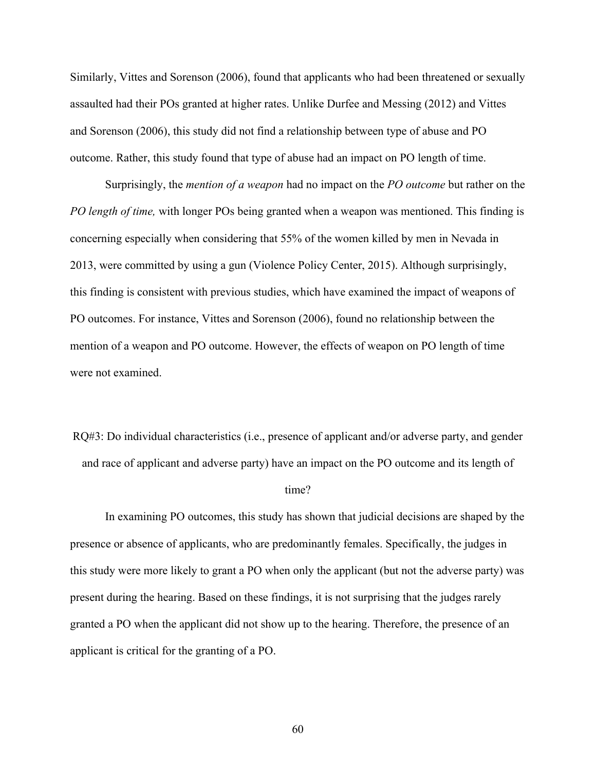Similarly, Vittes and Sorenson (2006), found that applicants who had been threatened or sexually assaulted had their POs granted at higher rates. Unlike Durfee and Messing (2012) and Vittes and Sorenson (2006), this study did not find a relationship between type of abuse and PO outcome. Rather, this study found that type of abuse had an impact on PO length of time.

Surprisingly, the *mention of a weapon* had no impact on the *PO outcome* but rather on the *PO length of time,* with longer POs being granted when a weapon was mentioned. This finding is concerning especially when considering that 55% of the women killed by men in Nevada in 2013, were committed by using a gun (Violence Policy Center, 2015). Although surprisingly, this finding is consistent with previous studies, which have examined the impact of weapons of PO outcomes. For instance, Vittes and Sorenson (2006), found no relationship between the mention of a weapon and PO outcome. However, the effects of weapon on PO length of time were not examined.

RQ#3: Do individual characteristics (i.e., presence of applicant and/or adverse party, and gender and race of applicant and adverse party) have an impact on the PO outcome and its length of time?

In examining PO outcomes, this study has shown that judicial decisions are shaped by the presence or absence of applicants, who are predominantly females. Specifically, the judges in this study were more likely to grant a PO when only the applicant (but not the adverse party) was present during the hearing. Based on these findings, it is not surprising that the judges rarely granted a PO when the applicant did not show up to the hearing. Therefore, the presence of an applicant is critical for the granting of a PO.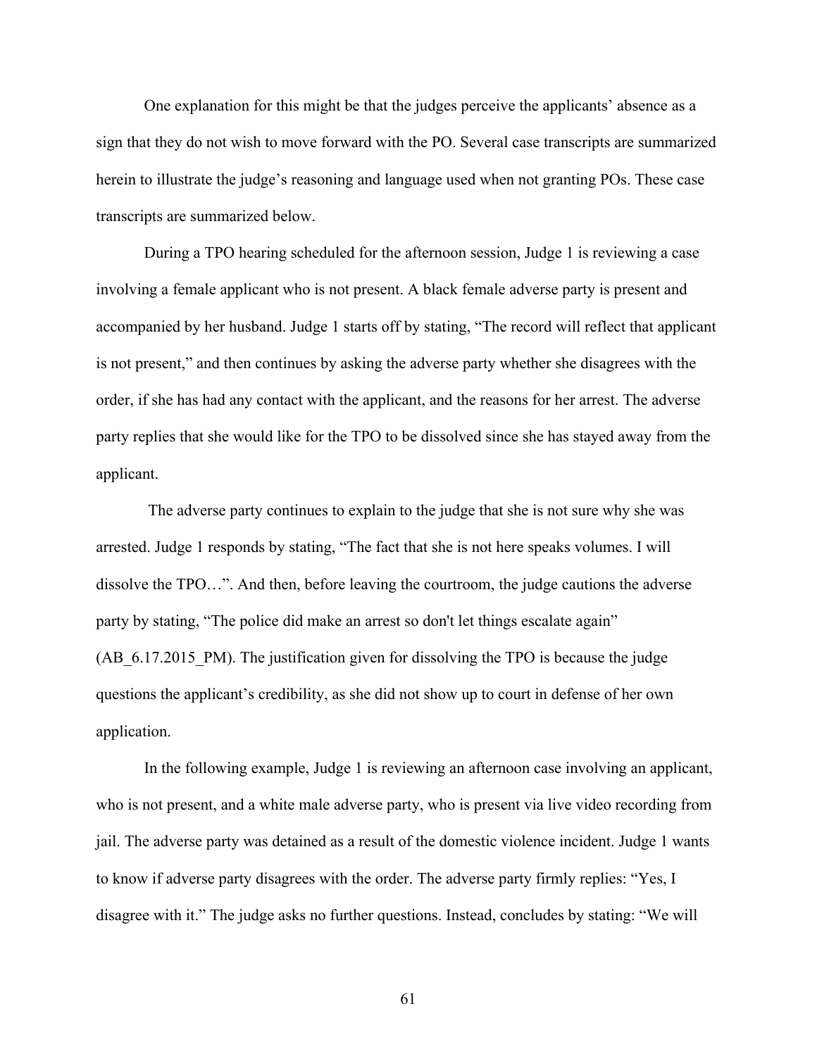One explanation for this might be that the judges perceive the applicants' absence as a sign that they do not wish to move forward with the PO. Several case transcripts are summarized herein to illustrate the judge's reasoning and language used when not granting POs. These case transcripts are summarized below.

During a TPO hearing scheduled for the afternoon session, Judge 1 is reviewing a case involving a female applicant who is not present. A black female adverse party is present and accompanied by her husband. Judge 1 starts off by stating, "The record will reflect that applicant is not present," and then continues by asking the adverse party whether she disagrees with the order, if she has had any contact with the applicant, and the reasons for her arrest. The adverse party replies that she would like for the TPO to be dissolved since she has stayed away from the applicant.

The adverse party continues to explain to the judge that she is not sure why she was arrested. Judge 1 responds by stating, "The fact that she is not here speaks volumes. I will dissolve the TPO…". And then, before leaving the courtroom, the judge cautions the adverse party by stating, "The police did make an arrest so don't let things escalate again" (AB_6.17.2015_PM). The justification given for dissolving the TPO is because the judge questions the applicant's credibility, as she did not show up to court in defense of her own application.

In the following example, Judge 1 is reviewing an afternoon case involving an applicant, who is not present, and a white male adverse party, who is present via live video recording from jail. The adverse party was detained as a result of the domestic violence incident. Judge 1 wants to know if adverse party disagrees with the order. The adverse party firmly replies: "Yes, I disagree with it." The judge asks no further questions. Instead, concludes by stating: "We will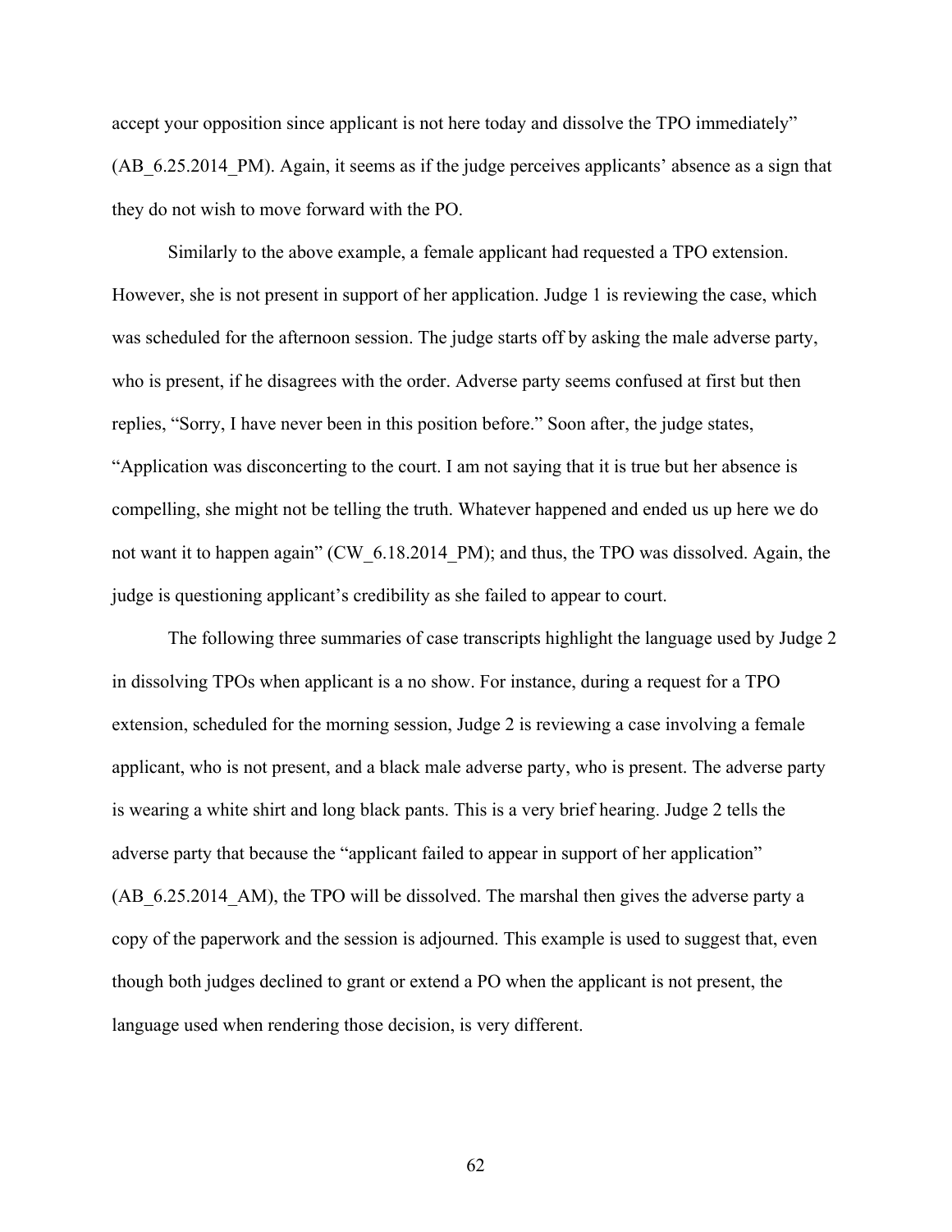accept your opposition since applicant is not here today and dissolve the TPO immediately" (AB_6.25.2014_PM). Again, it seems as if the judge perceives applicants' absence as a sign that they do not wish to move forward with the PO.

Similarly to the above example, a female applicant had requested a TPO extension. However, she is not present in support of her application. Judge 1 is reviewing the case, which was scheduled for the afternoon session. The judge starts off by asking the male adverse party, who is present, if he disagrees with the order. Adverse party seems confused at first but then replies, "Sorry, I have never been in this position before." Soon after, the judge states, "Application was disconcerting to the court. I am not saying that it is true but her absence is compelling, she might not be telling the truth. Whatever happened and ended us up here we do not want it to happen again" (CW_6.18.2014_PM); and thus, the TPO was dissolved. Again, the judge is questioning applicant's credibility as she failed to appear to court.

The following three summaries of case transcripts highlight the language used by Judge 2 in dissolving TPOs when applicant is a no show. For instance, during a request for a TPO extension, scheduled for the morning session, Judge 2 is reviewing a case involving a female applicant, who is not present, and a black male adverse party, who is present. The adverse party is wearing a white shirt and long black pants. This is a very brief hearing. Judge 2 tells the adverse party that because the "applicant failed to appear in support of her application" (AB_6.25.2014_AM), the TPO will be dissolved. The marshal then gives the adverse party a copy of the paperwork and the session is adjourned. This example is used to suggest that, even though both judges declined to grant or extend a PO when the applicant is not present, the language used when rendering those decision, is very different.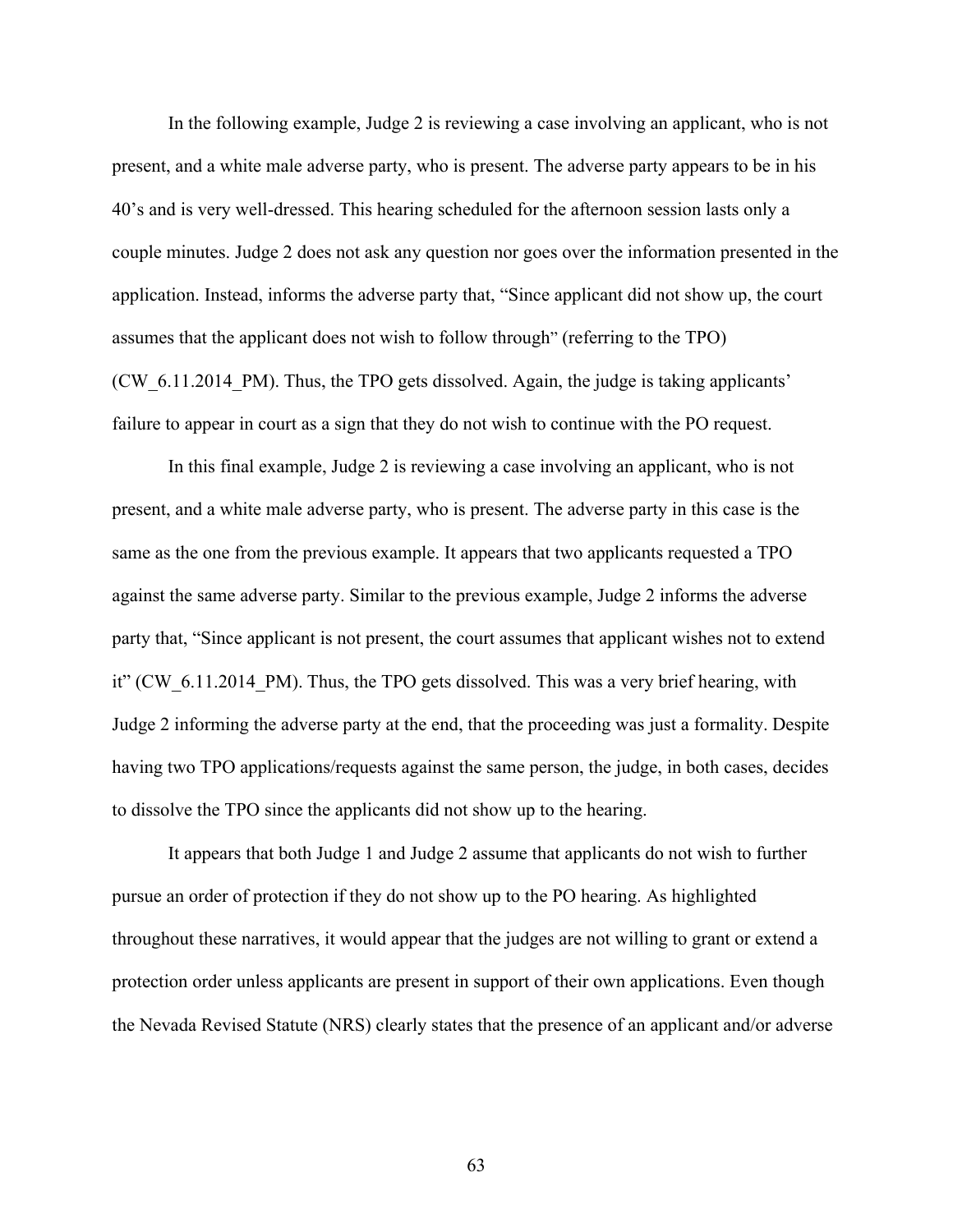In the following example, Judge 2 is reviewing a case involving an applicant, who is not present, and a white male adverse party, who is present. The adverse party appears to be in his 40's and is very well-dressed. This hearing scheduled for the afternoon session lasts only a couple minutes. Judge 2 does not ask any question nor goes over the information presented in the application. Instead, informs the adverse party that, "Since applicant did not show up, the court assumes that the applicant does not wish to follow through" (referring to the TPO) (CW_6.11.2014_PM). Thus, the TPO gets dissolved. Again, the judge is taking applicants' failure to appear in court as a sign that they do not wish to continue with the PO request.

In this final example, Judge 2 is reviewing a case involving an applicant, who is not present, and a white male adverse party, who is present. The adverse party in this case is the same as the one from the previous example. It appears that two applicants requested a TPO against the same adverse party. Similar to the previous example, Judge 2 informs the adverse party that, "Since applicant is not present, the court assumes that applicant wishes not to extend it" (CW_6.11.2014_PM). Thus, the TPO gets dissolved. This was a very brief hearing, with Judge 2 informing the adverse party at the end, that the proceeding was just a formality. Despite having two TPO applications/requests against the same person, the judge, in both cases, decides to dissolve the TPO since the applicants did not show up to the hearing.

It appears that both Judge 1 and Judge 2 assume that applicants do not wish to further pursue an order of protection if they do not show up to the PO hearing. As highlighted throughout these narratives, it would appear that the judges are not willing to grant or extend a protection order unless applicants are present in support of their own applications. Even though the Nevada Revised Statute (NRS) clearly states that the presence of an applicant and/or adverse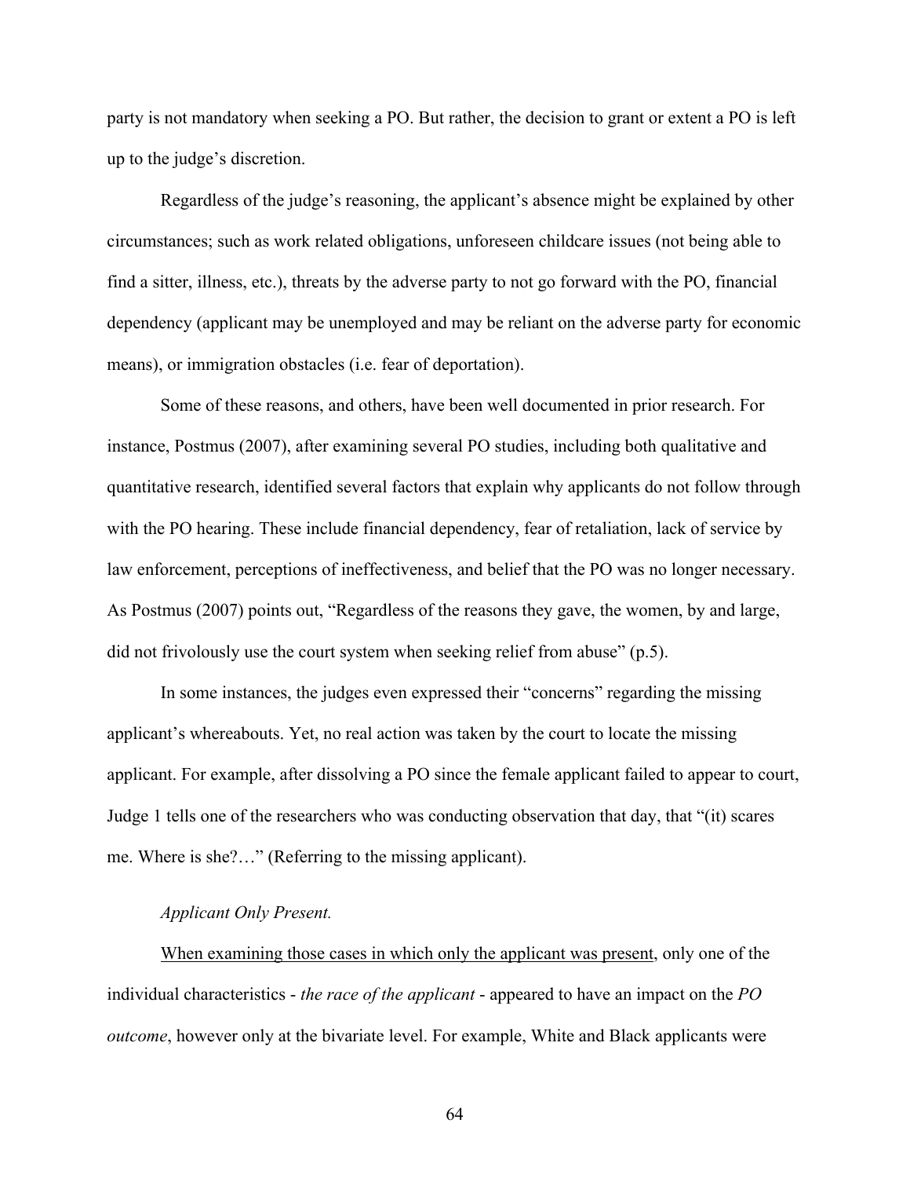party is not mandatory when seeking a PO. But rather, the decision to grant or extent a PO is left up to the judge's discretion.

Regardless of the judge's reasoning, the applicant's absence might be explained by other circumstances; such as work related obligations, unforeseen childcare issues (not being able to find a sitter, illness, etc.), threats by the adverse party to not go forward with the PO, financial dependency (applicant may be unemployed and may be reliant on the adverse party for economic means), or immigration obstacles (i.e. fear of deportation).

Some of these reasons, and others, have been well documented in prior research. For instance, Postmus (2007), after examining several PO studies, including both qualitative and quantitative research, identified several factors that explain why applicants do not follow through with the PO hearing. These include financial dependency, fear of retaliation, lack of service by law enforcement, perceptions of ineffectiveness, and belief that the PO was no longer necessary. As Postmus (2007) points out, "Regardless of the reasons they gave, the women, by and large, did not frivolously use the court system when seeking relief from abuse" (p.5).

In some instances, the judges even expressed their "concerns" regarding the missing applicant's whereabouts. Yet, no real action was taken by the court to locate the missing applicant. For example, after dissolving a PO since the female applicant failed to appear to court, Judge 1 tells one of the researchers who was conducting observation that day, that "(it) scares me. Where is she?…" (Referring to the missing applicant).

*Applicant Only Present.*

<u>When examining those cases in which only the applicant was present</u>, only one of the individual characteristics - *the race of the applicant* - appeared to have an impact on the *PO outcome*, however only at the bivariate level. For example, White and Black applicants were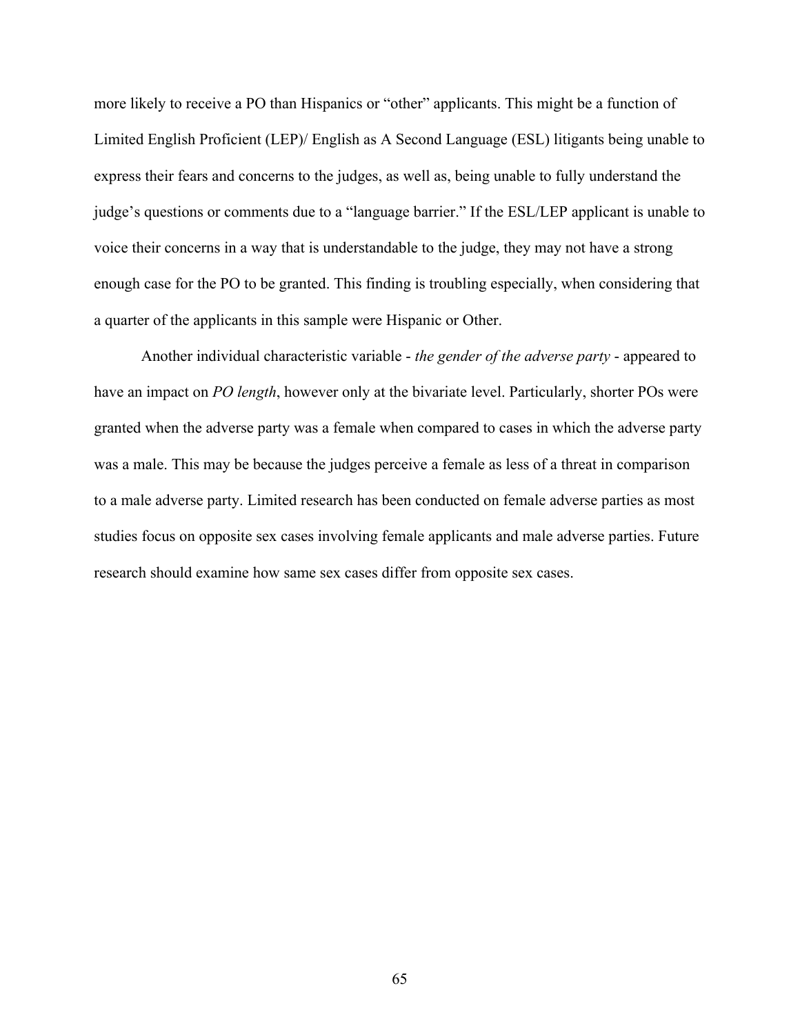more likely to receive a PO than Hispanics or "other" applicants. This might be a function of Limited English Proficient (LEP)/ English as A Second Language (ESL) litigants being unable to express their fears and concerns to the judges, as well as, being unable to fully understand the judge's questions or comments due to a "language barrier." If the ESL/LEP applicant is unable to voice their concerns in a way that is understandable to the judge, they may not have a strong enough case for the PO to be granted. This finding is troubling especially, when considering that a quarter of the applicants in this sample were Hispanic or Other.

Another individual characteristic variable - *the gender of the adverse party* - appeared to have an impact on *PO length*, however only at the bivariate level. Particularly, shorter POs were granted when the adverse party was a female when compared to cases in which the adverse party was a male. This may be because the judges perceive a female as less of a threat in comparison to a male adverse party. Limited research has been conducted on female adverse parties as most studies focus on opposite sex cases involving female applicants and male adverse parties. Future research should examine how same sex cases differ from opposite sex cases.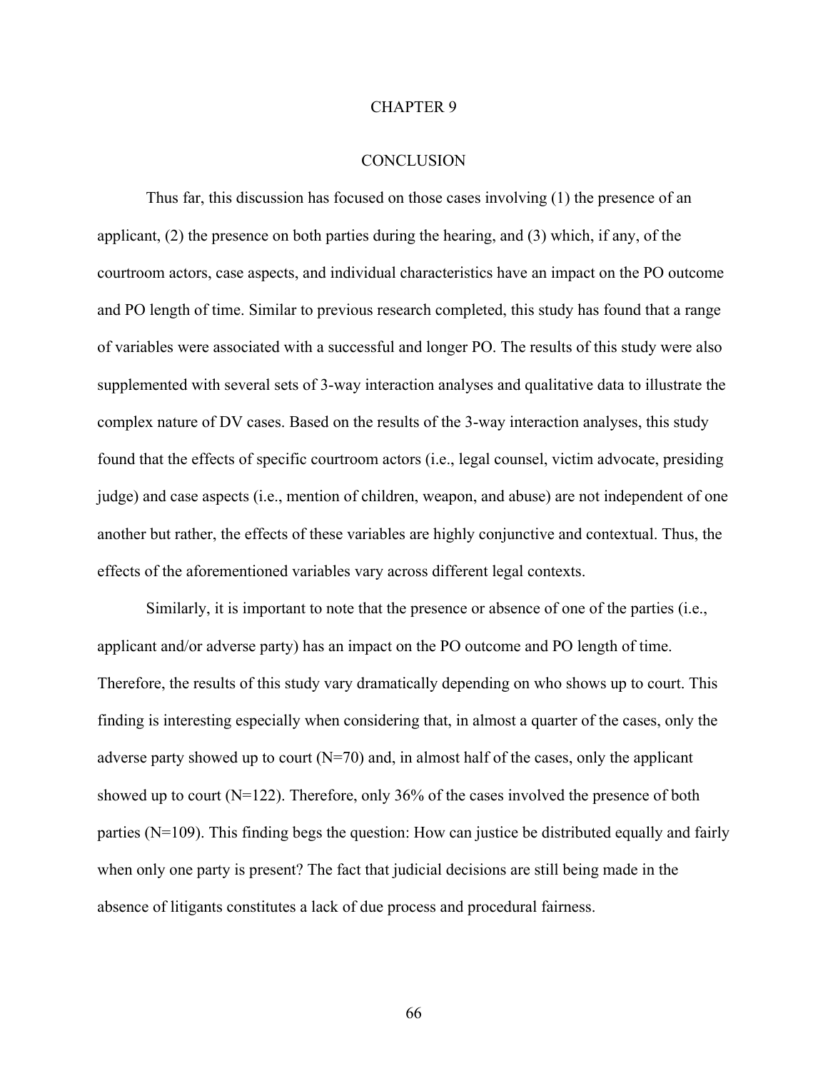# CHAPTER 9

## CONCLUSION

Thus far, this discussion has focused on those cases involving (1) the presence of an applicant, (2) the presence on both parties during the hearing, and (3) which, if any, of the courtroom actors, case aspects, and individual characteristics have an impact on the PO outcome and PO length of time. Similar to previous research completed, this study has found that a range of variables were associated with a successful and longer PO. The results of this study were also supplemented with several sets of 3-way interaction analyses and qualitative data to illustrate the complex nature of DV cases. Based on the results of the 3-way interaction analyses, this study found that the effects of specific courtroom actors (i.e., legal counsel, victim advocate, presiding judge) and case aspects (i.e., mention of children, weapon, and abuse) are not independent of one another but rather, the effects of these variables are highly conjunctive and contextual. Thus, the effects of the aforementioned variables vary across different legal contexts.

Similarly, it is important to note that the presence or absence of one of the parties (i.e., applicant and/or adverse party) has an impact on the PO outcome and PO length of time. Therefore, the results of this study vary dramatically depending on who shows up to court. This finding is interesting especially when considering that, in almost a quarter of the cases, only the adverse party showed up to court (N=70) and, in almost half of the cases, only the applicant showed up to court (N=122). Therefore, only 36% of the cases involved the presence of both parties (N=109). This finding begs the question: How can justice be distributed equally and fairly when only one party is present? The fact that judicial decisions are still being made in the absence of litigants constitutes a lack of due process and procedural fairness.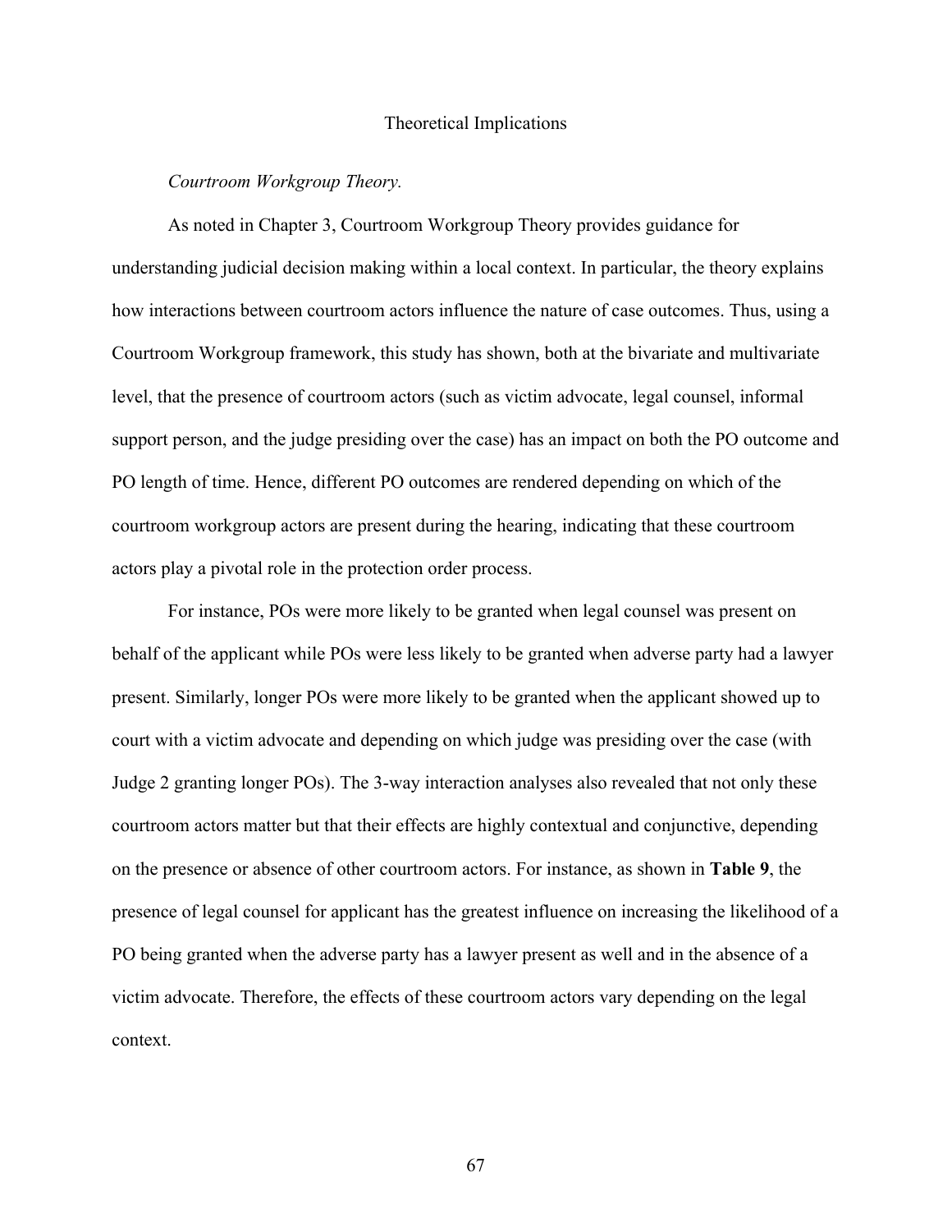## Theoretical Implications

### *Courtroom Workgroup Theory.*

As noted in Chapter 3, Courtroom Workgroup Theory provides guidance for understanding judicial decision making within a local context. In particular, the theory explains how interactions between courtroom actors influence the nature of case outcomes. Thus, using a Courtroom Workgroup framework, this study has shown, both at the bivariate and multivariate level, that the presence of courtroom actors (such as victim advocate, legal counsel, informal support person, and the judge presiding over the case) has an impact on both the PO outcome and PO length of time. Hence, different PO outcomes are rendered depending on which of the courtroom workgroup actors are present during the hearing, indicating that these courtroom actors play a pivotal role in the protection order process.

For instance, POs were more likely to be granted when legal counsel was present on behalf of the applicant while POs were less likely to be granted when adverse party had a lawyer present. Similarly, longer POs were more likely to be granted when the applicant showed up to court with a victim advocate and depending on which judge was presiding over the case (with Judge 2 granting longer POs). The 3-way interaction analyses also revealed that not only these courtroom actors matter but that their effects are highly contextual and conjunctive, depending on the presence or absence of other courtroom actors. For instance, as shown in **Table 9**, the presence of legal counsel for applicant has the greatest influence on increasing the likelihood of a PO being granted when the adverse party has a lawyer present as well and in the absence of a victim advocate. Therefore, the effects of these courtroom actors vary depending on the legal context.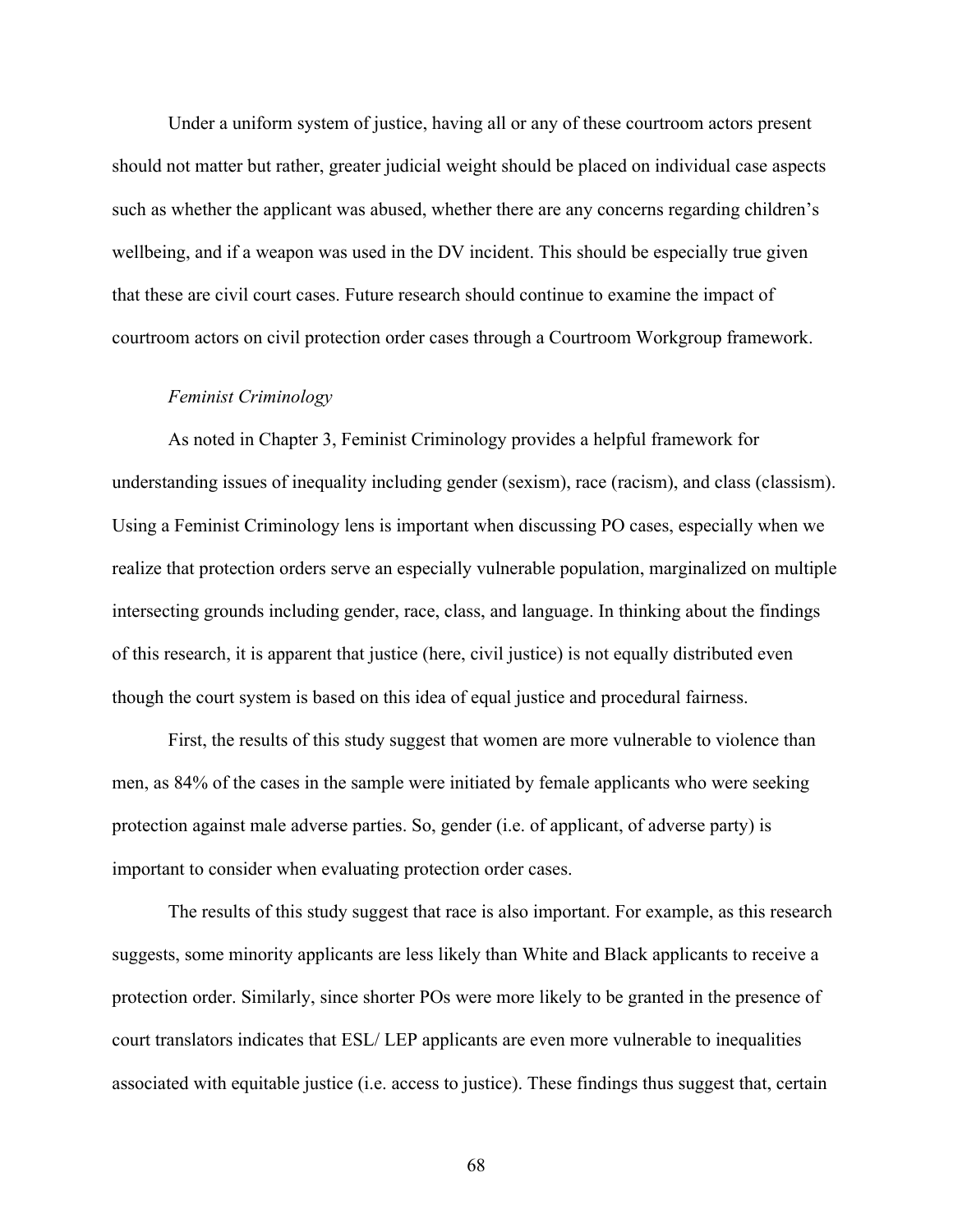Under a uniform system of justice, having all or any of these courtroom actors present should not matter but rather, greater judicial weight should be placed on individual case aspects such as whether the applicant was abused, whether there are any concerns regarding children's wellbeing, and if a weapon was used in the DV incident. This should be especially true given that these are civil court cases. Future research should continue to examine the impact of courtroom actors on civil protection order cases through a Courtroom Workgroup framework.

*Feminist Criminology*

As noted in Chapter 3, Feminist Criminology provides a helpful framework for understanding issues of inequality including gender (sexism), race (racism), and class (classism). Using a Feminist Criminology lens is important when discussing PO cases, especially when we realize that protection orders serve an especially vulnerable population, marginalized on multiple intersecting grounds including gender, race, class, and language. In thinking about the findings of this research, it is apparent that justice (here, civil justice) is not equally distributed even though the court system is based on this idea of equal justice and procedural fairness.

First, the results of this study suggest that women are more vulnerable to violence than men, as 84% of the cases in the sample were initiated by female applicants who were seeking protection against male adverse parties. So, gender (i.e. of applicant, of adverse party) is important to consider when evaluating protection order cases.

The results of this study suggest that race is also important. For example, as this research suggests, some minority applicants are less likely than White and Black applicants to receive a protection order. Similarly, since shorter POs were more likely to be granted in the presence of court translators indicates that ESL/ LEP applicants are even more vulnerable to inequalities associated with equitable justice (i.e. access to justice). These findings thus suggest that, certain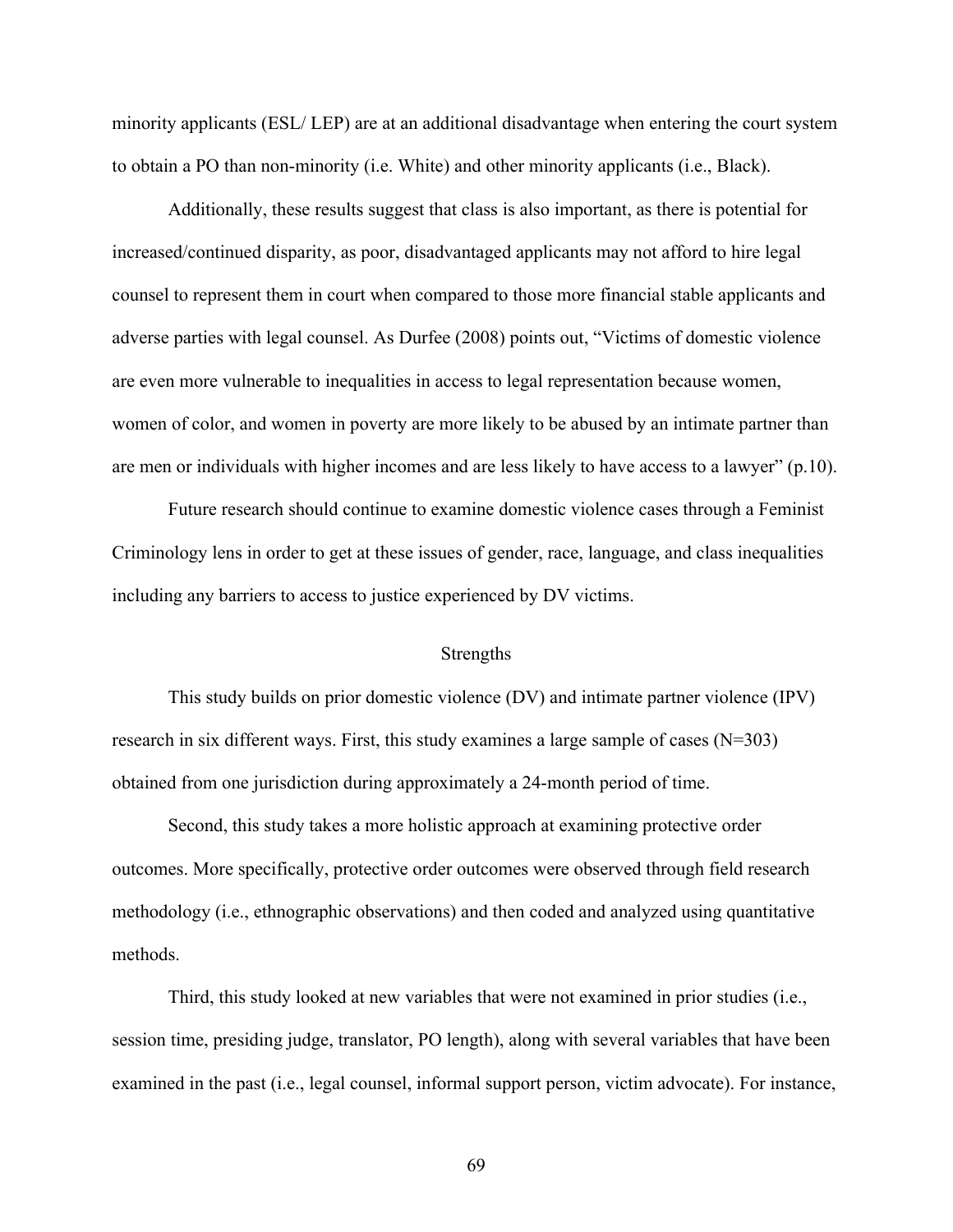minority applicants (ESL/ LEP) are at an additional disadvantage when entering the court system to obtain a PO than non-minority (i.e. White) and other minority applicants (i.e., Black).

Additionally, these results suggest that class is also important, as there is potential for increased/continued disparity, as poor, disadvantaged applicants may not afford to hire legal counsel to represent them in court when compared to those more financial stable applicants and adverse parties with legal counsel. As Durfee (2008) points out, "Victims of domestic violence are even more vulnerable to inequalities in access to legal representation because women, women of color, and women in poverty are more likely to be abused by an intimate partner than are men or individuals with higher incomes and are less likely to have access to a lawyer" (p.10).

Future research should continue to examine domestic violence cases through a Feminist Criminology lens in order to get at these issues of gender, race, language, and class inequalities including any barriers to access to justice experienced by DV victims.

## Strengths

This study builds on prior domestic violence (DV) and intimate partner violence (IPV) research in six different ways. First, this study examines a large sample of cases (N=303) obtained from one jurisdiction during approximately a 24-month period of time.

Second, this study takes a more holistic approach at examining protective order outcomes. More specifically, protective order outcomes were observed through field research methodology (i.e., ethnographic observations) and then coded and analyzed using quantitative methods.

Third, this study looked at new variables that were not examined in prior studies (i.e., session time, presiding judge, translator, PO length), along with several variables that have been examined in the past (i.e., legal counsel, informal support person, victim advocate). For instance,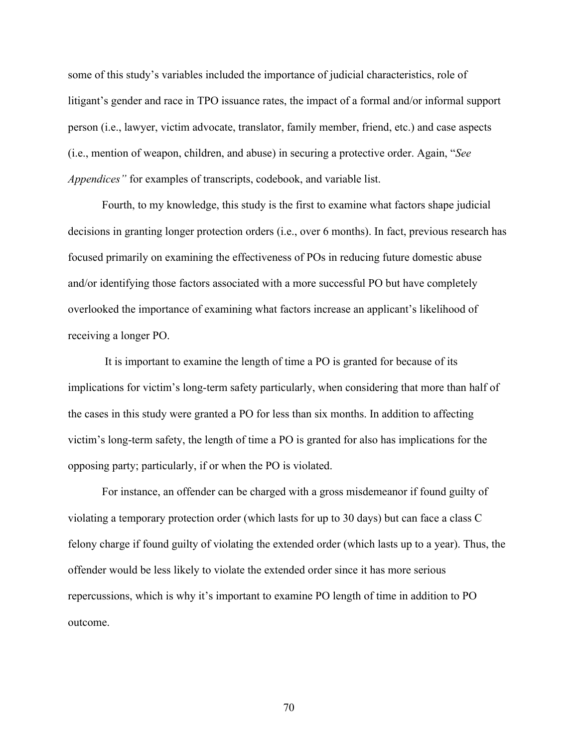some of this study's variables included the importance of judicial characteristics, role of litigant's gender and race in TPO issuance rates, the impact of a formal and/or informal support person (i.e., lawyer, victim advocate, translator, family member, friend, etc.) and case aspects (i.e., mention of weapon, children, and abuse) in securing a protective order. Again, "*See Appendices"* for examples of transcripts, codebook, and variable list.

Fourth, to my knowledge, this study is the first to examine what factors shape judicial decisions in granting longer protection orders (i.e., over 6 months). In fact, previous research has focused primarily on examining the effectiveness of POs in reducing future domestic abuse and/or identifying those factors associated with a more successful PO but have completely overlooked the importance of examining what factors increase an applicant's likelihood of receiving a longer PO.

It is important to examine the length of time a PO is granted for because of its implications for victim's long-term safety particularly, when considering that more than half of the cases in this study were granted a PO for less than six months. In addition to affecting victim's long-term safety, the length of time a PO is granted for also has implications for the opposing party; particularly, if or when the PO is violated.

For instance, an offender can be charged with a gross misdemeanor if found guilty of violating a temporary protection order (which lasts for up to 30 days) but can face a class C felony charge if found guilty of violating the extended order (which lasts up to a year). Thus, the offender would be less likely to violate the extended order since it has more serious repercussions, which is why it's important to examine PO length of time in addition to PO outcome.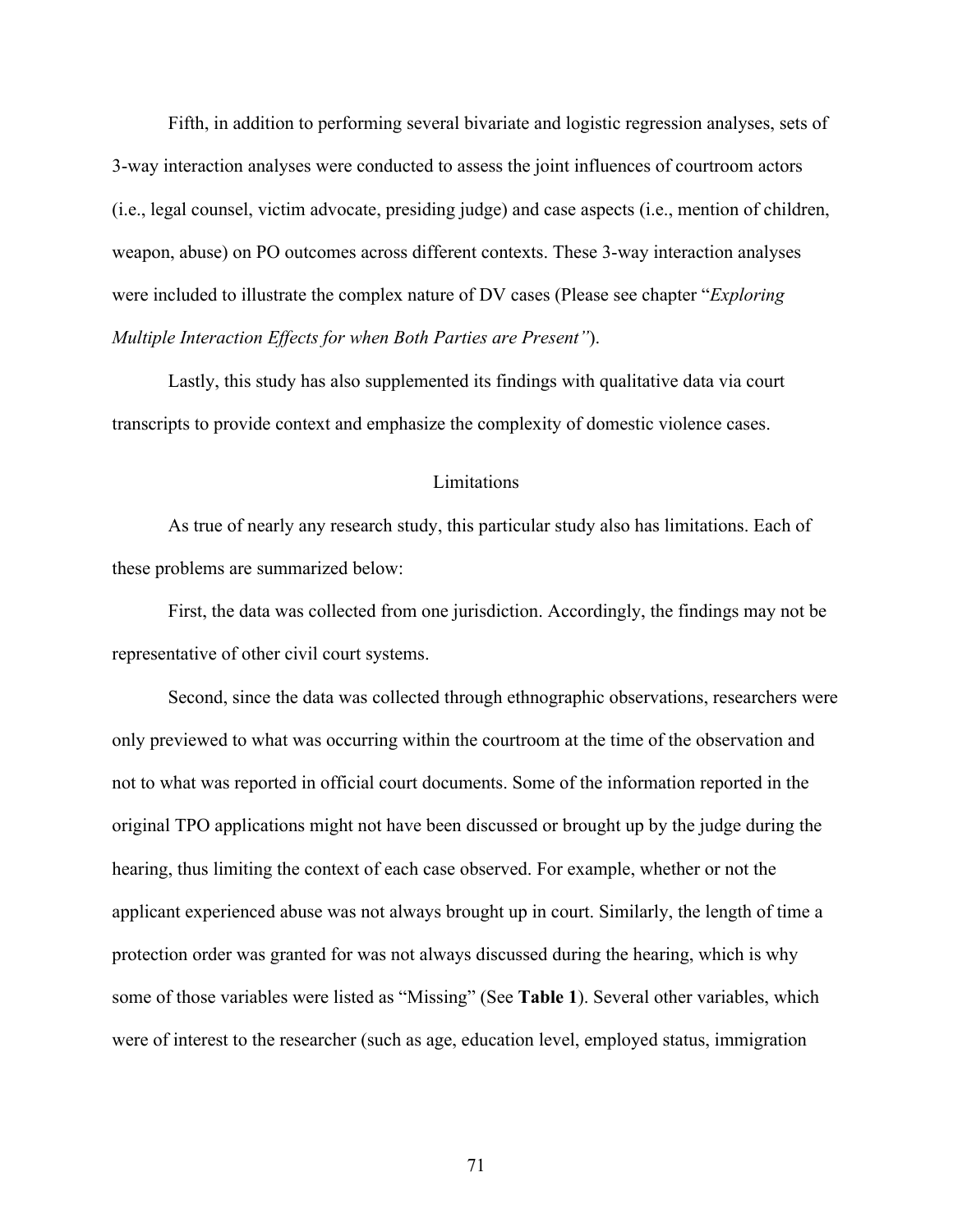Fifth, in addition to performing several bivariate and logistic regression analyses, sets of 3-way interaction analyses were conducted to assess the joint influences of courtroom actors (i.e., legal counsel, victim advocate, presiding judge) and case aspects (i.e., mention of children, weapon, abuse) on PO outcomes across different contexts. These 3-way interaction analyses were included to illustrate the complex nature of DV cases (Please see chapter "*Exploring Multiple Interaction Effects for when Both Parties are Present"*).

Lastly, this study has also supplemented its findings with qualitative data via court transcripts to provide context and emphasize the complexity of domestic violence cases.

## Limitations

As true of nearly any research study, this particular study also has limitations. Each of these problems are summarized below:

First, the data was collected from one jurisdiction. Accordingly, the findings may not be representative of other civil court systems.

Second, since the data was collected through ethnographic observations, researchers were only previewed to what was occurring within the courtroom at the time of the observation and not to what was reported in official court documents. Some of the information reported in the original TPO applications might not have been discussed or brought up by the judge during the hearing, thus limiting the context of each case observed. For example, whether or not the applicant experienced abuse was not always brought up in court. Similarly, the length of time a protection order was granted for was not always discussed during the hearing, which is why some of those variables were listed as "Missing" (See **Table 1**). Several other variables, which were of interest to the researcher (such as age, education level, employed status, immigration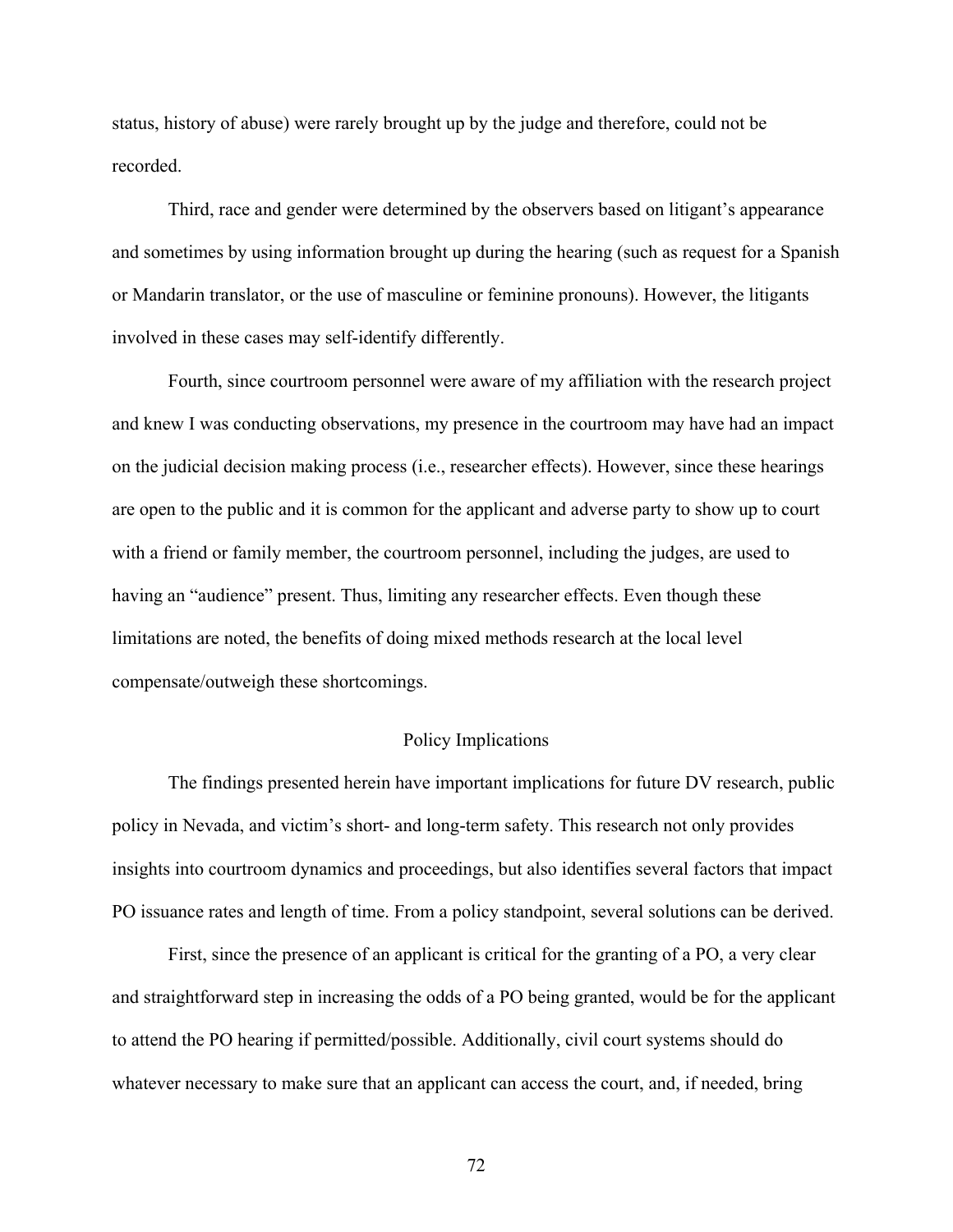status, history of abuse) were rarely brought up by the judge and therefore, could not be recorded.

Third, race and gender were determined by the observers based on litigant's appearance and sometimes by using information brought up during the hearing (such as request for a Spanish or Mandarin translator, or the use of masculine or feminine pronouns). However, the litigants involved in these cases may self-identify differently.

Fourth, since courtroom personnel were aware of my affiliation with the research project and knew I was conducting observations, my presence in the courtroom may have had an impact on the judicial decision making process (i.e., researcher effects). However, since these hearings are open to the public and it is common for the applicant and adverse party to show up to court with a friend or family member, the courtroom personnel, including the judges, are used to having an "audience" present. Thus, limiting any researcher effects. Even though these limitations are noted, the benefits of doing mixed methods research at the local level compensate/outweigh these shortcomings.

## Policy Implications

The findings presented herein have important implications for future DV research, public policy in Nevada, and victim's short- and long-term safety. This research not only provides insights into courtroom dynamics and proceedings, but also identifies several factors that impact PO issuance rates and length of time. From a policy standpoint, several solutions can be derived.

First, since the presence of an applicant is critical for the granting of a PO, a very clear and straightforward step in increasing the odds of a PO being granted, would be for the applicant to attend the PO hearing if permitted/possible. Additionally, civil court systems should do whatever necessary to make sure that an applicant can access the court, and, if needed, bring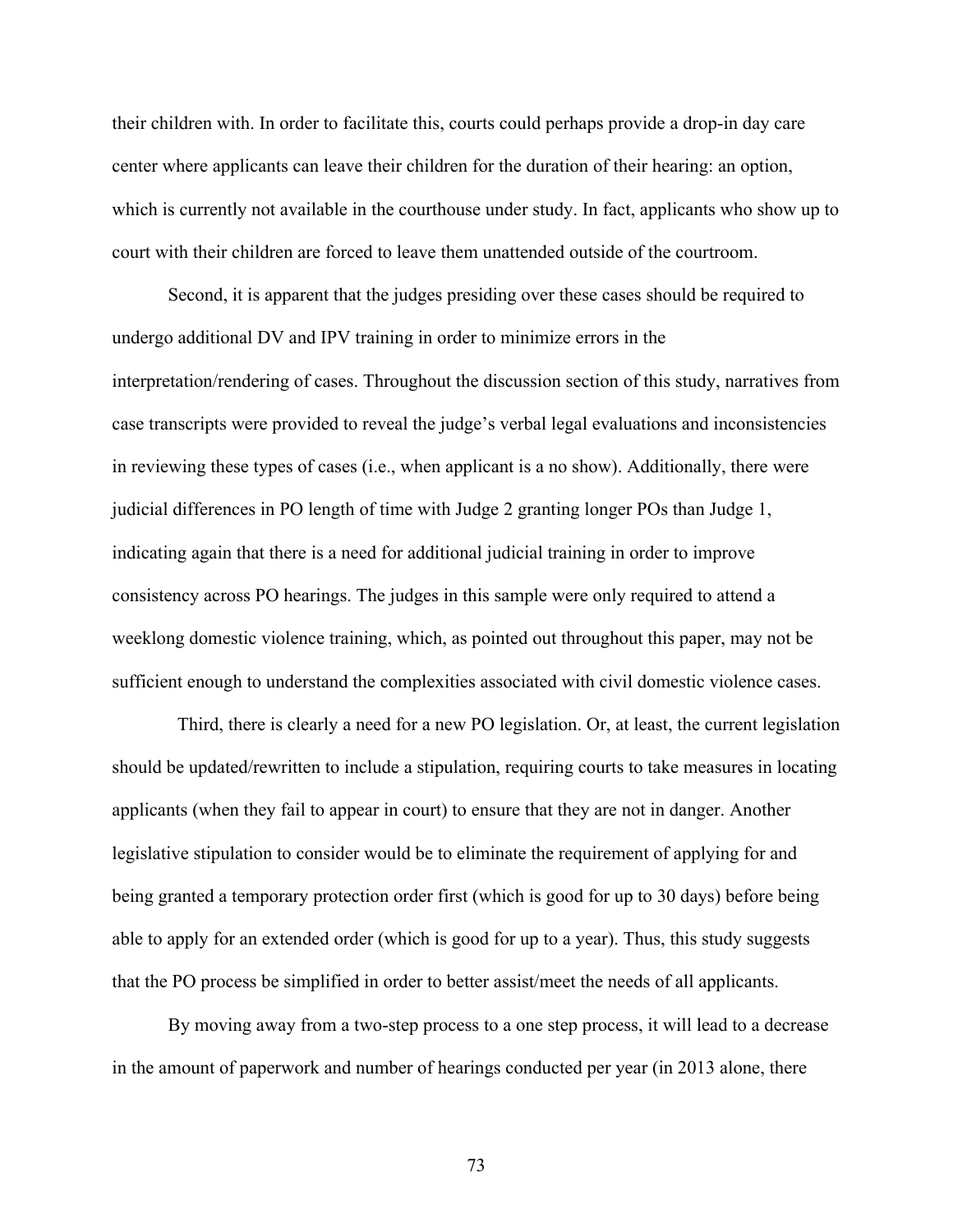their children with. In order to facilitate this, courts could perhaps provide a drop-in day care center where applicants can leave their children for the duration of their hearing: an option, which is currently not available in the courthouse under study. In fact, applicants who show up to court with their children are forced to leave them unattended outside of the courtroom.

Second, it is apparent that the judges presiding over these cases should be required to undergo additional DV and IPV training in order to minimize errors in the interpretation/rendering of cases. Throughout the discussion section of this study, narratives from case transcripts were provided to reveal the judge's verbal legal evaluations and inconsistencies in reviewing these types of cases (i.e., when applicant is a no show). Additionally, there were judicial differences in PO length of time with Judge 2 granting longer POs than Judge 1, indicating again that there is a need for additional judicial training in order to improve consistency across PO hearings. The judges in this sample were only required to attend a weeklong domestic violence training, which, as pointed out throughout this paper, may not be sufficient enough to understand the complexities associated with civil domestic violence cases.

Third, there is clearly a need for a new PO legislation. Or, at least, the current legislation should be updated/rewritten to include a stipulation, requiring courts to take measures in locating applicants (when they fail to appear in court) to ensure that they are not in danger. Another legislative stipulation to consider would be to eliminate the requirement of applying for and being granted a temporary protection order first (which is good for up to 30 days) before being able to apply for an extended order (which is good for up to a year). Thus, this study suggests that the PO process be simplified in order to better assist/meet the needs of all applicants.

By moving away from a two-step process to a one step process, it will lead to a decrease in the amount of paperwork and number of hearings conducted per year (in 2013 alone, there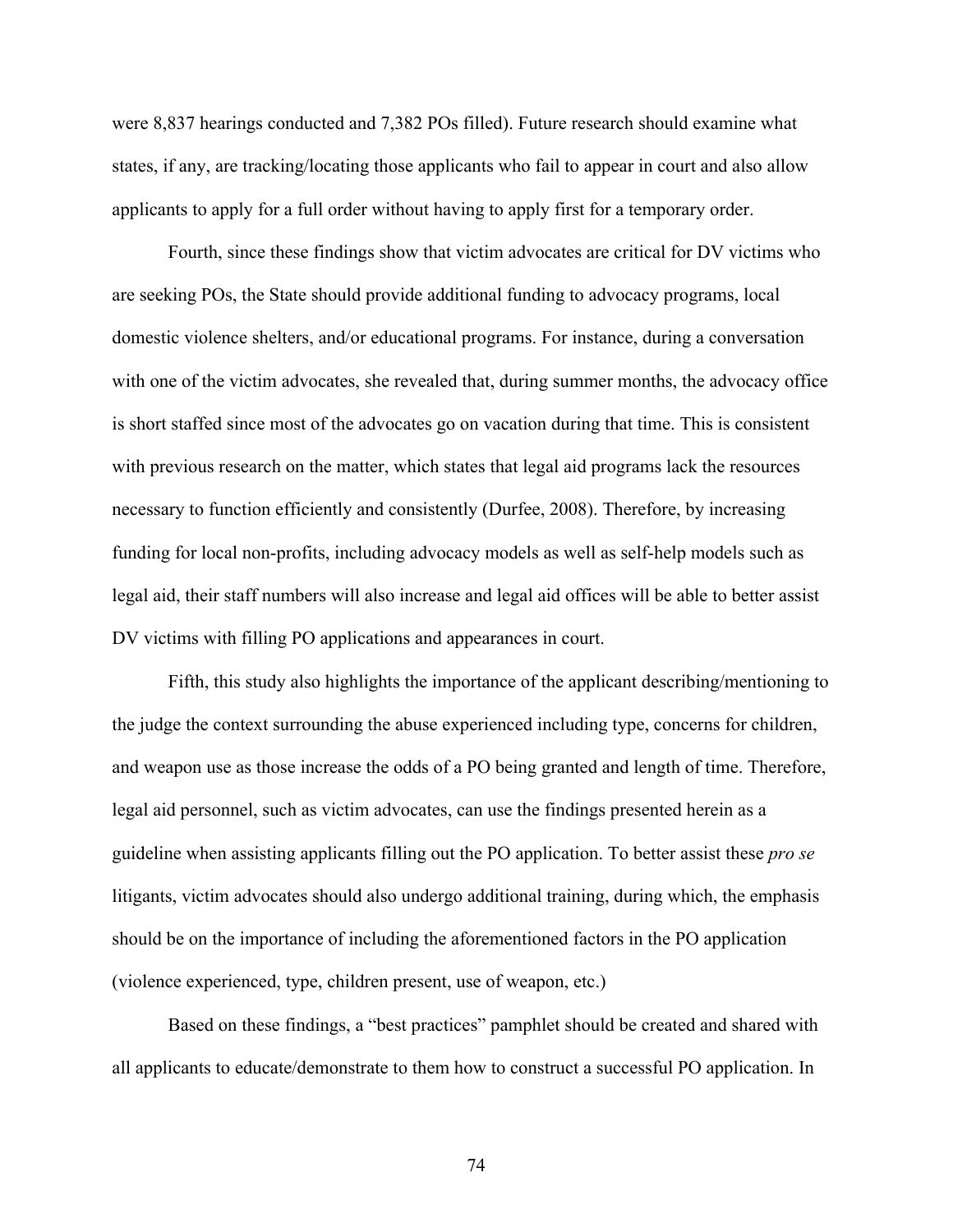were 8,837 hearings conducted and 7,382 POs filled). Future research should examine what states, if any, are tracking/locating those applicants who fail to appear in court and also allow applicants to apply for a full order without having to apply first for a temporary order.

Fourth, since these findings show that victim advocates are critical for DV victims who are seeking POs, the State should provide additional funding to advocacy programs, local domestic violence shelters, and/or educational programs. For instance, during a conversation with one of the victim advocates, she revealed that, during summer months, the advocacy office is short staffed since most of the advocates go on vacation during that time. This is consistent with previous research on the matter, which states that legal aid programs lack the resources necessary to function efficiently and consistently (Durfee, 2008). Therefore, by increasing funding for local non-profits, including advocacy models as well as self-help models such as legal aid, their staff numbers will also increase and legal aid offices will be able to better assist DV victims with filling PO applications and appearances in court.

Fifth, this study also highlights the importance of the applicant describing/mentioning to the judge the context surrounding the abuse experienced including type, concerns for children, and weapon use as those increase the odds of a PO being granted and length of time. Therefore, legal aid personnel, such as victim advocates, can use the findings presented herein as a guideline when assisting applicants filling out the PO application. To better assist these *pro se* litigants, victim advocates should also undergo additional training, during which, the emphasis should be on the importance of including the aforementioned factors in the PO application (violence experienced, type, children present, use of weapon, etc.)

Based on these findings, a "best practices" pamphlet should be created and shared with all applicants to educate/demonstrate to them how to construct a successful PO application. In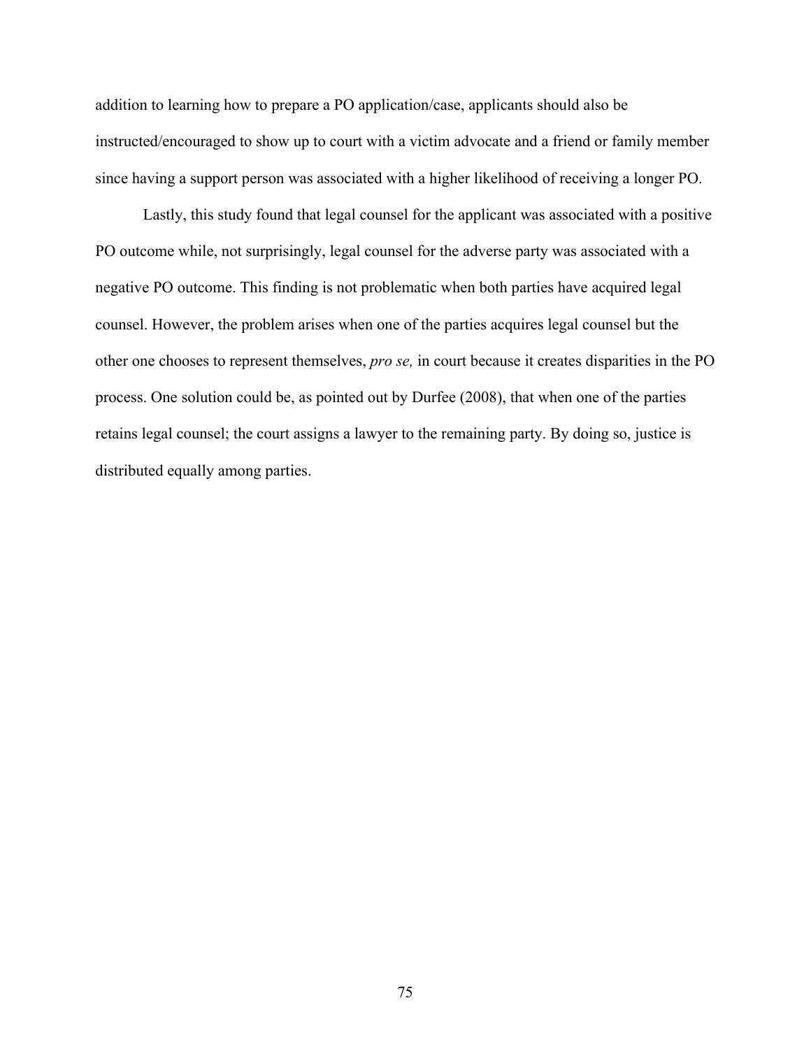addition to learning how to prepare a PO application/case, applicants should also be instructed/encouraged to show up to court with a victim advocate and a friend or family member since having a support person was associated with a higher likelihood of receiving a longer PO.

Lastly, this study found that legal counsel for the applicant was associated with a positive PO outcome while, not surprisingly, legal counsel for the adverse party was associated with a negative PO outcome. This finding is not problematic when both parties have acquired legal counsel. However, the problem arises when one of the parties acquires legal counsel but the other one chooses to represent themselves, *pro se,* in court because it creates disparities in the PO process. One solution could be, as pointed out by Durfee (2008), that when one of the parties retains legal counsel; the court assigns a lawyer to the remaining party. By doing so, justice is distributed equally among parties.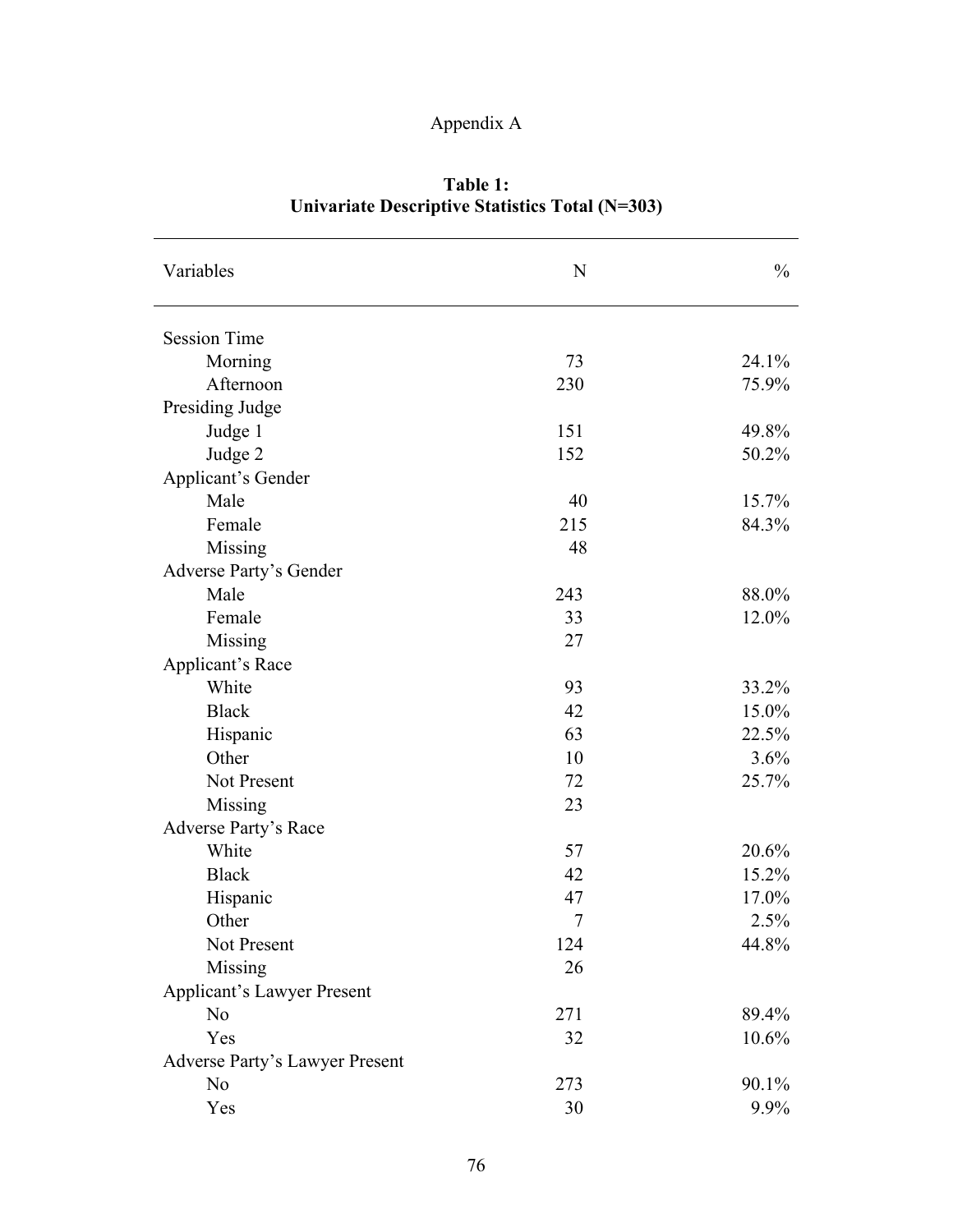Appendix A

**Table 1:**
**Univariate Descriptive Statistics Total (N=303)**

| Variables | N | % |
|---|---|---|
| Session Time | | |
| Morning | 73 | 24.1% |
| Afternoon | 230 | 75.9% |
| Presiding Judge | | |
| Judge 1 | 151 | 49.8% |
| Judge 2 | 152 | 50.2% |
| Applicant's Gender | | |
| Male | 40 | 15.7% |
| Female | 215 | 84.3% |
| Missing | 48 | |
| Adverse Party's Gender | | |
| Male | 243 | 88.0% |
| Female | 33 | 12.0% |
| Missing | 27 | |
| Applicant's Race | | |
| White | 93 | 33.2% |
| Black | 42 | 15.0% |
| Hispanic | 63 | 22.5% |
| Other | 10 | 3.6% |
| Not Present | 72 | 25.7% |
| Missing | 23 | |
| Adverse Party's Race | | |
| White | 57 | 20.6% |
| Black | 42 | 15.2% |
| Hispanic | 47 | 17.0% |
| Other | 7 | 2.5% |
| Not Present | 124 | 44.8% |
| Missing | 26 | |
| Applicant's Lawyer Present | | |
| No | 271 | 89.4% |
| Yes | 32 | 10.6% |
| Adverse Party's Lawyer Present | | |
| No | 273 | 90.1% |
| Yes | 30 | 9.9% |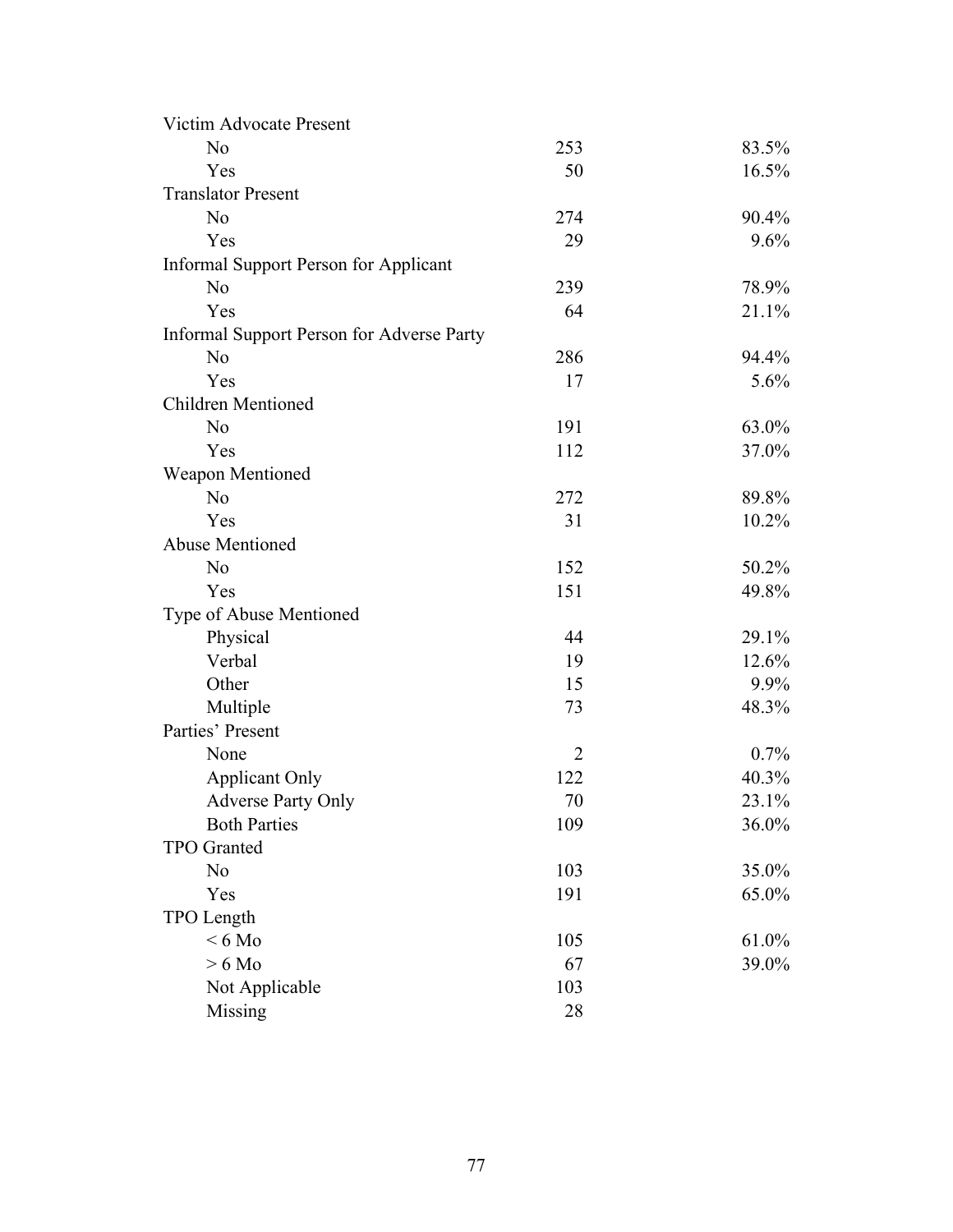| | | |
|---|---|---|
| Victim Advocate Present | | |
| No | 253 | 83.5% |
| Yes | 50 | 16.5% |
| Translator Present | | |
| No | 274 | 90.4% |
| Yes | 29 | 9.6% |
| Informal Support Person for Applicant | | |
| No | 239 | 78.9% |
| Yes | 64 | 21.1% |
| Informal Support Person for Adverse Party | | |
| No | 286 | 94.4% |
| Yes | 17 | 5.6% |
| Children Mentioned | | |
| No | 191 | 63.0% |
| Yes | 112 | 37.0% |
| Weapon Mentioned | | |
| No | 272 | 89.8% |
| Yes | 31 | 10.2% |
| Abuse Mentioned | | |
| No | 152 | 50.2% |
| Yes | 151 | 49.8% |
| Type of Abuse Mentioned | | |
| Physical | 44 | 29.1% |
| Verbal | 19 | 12.6% |
| Other | 15 | 9.9% |
| Multiple | 73 | 48.3% |
| Parties' Present | | |
| None | 2 | 0.7% |
| Applicant Only | 122 | 40.3% |
| Adverse Party Only | 70 | 23.1% |
| Both Parties | 109 | 36.0% |
| TPO Granted | | |
| No | 103 | 35.0% |
| Yes | 191 | 65.0% |
| TPO Length | | |
| < 6 Mo | 105 | 61.0% |
| > 6 Mo | 67 | 39.0% |
| Not Applicable | 103 | |
| Missing | 28 | |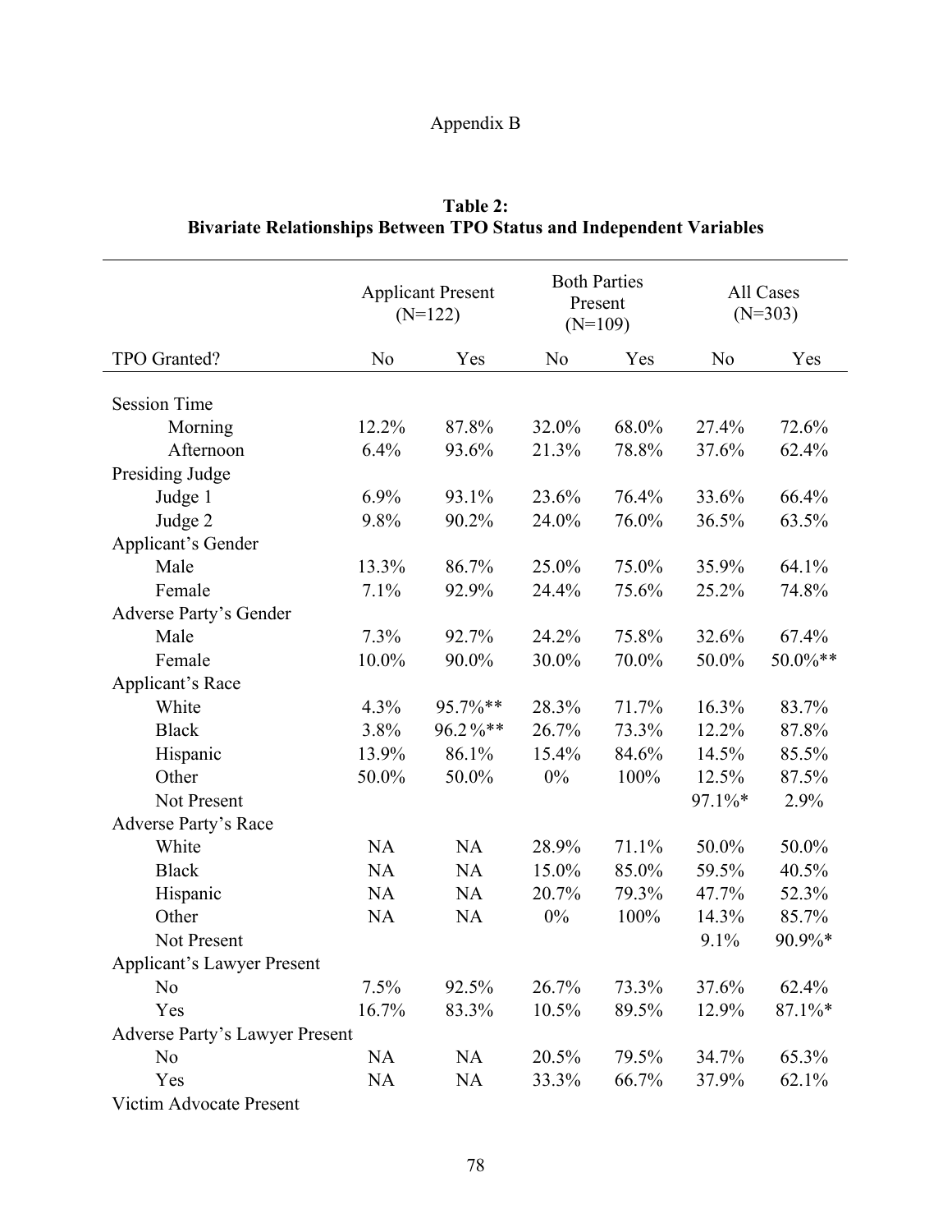Appendix B

**Table 2:**
**Bivariate Relationships Between TPO Status and Independent Variables**

| | Applicant Present (N=122) | | Both Parties Present (N=109) | | All Cases (N=303) | |
|---|---|---|---|---|---|---|
| TPO Granted? | No | Yes | No | Yes | No | Yes |
| Session Time | | | | | | |
| Morning | 12.2% | 87.8% | 32.0% | 68.0% | 27.4% | 72.6% |
| Afternoon | 6.4% | 93.6% | 21.3% | 78.8% | 37.6% | 62.4% |
| Presiding Judge | | | | | | |
| Judge 1 | 6.9% | 93.1% | 23.6% | 76.4% | 33.6% | 66.4% |
| Judge 2 | 9.8% | 90.2% | 24.0% | 76.0% | 36.5% | 63.5% |
| Applicant's Gender | | | | | | |
| Male | 13.3% | 86.7% | 25.0% | 75.0% | 35.9% | 64.1% |
| Female | 7.1% | 92.9% | 24.4% | 75.6% | 25.2% | 74.8% |
| Adverse Party's Gender | | | | | | |
| Male | 7.3% | 92.7% | 24.2% | 75.8% | 32.6% | 67.4% |
| Female | 10.0% | 90.0% | 30.0% | 70.0% | 50.0% | 50.0%** |
| Applicant's Race | | | | | | |
| White | 4.3% | 95.7%** | 28.3% | 71.7% | 16.3% | 83.7% |
| Black | 3.8% | 96.2%** | 26.7% | 73.3% | 12.2% | 87.8% |
| Hispanic | 13.9% | 86.1% | 15.4% | 84.6% | 14.5% | 85.5% |
| Other | 50.0% | 50.0% | 0% | 100% | 12.5% | 87.5% |
| Not Present | | | | | 97.1%* | 2.9% |
| Adverse Party's Race | | | | | | |
| White | NA | NA | 28.9% | 71.1% | 50.0% | 50.0% |
| Black | NA | NA | 15.0% | 85.0% | 59.5% | 40.5% |
| Hispanic | NA | NA | 20.7% | 79.3% | 47.7% | 52.3% |
| Other | NA | NA | 0% | 100% | 14.3% | 85.7% |
| Not Present | | | | | 9.1% | 90.9%* |
| Applicant's Lawyer Present | | | | | | |
| No | 7.5% | 92.5% | 26.7% | 73.3% | 37.6% | 62.4% |
| Yes | 16.7% | 83.3% | 10.5% | 89.5% | 12.9% | 87.1%* |
| Adverse Party's Lawyer Present | | | | | | |
| No | NA | NA | 20.5% | 79.5% | 34.7% | 65.3% |
| Yes | NA | NA | 33.3% | 66.7% | 37.9% | 62.1% |
| Victim Advocate Present | | | | | | |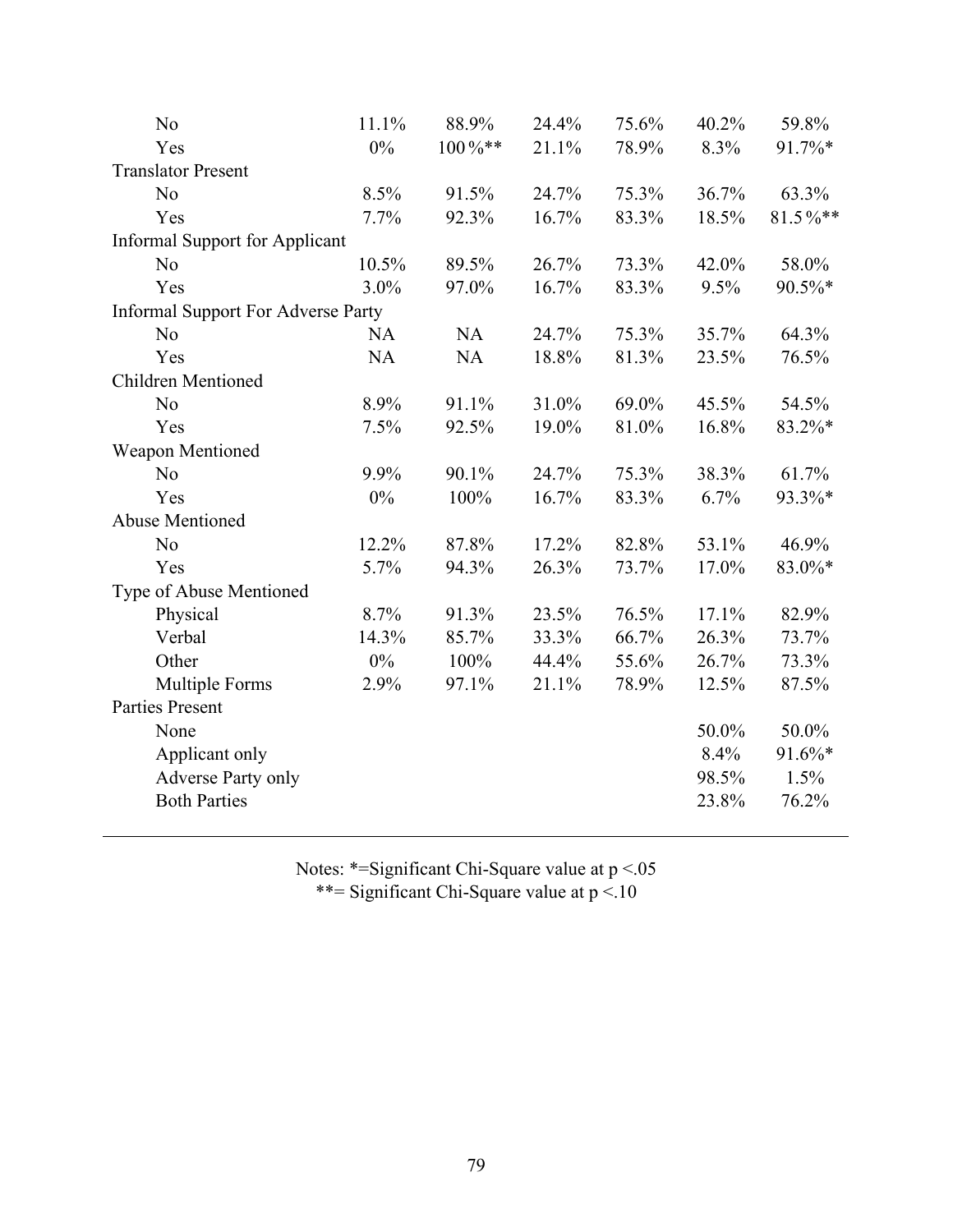| | | | | | | |
|---|---|---|---|---|---|---|
| No | 11.1% | 88.9% | 24.4% | 75.6% | 40.2% | 59.8% |
| Yes | 0% | 100%** | 21.1% | 78.9% | 8.3% | 91.7%* |
| Translator Present | | | | | | |
| No | 8.5% | 91.5% | 24.7% | 75.3% | 36.7% | 63.3% |
| Yes | 7.7% | 92.3% | 16.7% | 83.3% | 18.5% | 81.5%** |
| Informal Support for Applicant | | | | | | |
| No | 10.5% | 89.5% | 26.7% | 73.3% | 42.0% | 58.0% |
| Yes | 3.0% | 97.0% | 16.7% | 83.3% | 9.5% | 90.5%* |
| Informal Support For Adverse Party | | | | | | |
| No | NA | NA | 24.7% | 75.3% | 35.7% | 64.3% |
| Yes | NA | NA | 18.8% | 81.3% | 23.5% | 76.5% |
| Children Mentioned | | | | | | |
| No | 8.9% | 91.1% | 31.0% | 69.0% | 45.5% | 54.5% |
| Yes | 7.5% | 92.5% | 19.0% | 81.0% | 16.8% | 83.2%* |
| Weapon Mentioned | | | | | | |
| No | 9.9% | 90.1% | 24.7% | 75.3% | 38.3% | 61.7% |
| Yes | 0% | 100% | 16.7% | 83.3% | 6.7% | 93.3%* |
| Abuse Mentioned | | | | | | |
| No | 12.2% | 87.8% | 17.2% | 82.8% | 53.1% | 46.9% |
| Yes | 5.7% | 94.3% | 26.3% | 73.7% | 17.0% | 83.0%* |
| Type of Abuse Mentioned | | | | | | |
| Physical | 8.7% | 91.3% | 23.5% | 76.5% | 17.1% | 82.9% |
| Verbal | 14.3% | 85.7% | 33.3% | 66.7% | 26.3% | 73.7% |
| Other | 0% | 100% | 44.4% | 55.6% | 26.7% | 73.3% |
| Multiple Forms | 2.9% | 97.1% | 21.1% | 78.9% | 12.5% | 87.5% |
| Parties Present | | | | | | |
| None | | | | | 50.0% | 50.0% |
| Applicant only | | | | | 8.4% | 91.6%* |
| Adverse Party only | | | | | 98.5% | 1.5% |
| Both Parties | | | | | 23.8% | 76.2% |

Notes: *=Significant Chi-Square value at p <.05
**= Significant Chi-Square value at p <.10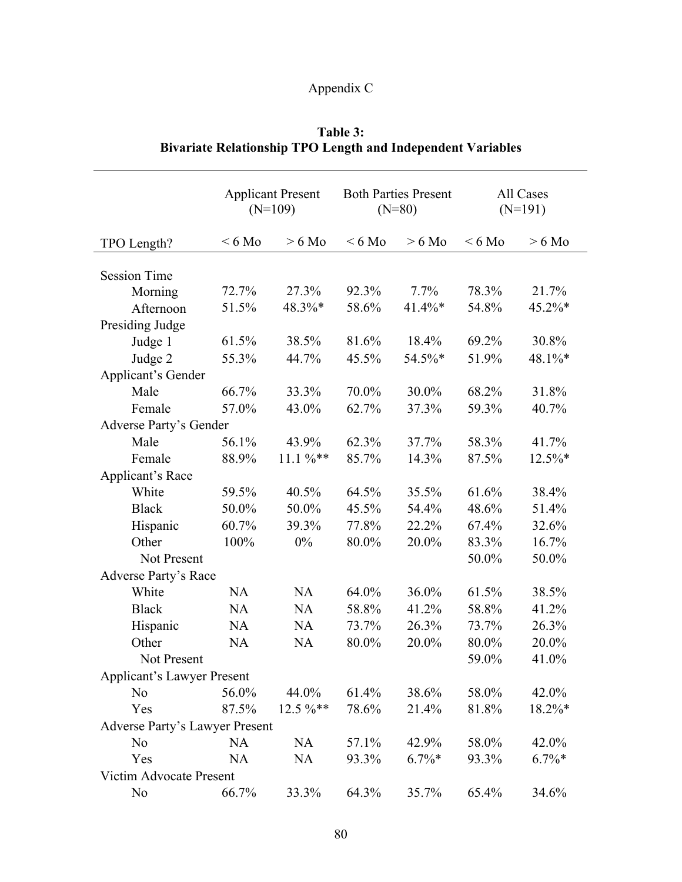Appendix C

**Table 3:**
**Bivariate Relationship TPO Length and Independent Variables**

| | Applicant Present (N=109) | | Both Parties Present (N=80) | | All Cases (N=191) | |
|---|---|---|---|---|---|---|
| TPO Length? | < 6 Mo | > 6 Mo | < 6 Mo | > 6 Mo | < 6 Mo | > 6 Mo |
| Session Time | | | | | | |
| Morning | 72.7% | 27.3% | 92.3% | 7.7% | 78.3% | 21.7% |
| Afternoon | 51.5% | 48.3%* | 58.6% | 41.4%* | 54.8% | 45.2%* |
| Presiding Judge | | | | | | |
| Judge 1 | 61.5% | 38.5% | 81.6% | 18.4% | 69.2% | 30.8% |
| Judge 2 | 55.3% | 44.7% | 45.5% | 54.5%* | 51.9% | 48.1%* |
| Applicant's Gender | | | | | | |
| Male | 66.7% | 33.3% | 70.0% | 30.0% | 68.2% | 31.8% |
| Female | 57.0% | 43.0% | 62.7% | 37.3% | 59.3% | 40.7% |
| Adverse Party's Gender | | | | | | |
| Male | 56.1% | 43.9% | 62.3% | 37.7% | 58.3% | 41.7% |
| Female | 88.9% | 11.1 %** | 85.7% | 14.3% | 87.5% | 12.5%* |
| Applicant's Race | | | | | | |
| White | 59.5% | 40.5% | 64.5% | 35.5% | 61.6% | 38.4% |
| Black | 50.0% | 50.0% | 45.5% | 54.4% | 48.6% | 51.4% |
| Hispanic | 60.7% | 39.3% | 77.8% | 22.2% | 67.4% | 32.6% |
| Other | 100% | 0% | 80.0% | 20.0% | 83.3% | 16.7% |
| Not Present | | | | | 50.0% | 50.0% |
| Adverse Party's Race | | | | | | |
| White | NA | NA | 64.0% | 36.0% | 61.5% | 38.5% |
| Black | NA | NA | 58.8% | 41.2% | 58.8% | 41.2% |
| Hispanic | NA | NA | 73.7% | 26.3% | 73.7% | 26.3% |
| Other | NA | NA | 80.0% | 20.0% | 80.0% | 20.0% |
| Not Present | | | | | 59.0% | 41.0% |
| Applicant's Lawyer Present | | | | | | |
| No | 56.0% | 44.0% | 61.4% | 38.6% | 58.0% | 42.0% |
| Yes | 87.5% | 12.5 %** | 78.6% | 21.4% | 81.8% | 18.2%* |
| Adverse Party's Lawyer Present | | | | | | |
| No | NA | NA | 57.1% | 42.9% | 58.0% | 42.0% |
| Yes | NA | NA | 93.3% | 6.7%* | 93.3% | 6.7%* |
| Victim Advocate Present | | | | | | |
| No | 66.7% | 33.3% | 64.3% | 35.7% | 65.4% | 34.6% |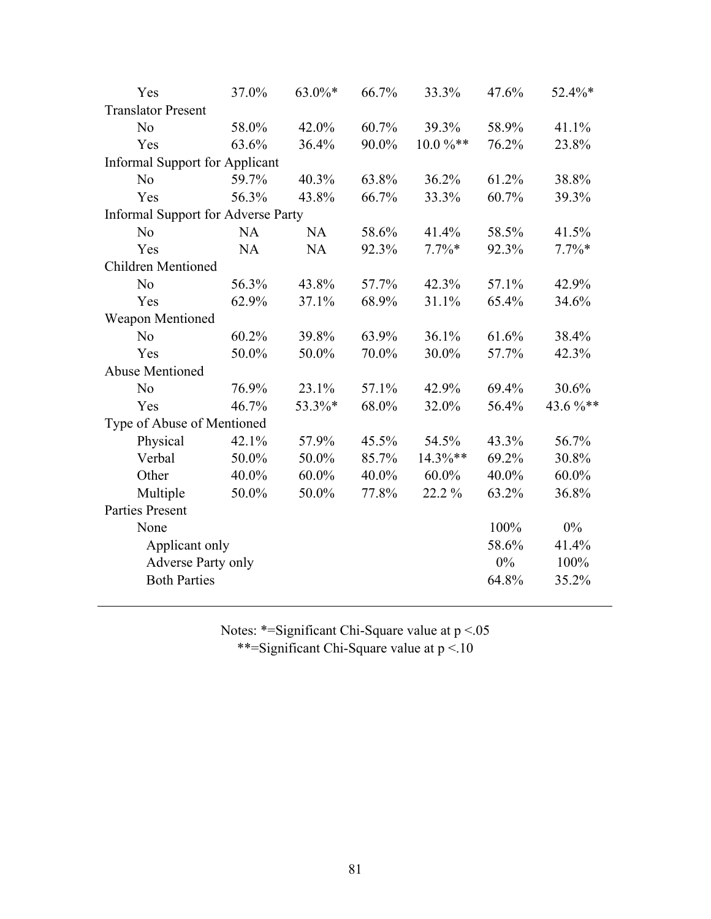| | | | | | | |
|---|---|---|---|---|---|---|
| Yes | 37.0% | 63.0%* | 66.7% | 33.3% | 47.6% | 52.4%* |
| Translator Present | | | | | | |
| No | 58.0% | 42.0% | 60.7% | 39.3% | 58.9% | 41.1% |
| Yes | 63.6% | 36.4% | 90.0% | 10.0 %** | 76.2% | 23.8% |
| Informal Support for Applicant | | | | | | |
| No | 59.7% | 40.3% | 63.8% | 36.2% | 61.2% | 38.8% |
| Yes | 56.3% | 43.8% | 66.7% | 33.3% | 60.7% | 39.3% |
| Informal Support for Adverse Party | | | | | | |
| No | NA | NA | 58.6% | 41.4% | 58.5% | 41.5% |
| Yes | NA | NA | 92.3% | 7.7%* | 92.3% | 7.7%* |
| Children Mentioned | | | | | | |
| No | 56.3% | 43.8% | 57.7% | 42.3% | 57.1% | 42.9% |
| Yes | 62.9% | 37.1% | 68.9% | 31.1% | 65.4% | 34.6% |
| Weapon Mentioned | | | | | | |
| No | 60.2% | 39.8% | 63.9% | 36.1% | 61.6% | 38.4% |
| Yes | 50.0% | 50.0% | 70.0% | 30.0% | 57.7% | 42.3% |
| Abuse Mentioned | | | | | | |
| No | 76.9% | 23.1% | 57.1% | 42.9% | 69.4% | 30.6% |
| Yes | 46.7% | 53.3%* | 68.0% | 32.0% | 56.4% | 43.6 %** |
| Type of Abuse of Mentioned | | | | | | |
| Physical | 42.1% | 57.9% | 45.5% | 54.5% | 43.3% | 56.7% |
| Verbal | 50.0% | 50.0% | 85.7% | 14.3%** | 69.2% | 30.8% |
| Other | 40.0% | 60.0% | 40.0% | 60.0% | 40.0% | 60.0% |
| Multiple | 50.0% | 50.0% | 77.8% | 22.2 % | 63.2% | 36.8% |
| Parties Present | | | | | | |
| None | | | | | 100% | 0% |
| Applicant only | | | | | 58.6% | 41.4% |
| Adverse Party only | | | | | 0% | 100% |
| Both Parties | | | | | 64.8% | 35.2% |

Notes: *=Significant Chi-Square value at $p < .05$
**=Significant Chi-Square value at $p < .10$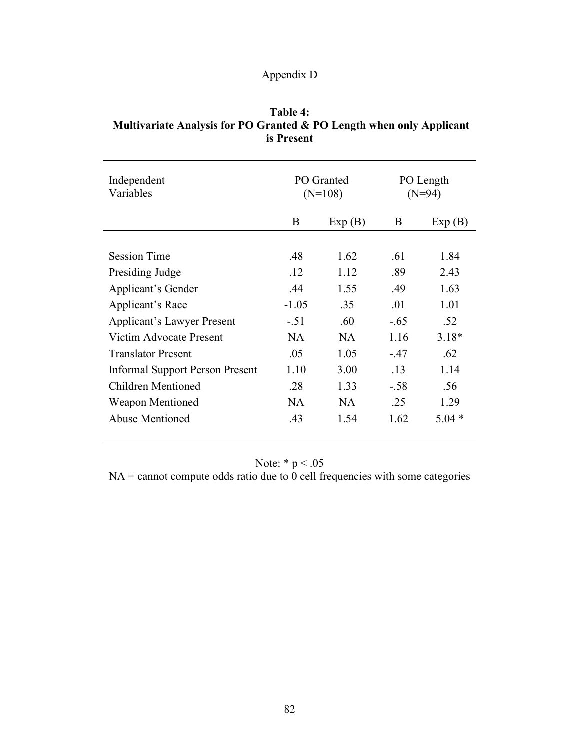Appendix D

**Table 4:**
**Multivariate Analysis for PO Granted & PO Length when only Applicant is Present**

| Independent Variables | PO Granted (N=108) | | PO Length (N=94) | |
|---|---|---|---|---|
| | B | Exp (B) | B | Exp (B) |
| Session Time | .48 | 1.62 | .61 | 1.84 |
| Presiding Judge | .12 | 1.12 | .89 | 2.43 |
| Applicant's Gender | .44 | 1.55 | .49 | 1.63 |
| Applicant's Race | -1.05 | .35 | .01 | 1.01 |
| Applicant's Lawyer Present | -.51 | .60 | -.65 | .52 |
| Victim Advocate Present | NA | NA | 1.16 | 3.18* |
| Translator Present | .05 | 1.05 | -.47 | .62 |
| Informal Support Person Present | 1.10 | 3.00 | .13 | 1.14 |
| Children Mentioned | .28 | 1.33 | -.58 | .56 |
| Weapon Mentioned | NA | NA | .25 | 1.29 |
| Abuse Mentioned | .43 | 1.54 | 1.62 | 5.04 * |

Note: * $p < .05$
NA = cannot compute odds ratio due to 0 cell frequencies with some categories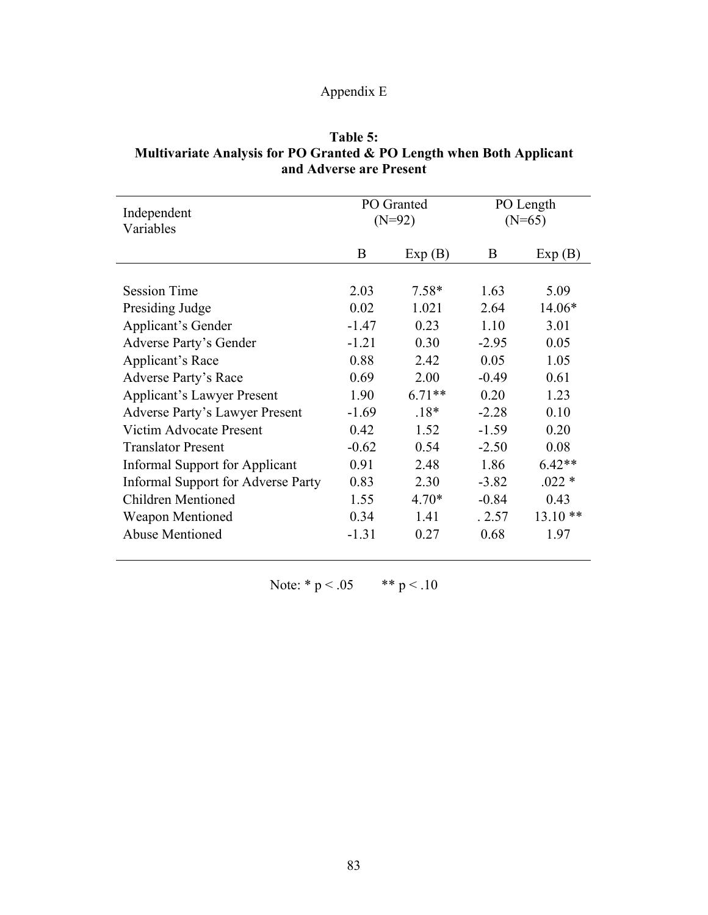Appendix E

**Table 5:**
**Multivariate Analysis for PO Granted & PO Length when Both Applicant and Adverse are Present**

| Independent Variables | PO Granted (N=92) | | PO Length (N=65) | |
|---|---|---|---|---|
| | B | Exp (B) | B | Exp (B) |
| Session Time | 2.03 | 7.58* | 1.63 | 5.09 |
| Presiding Judge | 0.02 | 1.021 | 2.64 | 14.06* |
| Applicant's Gender | -1.47 | 0.23 | 1.10 | 3.01 |
| Adverse Party's Gender | -1.21 | 0.30 | -2.95 | 0.05 |
| Applicant's Race | 0.88 | 2.42 | 0.05 | 1.05 |
| Adverse Party's Race | 0.69 | 2.00 | -0.49 | 0.61 |
| Applicant's Lawyer Present | 1.90 | 6.71** | 0.20 | 1.23 |
| Adverse Party's Lawyer Present | -1.69 | .18* | -2.28 | 0.10 |
| Victim Advocate Present | 0.42 | 1.52 | -1.59 | 0.20 |
| Translator Present | -0.62 | 0.54 | -2.50 | 0.08 |
| Informal Support for Applicant | 0.91 | 2.48 | 1.86 | 6.42** |
| Informal Support for Adverse Party | 0.83 | 2.30 | -3.82 | .022 * |
| Children Mentioned | 1.55 | 4.70* | -0.84 | 0.43 |
| Weapon Mentioned | 0.34 | 1.41 | . 2.57 | 13.10 ** |
| Abuse Mentioned | -1.31 | 0.27 | 0.68 | 1.97 |

Note: * $p < .05$ ** $p < .10$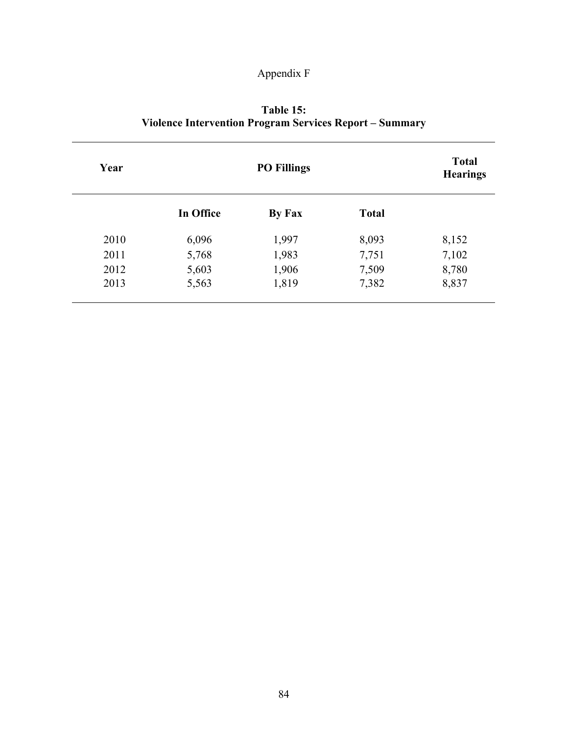Appendix F

**Table 15:**
**Violence Intervention Program Services Report – Summary**

| Year | PO Fillings | | | Total Hearings |
|---|---|---|---|---|
| | **In Office** | **By Fax** | **Total** | |
| 2010 | 6,096 | 1,997 | 8,093 | 8,152 |
| 2011 | 5,768 | 1,983 | 7,751 | 7,102 |
| 2012 | 5,603 | 1,906 | 7,509 | 8,780 |
| 2013 | 5,563 | 1,819 | 7,382 | 8,837 |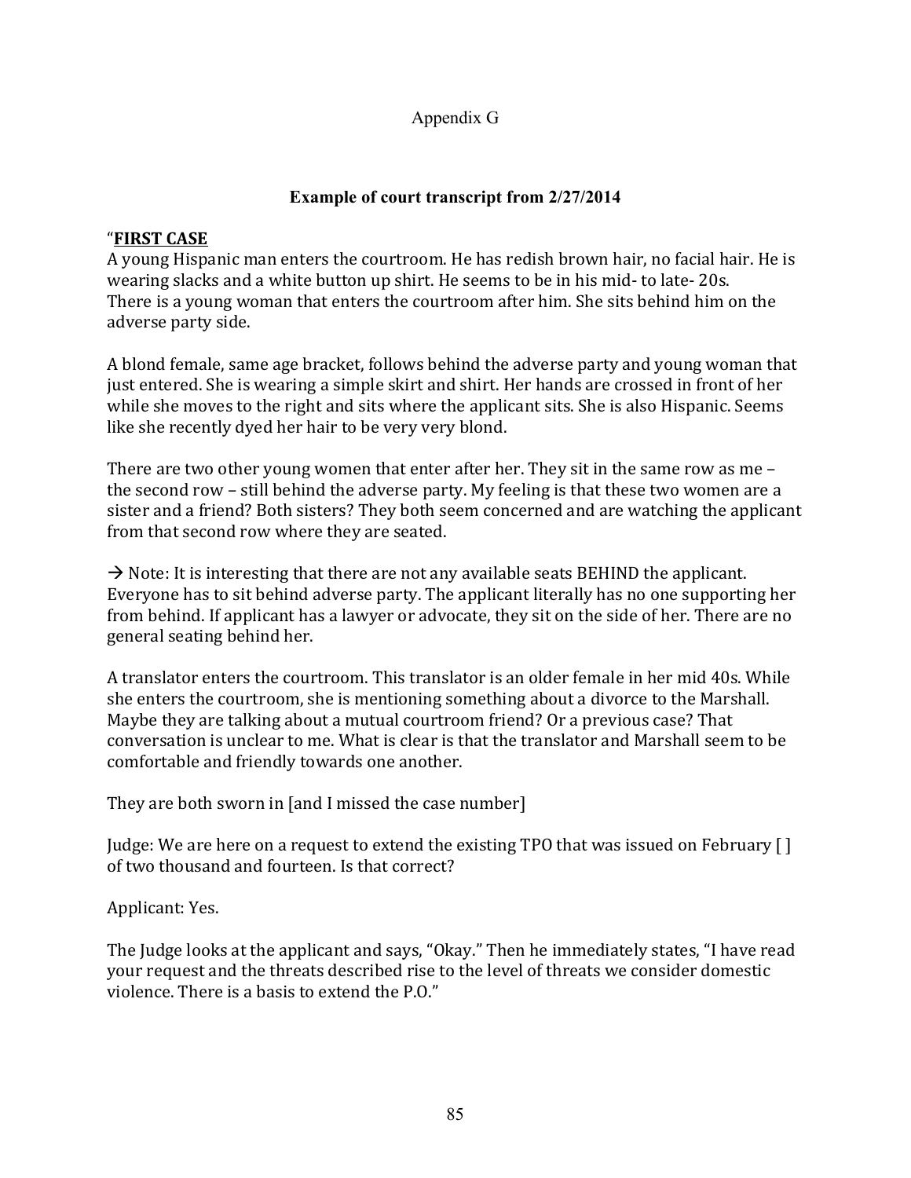Appendix G

**Example of court transcript from 2/27/2014**

"**<u>FIRST CASE</u>**
A young Hispanic man enters the courtroom. He has redish brown hair, no facial hair. He is wearing slacks and a white button up shirt. He seems to be in his mid- to late- 20s. There is a young woman that enters the courtroom after him. She sits behind him on the adverse party side.

A blond female, same age bracket, follows behind the adverse party and young woman that just entered. She is wearing a simple skirt and shirt. Her hands are crossed in front of her while she moves to the right and sits where the applicant sits. She is also Hispanic. Seems like she recently dyed her hair to be very very blond.

There are two other young women that enter after her. They sit in the same row as me – the second row – still behind the adverse party. My feeling is that these two women are a sister and a friend? Both sisters? They both seem concerned and are watching the applicant from that second row where they are seated.

→ Note: It is interesting that there are not any available seats BEHIND the applicant. Everyone has to sit behind adverse party. The applicant literally has no one supporting her from behind. If applicant has a lawyer or advocate, they sit on the side of her. There are no general seating behind her.

A translator enters the courtroom. This translator is an older female in her mid 40s. While she enters the courtroom, she is mentioning something about a divorce to the Marshall. Maybe they are talking about a mutual courtroom friend? Or a previous case? That conversation is unclear to me. What is clear is that the translator and Marshall seem to be comfortable and friendly towards one another.

They are both sworn in [and I missed the case number]

Judge: We are here on a request to extend the existing TPO that was issued on February [ ] of two thousand and fourteen. Is that correct?

Applicant: Yes.

The Judge looks at the applicant and says, "Okay." Then he immediately states, "I have read your request and the threats described rise to the level of threats we consider domestic violence. There is a basis to extend the P.O."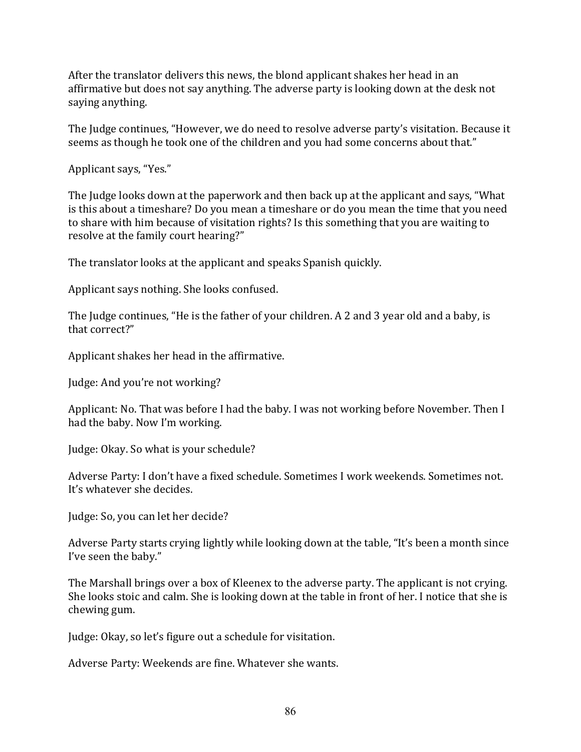After the translator delivers this news, the blond applicant shakes her head in an affirmative but does not say anything. The adverse party is looking down at the desk not saying anything.

The Judge continues, "However, we do need to resolve adverse party's visitation. Because it seems as though he took one of the children and you had some concerns about that."

Applicant says, "Yes."

The Judge looks down at the paperwork and then back up at the applicant and says, "What is this about a timeshare? Do you mean a timeshare or do you mean the time that you need to share with him because of visitation rights? Is this something that you are waiting to resolve at the family court hearing?"

The translator looks at the applicant and speaks Spanish quickly.

Applicant says nothing. She looks confused.

The Judge continues, "He is the father of your children. A 2 and 3 year old and a baby, is that correct?"

Applicant shakes her head in the affirmative.

Judge: And you're not working?

Applicant: No. That was before I had the baby. I was not working before November. Then I had the baby. Now I'm working.

Judge: Okay. So what is your schedule?

Adverse Party: I don't have a fixed schedule. Sometimes I work weekends. Sometimes not. It's whatever she decides.

Judge: So, you can let her decide?

Adverse Party starts crying lightly while looking down at the table, "It's been a month since I've seen the baby."

The Marshall brings over a box of Kleenex to the adverse party. The applicant is not crying. She looks stoic and calm. She is looking down at the table in front of her. I notice that she is chewing gum.

Judge: Okay, so let's figure out a schedule for visitation.

Adverse Party: Weekends are fine. Whatever she wants.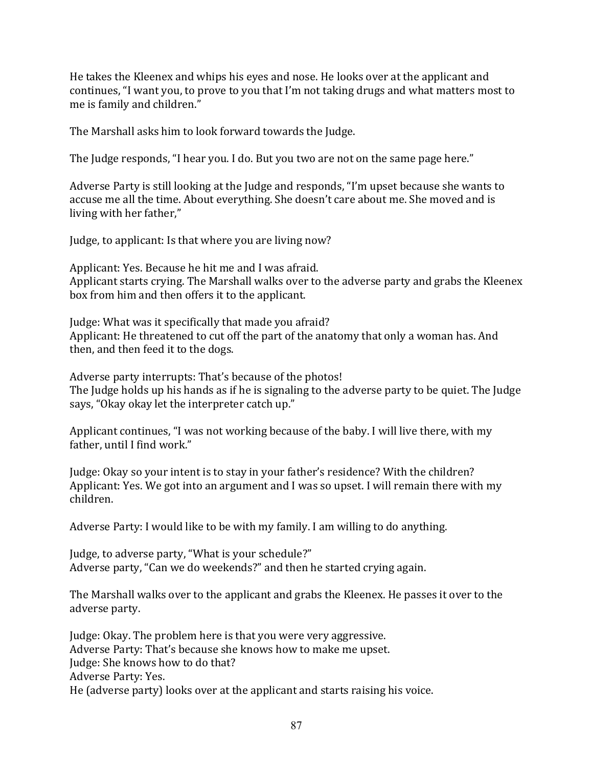He takes the Kleenex and whips his eyes and nose. He looks over at the applicant and continues, "I want you, to prove to you that I'm not taking drugs and what matters most to me is family and children."

The Marshall asks him to look forward towards the Judge.

The Judge responds, "I hear you. I do. But you two are not on the same page here."

Adverse Party is still looking at the Judge and responds, "I'm upset because she wants to accuse me all the time. About everything. She doesn't care about me. She moved and is living with her father,"

Judge, to applicant: Is that where you are living now?

Applicant: Yes. Because he hit me and I was afraid.
Applicant starts crying. The Marshall walks over to the adverse party and grabs the Kleenex box from him and then offers it to the applicant.

Judge: What was it specifically that made you afraid?
Applicant: He threatened to cut off the part of the anatomy that only a woman has. And then, and then feed it to the dogs.

Adverse party interrupts: That's because of the photos!
The Judge holds up his hands as if he is signaling to the adverse party to be quiet. The Judge says, "Okay okay let the interpreter catch up."

Applicant continues, "I was not working because of the baby. I will live there, with my father, until I find work."

Judge: Okay so your intent is to stay in your father's residence? With the children?
Applicant: Yes. We got into an argument and I was so upset. I will remain there with my children.

Adverse Party: I would like to be with my family. I am willing to do anything.

Judge, to adverse party, "What is your schedule?"
Adverse party, "Can we do weekends?" and then he started crying again.

The Marshall walks over to the applicant and grabs the Kleenex. He passes it over to the adverse party.

Judge: Okay. The problem here is that you were very aggressive.
Adverse Party: That's because she knows how to make me upset.
Judge: She knows how to do that?
Adverse Party: Yes.
He (adverse party) looks over at the applicant and starts raising his voice.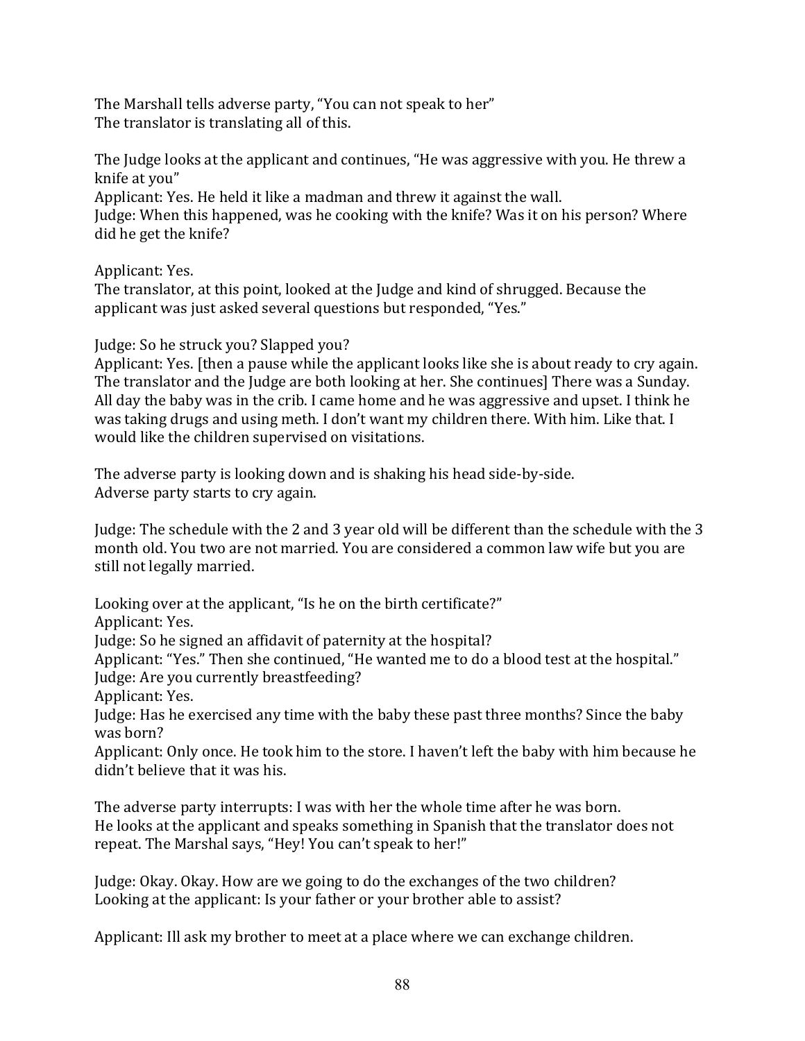The Marshall tells adverse party, "You can not speak to her"
The translator is translating all of this.

The Judge looks at the applicant and continues, "He was aggressive with you. He threw a knife at you"
Applicant: Yes. He held it like a madman and threw it against the wall.
Judge: When this happened, was he cooking with the knife? Was it on his person? Where did he get the knife?

Applicant: Yes.
The translator, at this point, looked at the Judge and kind of shrugged. Because the applicant was just asked several questions but responded, "Yes."

Judge: So he struck you? Slapped you?
Applicant: Yes. [then a pause while the applicant looks like she is about ready to cry again. The translator and the Judge are both looking at her. She continues] There was a Sunday. All day the baby was in the crib. I came home and he was aggressive and upset. I think he was taking drugs and using meth. I don't want my children there. With him. Like that. I would like the children supervised on visitations.

The adverse party is looking down and is shaking his head side-by-side.
Adverse party starts to cry again.

Judge: The schedule with the 2 and 3 year old will be different than the schedule with the 3 month old. You two are not married. You are considered a common law wife but you are still not legally married.

Looking over at the applicant, "Is he on the birth certificate?"
Applicant: Yes.
Judge: So he signed an affidavit of paternity at the hospital?
Applicant: "Yes." Then she continued, "He wanted me to do a blood test at the hospital."
Judge: Are you currently breastfeeding?
Applicant: Yes.
Judge: Has he exercised any time with the baby these past three months? Since the baby was born?
Applicant: Only once. He took him to the store. I haven't left the baby with him because he didn't believe that it was his.

The adverse party interrupts: I was with her the whole time after he was born.
He looks at the applicant and speaks something in Spanish that the translator does not repeat. The Marshal says, "Hey! You can't speak to her!"

Judge: Okay. Okay. How are we going to do the exchanges of the two children?
Looking at the applicant: Is your father or your brother able to assist?

Applicant: Ill ask my brother to meet at a place where we can exchange children.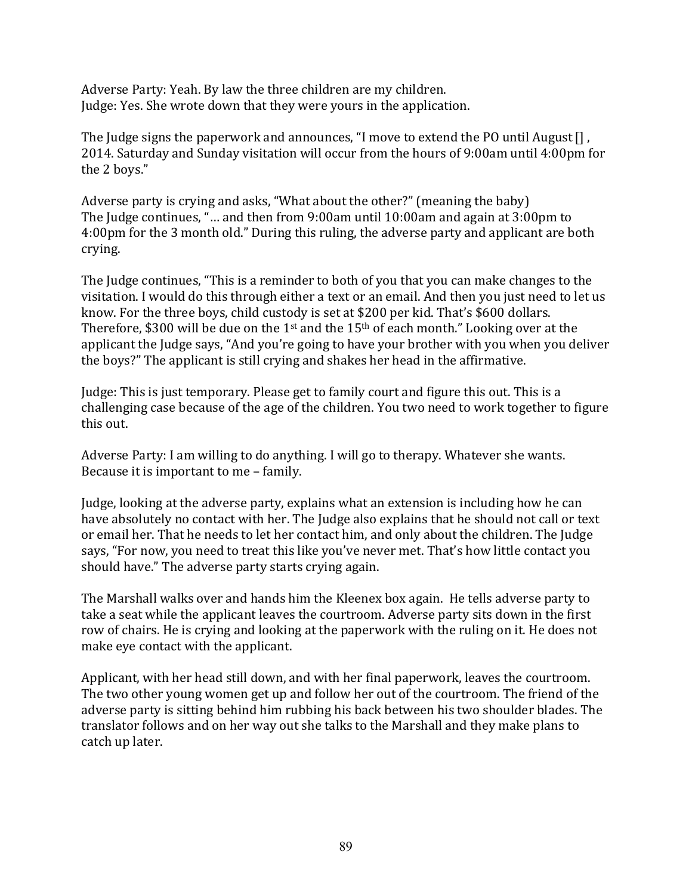Adverse Party: Yeah. By law the three children are my children.
Judge: Yes. She wrote down that they were yours in the application.

The Judge signs the paperwork and announces, "I move to extend the PO until August [] , 2014. Saturday and Sunday visitation will occur from the hours of 9:00am until 4:00pm for the 2 boys."

Adverse party is crying and asks, "What about the other?" (meaning the baby)
The Judge continues, "… and then from 9:00am until 10:00am and again at 3:00pm to 4:00pm for the 3 month old." During this ruling, the adverse party and applicant are both crying.

The Judge continues, "This is a reminder to both of you that you can make changes to the visitation. I would do this through either a text or an email. And then you just need to let us know. For the three boys, child custody is set at $200 per kid. That's $600 dollars. Therefore, $300 will be due on the 1st and the 15th of each month." Looking over at the applicant the Judge says, "And you're going to have your brother with you when you deliver the boys?" The applicant is still crying and shakes her head in the affirmative.

Judge: This is just temporary. Please get to family court and figure this out. This is a challenging case because of the age of the children. You two need to work together to figure this out.

Adverse Party: I am willing to do anything. I will go to therapy. Whatever she wants. Because it is important to me – family.

Judge, looking at the adverse party, explains what an extension is including how he can have absolutely no contact with her. The Judge also explains that he should not call or text or email her. That he needs to let her contact him, and only about the children. The Judge says, "For now, you need to treat this like you've never met. That's how little contact you should have." The adverse party starts crying again.

The Marshall walks over and hands him the Kleenex box again. He tells adverse party to take a seat while the applicant leaves the courtroom. Adverse party sits down in the first row of chairs. He is crying and looking at the paperwork with the ruling on it. He does not make eye contact with the applicant.

Applicant, with her head still down, and with her final paperwork, leaves the courtroom. The two other young women get up and follow her out of the courtroom. The friend of the adverse party is sitting behind him rubbing his back between his two shoulder blades. The translator follows and on her way out she talks to the Marshall and they make plans to catch up later.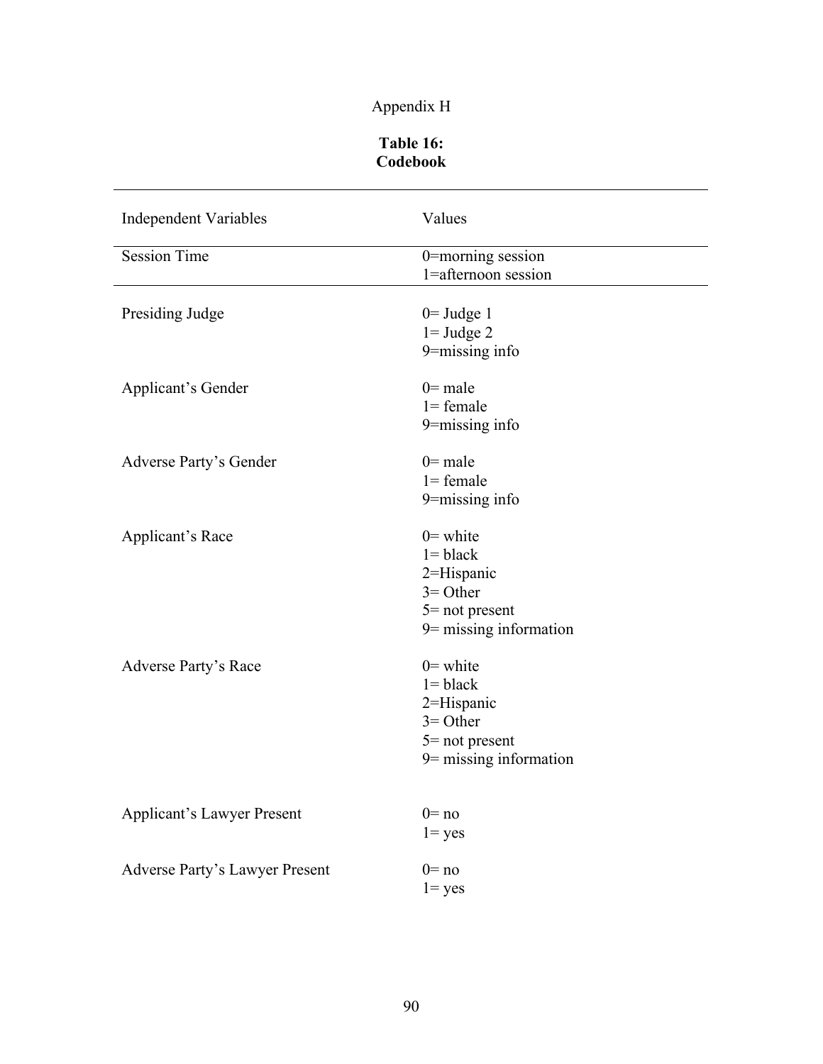Appendix H

**Table 16:**
**Codebook**

| Independent Variables | Values |
| --- | --- |
| Session Time | 0=morning session<br>1=afternoon session |
| Presiding Judge | 0= Judge 1<br>1= Judge 2<br>9=missing info |
| Applicant's Gender | 0= male<br>1= female<br>9=missing info |
| Adverse Party's Gender | 0= male<br>1= female<br>9=missing info |
| Applicant's Race | 0= white<br>1= black<br>2=Hispanic<br>3= Other<br>5= not present<br>9= missing information |
| Adverse Party's Race | 0= white<br>1= black<br>2=Hispanic<br>3= Other<br>5= not present<br>9= missing information |
| Applicant's Lawyer Present | 0= no<br>1= yes |
| Adverse Party's Lawyer Present | 0= no<br>1= yes |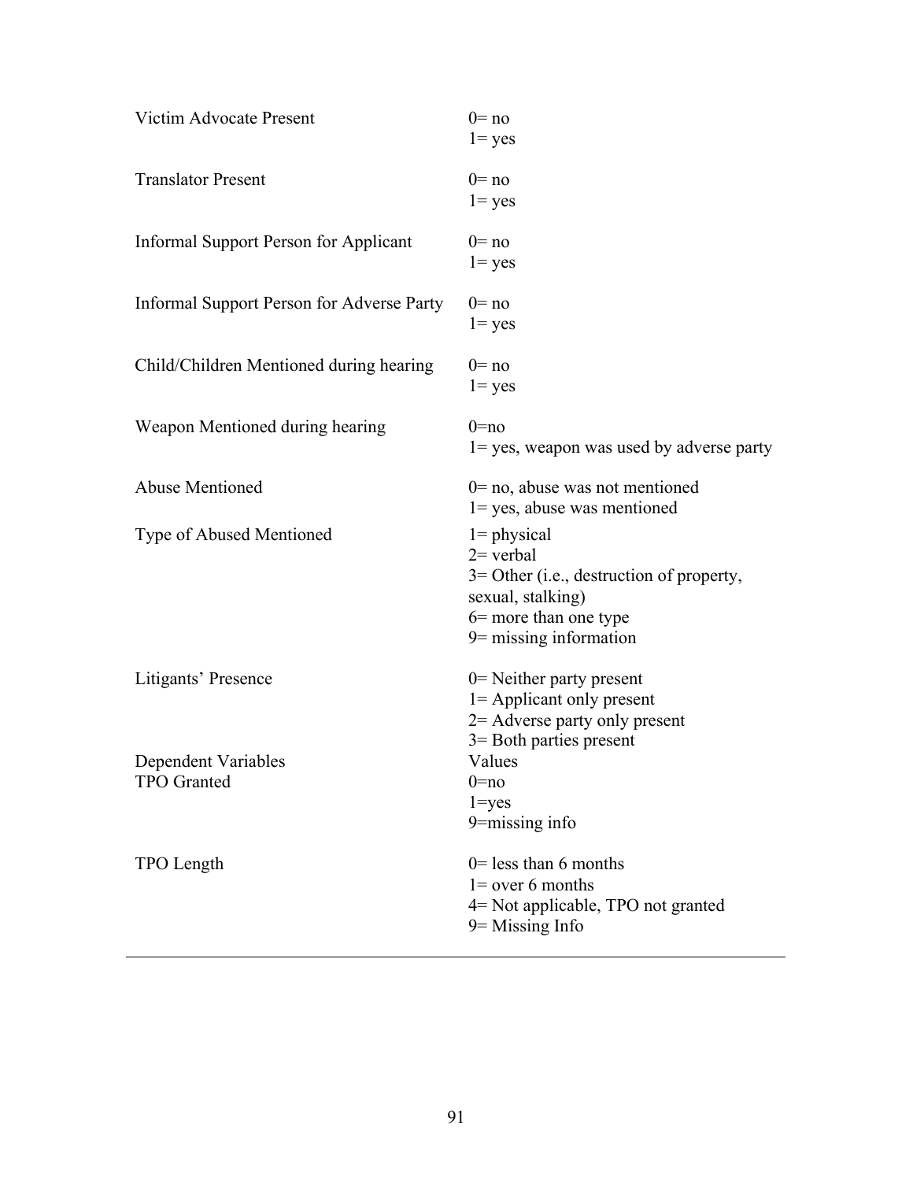| | |
|---|---|
| Victim Advocate Present | 0= no<br>1= yes |
| Translator Present | 0= no<br>1= yes |
| Informal Support Person for Applicant | 0= no<br>1= yes |
| Informal Support Person for Adverse Party | 0= no<br>1= yes |
| Child/Children Mentioned during hearing | 0= no<br>1= yes |
| Weapon Mentioned during hearing | 0=no<br>1= yes, weapon was used by adverse party |
| Abuse Mentioned | 0= no, abuse was not mentioned<br>1= yes, abuse was mentioned |
| Type of Abused Mentioned | 1= physical<br>2= verbal<br>3= Other (i.e., destruction of property, sexual, stalking)<br>6= more than one type<br>9= missing information |
| Litigants' Presence | 0= Neither party present<br>1= Applicant only present<br>2= Adverse party only present<br>3= Both parties present |
| Dependent Variables | Values |
| TPO Granted | 0=no<br>1=yes<br>9=missing info |
| TPO Length | 0= less than 6 months<br>1= over 6 months<br>4= Not applicable, TPO not granted<br>9= Missing Info |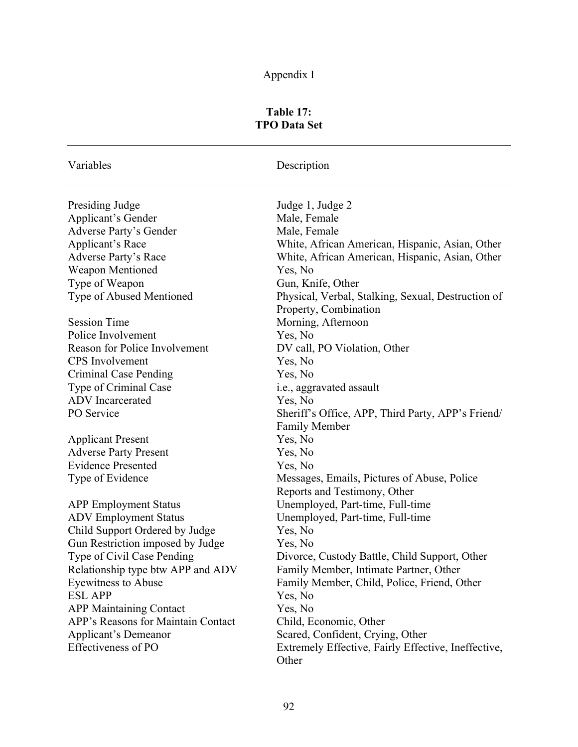Appendix I

**Table 17:**
**TPO Data Set**

| Variables | Description |
|---|---|
| Presiding Judge | Judge 1, Judge 2 |
| Applicant's Gender | Male, Female |
| Adverse Party's Gender | Male, Female |
| Applicant's Race | White, African American, Hispanic, Asian, Other |
| Adverse Party's Race | White, African American, Hispanic, Asian, Other |
| Weapon Mentioned | Yes, No |
| Type of Weapon | Gun, Knife, Other |
| Type of Abused Mentioned | Physical, Verbal, Stalking, Sexual, Destruction of Property, Combination |
| Session Time | Morning, Afternoon |
| Police Involvement | Yes, No |
| Reason for Police Involvement | DV call, PO Violation, Other |
| CPS Involvement | Yes, No |
| Criminal Case Pending | Yes, No |
| Type of Criminal Case | i.e., aggravated assault |
| ADV Incarcerated | Yes, No |
| PO Service | Sheriff's Office, APP, Third Party, APP's Friend/ Family Member |
| Applicant Present | Yes, No |
| Adverse Party Present | Yes, No |
| Evidence Presented | Yes, No |
| Type of Evidence | Messages, Emails, Pictures of Abuse, Police Reports and Testimony, Other |
| APP Employment Status | Unemployed, Part-time, Full-time |
| ADV Employment Status | Unemployed, Part-time, Full-time |
| Child Support Ordered by Judge | Yes, No |
| Gun Restriction imposed by Judge | Yes, No |
| Type of Civil Case Pending | Divorce, Custody Battle, Child Support, Other |
| Relationship type btw APP and ADV | Family Member, Intimate Partner, Other |
| Eyewitness to Abuse | Family Member, Child, Police, Friend, Other |
| ESL APP | Yes, No |
| APP Maintaining Contact | Yes, No |
| APP's Reasons for Maintain Contact | Child, Economic, Other |
| Applicant's Demeanor | Scared, Confident, Crying, Other |
| Effectiveness of PO | Extremely Effective, Fairly Effective, Ineffective, Other |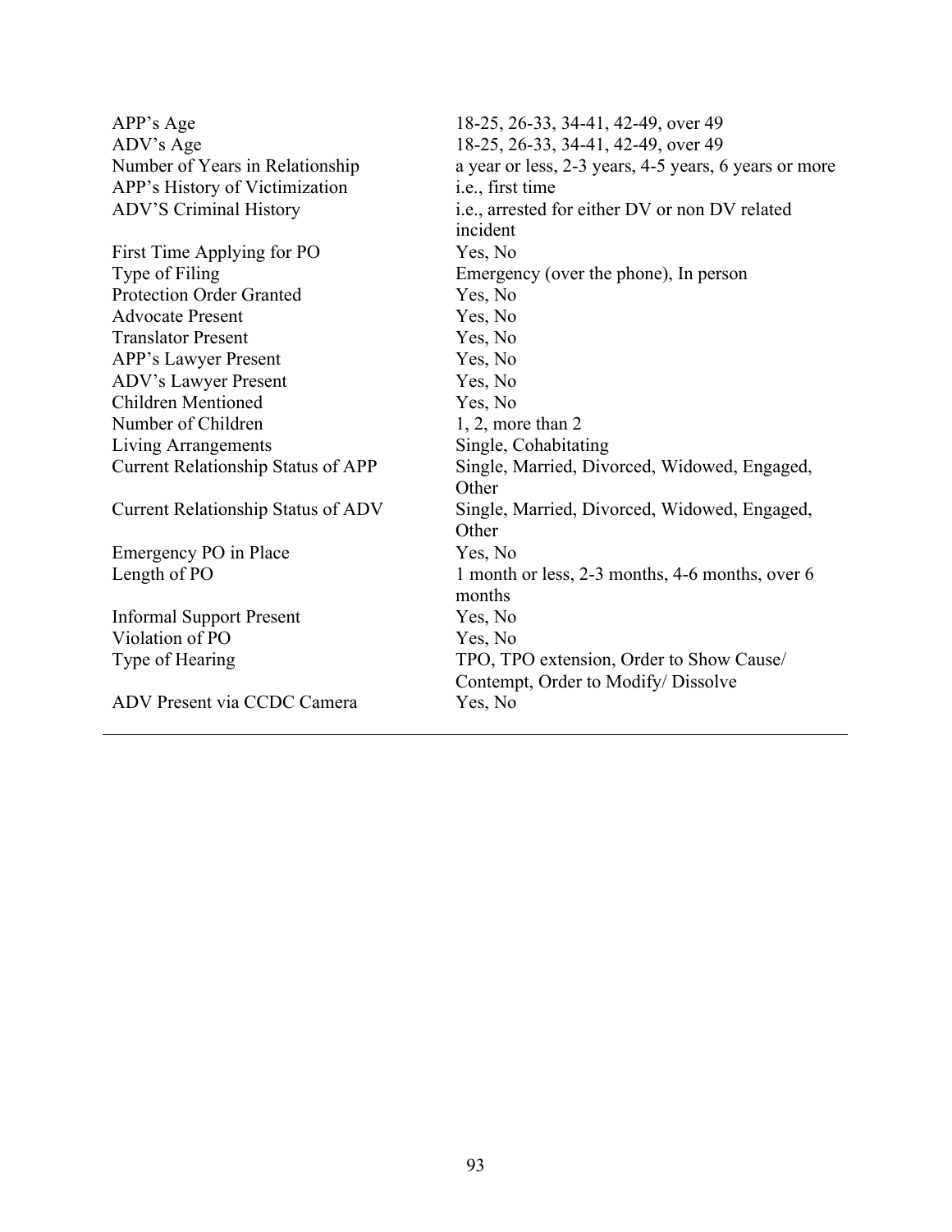| | |
|---|---|
| APP's Age | 18-25, 26-33, 34-41, 42-49, over 49 |
| ADV's Age | 18-25, 26-33, 34-41, 42-49, over 49 |
| Number of Years in Relationship | a year or less, 2-3 years, 4-5 years, 6 years or more |
| APP's History of Victimization | i.e., first time |
| ADV'S Criminal History | i.e., arrested for either DV or non DV related incident |
| First Time Applying for PO | Yes, No |
| Type of Filing | Emergency (over the phone), In person |
| Protection Order Granted | Yes, No |
| Advocate Present | Yes, No |
| Translator Present | Yes, No |
| APP's Lawyer Present | Yes, No |
| ADV's Lawyer Present | Yes, No |
| Children Mentioned | Yes, No |
| Number of Children | 1, 2, more than 2 |
| Living Arrangements | Single, Cohabitating |
| Current Relationship Status of APP | Single, Married, Divorced, Widowed, Engaged, Other |
| Current Relationship Status of ADV | Single, Married, Divorced, Widowed, Engaged, Other |
| Emergency PO in Place | Yes, No |
| Length of PO | 1 month or less, 2-3 months, 4-6 months, over 6 months |
| Informal Support Present | Yes, No |
| Violation of PO | Yes, No |
| Type of Hearing | TPO, TPO extension, Order to Show Cause/ Contempt, Order to Modify/ Dissolve |
| ADV Present via CCDC Camera | Yes, No |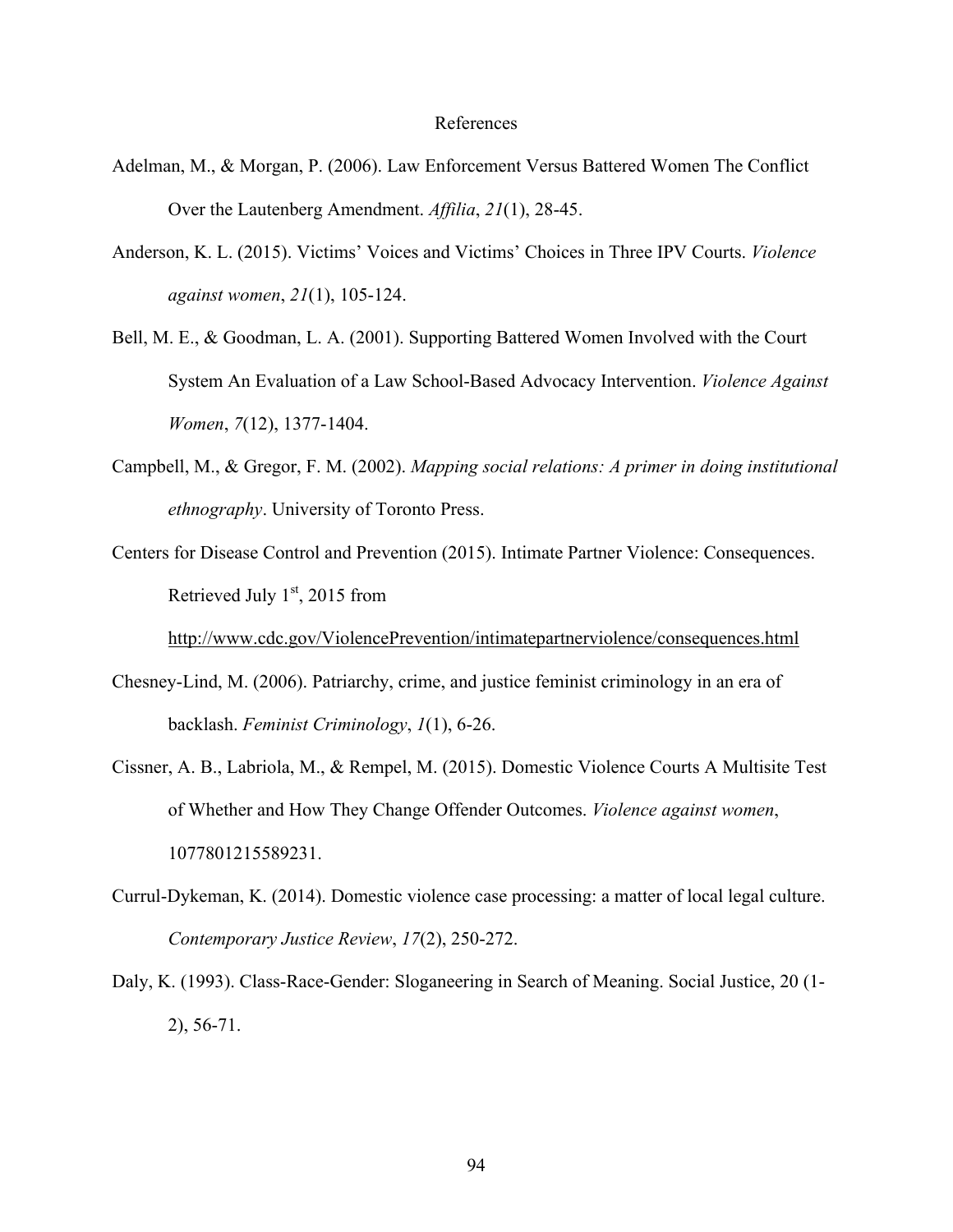# References

Adelman, M., & Morgan, P. (2006). Law Enforcement Versus Battered Women The Conflict Over the Lautenberg Amendment. *Affilia*, *21*(1), 28-45.

Anderson, K. L. (2015). Victims' Voices and Victims' Choices in Three IPV Courts. *Violence against women*, *21*(1), 105-124.

Bell, M. E., & Goodman, L. A. (2001). Supporting Battered Women Involved with the Court System An Evaluation of a Law School-Based Advocacy Intervention. *Violence Against Women*, *7*(12), 1377-1404.

Campbell, M., & Gregor, F. M. (2002). *Mapping social relations: A primer in doing institutional ethnography*. University of Toronto Press.

Centers for Disease Control and Prevention (2015). Intimate Partner Violence: Consequences. Retrieved July 1st, 2015 from http://www.cdc.gov/ViolencePrevention/intimatepartnerviolence/consequences.html

Chesney-Lind, M. (2006). Patriarchy, crime, and justice feminist criminology in an era of backlash. *Feminist Criminology*, *1*(1), 6-26.

Cissner, A. B., Labriola, M., & Rempel, M. (2015). Domestic Violence Courts A Multisite Test of Whether and How They Change Offender Outcomes. *Violence against women*, 1077801215589231.

Currul-Dykeman, K. (2014). Domestic violence case processing: a matter of local legal culture. *Contemporary Justice Review*, *17*(2), 250-272.

Daly, K. (1993). Class-Race-Gender: Sloganeering in Search of Meaning. Social Justice, 20 (1-2), 56-71.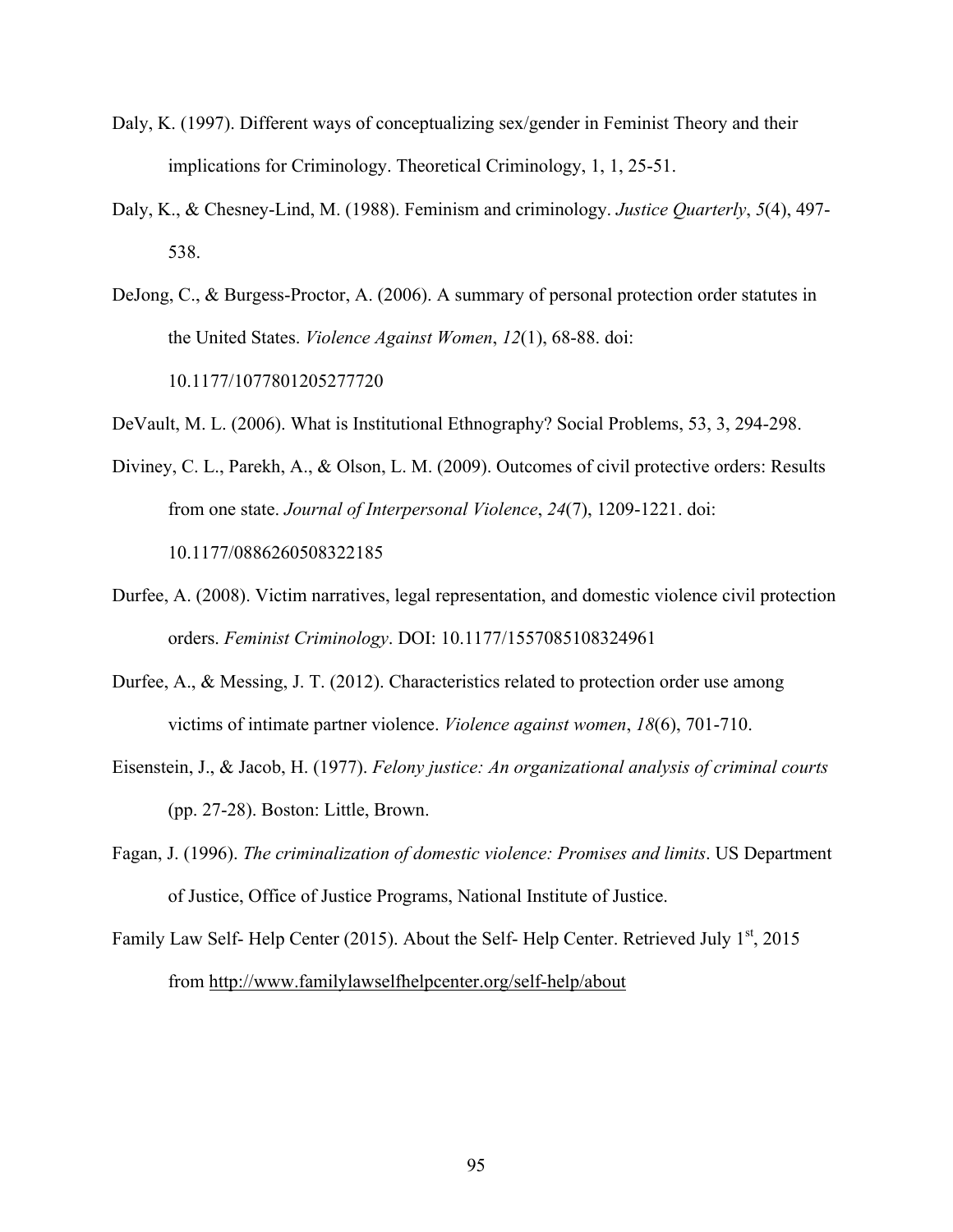Daly, K. (1997). Different ways of conceptualizing sex/gender in Feminist Theory and their implications for Criminology. Theoretical Criminology, 1, 1, 25-51.

Daly, K., & Chesney-Lind, M. (1988). Feminism and criminology. *Justice Quarterly*, *5*(4), 497-538.

DeJong, C., & Burgess-Proctor, A. (2006). A summary of personal protection order statutes in the United States. *Violence Against Women*, *12*(1), 68-88. doi: 10.1177/1077801205277720

DeVault, M. L. (2006). What is Institutional Ethnography? Social Problems, 53, 3, 294-298.

Diviney, C. L., Parekh, A., & Olson, L. M. (2009). Outcomes of civil protective orders: Results from one state. *Journal of Interpersonal Violence*, *24*(7), 1209-1221. doi: 10.1177/0886260508322185

Durfee, A. (2008). Victim narratives, legal representation, and domestic violence civil protection orders. *Feminist Criminology*. DOI: 10.1177/1557085108324961

Durfee, A., & Messing, J. T. (2012). Characteristics related to protection order use among victims of intimate partner violence. *Violence against women*, *18*(6), 701-710.

Eisenstein, J., & Jacob, H. (1977). *Felony justice: An organizational analysis of criminal courts* (pp. 27-28). Boston: Little, Brown.

Fagan, J. (1996). *The criminalization of domestic violence: Promises and limits*. US Department of Justice, Office of Justice Programs, National Institute of Justice.

Family Law Self- Help Center (2015). About the Self- Help Center. Retrieved July 1st, 2015 from http://www.familylawselfhelpcenter.org/self-help/about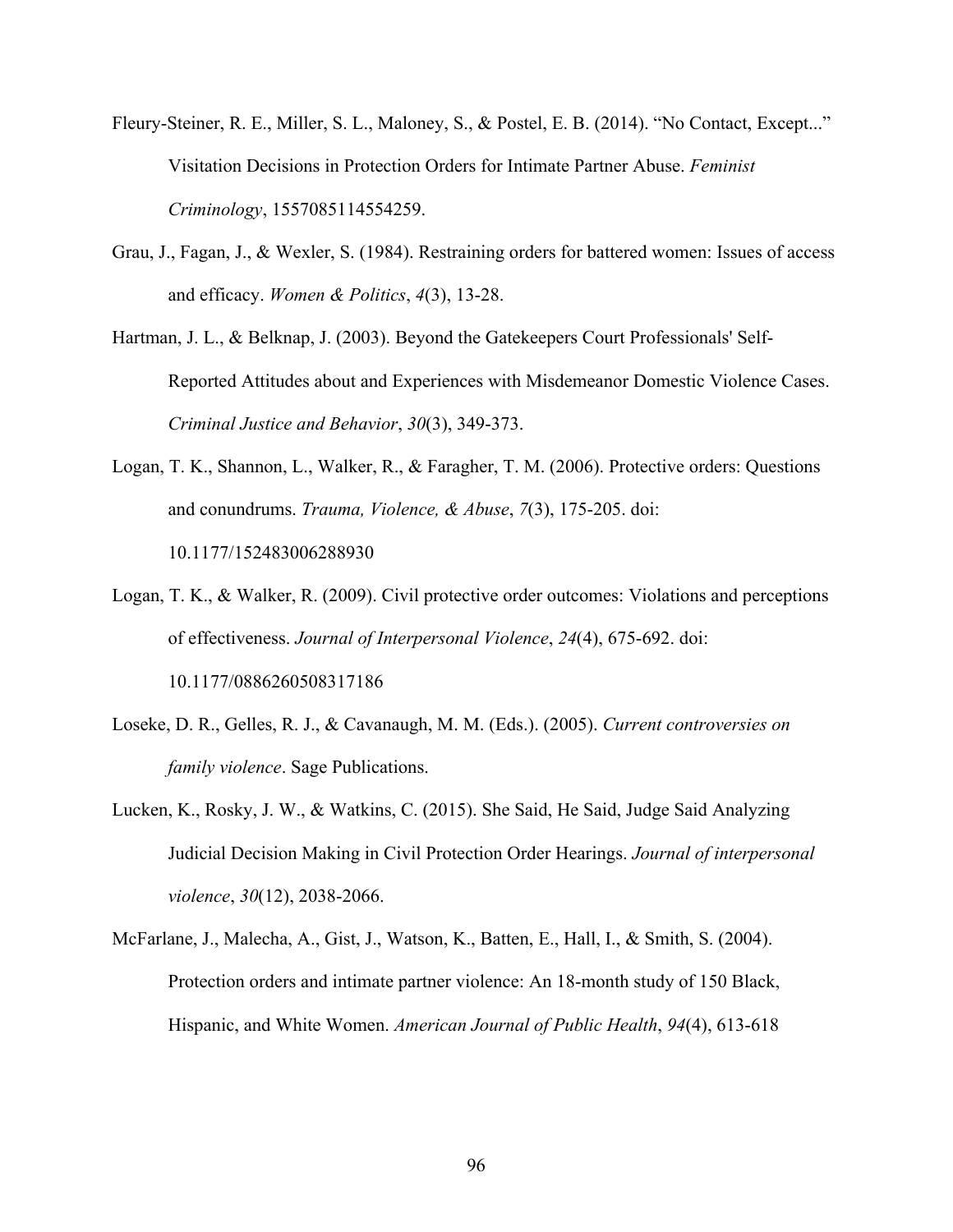Fleury-Steiner, R. E., Miller, S. L., Maloney, S., & Postel, E. B. (2014). "No Contact, Except..." Visitation Decisions in Protection Orders for Intimate Partner Abuse. *Feminist Criminology*, 1557085114554259.

Grau, J., Fagan, J., & Wexler, S. (1984). Restraining orders for battered women: Issues of access and efficacy. *Women & Politics*, *4*(3), 13-28.

Hartman, J. L., & Belknap, J. (2003). Beyond the Gatekeepers Court Professionals' Self-Reported Attitudes about and Experiences with Misdemeanor Domestic Violence Cases. *Criminal Justice and Behavior*, *30*(3), 349-373.

Logan, T. K., Shannon, L., Walker, R., & Faragher, T. M. (2006). Protective orders: Questions and conundrums. *Trauma, Violence, & Abuse*, *7*(3), 175-205. doi: 10.1177/152483006288930

Logan, T. K., & Walker, R. (2009). Civil protective order outcomes: Violations and perceptions of effectiveness. *Journal of Interpersonal Violence*, *24*(4), 675-692. doi: 10.1177/0886260508317186

Loseke, D. R., Gelles, R. J., & Cavanaugh, M. M. (Eds.). (2005). *Current controversies on family violence*. Sage Publications.

Lucken, K., Rosky, J. W., & Watkins, C. (2015). She Said, He Said, Judge Said Analyzing Judicial Decision Making in Civil Protection Order Hearings. *Journal of interpersonal violence*, *30*(12), 2038-2066.

McFarlane, J., Malecha, A., Gist, J., Watson, K., Batten, E., Hall, I., & Smith, S. (2004). Protection orders and intimate partner violence: An 18-month study of 150 Black, Hispanic, and White Women. *American Journal of Public Health*, *94*(4), 613-618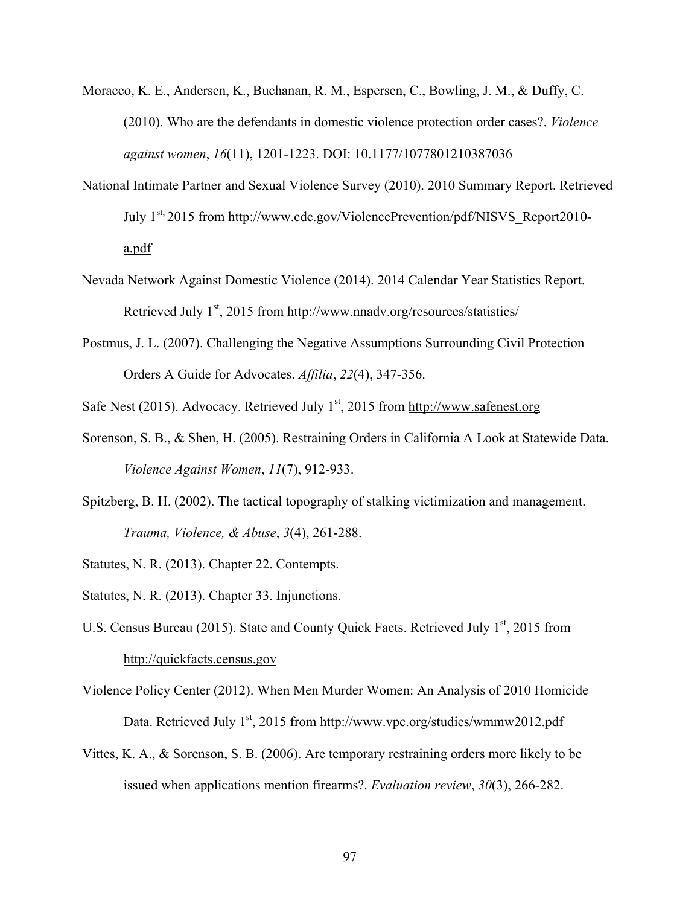Moracco, K. E., Andersen, K., Buchanan, R. M., Espersen, C., Bowling, J. M., & Duffy, C. (2010). Who are the defendants in domestic violence protection order cases?. *Violence against women*, *16*(11), 1201-1223. DOI: 10.1177/1077801210387036

National Intimate Partner and Sexual Violence Survey (2010). 2010 Summary Report. Retrieved July 1st, 2015 from http://www.cdc.gov/ViolencePrevention/pdf/NISVS_Report2010-a.pdf

Nevada Network Against Domestic Violence (2014). 2014 Calendar Year Statistics Report. Retrieved July 1st, 2015 from http://www.nnadv.org/resources/statistics/

Postmus, J. L. (2007). Challenging the Negative Assumptions Surrounding Civil Protection Orders A Guide for Advocates. *Affilia*, *22*(4), 347-356.

Safe Nest (2015). Advocacy. Retrieved July 1st, 2015 from http://www.safenest.org

Sorenson, S. B., & Shen, H. (2005). Restraining Orders in California A Look at Statewide Data. *Violence Against Women*, *11*(7), 912-933.

Spitzberg, B. H. (2002). The tactical topography of stalking victimization and management. *Trauma, Violence, & Abuse*, *3*(4), 261-288.

Statutes, N. R. (2013). Chapter 22. Contempts.

Statutes, N. R. (2013). Chapter 33. Injunctions.

U.S. Census Bureau (2015). State and County Quick Facts. Retrieved July 1st, 2015 from http://quickfacts.census.gov

Violence Policy Center (2012). When Men Murder Women: An Analysis of 2010 Homicide Data. Retrieved July 1st, 2015 from http://www.vpc.org/studies/wmmw2012.pdf

Vittes, K. A., & Sorenson, S. B. (2006). Are temporary restraining orders more likely to be issued when applications mention firearms?. *Evaluation review*, *30*(3), 266-282.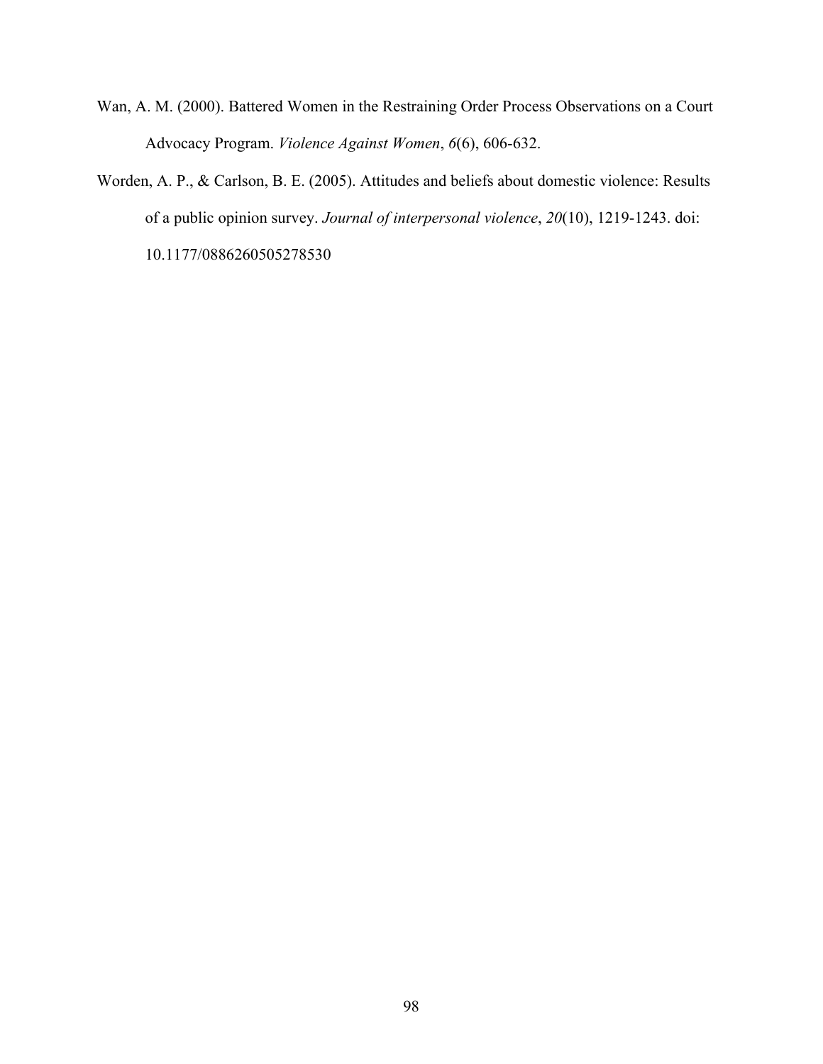Wan, A. M. (2000). Battered Women in the Restraining Order Process Observations on a Court Advocacy Program. *Violence Against Women*, *6*(6), 606-632.

Worden, A. P., & Carlson, B. E. (2005). Attitudes and beliefs about domestic violence: Results of a public opinion survey. *Journal of interpersonal violence*, *20*(10), 1219-1243. doi: 10.1177/0886260505278530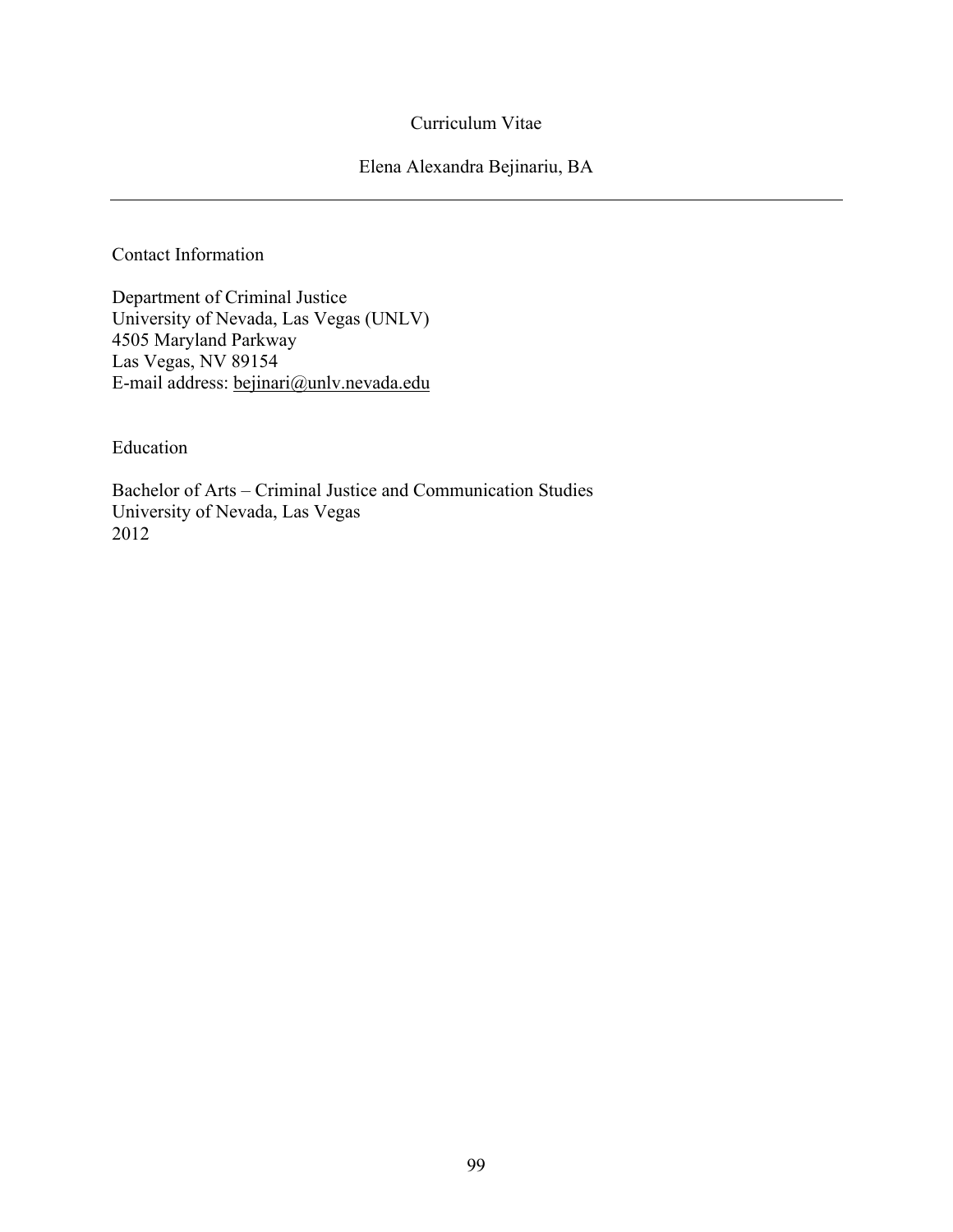# Curriculum Vitae

## Elena Alexandra Bejinariu, BA

---

### Contact Information

Department of Criminal Justice
University of Nevada, Las Vegas (UNLV)
4505 Maryland Parkway
Las Vegas, NV 89154
E-mail address: bejinari@unlv.nevada.edu

### Education

Bachelor of Arts – Criminal Justice and Communication Studies
University of Nevada, Las Vegas
2012